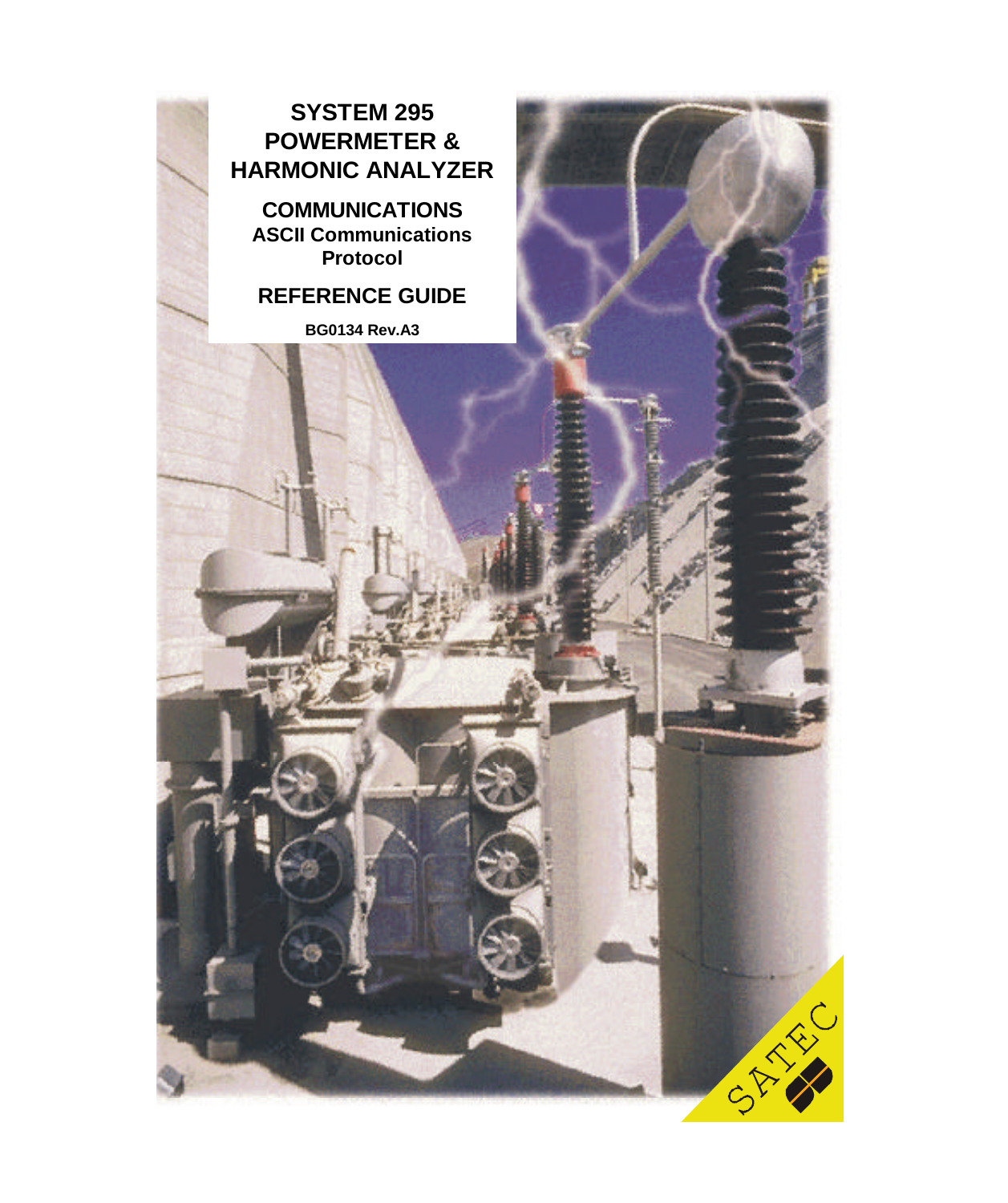# SYSTEM 295 POWERMETER & HARMONIC ANALYZER

## COMMUNICATIONS

### ASCII Communications Protocol

## REFERENCE GUIDE

**BG0134 Rev.A3**

SATEC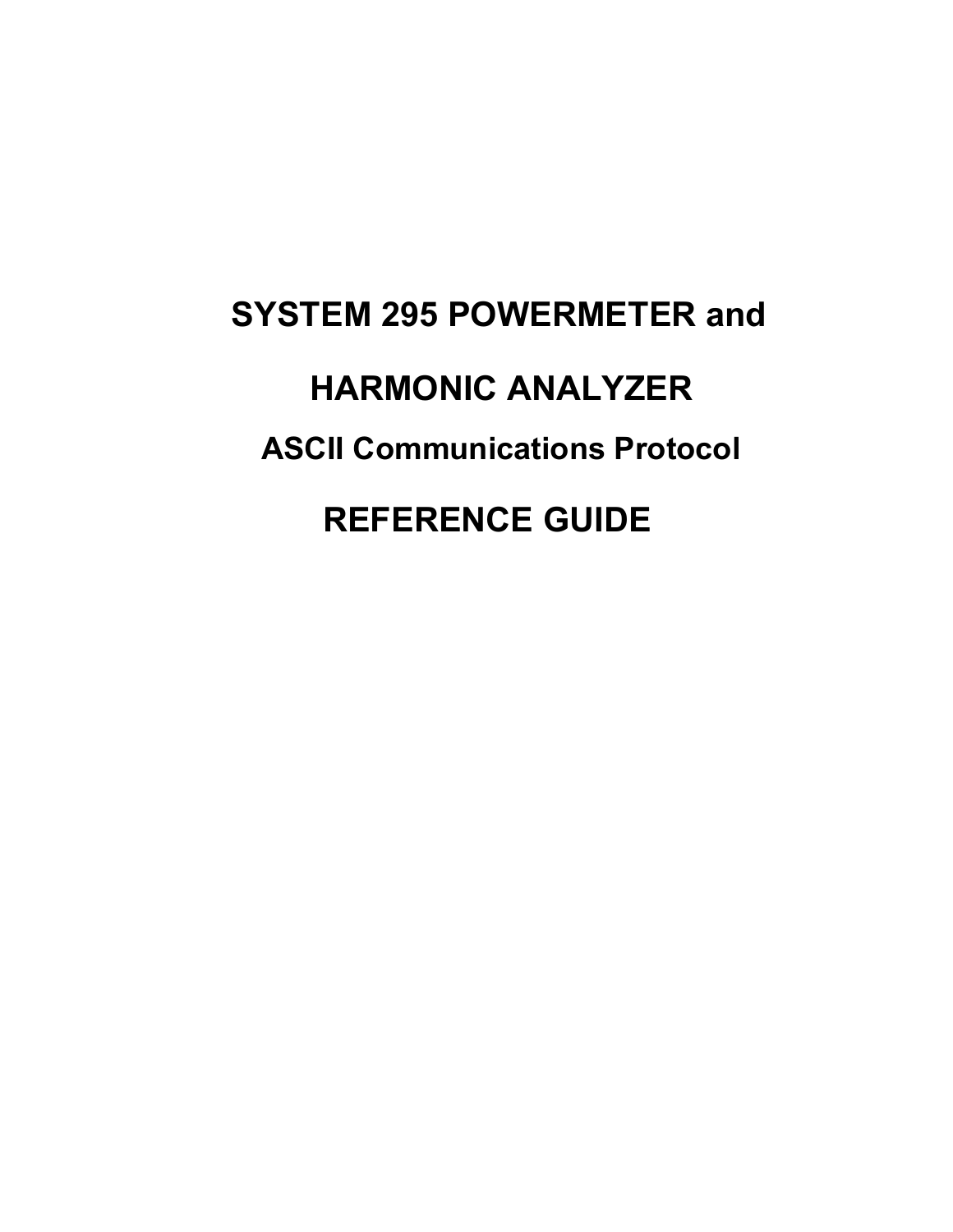# SYSTEM 295 POWERMETER and

# HARMONIC ANALYZER

## ASCII Communications Protocol

# REFERENCE GUIDE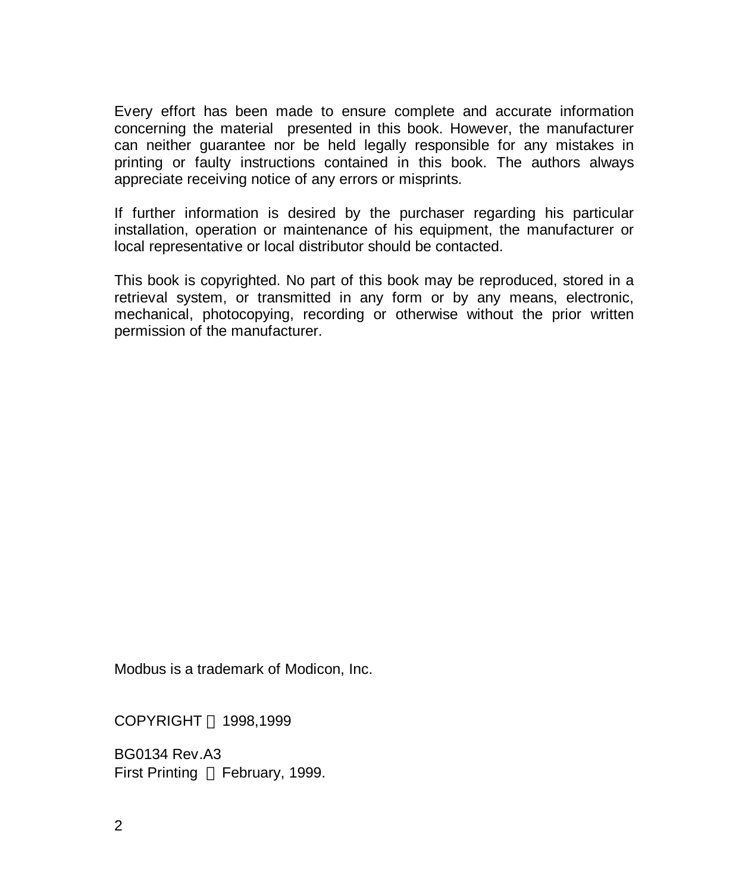Every effort has been made to ensure complete and accurate information concerning the material presented in this book. However, the manufacturer can neither guarantee nor be held legally responsible for any mistakes in printing or faulty instructions contained in this book. The authors always appreciate receiving notice of any errors or misprints.

If further information is desired by the purchaser regarding his particular installation, operation or maintenance of his equipment, the manufacturer or local representative or local distributor should be contacted.

This book is copyrighted. No part of this book may be reproduced, stored in a retrieval system, or transmitted in any form or by any means, electronic, mechanical, photocopying, recording or otherwise without the prior written permission of the manufacturer.

Modbus is a trademark of Modicon, Inc.

COPYRIGHT 1998,1999

BG0134 Rev.A3
First Printing February, 1999.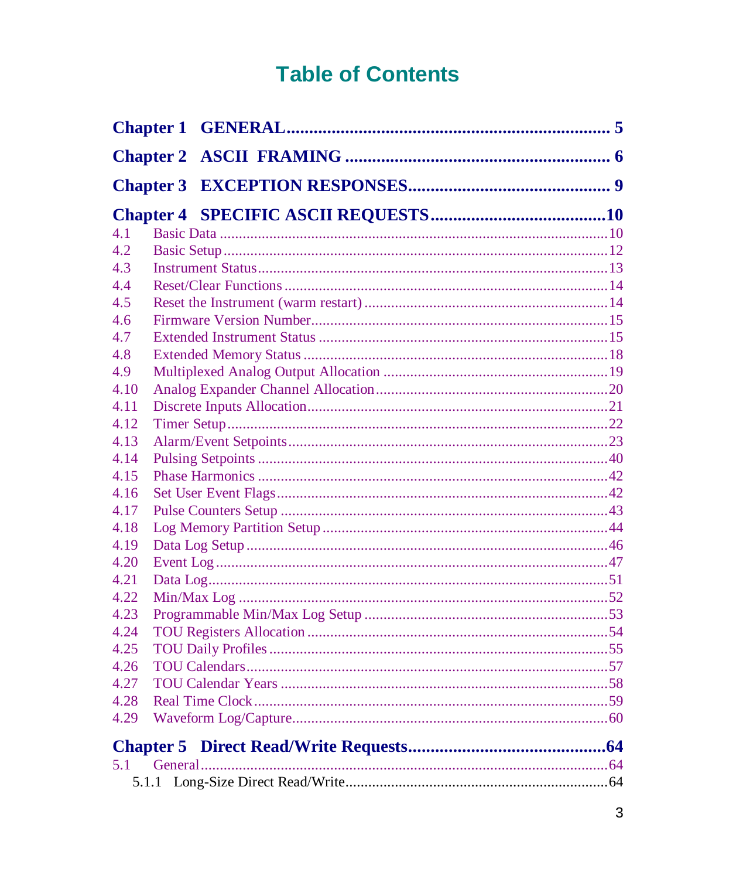# Table of Contents

**Chapter 1 GENERAL ........................................................................ 5**

**Chapter 2 ASCII FRAMING ........................................................... 6**

**Chapter 3 EXCEPTION RESPONSES ............................................. 9**

**Chapter 4 SPECIFIC ASCII REQUESTS ........................................ 10**

4.1 Basic Data ........................................................................ 10
4.2 Basic Setup ........................................................................ 12
4.3 Instrument Status ........................................................................ 13
4.4 Reset/Clear Functions ........................................................................ 14
4.5 Reset the Instrument (warm restart) ........................................................................ 14
4.6 Firmware Version Number ........................................................................ 15
4.7 Extended Instrument Status ........................................................................ 15
4.8 Extended Memory Status ........................................................................ 18
4.9 Multiplexed Analog Output Allocation ........................................................................ 19
4.10 Analog Expander Channel Allocation ........................................................................ 20
4.11 Discrete Inputs Allocation ........................................................................ 21
4.12 Timer Setup ........................................................................ 22
4.13 Alarm/Event Setpoints ........................................................................ 23
4.14 Pulsing Setpoints ........................................................................ 40
4.15 Phase Harmonics ........................................................................ 42
4.16 Set User Event Flags ........................................................................ 42
4.17 Pulse Counters Setup ........................................................................ 43
4.18 Log Memory Partition Setup ........................................................................ 44
4.19 Data Log Setup ........................................................................ 46
4.20 Event Log ........................................................................ 47
4.21 Data Log ........................................................................ 51
4.22 Min/Max Log ........................................................................ 52
4.23 Programmable Min/Max Log Setup ........................................................................ 53
4.24 TOU Registers Allocation ........................................................................ 54
4.25 TOU Daily Profiles ........................................................................ 55
4.26 TOU Calendars ........................................................................ 57
4.27 TOU Calendar Years ........................................................................ 58
4.28 Real Time Clock ........................................................................ 59
4.29 Waveform Log/Capture ........................................................................ 60

**Chapter 5 Direct Read/Write Requests ............................................ 64**

5.1 General ........................................................................ 64
    5.1.1 Long-Size Direct Read/Write ........................................................................ 64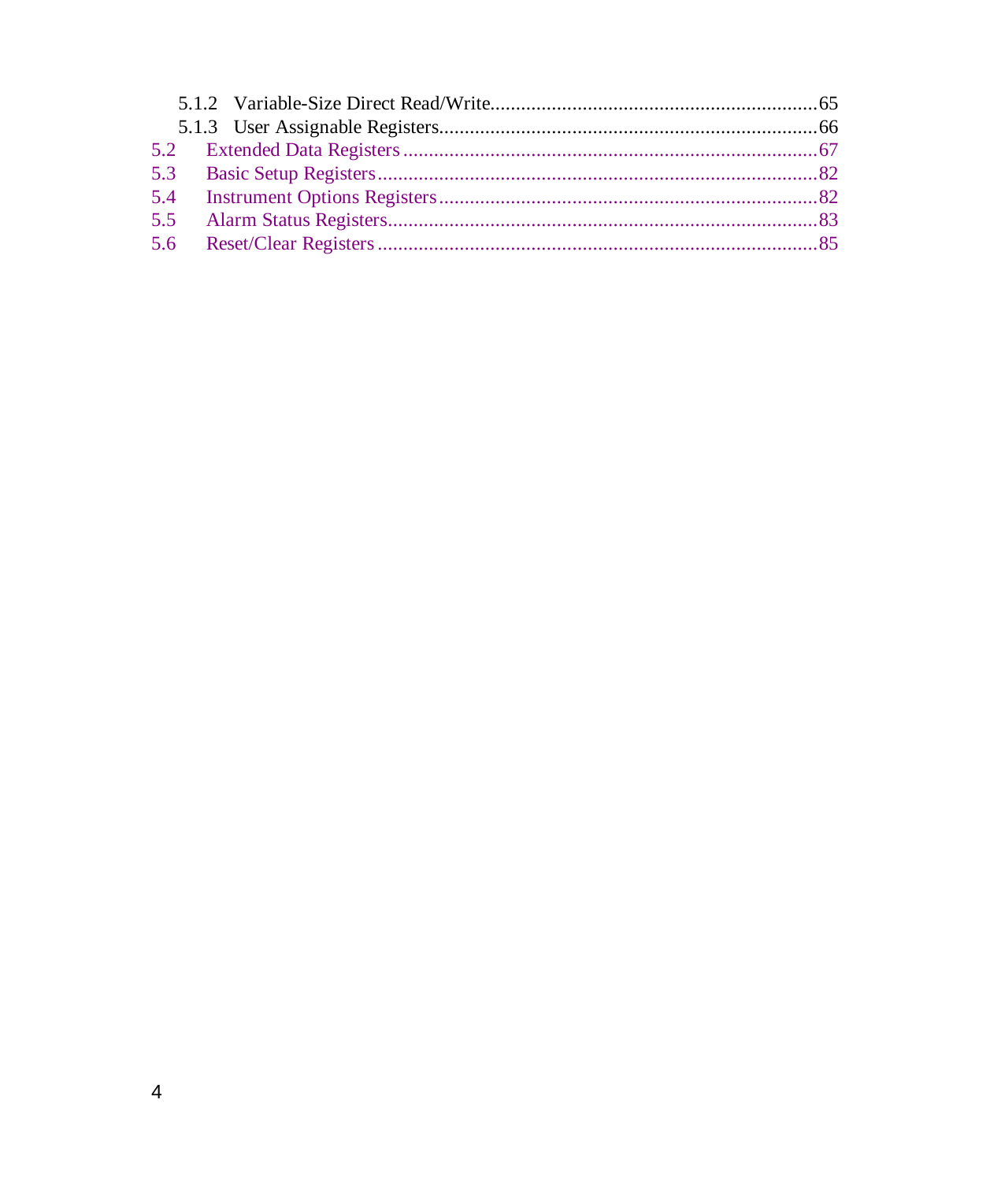5.1.2 Variable-Size Direct Read/Write ........................................................................ 65
5.1.3 User Assignable Registers ........................................................................ 66

5.2 Extended Data Registers ........................................................................ 67
5.3 Basic Setup Registers ........................................................................ 82
5.4 Instrument Options Registers ........................................................................ 82
5.5 Alarm Status Registers ........................................................................ 83
5.6 Reset/Clear Registers ........................................................................ 85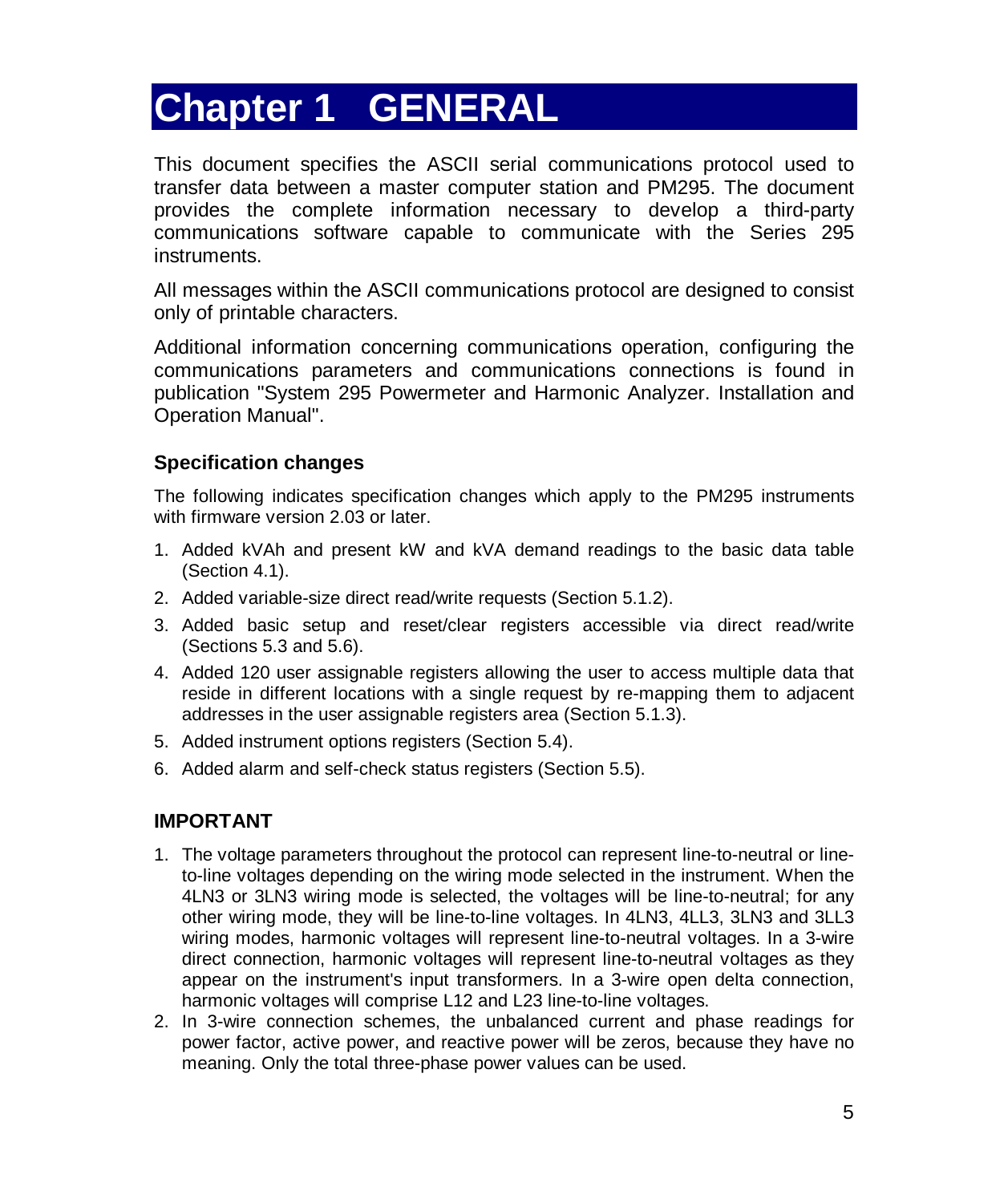# Chapter 1 GENERAL

This document specifies the ASCII serial communications protocol used to transfer data between a master computer station and PM295. The document provides the complete information necessary to develop a third-party communications software capable to communicate with the Series 295 instruments.

All messages within the ASCII communications protocol are designed to consist only of printable characters.

Additional information concerning communications operation, configuring the communications parameters and communications connections is found in publication "System 295 Powermeter and Harmonic Analyzer. Installation and Operation Manual".

### Specification changes

The following indicates specification changes which apply to the PM295 instruments with firmware version 2.03 or later.

1. Added kVAh and present kW and kVA demand readings to the basic data table (Section 4.1).
2. Added variable-size direct read/write requests (Section 5.1.2).
3. Added basic setup and reset/clear registers accessible via direct read/write (Sections 5.3 and 5.6).
4. Added 120 user assignable registers allowing the user to access multiple data that reside in different locations with a single request by re-mapping them to adjacent addresses in the user assignable registers area (Section 5.1.3).
5. Added instrument options registers (Section 5.4).
6. Added alarm and self-check status registers (Section 5.5).

### IMPORTANT

1. The voltage parameters throughout the protocol can represent line-to-neutral or line-to-line voltages depending on the wiring mode selected in the instrument. When the 4LN3 or 3LN3 wiring mode is selected, the voltages will be line-to-neutral; for any other wiring mode, they will be line-to-line voltages. In 4LN3, 4LL3, 3LN3 and 3LL3 wiring modes, harmonic voltages will represent line-to-neutral voltages. In a 3-wire direct connection, harmonic voltages will represent line-to-neutral voltages as they appear on the instrument's input transformers. In a 3-wire open delta connection, harmonic voltages will comprise L12 and L23 line-to-line voltages.
2. In 3-wire connection schemes, the unbalanced current and phase readings for power factor, active power, and reactive power will be zeros, because they have no meaning. Only the total three-phase power values can be used.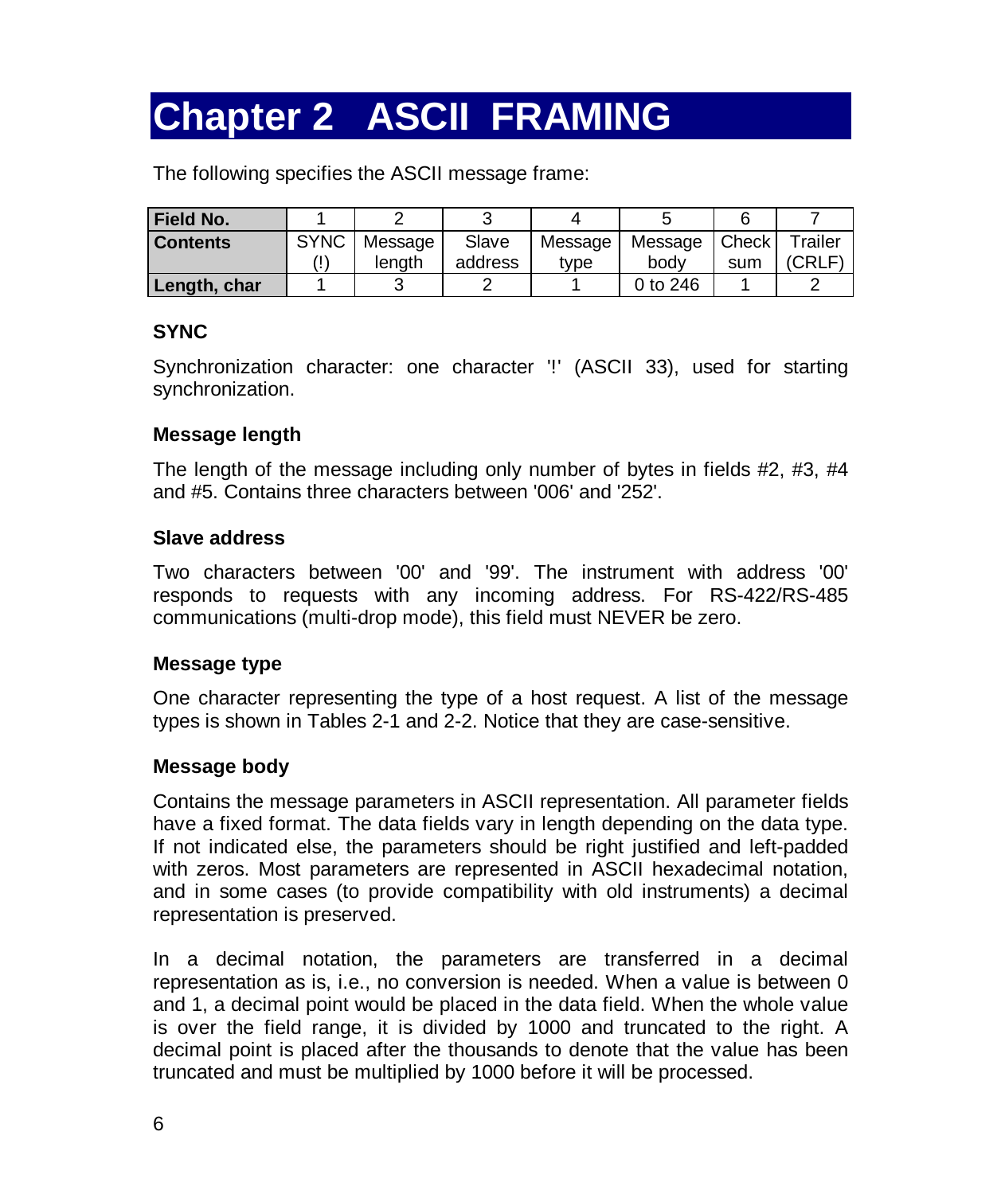# Chapter 2 ASCII FRAMING

The following specifies the ASCII message frame:

| Field No. | 1 | 2 | 3 | 4 | 5 | 6 | 7 |
|---|---|---|---|---|---|---|---|
| **Contents** | SYNC (!) | Message length | Slave address | Message type | Message body | Check sum | Trailer (CRLF) |
| **Length, char** | 1 | 3 | 2 | 1 | 0 to 246 | 1 | 2 |

### SYNC

Synchronization character: one character '!' (ASCII 33), used for starting synchronization.

### Message length

The length of the message including only number of bytes in fields #2, #3, #4 and #5. Contains three characters between '006' and '252'.

### Slave address

Two characters between '00' and '99'. The instrument with address '00' responds to requests with any incoming address. For RS-422/RS-485 communications (multi-drop mode), this field must NEVER be zero.

### Message type

One character representing the type of a host request. A list of the message types is shown in Tables 2-1 and 2-2. Notice that they are case-sensitive.

### Message body

Contains the message parameters in ASCII representation. All parameter fields have a fixed format. The data fields vary in length depending on the data type. If not indicated else, the parameters should be right justified and left-padded with zeros. Most parameters are represented in ASCII hexadecimal notation, and in some cases (to provide compatibility with old instruments) a decimal representation is preserved.

In a decimal notation, the parameters are transferred in a decimal representation as is, i.e., no conversion is needed. When a value is between 0 and 1, a decimal point would be placed in the data field. When the whole value is over the field range, it is divided by 1000 and truncated to the right. A decimal point is placed after the thousands to denote that the value has been truncated and must be multiplied by 1000 before it will be processed.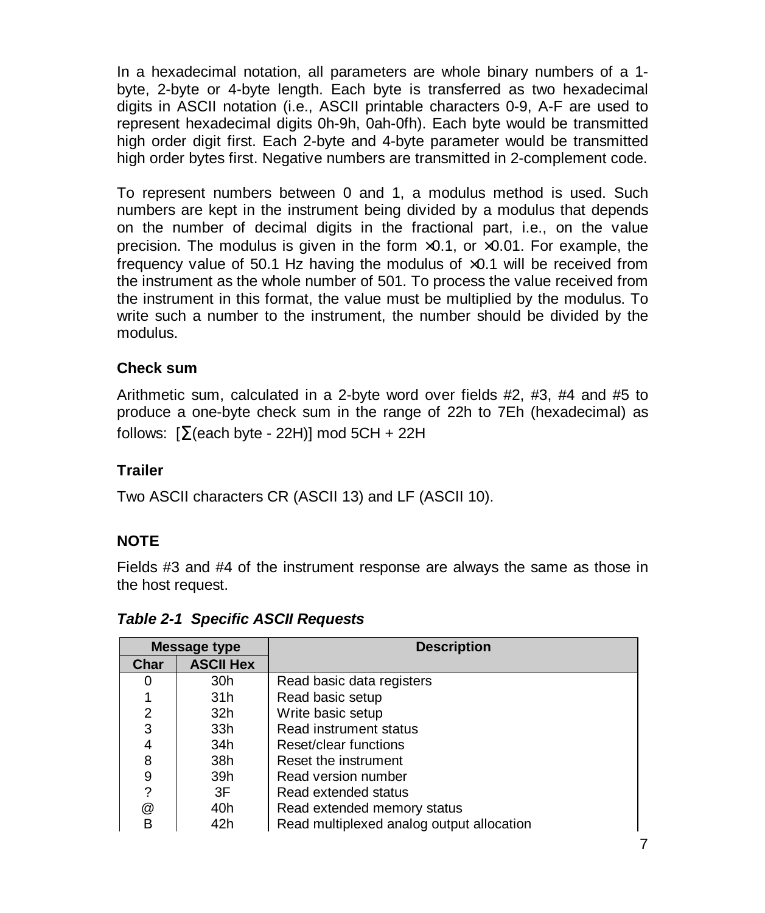In a hexadecimal notation, all parameters are whole binary numbers of a 1-byte, 2-byte or 4-byte length. Each byte is transferred as two hexadecimal digits in ASCII notation (i.e., ASCII printable characters 0-9, A-F are used to represent hexadecimal digits 0h-9h, 0ah-0fh). Each byte would be transmitted high order digit first. Each 2-byte and 4-byte parameter would be transmitted high order bytes first. Negative numbers are transmitted in 2-complement code.

To represent numbers between 0 and 1, a modulus method is used. Such numbers are kept in the instrument being divided by a modulus that depends on the number of decimal digits in the fractional part, i.e., on the value precision. The modulus is given in the form ×0.1, or ×0.01. For example, the frequency value of 50.1 Hz having the modulus of ×0.1 will be received from the instrument as the whole number of 501. To process the value received from the instrument in this format, the value must be multiplied by the modulus. To write such a number to the instrument, the number should be divided by the modulus.

### Check sum

Arithmetic sum, calculated in a 2-byte word over fields #2, #3, #4 and #5 to produce a one-byte check sum in the range of 22h to 7Eh (hexadecimal) as follows: $[\sum(\text{each byte - 22H})] \bmod 5CH + 22H$

### Trailer

Two ASCII characters CR (ASCII 13) and LF (ASCII 10).

### NOTE

Fields #3 and #4 of the instrument response are always the same as those in the host request.

***Table 2-1 Specific ASCII Requests***

| Message type | | Description |
|---|---|---|
| Char | ASCII Hex | |
| 0 | 30h | Read basic data registers |
| 1 | 31h | Read basic setup |
| 2 | 32h | Write basic setup |
| 3 | 33h | Read instrument status |
| 4 | 34h | Reset/clear functions |
| 8 | 38h | Reset the instrument |
| 9 | 39h | Read version number |
| ? | 3F | Read extended status |
| @ | 40h | Read extended memory status |
| B | 42h | Read multiplexed analog output allocation |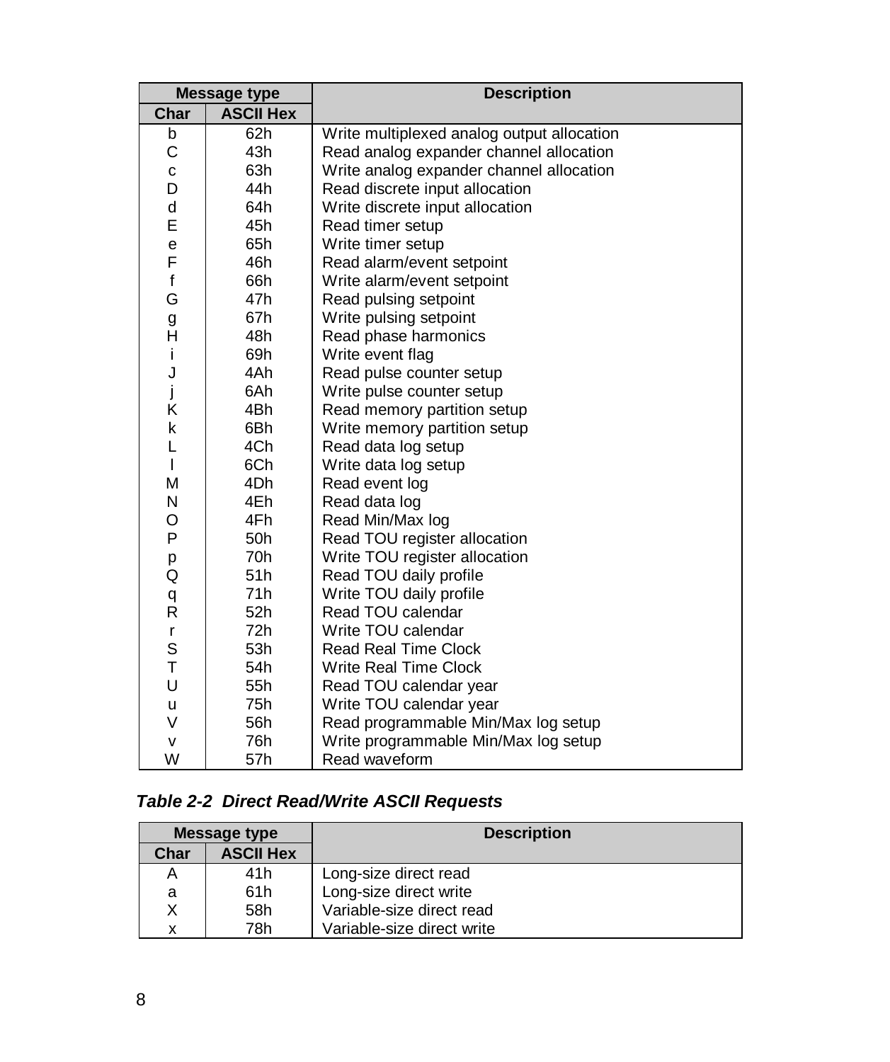| Message type | | Description |
|---|---|---|
| Char | ASCII Hex | |
| b | 62h | Write multiplexed analog output allocation |
| C | 43h | Read analog expander channel allocation |
| c | 63h | Write analog expander channel allocation |
| D | 44h | Read discrete input allocation |
| d | 64h | Write discrete input allocation |
| E | 45h | Read timer setup |
| e | 65h | Write timer setup |
| F | 46h | Read alarm/event setpoint |
| f | 66h | Write alarm/event setpoint |
| G | 47h | Read pulsing setpoint |
| g | 67h | Write pulsing setpoint |
| H | 48h | Read phase harmonics |
| i | 69h | Write event flag |
| J | 4Ah | Read pulse counter setup |
| j | 6Ah | Write pulse counter setup |
| K | 4Bh | Read memory partition setup |
| k | 6Bh | Write memory partition setup |
| L | 4Ch | Read data log setup |
| l | 6Ch | Write data log setup |
| M | 4Dh | Read event log |
| N | 4Eh | Read data log |
| O | 4Fh | Read Min/Max log |
| P | 50h | Read TOU register allocation |
| p | 70h | Write TOU register allocation |
| Q | 51h | Read TOU daily profile |
| q | 71h | Write TOU daily profile |
| R | 52h | Read TOU calendar |
| r | 72h | Write TOU calendar |
| S | 53h | Read Real Time Clock |
| T | 54h | Write Real Time Clock |
| U | 55h | Read TOU calendar year |
| u | 75h | Write TOU calendar year |
| V | 56h | Read programmable Min/Max log setup |
| v | 76h | Write programmable Min/Max log setup |
| W | 57h | Read waveform |

***Table 2-2 Direct Read/Write ASCII Requests***

| Message type | | Description |
|---|---|---|
| Char | ASCII Hex | |
| A | 41h | Long-size direct read |
| a | 61h | Long-size direct write |
| X | 58h | Variable-size direct read |
| x | 78h | Variable-size direct write |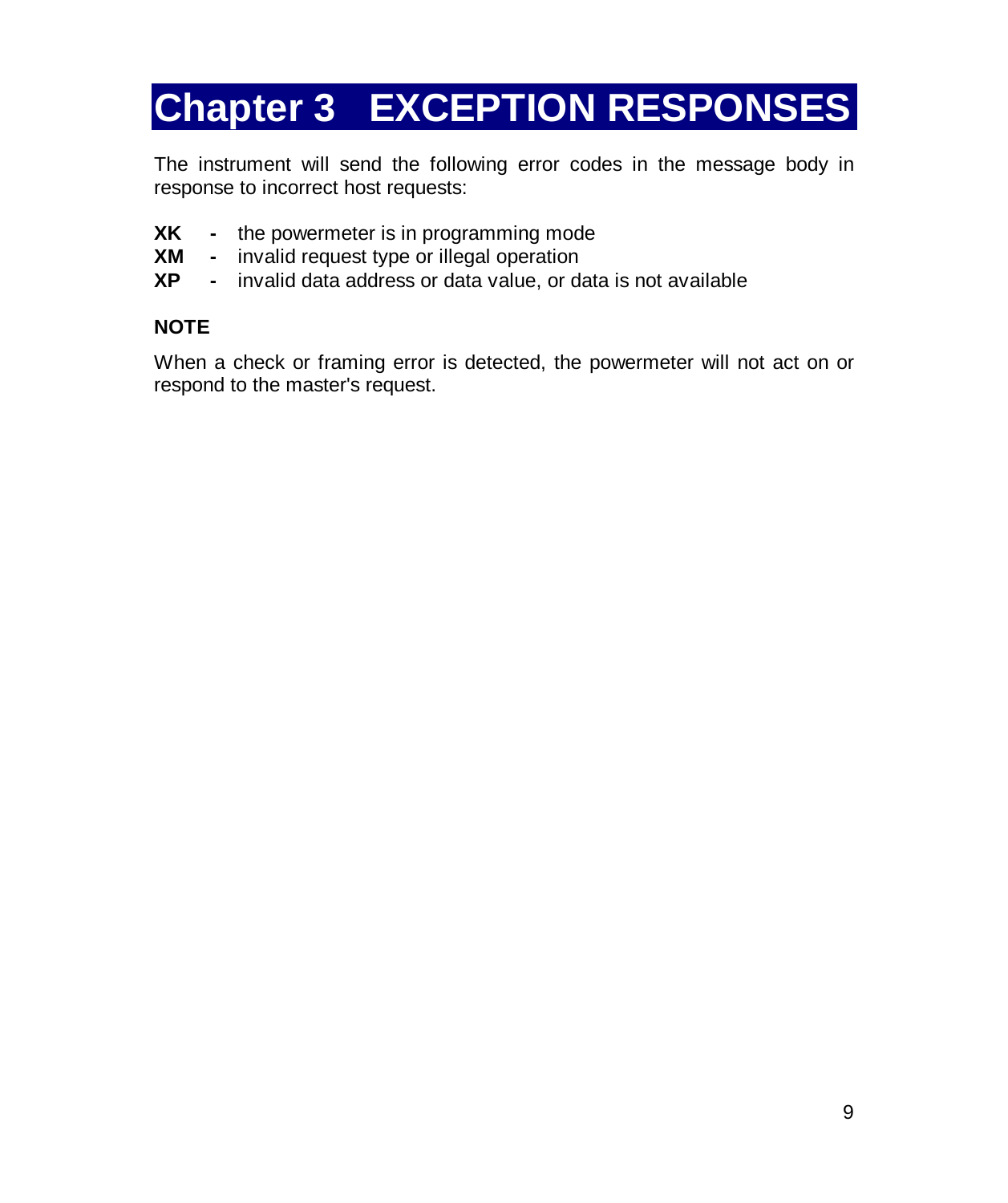# Chapter 3 EXCEPTION RESPONSES

The instrument will send the following error codes in the message body in response to incorrect host requests:

**XK** **-** the powermeter is in programming mode
**XM** **-** invalid request type or illegal operation
**XP** **-** invalid data address or data value, or data is not available

**NOTE**

When a check or framing error is detected, the powermeter will not act on or respond to the master's request.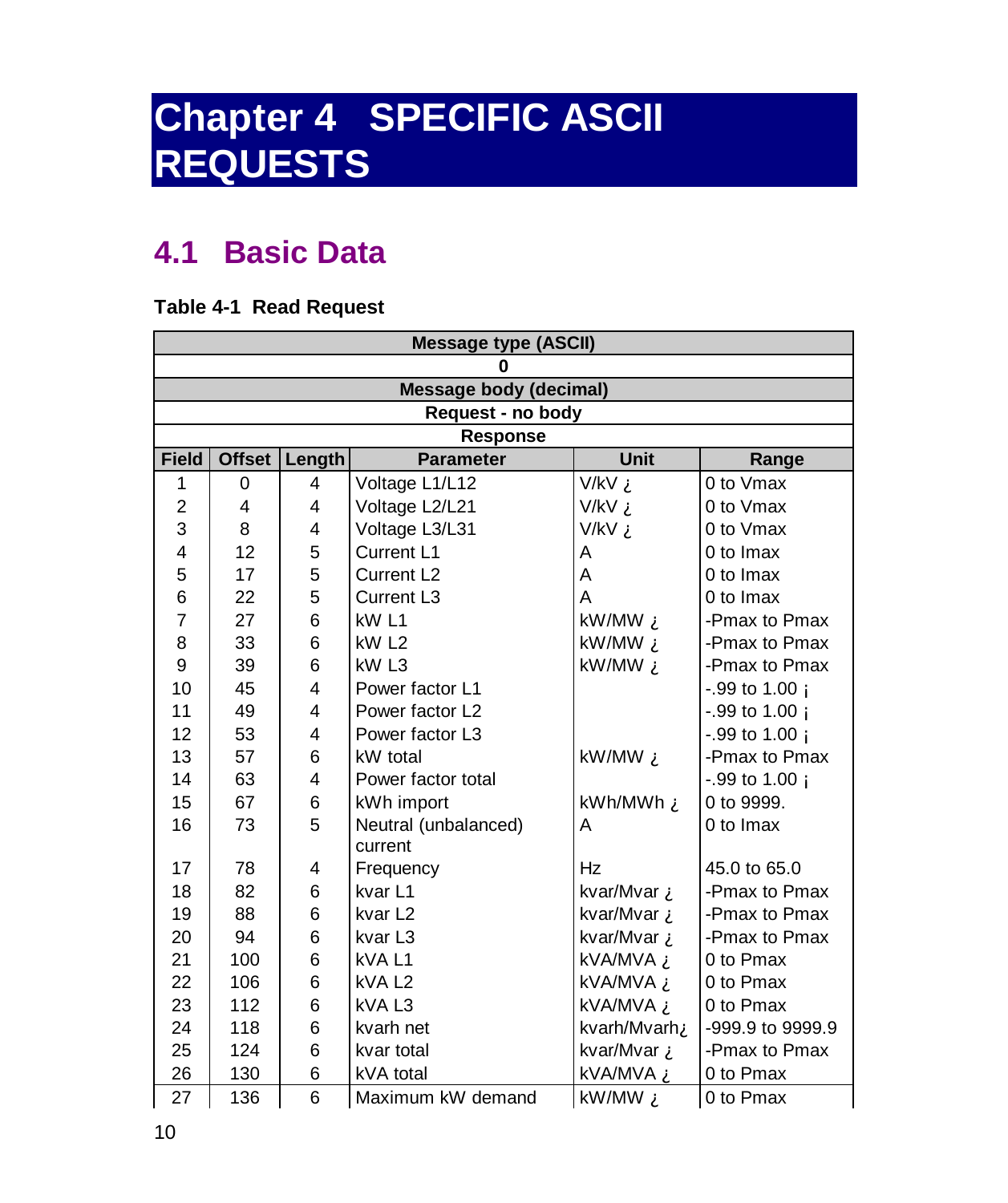# Chapter 4 SPECIFIC ASCII REQUESTS

## 4.1 Basic Data

**Table 4-1 Read Request**

| Message type (ASCII) | | | | | |
|---|---|---|---|---|---|
| **0** | | | | | |
| **Message body (decimal)** | | | | | |
| **Request - no body** | | | | | |
| **Response** | | | | | |
| **Field** | **Offset** | **Length** | **Parameter** | **Unit** | **Range** |
| 1 | 0 | 4 | Voltage L1/L12 | V/kV ¿ | 0 to Vmax |
| 2 | 4 | 4 | Voltage L2/L21 | V/kV ¿ | 0 to Vmax |
| 3 | 8 | 4 | Voltage L3/L31 | V/kV ¿ | 0 to Vmax |
| 4 | 12 | 5 | Current L1 | A | 0 to Imax |
| 5 | 17 | 5 | Current L2 | A | 0 to Imax |
| 6 | 22 | 5 | Current L3 | A | 0 to Imax |
| 7 | 27 | 6 | kW L1 | kW/MW ¿ | -Pmax to Pmax |
| 8 | 33 | 6 | kW L2 | kW/MW ¿ | -Pmax to Pmax |
| 9 | 39 | 6 | kW L3 | kW/MW ¿ | -Pmax to Pmax |
| 10 | 45 | 4 | Power factor L1 | | -.99 to 1.00 ¡ |
| 11 | 49 | 4 | Power factor L2 | | -.99 to 1.00 ¡ |
| 12 | 53 | 4 | Power factor L3 | | -.99 to 1.00 ¡ |
| 13 | 57 | 6 | kW total | kW/MW ¿ | -Pmax to Pmax |
| 14 | 63 | 4 | Power factor total | | -.99 to 1.00 ¡ |
| 15 | 67 | 6 | kWh import | kWh/MWh ¿ | 0 to 9999. |
| 16 | 73 | 5 | Neutral (unbalanced) current | A | 0 to Imax |
| 17 | 78 | 4 | Frequency | Hz | 45.0 to 65.0 |
| 18 | 82 | 6 | kvar L1 | kvar/Mvar ¿ | -Pmax to Pmax |
| 19 | 88 | 6 | kvar L2 | kvar/Mvar ¿ | -Pmax to Pmax |
| 20 | 94 | 6 | kvar L3 | kvar/Mvar ¿ | -Pmax to Pmax |
| 21 | 100 | 6 | kVA L1 | kVA/MVA ¿ | 0 to Pmax |
| 22 | 106 | 6 | kVA L2 | kVA/MVA ¿ | 0 to Pmax |
| 23 | 112 | 6 | kVA L3 | kVA/MVA ¿ | 0 to Pmax |
| 24 | 118 | 6 | kvarh net | kvarh/Mvarh¿ | -999.9 to 9999.9 |
| 25 | 124 | 6 | kvar total | kvar/Mvar ¿ | -Pmax to Pmax |
| 26 | 130 | 6 | kVA total | kVA/MVA ¿ | 0 to Pmax |
| 27 | 136 | 6 | Maximum kW demand | kW/MW ¿ | 0 to Pmax |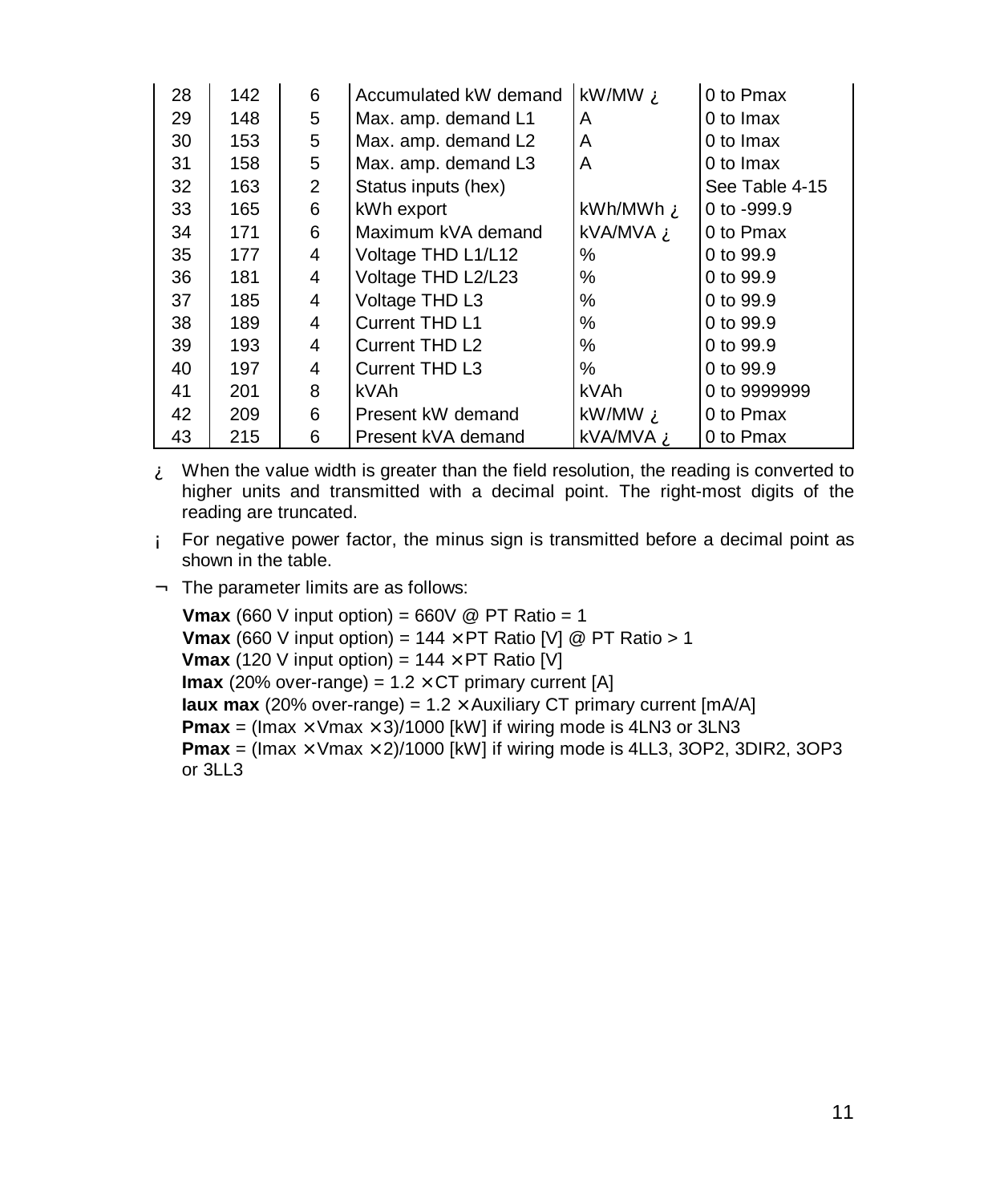| | | | | | |
|---|---|---|---|---|---|
| 28 | 142 | 6 | Accumulated kW demand | kW/MW ¿ | 0 to Pmax |
| 29 | 148 | 5 | Max. amp. demand L1 | A | 0 to Imax |
| 30 | 153 | 5 | Max. amp. demand L2 | A | 0 to Imax |
| 31 | 158 | 5 | Max. amp. demand L3 | A | 0 to Imax |
| 32 | 163 | 2 | Status inputs (hex) | | See Table 4-15 |
| 33 | 165 | 6 | kWh export | kWh/MWh ¿ | 0 to -999.9 |
| 34 | 171 | 6 | Maximum kVA demand | kVA/MVA ¿ | 0 to Pmax |
| 35 | 177 | 4 | Voltage THD L1/L12 | % | 0 to 99.9 |
| 36 | 181 | 4 | Voltage THD L2/L23 | % | 0 to 99.9 |
| 37 | 185 | 4 | Voltage THD L3 | % | 0 to 99.9 |
| 38 | 189 | 4 | Current THD L1 | % | 0 to 99.9 |
| 39 | 193 | 4 | Current THD L2 | % | 0 to 99.9 |
| 40 | 197 | 4 | Current THD L3 | % | 0 to 99.9 |
| 41 | 201 | 8 | kVAh | kVAh | 0 to 9999999 |
| 42 | 209 | 6 | Present kW demand | kW/MW ¿ | 0 to Pmax |
| 43 | 215 | 6 | Present kVA demand | kVA/MVA ¿ | 0 to Pmax |

¿ When the value width is greater than the field resolution, the reading is converted to higher units and transmitted with a decimal point. The right-most digits of the reading are truncated.

¡ For negative power factor, the minus sign is transmitted before a decimal point as shown in the table.

¬ The parameter limits are as follows:

**Vmax** (660 V input option) = 660V @ PT Ratio = 1
**Vmax** (660 V input option) = 144 × PT Ratio [V] @ PT Ratio > 1
**Vmax** (120 V input option) = 144 × PT Ratio [V]
**Imax** (20% over-range) = 1.2 × CT primary current [A]
**Iaux max** (20% over-range) = 1.2 × Auxiliary CT primary current [mA/A]
**Pmax** = (Imax × Vmax × 3)/1000 [kW] if wiring mode is 4LN3 or 3LN3
**Pmax** = (Imax × Vmax × 2)/1000 [kW] if wiring mode is 4LL3, 3OP2, 3DIR2, 3OP3 or 3LL3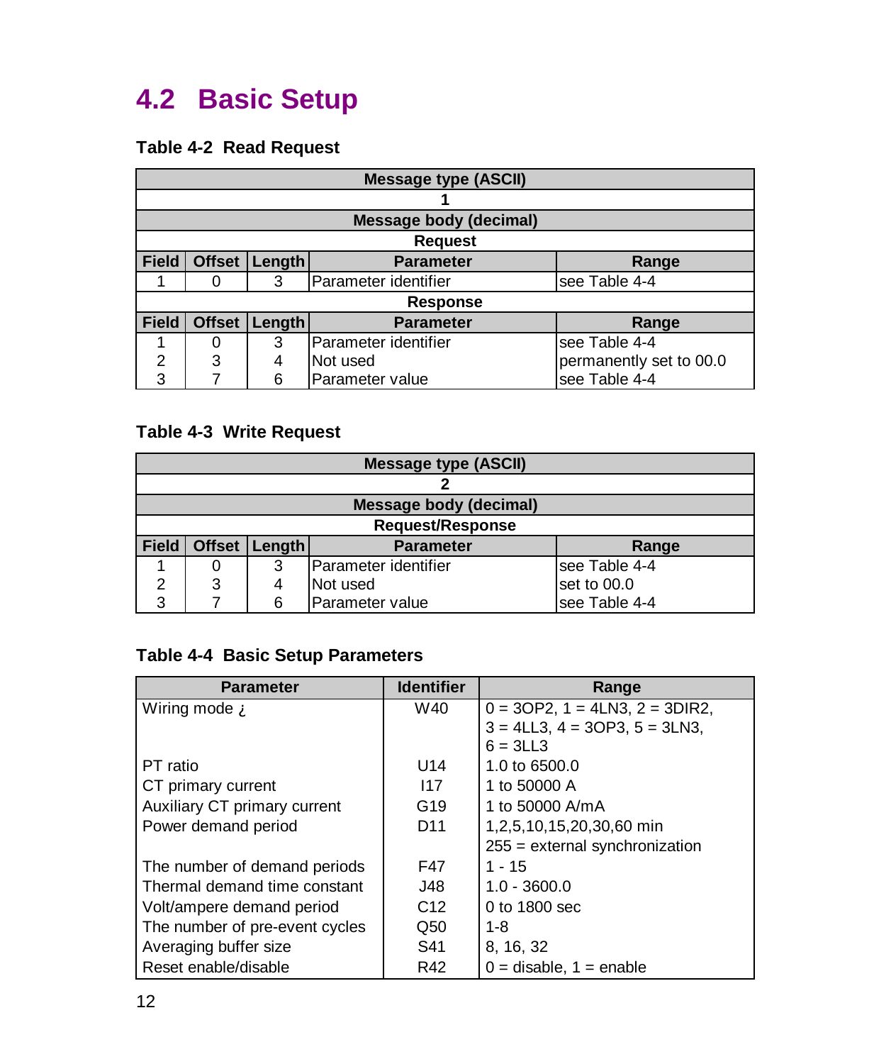## 4.2 Basic Setup

**Table 4-2 Read Request**

| Message type (ASCII) | | | | |
|---|---|---|---|---|
| **1** | | | | |
| **Message body (decimal)** | | | | |
| **Request** | | | | |
| **Field** | **Offset** | **Length** | **Parameter** | **Range** |
| 1 | 0 | 3 | Parameter identifier | see Table 4-4 |
| **Response** | | | | |
| **Field** | **Offset** | **Length** | **Parameter** | **Range** |
| 1 | 0 | 3 | Parameter identifier | see Table 4-4 |
| 2 | 3 | 4 | Not used | permanently set to 00.0 |
| 3 | 7 | 6 | Parameter value | see Table 4-4 |

**Table 4-3 Write Request**

| Message type (ASCII) | | | | |
|---|---|---|---|---|
| **2** | | | | |
| **Message body (decimal)** | | | | |
| **Request/Response** | | | | |
| **Field** | **Offset** | **Length** | **Parameter** | **Range** |
| 1 | 0 | 3 | Parameter identifier | see Table 4-4 |
| 2 | 3 | 4 | Not used | set to 00.0 |
| 3 | 7 | 6 | Parameter value | see Table 4-4 |

**Table 4-4 Basic Setup Parameters**

| Parameter | Identifier | Range |
|---|---|---|
| Wiring mode ¿ | W40 | 0 = 3OP2, 1 = 4LN3, 2 = 3DIR2, 3 = 4LL3, 4 = 3OP3, 5 = 3LN3, 6 = 3LL3 |
| PT ratio | U14 | 1.0 to 6500.0 |
| CT primary current | I17 | 1 to 50000 A |
| Auxiliary CT primary current | G19 | 1 to 50000 A/mA |
| Power demand period | D11 | 1,2,5,10,15,20,30,60 min<br>255 = external synchronization |
| The number of demand periods | F47 | 1 - 15 |
| Thermal demand time constant | J48 | 1.0 - 3600.0 |
| Volt/ampere demand period | C12 | 0 to 1800 sec |
| The number of pre-event cycles | Q50 | 1-8 |
| Averaging buffer size | S41 | 8, 16, 32 |
| Reset enable/disable | R42 | 0 = disable, 1 = enable |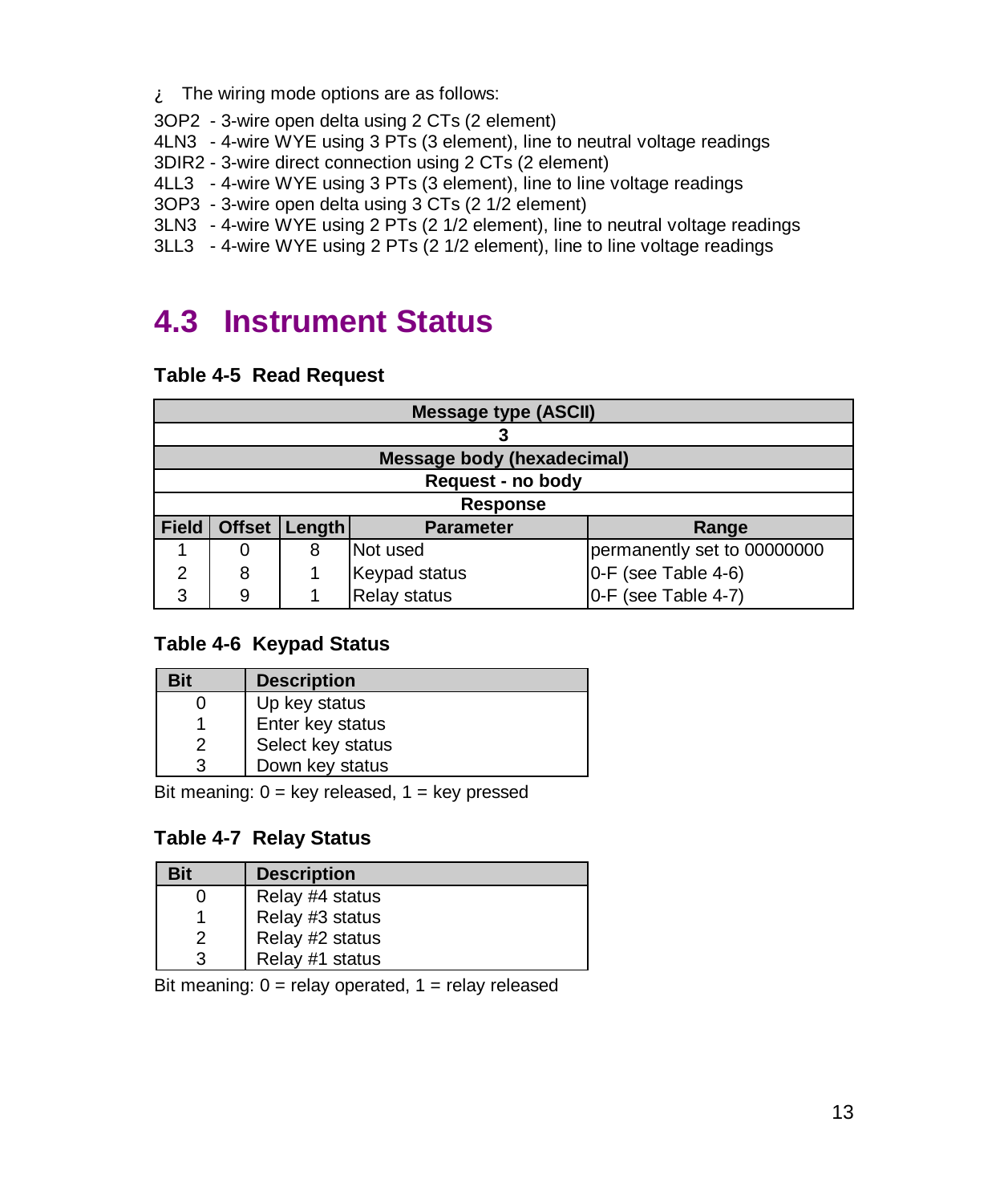¿ The wiring mode options are as follows:

3OP2 - 3-wire open delta using 2 CTs (2 element)
4LN3 - 4-wire WYE using 3 PTs (3 element), line to neutral voltage readings
3DIR2 - 3-wire direct connection using 2 CTs (2 element)
4LL3 - 4-wire WYE using 3 PTs (3 element), line to line voltage readings
3OP3 - 3-wire open delta using 3 CTs (2 1/2 element)
3LN3 - 4-wire WYE using 2 PTs (2 1/2 element), line to neutral voltage readings
3LL3 - 4-wire WYE using 2 PTs (2 1/2 element), line to line voltage readings

## 4.3 Instrument Status

**Table 4-5 Read Request**

| Message type (ASCII) | | | | |
|---|---|---|---|---|
| 3 | | | | |
| **Message body (hexadecimal)** | | | | |
| **Request - no body** | | | | |
| **Response** | | | | |
| **Field** | **Offset** | **Length** | **Parameter** | **Range** |
| 1 | 0 | 8 | Not used | permanently set to 00000000 |
| 2 | 8 | 1 | Keypad status | 0-F (see Table 4-6) |
| 3 | 9 | 1 | Relay status | 0-F (see Table 4-7) |

**Table 4-6 Keypad Status**

| Bit | Description |
|---|---|
| 0 | Up key status |
| 1 | Enter key status |
| 2 | Select key status |
| 3 | Down key status |

Bit meaning: 0 = key released, 1 = key pressed

**Table 4-7 Relay Status**

| Bit | Description |
|---|---|
| 0 | Relay #4 status |
| 1 | Relay #3 status |
| 2 | Relay #2 status |
| 3 | Relay #1 status |

Bit meaning: 0 = relay operated, 1 = relay released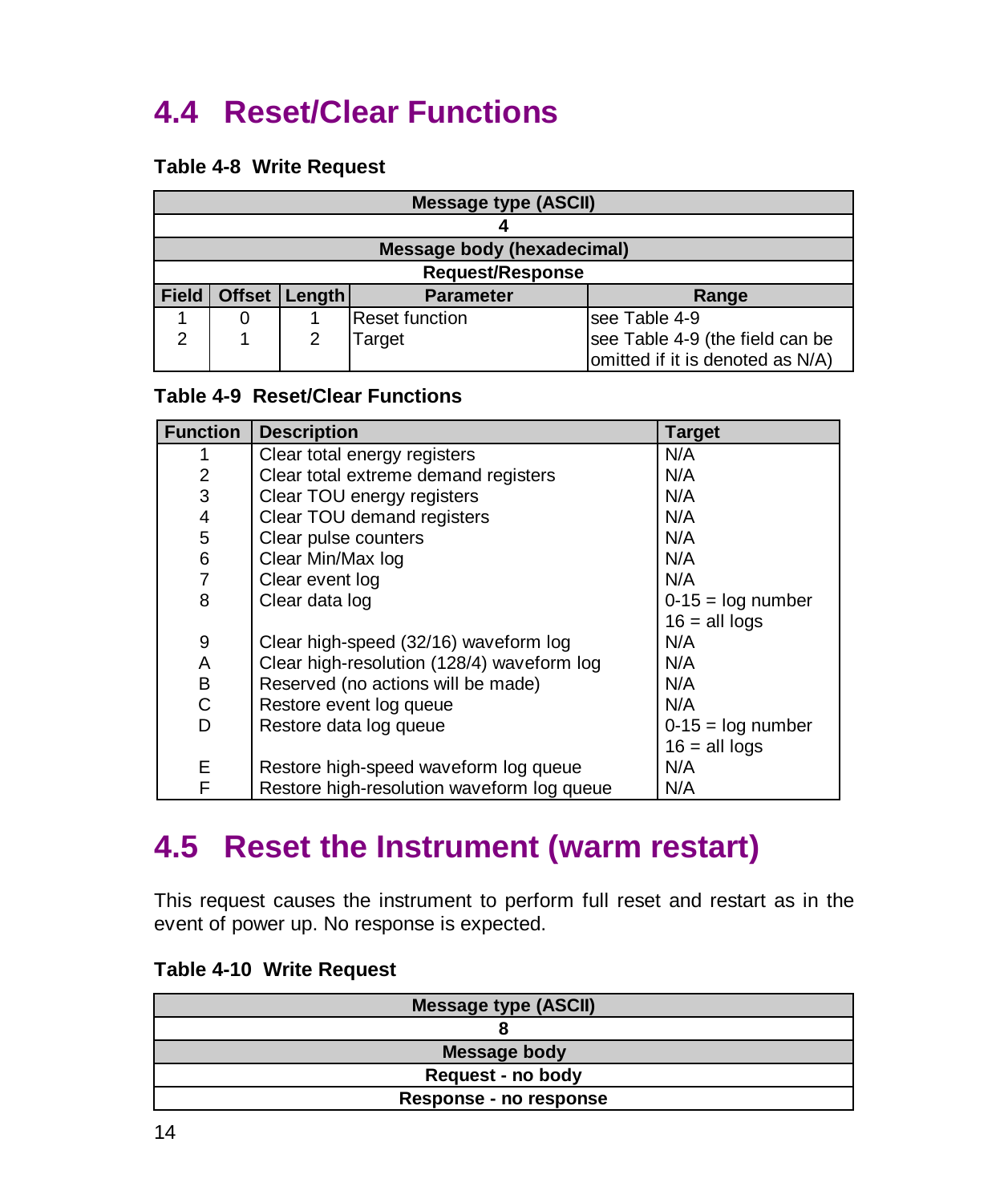## 4.4 Reset/Clear Functions

**Table 4-8 Write Request**

| Message type (ASCII) | | | | |
|---|---|---|---|---|
| 4 | | | | |
| **Message body (hexadecimal)** | | | | |
| **Request/Response** | | | | |
| **Field** | **Offset** | **Length** | **Parameter** | **Range** |
| 1 | 0 | 1 | Reset function | see Table 4-9 |
| 2 | 1 | 2 | Target | see Table 4-9 (the field can be omitted if it is denoted as N/A) |

**Table 4-9 Reset/Clear Functions**

| Function | Description | Target |
|---|---|---|
| 1 | Clear total energy registers | N/A |
| 2 | Clear total extreme demand registers | N/A |
| 3 | Clear TOU energy registers | N/A |
| 4 | Clear TOU demand registers | N/A |
| 5 | Clear pulse counters | N/A |
| 6 | Clear Min/Max log | N/A |
| 7 | Clear event log | N/A |
| 8 | Clear data log | 0-15 = log number<br>16 = all logs |
| 9 | Clear high-speed (32/16) waveform log | N/A |
| A | Clear high-resolution (128/4) waveform log | N/A |
| B | Reserved (no actions will be made) | N/A |
| C | Restore event log queue | N/A |
| D | Restore data log queue | 0-15 = log number<br>16 = all logs |
| E | Restore high-speed waveform log queue | N/A |
| F | Restore high-resolution waveform log queue | N/A |

## 4.5 Reset the Instrument (warm restart)

This request causes the instrument to perform full reset and restart as in the event of power up. No response is expected.

**Table 4-10 Write Request**

| Message type (ASCII) |
|---|
| 8 |
| **Message body** |
| **Request - no body** |
| **Response - no response** |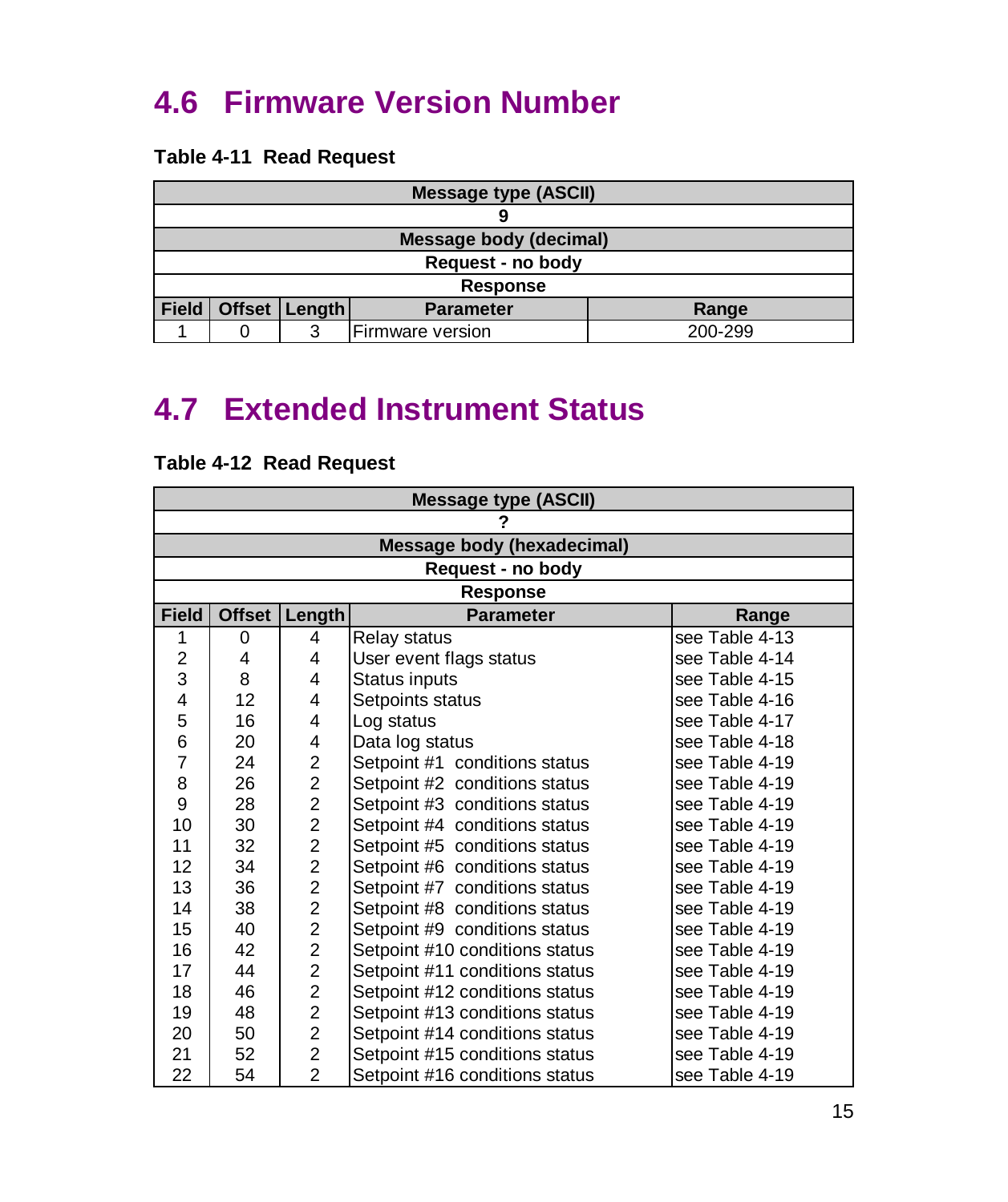## 4.6 Firmware Version Number

**Table 4-11 Read Request**

| Message type (ASCII) | | | | |
|---|---|---|---|---|
| 9 | | | | |
| **Message body (decimal)** | | | | |
| **Request - no body** | | | | |
| **Response** | | | | |
| **Field** | **Offset** | **Length** | **Parameter** | **Range** |
| 1 | 0 | 3 | Firmware version | 200-299 |

## 4.7 Extended Instrument Status

**Table 4-12 Read Request**

| Message type (ASCII) | | | | |
|---|---|---|---|---|
| ? | | | | |
| **Message body (hexadecimal)** | | | | |
| **Request - no body** | | | | |
| **Response** | | | | |
| **Field** | **Offset** | **Length** | **Parameter** | **Range** |
| 1 | 0 | 4 | Relay status | see Table 4-13 |
| 2 | 4 | 4 | User event flags status | see Table 4-14 |
| 3 | 8 | 4 | Status inputs | see Table 4-15 |
| 4 | 12 | 4 | Setpoints status | see Table 4-16 |
| 5 | 16 | 4 | Log status | see Table 4-17 |
| 6 | 20 | 4 | Data log status | see Table 4-18 |
| 7 | 24 | 2 | Setpoint #1 conditions status | see Table 4-19 |
| 8 | 26 | 2 | Setpoint #2 conditions status | see Table 4-19 |
| 9 | 28 | 2 | Setpoint #3 conditions status | see Table 4-19 |
| 10 | 30 | 2 | Setpoint #4 conditions status | see Table 4-19 |
| 11 | 32 | 2 | Setpoint #5 conditions status | see Table 4-19 |
| 12 | 34 | 2 | Setpoint #6 conditions status | see Table 4-19 |
| 13 | 36 | 2 | Setpoint #7 conditions status | see Table 4-19 |
| 14 | 38 | 2 | Setpoint #8 conditions status | see Table 4-19 |
| 15 | 40 | 2 | Setpoint #9 conditions status | see Table 4-19 |
| 16 | 42 | 2 | Setpoint #10 conditions status | see Table 4-19 |
| 17 | 44 | 2 | Setpoint #11 conditions status | see Table 4-19 |
| 18 | 46 | 2 | Setpoint #12 conditions status | see Table 4-19 |
| 19 | 48 | 2 | Setpoint #13 conditions status | see Table 4-19 |
| 20 | 50 | 2 | Setpoint #14 conditions status | see Table 4-19 |
| 21 | 52 | 2 | Setpoint #15 conditions status | see Table 4-19 |
| 22 | 54 | 2 | Setpoint #16 conditions status | see Table 4-19 |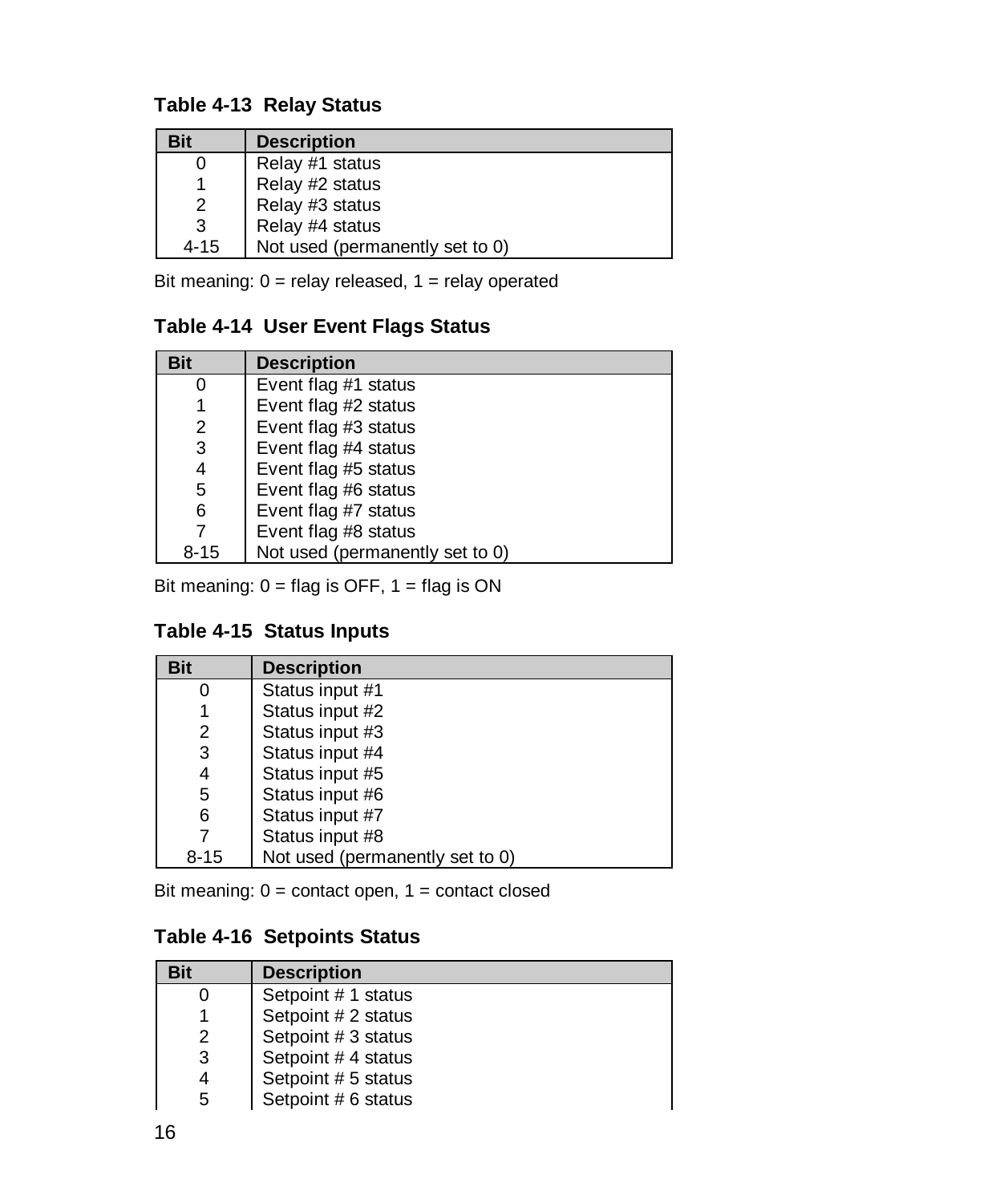### Table 4-13 Relay Status

| Bit | Description |
|---|---|
| 0 | Relay #1 status |
| 1 | Relay #2 status |
| 2 | Relay #3 status |
| 3 | Relay #4 status |
| 4-15 | Not used (permanently set to 0) |

Bit meaning: 0 = relay released, 1 = relay operated

### Table 4-14 User Event Flags Status

| Bit | Description |
|---|---|
| 0 | Event flag #1 status |
| 1 | Event flag #2 status |
| 2 | Event flag #3 status |
| 3 | Event flag #4 status |
| 4 | Event flag #5 status |
| 5 | Event flag #6 status |
| 6 | Event flag #7 status |
| 7 | Event flag #8 status |
| 8-15 | Not used (permanently set to 0) |

Bit meaning: 0 = flag is OFF, 1 = flag is ON

### Table 4-15 Status Inputs

| Bit | Description |
|---|---|
| 0 | Status input #1 |
| 1 | Status input #2 |
| 2 | Status input #3 |
| 3 | Status input #4 |
| 4 | Status input #5 |
| 5 | Status input #6 |
| 6 | Status input #7 |
| 7 | Status input #8 |
| 8-15 | Not used (permanently set to 0) |

Bit meaning: 0 = contact open, 1 = contact closed

### Table 4-16 Setpoints Status

| Bit | Description |
|---|---|
| 0 | Setpoint # 1 status |
| 1 | Setpoint # 2 status |
| 2 | Setpoint # 3 status |
| 3 | Setpoint # 4 status |
| 4 | Setpoint # 5 status |
| 5 | Setpoint # 6 status |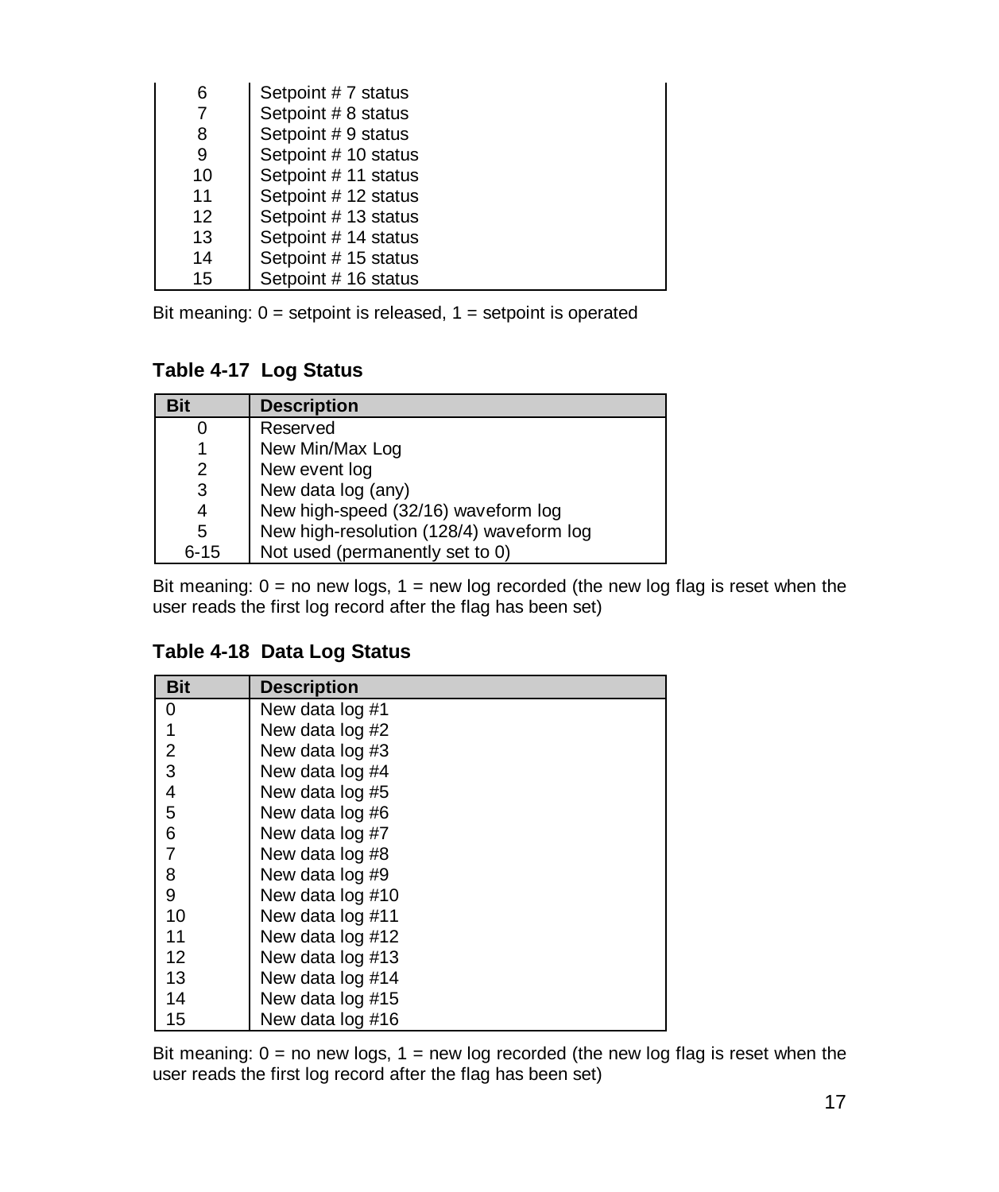| | |
|---|---|
| 6 | Setpoint # 7 status |
| 7 | Setpoint # 8 status |
| 8 | Setpoint # 9 status |
| 9 | Setpoint # 10 status |
| 10 | Setpoint # 11 status |
| 11 | Setpoint # 12 status |
| 12 | Setpoint # 13 status |
| 13 | Setpoint # 14 status |
| 14 | Setpoint # 15 status |
| 15 | Setpoint # 16 status |

Bit meaning: 0 = setpoint is released, 1 = setpoint is operated

### Table 4-17 Log Status

| Bit | Description |
|---|---|
| 0 | Reserved |
| 1 | New Min/Max Log |
| 2 | New event log |
| 3 | New data log (any) |
| 4 | New high-speed (32/16) waveform log |
| 5 | New high-resolution (128/4) waveform log |
| 6-15 | Not used (permanently set to 0) |

Bit meaning: 0 = no new logs, 1 = new log recorded (the new log flag is reset when the user reads the first log record after the flag has been set)

### Table 4-18 Data Log Status

| Bit | Description |
|---|---|
| 0 | New data log #1 |
| 1 | New data log #2 |
| 2 | New data log #3 |
| 3 | New data log #4 |
| 4 | New data log #5 |
| 5 | New data log #6 |
| 6 | New data log #7 |
| 7 | New data log #8 |
| 8 | New data log #9 |
| 9 | New data log #10 |
| 10 | New data log #11 |
| 11 | New data log #12 |
| 12 | New data log #13 |
| 13 | New data log #14 |
| 14 | New data log #15 |
| 15 | New data log #16 |

Bit meaning: 0 = no new logs, 1 = new log recorded (the new log flag is reset when the user reads the first log record after the flag has been set)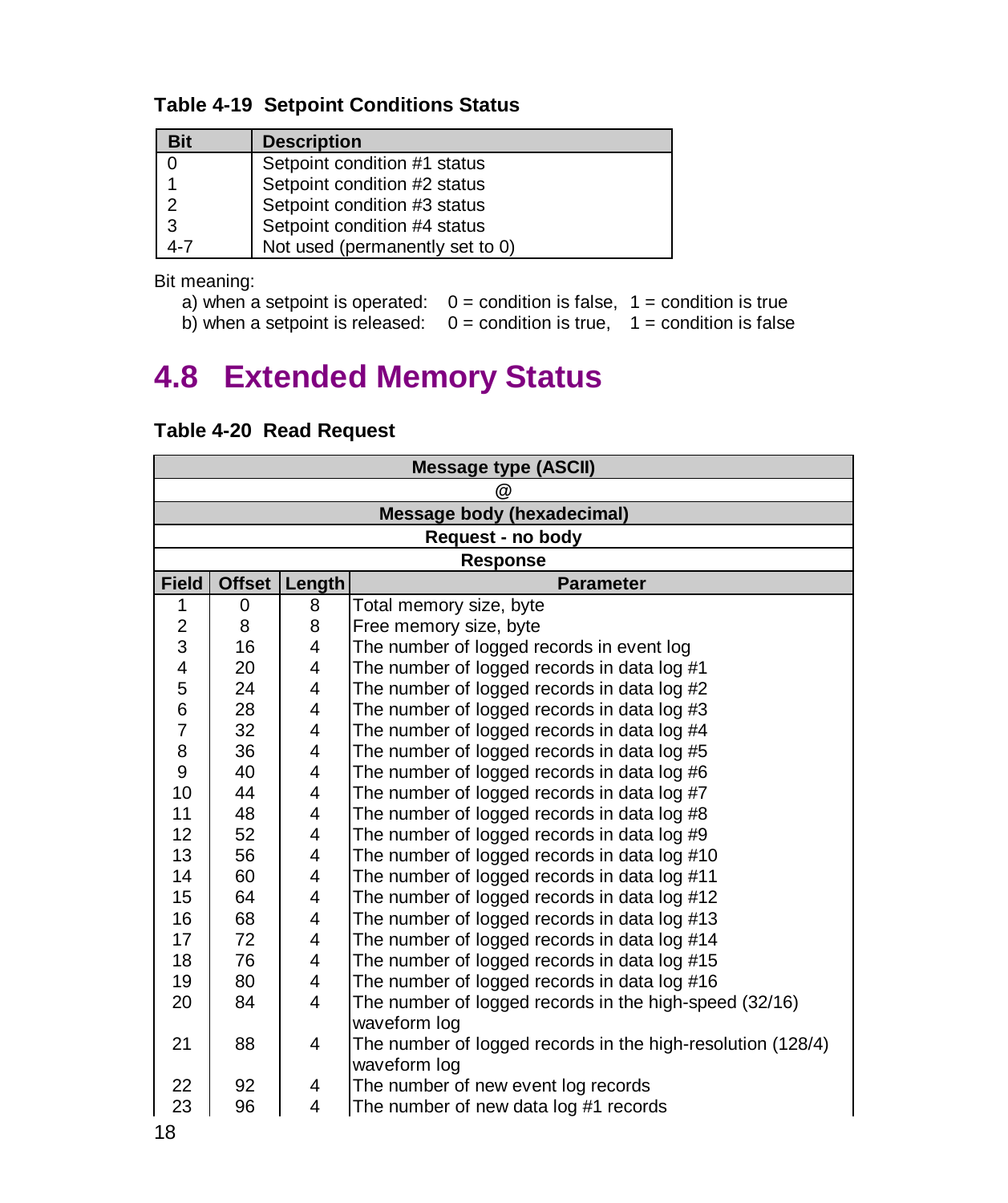**Table 4-19 Setpoint Conditions Status**

| Bit | Description |
| --- | --- |
| 0 | Setpoint condition #1 status |
| 1 | Setpoint condition #2 status |
| 2 | Setpoint condition #3 status |
| 3 | Setpoint condition #4 status |
| 4-7 | Not used (permanently set to 0) |

Bit meaning:

a) when a setpoint is operated: 0 = condition is false, 1 = condition is true
b) when a setpoint is released: 0 = condition is true, 1 = condition is false

## 4.8 Extended Memory Status

**Table 4-20 Read Request**

| Message type (ASCII) | | | |
| --- | --- | --- | --- |
| @ | | | |
| **Message body (hexadecimal)** | | | |
| **Request - no body** | | | |
| **Response** | | | |
| **Field** | **Offset** | **Length** | **Parameter** |
| 1 | 0 | 8 | Total memory size, byte |
| 2 | 8 | 8 | Free memory size, byte |
| 3 | 16 | 4 | The number of logged records in event log |
| 4 | 20 | 4 | The number of logged records in data log #1 |
| 5 | 24 | 4 | The number of logged records in data log #2 |
| 6 | 28 | 4 | The number of logged records in data log #3 |
| 7 | 32 | 4 | The number of logged records in data log #4 |
| 8 | 36 | 4 | The number of logged records in data log #5 |
| 9 | 40 | 4 | The number of logged records in data log #6 |
| 10 | 44 | 4 | The number of logged records in data log #7 |
| 11 | 48 | 4 | The number of logged records in data log #8 |
| 12 | 52 | 4 | The number of logged records in data log #9 |
| 13 | 56 | 4 | The number of logged records in data log #10 |
| 14 | 60 | 4 | The number of logged records in data log #11 |
| 15 | 64 | 4 | The number of logged records in data log #12 |
| 16 | 68 | 4 | The number of logged records in data log #13 |
| 17 | 72 | 4 | The number of logged records in data log #14 |
| 18 | 76 | 4 | The number of logged records in data log #15 |
| 19 | 80 | 4 | The number of logged records in data log #16 |
| 20 | 84 | 4 | The number of logged records in the high-speed (32/16) waveform log |
| 21 | 88 | 4 | The number of logged records in the high-resolution (128/4) waveform log |
| 22 | 92 | 4 | The number of new event log records |
| 23 | 96 | 4 | The number of new data log #1 records |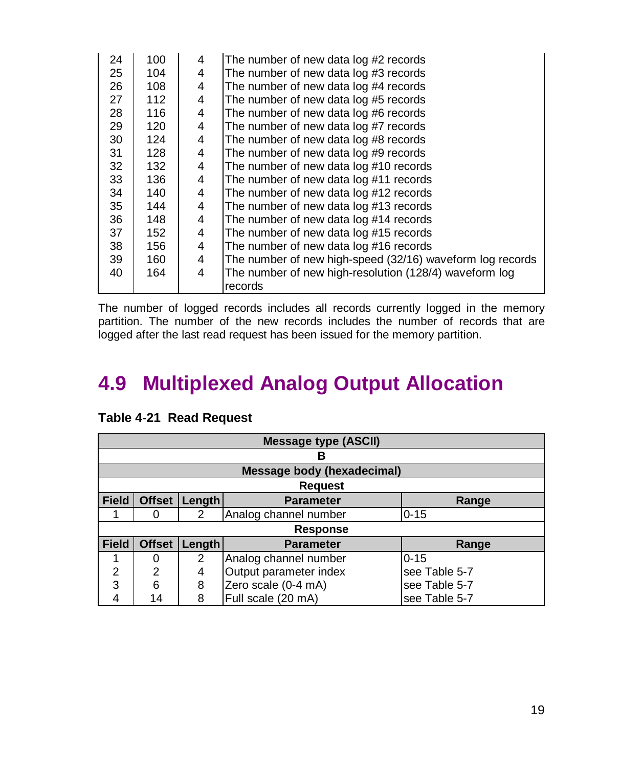| | | | |
|---|---|---|---|
| 24 | 100 | 4 | The number of new data log #2 records |
| 25 | 104 | 4 | The number of new data log #3 records |
| 26 | 108 | 4 | The number of new data log #4 records |
| 27 | 112 | 4 | The number of new data log #5 records |
| 28 | 116 | 4 | The number of new data log #6 records |
| 29 | 120 | 4 | The number of new data log #7 records |
| 30 | 124 | 4 | The number of new data log #8 records |
| 31 | 128 | 4 | The number of new data log #9 records |
| 32 | 132 | 4 | The number of new data log #10 records |
| 33 | 136 | 4 | The number of new data log #11 records |
| 34 | 140 | 4 | The number of new data log #12 records |
| 35 | 144 | 4 | The number of new data log #13 records |
| 36 | 148 | 4 | The number of new data log #14 records |
| 37 | 152 | 4 | The number of new data log #15 records |
| 38 | 156 | 4 | The number of new data log #16 records |
| 39 | 160 | 4 | The number of new high-speed (32/16) waveform log records |
| 40 | 164 | 4 | The number of new high-resolution (128/4) waveform log records |

The number of logged records includes all records currently logged in the memory partition. The number of the new records includes the number of records that are logged after the last read request has been issued for the memory partition.

## 4.9 Multiplexed Analog Output Allocation

**Table 4-21 Read Request**

| **Message type (ASCII)** | | | | |
|---|---|---|---|---|
| **B** | | | | |
| **Message body (hexadecimal)** | | | | |
| **Request** | | | | |
| **Field** | **Offset** | **Length** | **Parameter** | **Range** |
| 1 | 0 | 2 | Analog channel number | 0-15 |
| **Response** | | | | |
| **Field** | **Offset** | **Length** | **Parameter** | **Range** |
| 1 | 0 | 2 | Analog channel number | 0-15 |
| 2 | 2 | 4 | Output parameter index | see Table 5-7 |
| 3 | 6 | 8 | Zero scale (0-4 mA) | see Table 5-7 |
| 4 | 14 | 8 | Full scale (20 mA) | see Table 5-7 |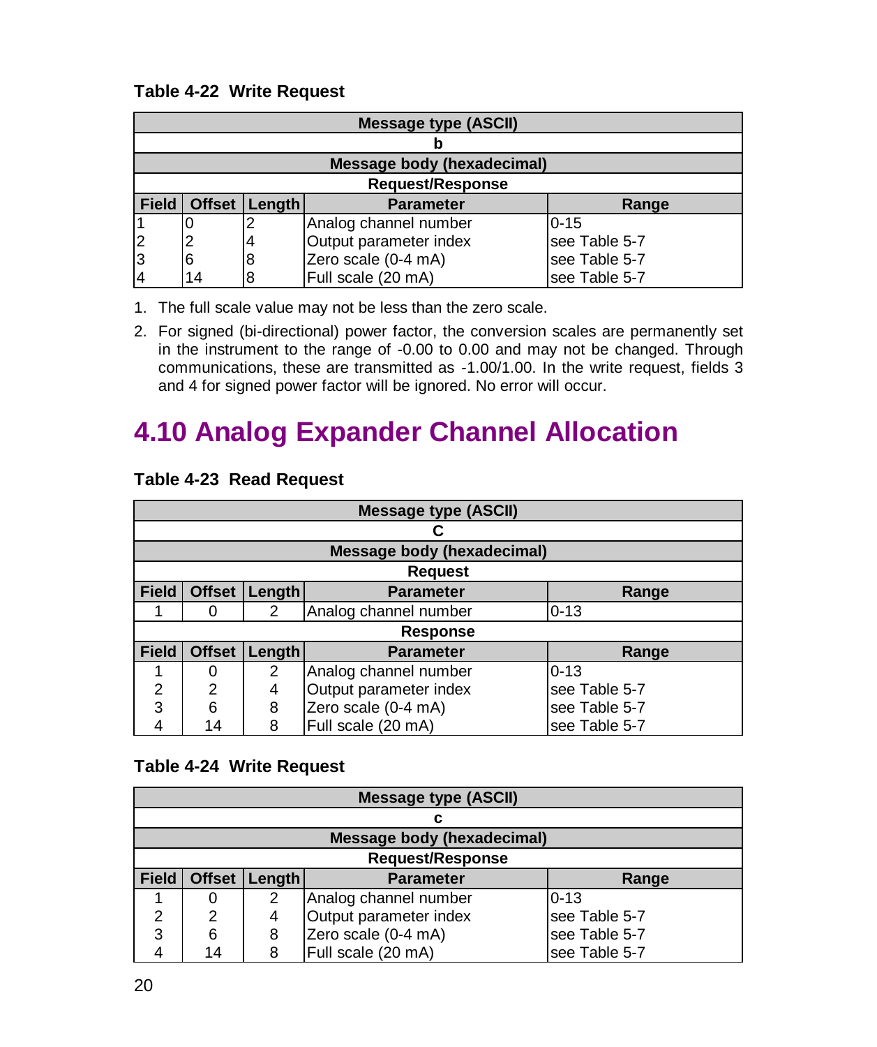**Table 4-22 Write Request**

| Message type (ASCII) | | | | |
|---|---|---|---|---|
| b | | | | |
| Message body (hexadecimal) | | | | |
| Request/Response | | | | |
| Field | Offset | Length | Parameter | Range |
| 1 | 0 | 2 | Analog channel number | 0-15 |
| 2 | 2 | 4 | Output parameter index | see Table 5-7 |
| 3 | 6 | 8 | Zero scale (0-4 mA) | see Table 5-7 |
| 4 | 14 | 8 | Full scale (20 mA) | see Table 5-7 |

1. The full scale value may not be less than the zero scale.
2. For signed (bi-directional) power factor, the conversion scales are permanently set in the instrument to the range of -0.00 to 0.00 and may not be changed. Through communications, these are transmitted as -1.00/1.00. In the write request, fields 3 and 4 for signed power factor will be ignored. No error will occur.

## 4.10 Analog Expander Channel Allocation

**Table 4-23 Read Request**

| Message type (ASCII) | | | | |
|---|---|---|---|---|
| C | | | | |
| Message body (hexadecimal) | | | | |
| Request | | | | |
| Field | Offset | Length | Parameter | Range |
| 1 | 0 | 2 | Analog channel number | 0-13 |
| Response | | | | |
| Field | Offset | Length | Parameter | Range |
| 1 | 0 | 2 | Analog channel number | 0-13 |
| 2 | 2 | 4 | Output parameter index | see Table 5-7 |
| 3 | 6 | 8 | Zero scale (0-4 mA) | see Table 5-7 |
| 4 | 14 | 8 | Full scale (20 mA) | see Table 5-7 |

**Table 4-24 Write Request**

| Message type (ASCII) | | | | |
|---|---|---|---|---|
| c | | | | |
| Message body (hexadecimal) | | | | |
| Request/Response | | | | |
| Field | Offset | Length | Parameter | Range |
| 1 | 0 | 2 | Analog channel number | 0-13 |
| 2 | 2 | 4 | Output parameter index | see Table 5-7 |
| 3 | 6 | 8 | Zero scale (0-4 mA) | see Table 5-7 |
| 4 | 14 | 8 | Full scale (20 mA) | see Table 5-7 |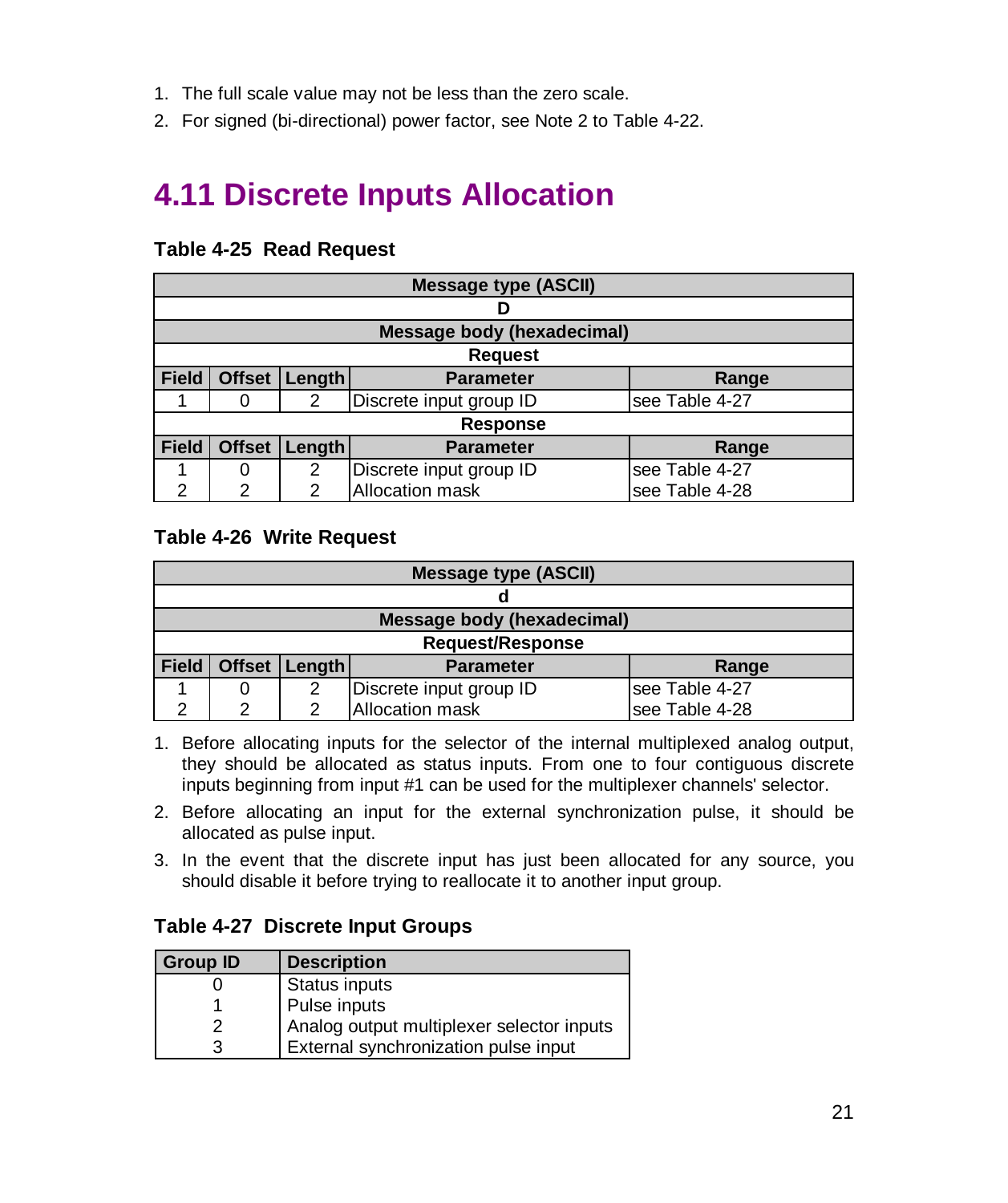1. The full scale value may not be less than the zero scale.
2. For signed (bi-directional) power factor, see Note 2 to Table 4-22.

## 4.11 Discrete Inputs Allocation

**Table 4-25 Read Request**

| Message type (ASCII) | | | | |
|---|---|---|---|---|
| D | | | | |
| **Message body (hexadecimal)** | | | | |
| **Request** | | | | |
| **Field** | **Offset** | **Length** | **Parameter** | **Range** |
| 1 | 0 | 2 | Discrete input group ID | see Table 4-27 |
| **Response** | | | | |
| **Field** | **Offset** | **Length** | **Parameter** | **Range** |
| 1 | 0 | 2 | Discrete input group ID | see Table 4-27 |
| 2 | 2 | 2 | Allocation mask | see Table 4-28 |

**Table 4-26 Write Request**

| Message type (ASCII) | | | | |
|---|---|---|---|---|
| d | | | | |
| **Message body (hexadecimal)** | | | | |
| **Request/Response** | | | | |
| **Field** | **Offset** | **Length** | **Parameter** | **Range** |
| 1 | 0 | 2 | Discrete input group ID | see Table 4-27 |
| 2 | 2 | 2 | Allocation mask | see Table 4-28 |

1. Before allocating inputs for the selector of the internal multiplexed analog output, they should be allocated as status inputs. From one to four contiguous discrete inputs beginning from input #1 can be used for the multiplexer channels' selector.
2. Before allocating an input for the external synchronization pulse, it should be allocated as pulse input.
3. In the event that the discrete input has just been allocated for any source, you should disable it before trying to reallocate it to another input group.

**Table 4-27 Discrete Input Groups**

| Group ID | Description |
|---|---|
| 0 | Status inputs |
| 1 | Pulse inputs |
| 2 | Analog output multiplexer selector inputs |
| 3 | External synchronization pulse input |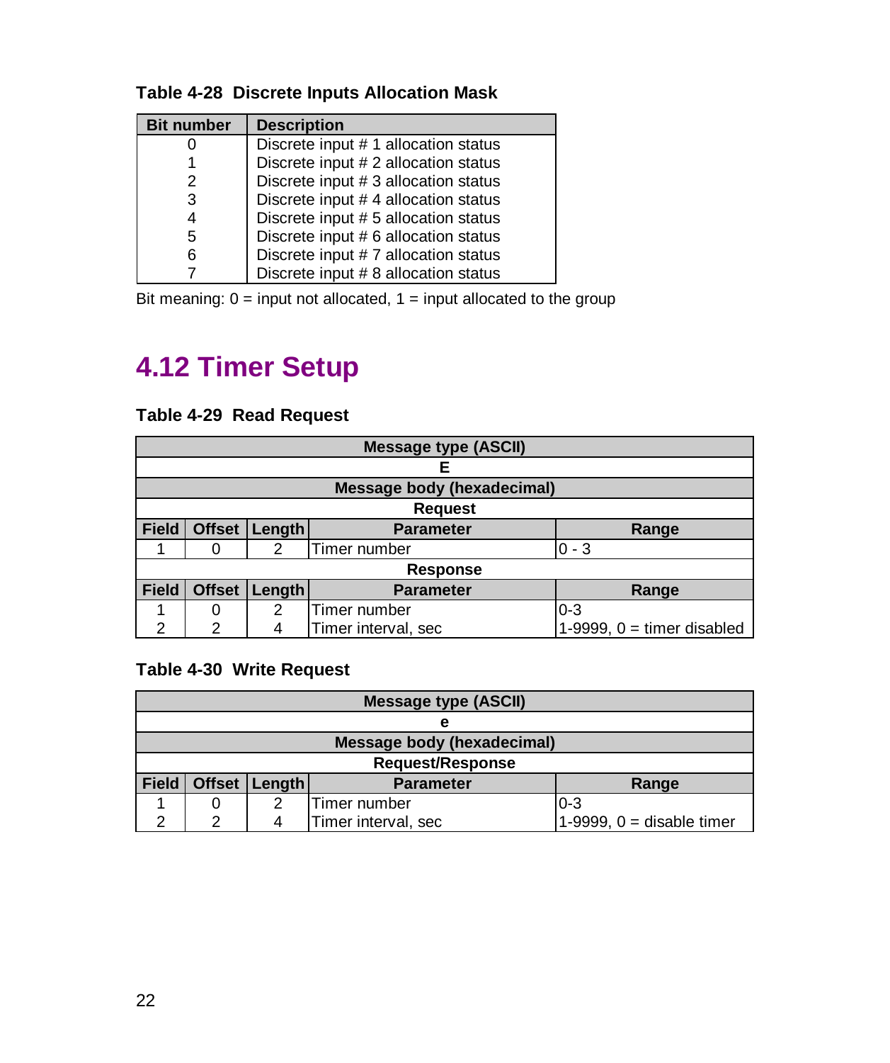**Table 4-28 Discrete Inputs Allocation Mask**

| Bit number | Description |
|---|---|
| 0 | Discrete input # 1 allocation status |
| 1 | Discrete input # 2 allocation status |
| 2 | Discrete input # 3 allocation status |
| 3 | Discrete input # 4 allocation status |
| 4 | Discrete input # 5 allocation status |
| 5 | Discrete input # 6 allocation status |
| 6 | Discrete input # 7 allocation status |
| 7 | Discrete input # 8 allocation status |

Bit meaning: 0 = input not allocated, 1 = input allocated to the group

## 4.12 Timer Setup

**Table 4-29 Read Request**

| Message type (ASCII) | | | | |
|---|---|---|---|---|
| E | | | | |
| **Message body (hexadecimal)** | | | | |
| **Request** | | | | |
| **Field** | **Offset** | **Length** | **Parameter** | **Range** |
| 1 | 0 | 2 | Timer number | 0 - 3 |
| **Response** | | | | |
| **Field** | **Offset** | **Length** | **Parameter** | **Range** |
| 1 | 0 | 2 | Timer number | 0-3 |
| 2 | 2 | 4 | Timer interval, sec | 1-9999, 0 = timer disabled |

**Table 4-30 Write Request**

| Message type (ASCII) | | | | |
|---|---|---|---|---|
| e | | | | |
| **Message body (hexadecimal)** | | | | |
| **Request/Response** | | | | |
| **Field** | **Offset** | **Length** | **Parameter** | **Range** |
| 1 | 0 | 2 | Timer number | 0-3 |
| 2 | 2 | 4 | Timer interval, sec | 1-9999, 0 = disable timer |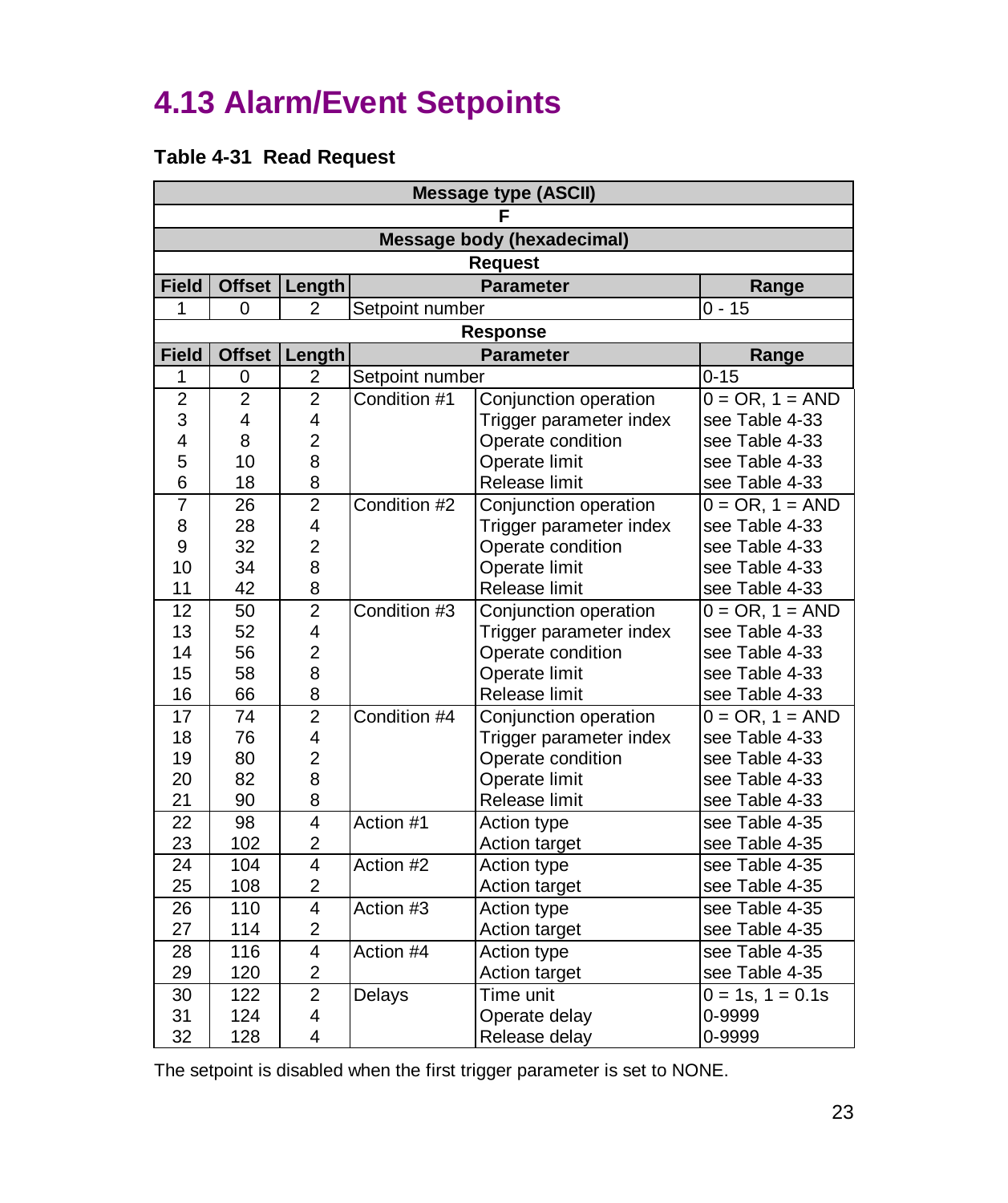# 4.13 Alarm/Event Setpoints

**Table 4-31 Read Request**

| Message type (ASCII) | | | | | |
|---|---|---|---|---|---|
| F | | | | | |
| **Message body (hexadecimal)** | | | | | |
| **Request** | | | | | |
| **Field** | **Offset** | **Length** | **Parameter** | | **Range** |
| 1 | 0 | 2 | Setpoint number | | 0 - 15 |
| **Response** | | | | | |
| **Field** | **Offset** | **Length** | **Parameter** | | **Range** |
| 1 | 0 | 2 | Setpoint number | | 0-15 |
| 2 | 2 | 2 | Condition #1 | Conjunction operation | 0 = OR, 1 = AND |
| 3 | 4 | 4 | | Trigger parameter index | see Table 4-33 |
| 4 | 8 | 2 | | Operate condition | see Table 4-33 |
| 5 | 10 | 8 | | Operate limit | see Table 4-33 |
| 6 | 18 | 8 | | Release limit | see Table 4-33 |
| 7 | 26 | 2 | Condition #2 | Conjunction operation | 0 = OR, 1 = AND |
| 8 | 28 | 4 | | Trigger parameter index | see Table 4-33 |
| 9 | 32 | 2 | | Operate condition | see Table 4-33 |
| 10 | 34 | 8 | | Operate limit | see Table 4-33 |
| 11 | 42 | 8 | | Release limit | see Table 4-33 |
| 12 | 50 | 2 | Condition #3 | Conjunction operation | 0 = OR, 1 = AND |
| 13 | 52 | 4 | | Trigger parameter index | see Table 4-33 |
| 14 | 56 | 2 | | Operate condition | see Table 4-33 |
| 15 | 58 | 8 | | Operate limit | see Table 4-33 |
| 16 | 66 | 8 | | Release limit | see Table 4-33 |
| 17 | 74 | 2 | Condition #4 | Conjunction operation | 0 = OR, 1 = AND |
| 18 | 76 | 4 | | Trigger parameter index | see Table 4-33 |
| 19 | 80 | 2 | | Operate condition | see Table 4-33 |
| 20 | 82 | 8 | | Operate limit | see Table 4-33 |
| 21 | 90 | 8 | | Release limit | see Table 4-33 |
| 22 | 98 | 4 | Action #1 | Action type | see Table 4-35 |
| 23 | 102 | 2 | | Action target | see Table 4-35 |
| 24 | 104 | 4 | Action #2 | Action type | see Table 4-35 |
| 25 | 108 | 2 | | Action target | see Table 4-35 |
| 26 | 110 | 4 | Action #3 | Action type | see Table 4-35 |
| 27 | 114 | 2 | | Action target | see Table 4-35 |
| 28 | 116 | 4 | Action #4 | Action type | see Table 4-35 |
| 29 | 120 | 2 | | Action target | see Table 4-35 |
| 30 | 122 | 2 | Delays | Time unit | 0 = 1s, 1 = 0.1s |
| 31 | 124 | 4 | | Operate delay | 0-9999 |
| 32 | 128 | 4 | | Release delay | 0-9999 |

The setpoint is disabled when the first trigger parameter is set to NONE.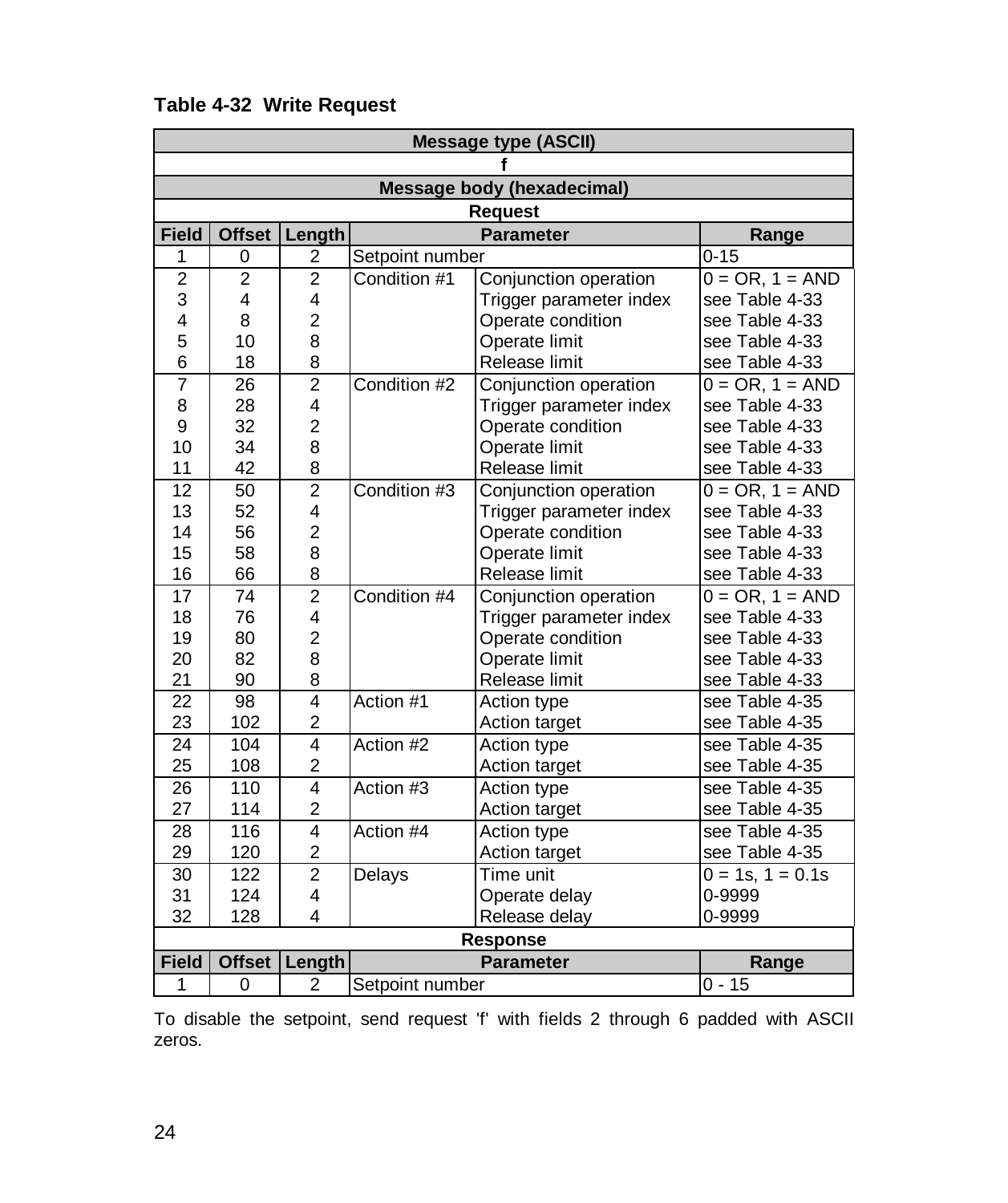**Table 4-32 Write Request**

| Message type (ASCII) | | | | | |
|---|---|---|---|---|---|
| f | | | | | |
| **Message body (hexadecimal)** | | | | | |
| **Request** | | | | | |
| **Field** | **Offset** | **Length** | **Parameter** | | **Range** |
| 1 | 0 | 2 | Setpoint number | | 0-15 |
| 2 | 2 | 2 | Condition #1 | Conjunction operation | 0 = OR, 1 = AND |
| 3 | 4 | 4 | | Trigger parameter index | see Table 4-33 |
| 4 | 8 | 2 | | Operate condition | see Table 4-33 |
| 5 | 10 | 8 | | Operate limit | see Table 4-33 |
| 6 | 18 | 8 | | Release limit | see Table 4-33 |
| 7 | 26 | 2 | Condition #2 | Conjunction operation | 0 = OR, 1 = AND |
| 8 | 28 | 4 | | Trigger parameter index | see Table 4-33 |
| 9 | 32 | 2 | | Operate condition | see Table 4-33 |
| 10 | 34 | 8 | | Operate limit | see Table 4-33 |
| 11 | 42 | 8 | | Release limit | see Table 4-33 |
| 12 | 50 | 2 | Condition #3 | Conjunction operation | 0 = OR, 1 = AND |
| 13 | 52 | 4 | | Trigger parameter index | see Table 4-33 |
| 14 | 56 | 2 | | Operate condition | see Table 4-33 |
| 15 | 58 | 8 | | Operate limit | see Table 4-33 |
| 16 | 66 | 8 | | Release limit | see Table 4-33 |
| 17 | 74 | 2 | Condition #4 | Conjunction operation | 0 = OR, 1 = AND |
| 18 | 76 | 4 | | Trigger parameter index | see Table 4-33 |
| 19 | 80 | 2 | | Operate condition | see Table 4-33 |
| 20 | 82 | 8 | | Operate limit | see Table 4-33 |
| 21 | 90 | 8 | | Release limit | see Table 4-33 |
| 22 | 98 | 4 | Action #1 | Action type | see Table 4-35 |
| 23 | 102 | 2 | | Action target | see Table 4-35 |
| 24 | 104 | 4 | Action #2 | Action type | see Table 4-35 |
| 25 | 108 | 2 | | Action target | see Table 4-35 |
| 26 | 110 | 4 | Action #3 | Action type | see Table 4-35 |
| 27 | 114 | 2 | | Action target | see Table 4-35 |
| 28 | 116 | 4 | Action #4 | Action type | see Table 4-35 |
| 29 | 120 | 2 | | Action target | see Table 4-35 |
| 30 | 122 | 2 | Delays | Time unit | 0 = 1s, 1 = 0.1s |
| 31 | 124 | 4 | | Operate delay | 0-9999 |
| 32 | 128 | 4 | | Release delay | 0-9999 |
| **Response** | | | | | |
| **Field** | **Offset** | **Length** | **Parameter** | | **Range** |
| 1 | 0 | 2 | Setpoint number | | 0 - 15 |

To disable the setpoint, send request 'f' with fields 2 through 6 padded with ASCII zeros.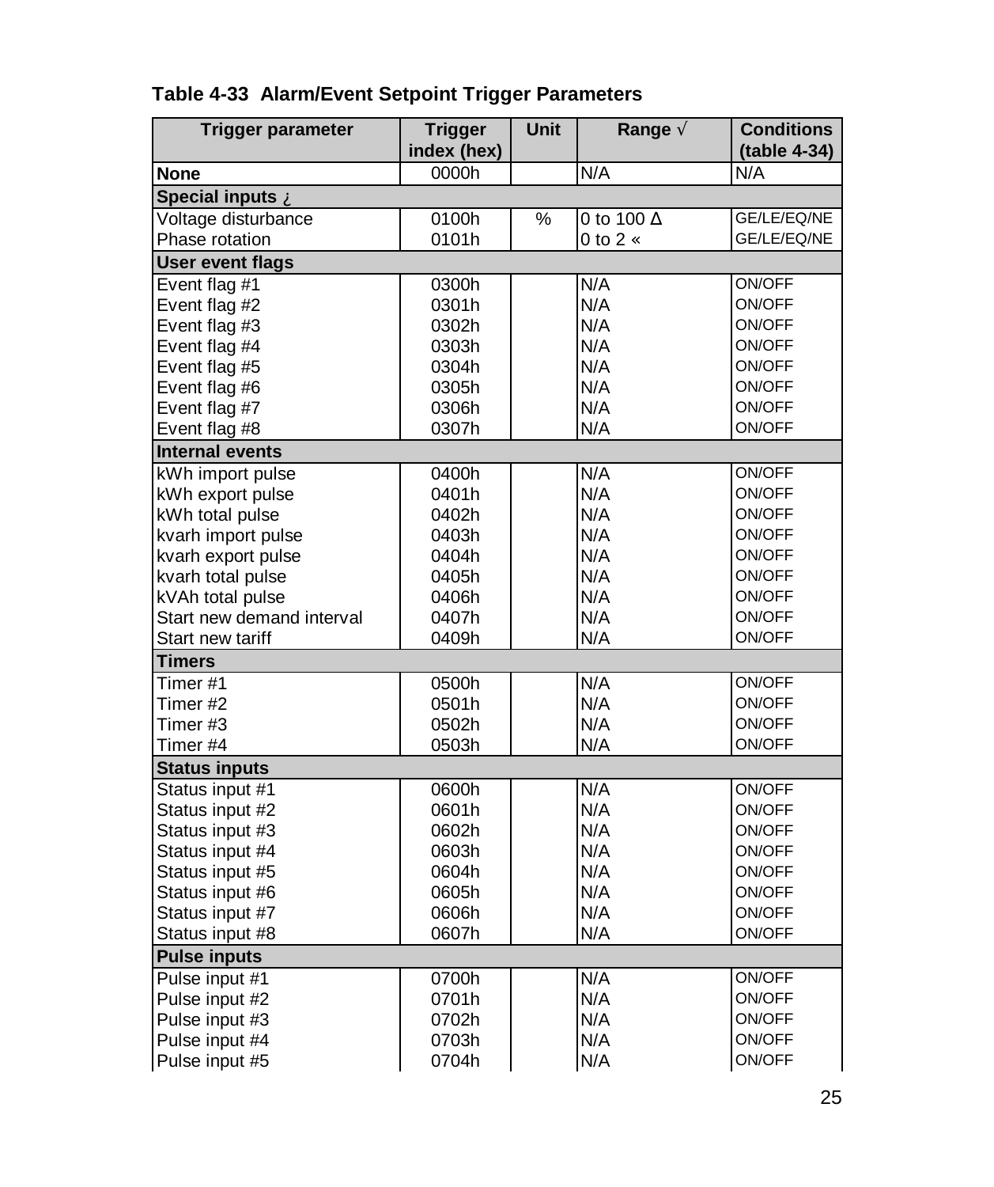**Table 4-33  Alarm/Event Setpoint Trigger Parameters**

| Trigger parameter | Trigger index (hex) | Unit | Range √ | Conditions (table 4-34) |
|---|---|---|---|---|
| **None** | 0000h | | N/A | N/A |
| **Special inputs ¿** | | | | |
| Voltage disturbance | 0100h | % | 0 to 100 Δ | GE/LE/EQ/NE |
| Phase rotation | 0101h | | 0 to 2 « | GE/LE/EQ/NE |
| **User event flags** | | | | |
| Event flag #1 | 0300h | | N/A | ON/OFF |
| Event flag #2 | 0301h | | N/A | ON/OFF |
| Event flag #3 | 0302h | | N/A | ON/OFF |
| Event flag #4 | 0303h | | N/A | ON/OFF |
| Event flag #5 | 0304h | | N/A | ON/OFF |
| Event flag #6 | 0305h | | N/A | ON/OFF |
| Event flag #7 | 0306h | | N/A | ON/OFF |
| Event flag #8 | 0307h | | N/A | ON/OFF |
| **Internal events** | | | | |
| kWh import pulse | 0400h | | N/A | ON/OFF |
| kWh export pulse | 0401h | | N/A | ON/OFF |
| kWh total pulse | 0402h | | N/A | ON/OFF |
| kvarh import pulse | 0403h | | N/A | ON/OFF |
| kvarh export pulse | 0404h | | N/A | ON/OFF |
| kvarh total pulse | 0405h | | N/A | ON/OFF |
| kVAh total pulse | 0406h | | N/A | ON/OFF |
| Start new demand interval | 0407h | | N/A | ON/OFF |
| Start new tariff | 0409h | | N/A | ON/OFF |
| **Timers** | | | | |
| Timer #1 | 0500h | | N/A | ON/OFF |
| Timer #2 | 0501h | | N/A | ON/OFF |
| Timer #3 | 0502h | | N/A | ON/OFF |
| Timer #4 | 0503h | | N/A | ON/OFF |
| **Status inputs** | | | | |
| Status input #1 | 0600h | | N/A | ON/OFF |
| Status input #2 | 0601h | | N/A | ON/OFF |
| Status input #3 | 0602h | | N/A | ON/OFF |
| Status input #4 | 0603h | | N/A | ON/OFF |
| Status input #5 | 0604h | | N/A | ON/OFF |
| Status input #6 | 0605h | | N/A | ON/OFF |
| Status input #7 | 0606h | | N/A | ON/OFF |
| Status input #8 | 0607h | | N/A | ON/OFF |
| **Pulse inputs** | | | | |
| Pulse input #1 | 0700h | | N/A | ON/OFF |
| Pulse input #2 | 0701h | | N/A | ON/OFF |
| Pulse input #3 | 0702h | | N/A | ON/OFF |
| Pulse input #4 | 0703h | | N/A | ON/OFF |
| Pulse input #5 | 0704h | | N/A | ON/OFF |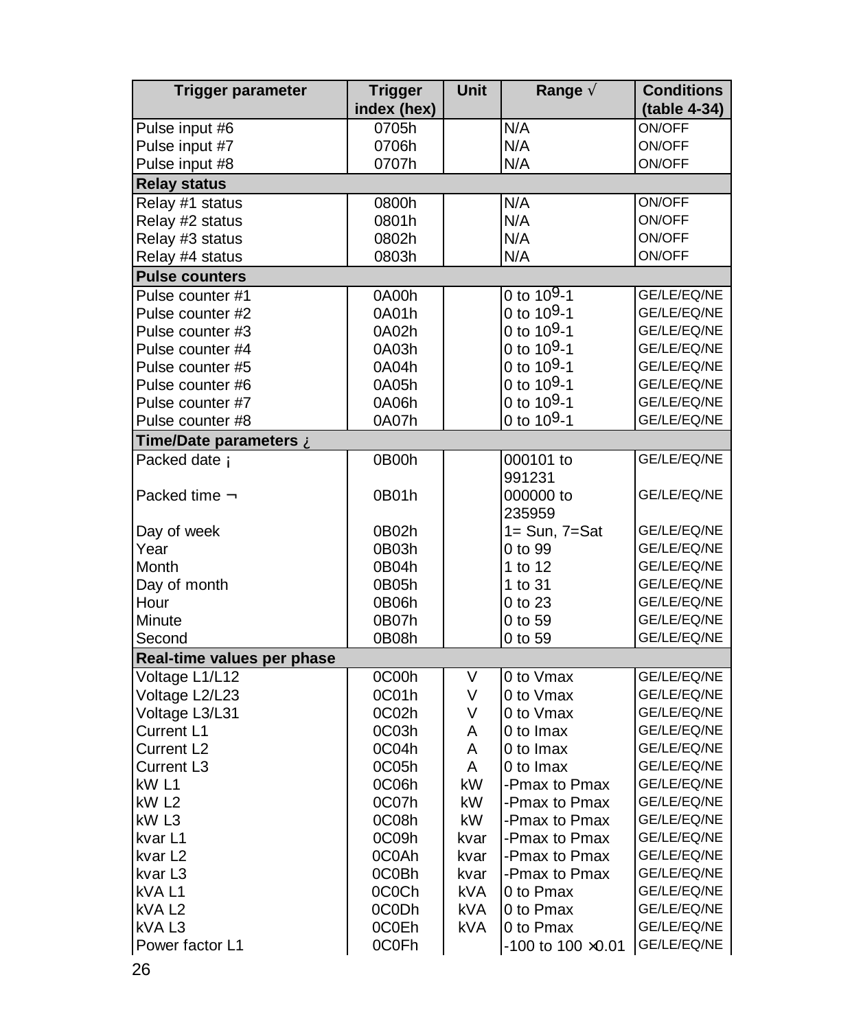| Trigger parameter | Trigger index (hex) | Unit | Range √ | Conditions (table 4-34) |
|---|---|---|---|---|
| Pulse input #6 | 0705h | | N/A | ON/OFF |
| Pulse input #7 | 0706h | | N/A | ON/OFF |
| Pulse input #8 | 0707h | | N/A | ON/OFF |
| **Relay status** | | | | |
| Relay #1 status | 0800h | | N/A | ON/OFF |
| Relay #2 status | 0801h | | N/A | ON/OFF |
| Relay #3 status | 0802h | | N/A | ON/OFF |
| Relay #4 status | 0803h | | N/A | ON/OFF |
| **Pulse counters** | | | | |
| Pulse counter #1 | 0A00h | | 0 to $10^9$-1 | GE/LE/EQ/NE |
| Pulse counter #2 | 0A01h | | 0 to $10^9$-1 | GE/LE/EQ/NE |
| Pulse counter #3 | 0A02h | | 0 to $10^9$-1 | GE/LE/EQ/NE |
| Pulse counter #4 | 0A03h | | 0 to $10^9$-1 | GE/LE/EQ/NE |
| Pulse counter #5 | 0A04h | | 0 to $10^9$-1 | GE/LE/EQ/NE |
| Pulse counter #6 | 0A05h | | 0 to $10^9$-1 | GE/LE/EQ/NE |
| Pulse counter #7 | 0A06h | | 0 to $10^9$-1 | GE/LE/EQ/NE |
| Pulse counter #8 | 0A07h | | 0 to $10^9$-1 | GE/LE/EQ/NE |
| **Time/Date parameters ¿** | | | | |
| Packed date ¡ | 0B00h | | 000101 to 991231 | GE/LE/EQ/NE |
| Packed time ¬ | 0B01h | | 000000 to 235959 | GE/LE/EQ/NE |
| Day of week | 0B02h | | 1= Sun, 7=Sat | GE/LE/EQ/NE |
| Year | 0B03h | | 0 to 99 | GE/LE/EQ/NE |
| Month | 0B04h | | 1 to 12 | GE/LE/EQ/NE |
| Day of month | 0B05h | | 1 to 31 | GE/LE/EQ/NE |
| Hour | 0B06h | | 0 to 23 | GE/LE/EQ/NE |
| Minute | 0B07h | | 0 to 59 | GE/LE/EQ/NE |
| Second | 0B08h | | 0 to 59 | GE/LE/EQ/NE |
| **Real-time values per phase** | | | | |
| Voltage L1/L12 | 0C00h | V | 0 to Vmax | GE/LE/EQ/NE |
| Voltage L2/L23 | 0C01h | V | 0 to Vmax | GE/LE/EQ/NE |
| Voltage L3/L31 | 0C02h | V | 0 to Vmax | GE/LE/EQ/NE |
| Current L1 | 0C03h | A | 0 to Imax | GE/LE/EQ/NE |
| Current L2 | 0C04h | A | 0 to Imax | GE/LE/EQ/NE |
| Current L3 | 0C05h | A | 0 to Imax | GE/LE/EQ/NE |
| kW L1 | 0C06h | kW | -Pmax to Pmax | GE/LE/EQ/NE |
| kW L2 | 0C07h | kW | -Pmax to Pmax | GE/LE/EQ/NE |
| kW L3 | 0C08h | kW | -Pmax to Pmax | GE/LE/EQ/NE |
| kvar L1 | 0C09h | kvar | -Pmax to Pmax | GE/LE/EQ/NE |
| kvar L2 | 0C0Ah | kvar | -Pmax to Pmax | GE/LE/EQ/NE |
| kvar L3 | 0C0Bh | kvar | -Pmax to Pmax | GE/LE/EQ/NE |
| kVA L1 | 0C0Ch | kVA | 0 to Pmax | GE/LE/EQ/NE |
| kVA L2 | 0C0Dh | kVA | 0 to Pmax | GE/LE/EQ/NE |
| kVA L3 | 0C0Eh | kVA | 0 to Pmax | GE/LE/EQ/NE |
| Power factor L1 | 0C0Fh | | -100 to 100 ×0.01 | GE/LE/EQ/NE |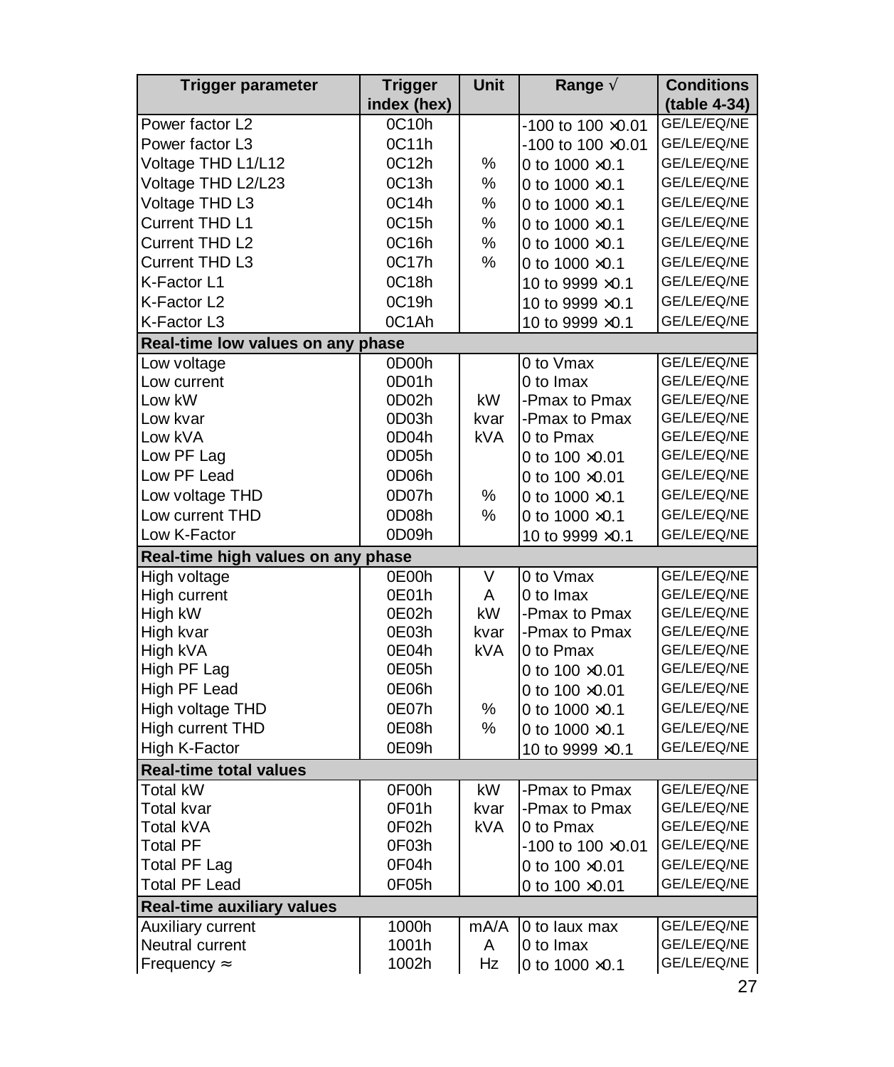| Trigger parameter | Trigger index (hex) | Unit | Range √ | Conditions (table 4-34) |
|---|---|---|---|---|
| Power factor L2 | 0C10h | | -100 to 100 ×0.01 | GE/LE/EQ/NE |
| Power factor L3 | 0C11h | | -100 to 100 ×0.01 | GE/LE/EQ/NE |
| Voltage THD L1/L12 | 0C12h | % | 0 to 1000 ×0.1 | GE/LE/EQ/NE |
| Voltage THD L2/L23 | 0C13h | % | 0 to 1000 ×0.1 | GE/LE/EQ/NE |
| Voltage THD L3 | 0C14h | % | 0 to 1000 ×0.1 | GE/LE/EQ/NE |
| Current THD L1 | 0C15h | % | 0 to 1000 ×0.1 | GE/LE/EQ/NE |
| Current THD L2 | 0C16h | % | 0 to 1000 ×0.1 | GE/LE/EQ/NE |
| Current THD L3 | 0C17h | % | 0 to 1000 ×0.1 | GE/LE/EQ/NE |
| K-Factor L1 | 0C18h | | 10 to 9999 ×0.1 | GE/LE/EQ/NE |
| K-Factor L2 | 0C19h | | 10 to 9999 ×0.1 | GE/LE/EQ/NE |
| K-Factor L3 | 0C1Ah | | 10 to 9999 ×0.1 | GE/LE/EQ/NE |
| **Real-time low values on any phase** | | | | |
| Low voltage | 0D00h | | 0 to Vmax | GE/LE/EQ/NE |
| Low current | 0D01h | | 0 to Imax | GE/LE/EQ/NE |
| Low kW | 0D02h | kW | -Pmax to Pmax | GE/LE/EQ/NE |
| Low kvar | 0D03h | kvar | -Pmax to Pmax | GE/LE/EQ/NE |
| Low kVA | 0D04h | kVA | 0 to Pmax | GE/LE/EQ/NE |
| Low PF Lag | 0D05h | | 0 to 100 ×0.01 | GE/LE/EQ/NE |
| Low PF Lead | 0D06h | | 0 to 100 ×0.01 | GE/LE/EQ/NE |
| Low voltage THD | 0D07h | % | 0 to 1000 ×0.1 | GE/LE/EQ/NE |
| Low current THD | 0D08h | % | 0 to 1000 ×0.1 | GE/LE/EQ/NE |
| Low K-Factor | 0D09h | | 10 to 9999 ×0.1 | GE/LE/EQ/NE |
| **Real-time high values on any phase** | | | | |
| High voltage | 0E00h | V | 0 to Vmax | GE/LE/EQ/NE |
| High current | 0E01h | A | 0 to Imax | GE/LE/EQ/NE |
| High kW | 0E02h | kW | -Pmax to Pmax | GE/LE/EQ/NE |
| High kvar | 0E03h | kvar | -Pmax to Pmax | GE/LE/EQ/NE |
| High kVA | 0E04h | kVA | 0 to Pmax | GE/LE/EQ/NE |
| High PF Lag | 0E05h | | 0 to 100 ×0.01 | GE/LE/EQ/NE |
| High PF Lead | 0E06h | | 0 to 100 ×0.01 | GE/LE/EQ/NE |
| High voltage THD | 0E07h | % | 0 to 1000 ×0.1 | GE/LE/EQ/NE |
| High current THD | 0E08h | % | 0 to 1000 ×0.1 | GE/LE/EQ/NE |
| High K-Factor | 0E09h | | 10 to 9999 ×0.1 | GE/LE/EQ/NE |
| **Real-time total values** | | | | |
| Total kW | 0F00h | kW | -Pmax to Pmax | GE/LE/EQ/NE |
| Total kvar | 0F01h | kvar | -Pmax to Pmax | GE/LE/EQ/NE |
| Total kVA | 0F02h | kVA | 0 to Pmax | GE/LE/EQ/NE |
| Total PF | 0F03h | | -100 to 100 ×0.01 | GE/LE/EQ/NE |
| Total PF Lag | 0F04h | | 0 to 100 ×0.01 | GE/LE/EQ/NE |
| Total PF Lead | 0F05h | | 0 to 100 ×0.01 | GE/LE/EQ/NE |
| **Real-time auxiliary values** | | | | |
| Auxiliary current | 1000h | mA/A | 0 to Iaux max | GE/LE/EQ/NE |
| Neutral current | 1001h | A | 0 to Imax | GE/LE/EQ/NE |
| Frequency ≈ | 1002h | Hz | 0 to 1000 ×0.1 | GE/LE/EQ/NE |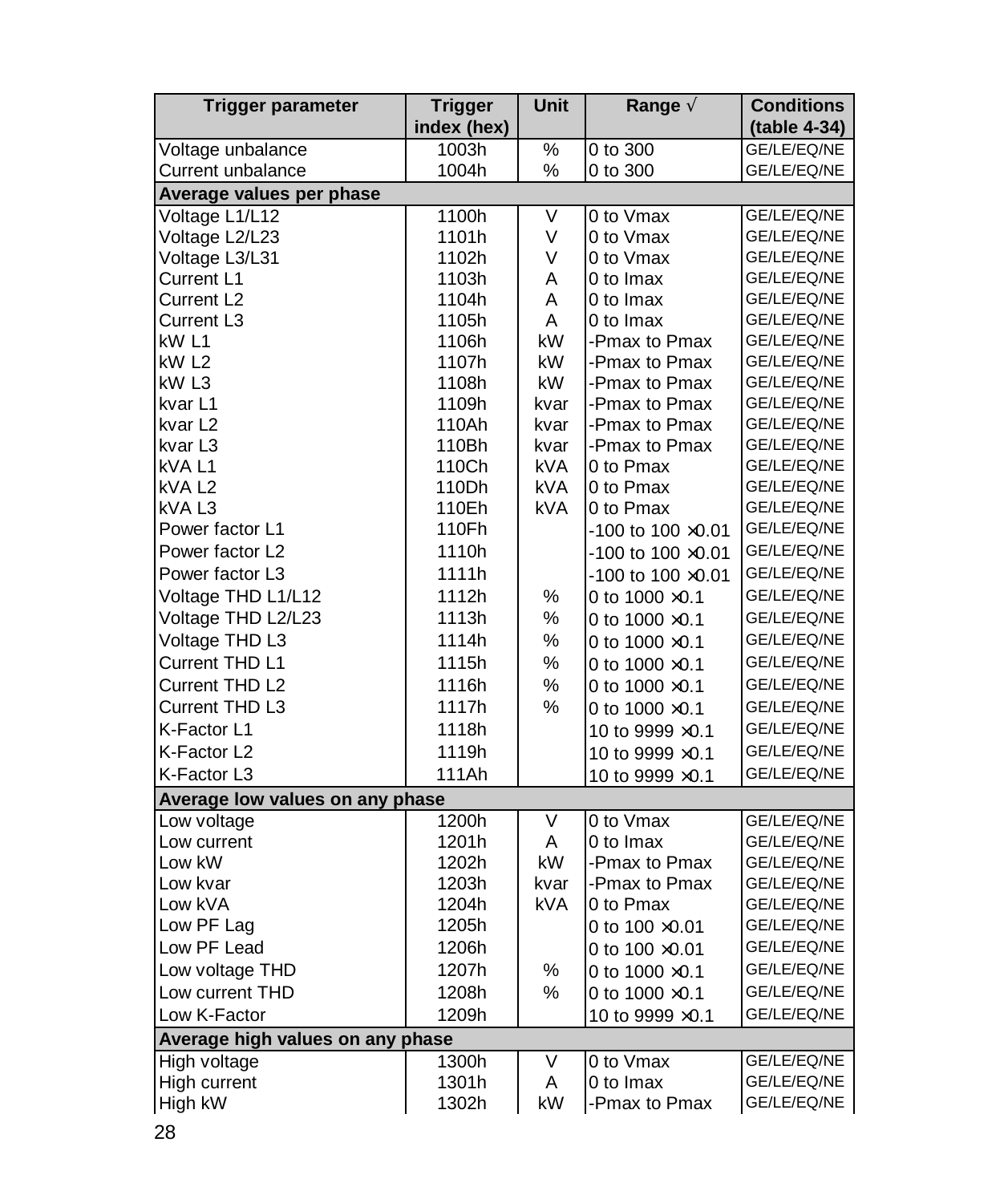| Trigger parameter | Trigger index (hex) | Unit | Range √ | Conditions (table 4-34) |
|---|---|---|---|---|
| Voltage unbalance | 1003h | % | 0 to 300 | GE/LE/EQ/NE |
| Current unbalance | 1004h | % | 0 to 300 | GE/LE/EQ/NE |
| **Average values per phase** | | | | |
| Voltage L1/L12 | 1100h | V | 0 to Vmax | GE/LE/EQ/NE |
| Voltage L2/L23 | 1101h | V | 0 to Vmax | GE/LE/EQ/NE |
| Voltage L3/L31 | 1102h | V | 0 to Vmax | GE/LE/EQ/NE |
| Current L1 | 1103h | A | 0 to Imax | GE/LE/EQ/NE |
| Current L2 | 1104h | A | 0 to Imax | GE/LE/EQ/NE |
| Current L3 | 1105h | A | 0 to Imax | GE/LE/EQ/NE |
| kW L1 | 1106h | kW | -Pmax to Pmax | GE/LE/EQ/NE |
| kW L2 | 1107h | kW | -Pmax to Pmax | GE/LE/EQ/NE |
| kW L3 | 1108h | kW | -Pmax to Pmax | GE/LE/EQ/NE |
| kvar L1 | 1109h | kvar | -Pmax to Pmax | GE/LE/EQ/NE |
| kvar L2 | 110Ah | kvar | -Pmax to Pmax | GE/LE/EQ/NE |
| kvar L3 | 110Bh | kvar | -Pmax to Pmax | GE/LE/EQ/NE |
| kVA L1 | 110Ch | kVA | 0 to Pmax | GE/LE/EQ/NE |
| kVA L2 | 110Dh | kVA | 0 to Pmax | GE/LE/EQ/NE |
| kVA L3 | 110Eh | kVA | 0 to Pmax | GE/LE/EQ/NE |
| Power factor L1 | 110Fh | | -100 to 100 ×0.01 | GE/LE/EQ/NE |
| Power factor L2 | 1110h | | -100 to 100 ×0.01 | GE/LE/EQ/NE |
| Power factor L3 | 1111h | | -100 to 100 ×0.01 | GE/LE/EQ/NE |
| Voltage THD L1/L12 | 1112h | % | 0 to 1000 ×0.1 | GE/LE/EQ/NE |
| Voltage THD L2/L23 | 1113h | % | 0 to 1000 ×0.1 | GE/LE/EQ/NE |
| Voltage THD L3 | 1114h | % | 0 to 1000 ×0.1 | GE/LE/EQ/NE |
| Current THD L1 | 1115h | % | 0 to 1000 ×0.1 | GE/LE/EQ/NE |
| Current THD L2 | 1116h | % | 0 to 1000 ×0.1 | GE/LE/EQ/NE |
| Current THD L3 | 1117h | % | 0 to 1000 ×0.1 | GE/LE/EQ/NE |
| K-Factor L1 | 1118h | | 10 to 9999 ×0.1 | GE/LE/EQ/NE |
| K-Factor L2 | 1119h | | 10 to 9999 ×0.1 | GE/LE/EQ/NE |
| K-Factor L3 | 111Ah | | 10 to 9999 ×0.1 | GE/LE/EQ/NE |
| **Average low values on any phase** | | | | |
| Low voltage | 1200h | V | 0 to Vmax | GE/LE/EQ/NE |
| Low current | 1201h | A | 0 to Imax | GE/LE/EQ/NE |
| Low kW | 1202h | kW | -Pmax to Pmax | GE/LE/EQ/NE |
| Low kvar | 1203h | kvar | -Pmax to Pmax | GE/LE/EQ/NE |
| Low kVA | 1204h | kVA | 0 to Pmax | GE/LE/EQ/NE |
| Low PF Lag | 1205h | | 0 to 100 ×0.01 | GE/LE/EQ/NE |
| Low PF Lead | 1206h | | 0 to 100 ×0.01 | GE/LE/EQ/NE |
| Low voltage THD | 1207h | % | 0 to 1000 ×0.1 | GE/LE/EQ/NE |
| Low current THD | 1208h | % | 0 to 1000 ×0.1 | GE/LE/EQ/NE |
| Low K-Factor | 1209h | | 10 to 9999 ×0.1 | GE/LE/EQ/NE |
| **Average high values on any phase** | | | | |
| High voltage | 1300h | V | 0 to Vmax | GE/LE/EQ/NE |
| High current | 1301h | A | 0 to Imax | GE/LE/EQ/NE |
| High kW | 1302h | kW | -Pmax to Pmax | GE/LE/EQ/NE |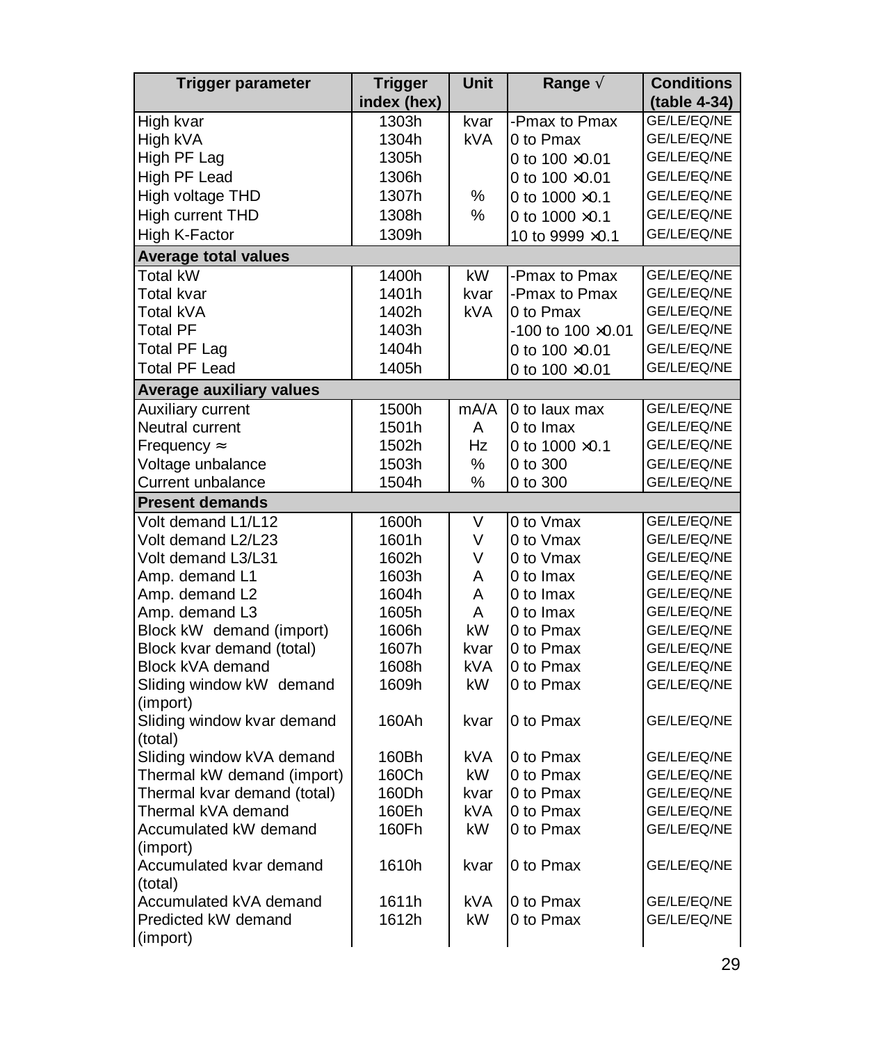| Trigger parameter | Trigger index (hex) | Unit | Range √ | Conditions (table 4-34) |
|---|---|---|---|---|
| High kvar | 1303h | kvar | -Pmax to Pmax | GE/LE/EQ/NE |
| High kVA | 1304h | kVA | 0 to Pmax | GE/LE/EQ/NE |
| High PF Lag | 1305h | | 0 to 100 ×0.01 | GE/LE/EQ/NE |
| High PF Lead | 1306h | | 0 to 100 ×0.01 | GE/LE/EQ/NE |
| High voltage THD | 1307h | % | 0 to 1000 ×0.1 | GE/LE/EQ/NE |
| High current THD | 1308h | % | 0 to 1000 ×0.1 | GE/LE/EQ/NE |
| High K-Factor | 1309h | | 10 to 9999 ×0.1 | GE/LE/EQ/NE |
| **Average total values** | | | | |
| Total kW | 1400h | kW | -Pmax to Pmax | GE/LE/EQ/NE |
| Total kvar | 1401h | kvar | -Pmax to Pmax | GE/LE/EQ/NE |
| Total kVA | 1402h | kVA | 0 to Pmax | GE/LE/EQ/NE |
| Total PF | 1403h | | -100 to 100 ×0.01 | GE/LE/EQ/NE |
| Total PF Lag | 1404h | | 0 to 100 ×0.01 | GE/LE/EQ/NE |
| Total PF Lead | 1405h | | 0 to 100 ×0.01 | GE/LE/EQ/NE |
| **Average auxiliary values** | | | | |
| Auxiliary current | 1500h | mA/A | 0 to Iaux max | GE/LE/EQ/NE |
| Neutral current | 1501h | A | 0 to Imax | GE/LE/EQ/NE |
| Frequency ≈ | 1502h | Hz | 0 to 1000 ×0.1 | GE/LE/EQ/NE |
| Voltage unbalance | 1503h | % | 0 to 300 | GE/LE/EQ/NE |
| Current unbalance | 1504h | % | 0 to 300 | GE/LE/EQ/NE |
| **Present demands** | | | | |
| Volt demand L1/L12 | 1600h | V | 0 to Vmax | GE/LE/EQ/NE |
| Volt demand L2/L23 | 1601h | V | 0 to Vmax | GE/LE/EQ/NE |
| Volt demand L3/L31 | 1602h | V | 0 to Vmax | GE/LE/EQ/NE |
| Amp. demand L1 | 1603h | A | 0 to Imax | GE/LE/EQ/NE |
| Amp. demand L2 | 1604h | A | 0 to Imax | GE/LE/EQ/NE |
| Amp. demand L3 | 1605h | A | 0 to Imax | GE/LE/EQ/NE |
| Block kW demand (import) | 1606h | kW | 0 to Pmax | GE/LE/EQ/NE |
| Block kvar demand (total) | 1607h | kvar | 0 to Pmax | GE/LE/EQ/NE |
| Block kVA demand | 1608h | kVA | 0 to Pmax | GE/LE/EQ/NE |
| Sliding window kW demand (import) | 1609h | kW | 0 to Pmax | GE/LE/EQ/NE |
| Sliding window kvar demand (total) | 160Ah | kvar | 0 to Pmax | GE/LE/EQ/NE |
| Sliding window kVA demand | 160Bh | kVA | 0 to Pmax | GE/LE/EQ/NE |
| Thermal kW demand (import) | 160Ch | kW | 0 to Pmax | GE/LE/EQ/NE |
| Thermal kvar demand (total) | 160Dh | kvar | 0 to Pmax | GE/LE/EQ/NE |
| Thermal kVA demand | 160Eh | kVA | 0 to Pmax | GE/LE/EQ/NE |
| Accumulated kW demand (import) | 160Fh | kW | 0 to Pmax | GE/LE/EQ/NE |
| Accumulated kvar demand (total) | 1610h | kvar | 0 to Pmax | GE/LE/EQ/NE |
| Accumulated kVA demand | 1611h | kVA | 0 to Pmax | GE/LE/EQ/NE |
| Predicted kW demand (import) | 1612h | kW | 0 to Pmax | GE/LE/EQ/NE |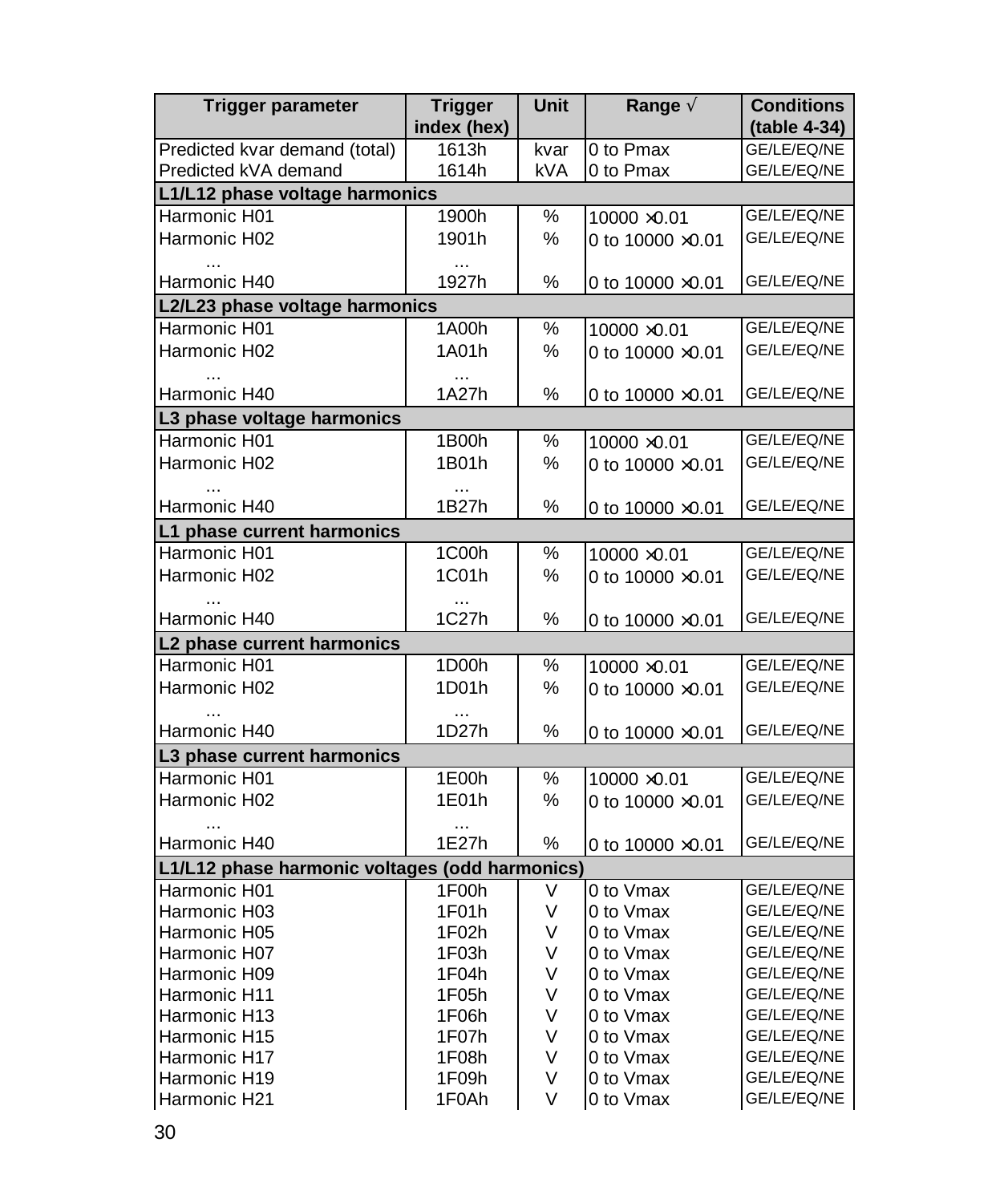| Trigger parameter | Trigger index (hex) | Unit | Range √ | Conditions (table 4-34) |
|---|---|---|---|---|
| Predicted kvar demand (total) | 1613h | kvar | 0 to Pmax | GE/LE/EQ/NE |
| Predicted kVA demand | 1614h | kVA | 0 to Pmax | GE/LE/EQ/NE |
| **L1/L12 phase voltage harmonics** | | | | |
| Harmonic H01 | 1900h | % | 10000 ×0.01 | GE/LE/EQ/NE |
| Harmonic H02 | 1901h | % | 0 to 10000 ×0.01 | GE/LE/EQ/NE |
| ... | ... | | | |
| Harmonic H40 | 1927h | % | 0 to 10000 ×0.01 | GE/LE/EQ/NE |
| **L2/L23 phase voltage harmonics** | | | | |
| Harmonic H01 | 1A00h | % | 10000 ×0.01 | GE/LE/EQ/NE |
| Harmonic H02 | 1A01h | % | 0 to 10000 ×0.01 | GE/LE/EQ/NE |
| ... | ... | | | |
| Harmonic H40 | 1A27h | % | 0 to 10000 ×0.01 | GE/LE/EQ/NE |
| **L3 phase voltage harmonics** | | | | |
| Harmonic H01 | 1B00h | % | 10000 ×0.01 | GE/LE/EQ/NE |
| Harmonic H02 | 1B01h | % | 0 to 10000 ×0.01 | GE/LE/EQ/NE |
| ... | ... | | | |
| Harmonic H40 | 1B27h | % | 0 to 10000 ×0.01 | GE/LE/EQ/NE |
| **L1 phase current harmonics** | | | | |
| Harmonic H01 | 1C00h | % | 10000 ×0.01 | GE/LE/EQ/NE |
| Harmonic H02 | 1C01h | % | 0 to 10000 ×0.01 | GE/LE/EQ/NE |
| ... | ... | | | |
| Harmonic H40 | 1C27h | % | 0 to 10000 ×0.01 | GE/LE/EQ/NE |
| **L2 phase current harmonics** | | | | |
| Harmonic H01 | 1D00h | % | 10000 ×0.01 | GE/LE/EQ/NE |
| Harmonic H02 | 1D01h | % | 0 to 10000 ×0.01 | GE/LE/EQ/NE |
| ... | ... | | | |
| Harmonic H40 | 1D27h | % | 0 to 10000 ×0.01 | GE/LE/EQ/NE |
| **L3 phase current harmonics** | | | | |
| Harmonic H01 | 1E00h | % | 10000 ×0.01 | GE/LE/EQ/NE |
| Harmonic H02 | 1E01h | % | 0 to 10000 ×0.01 | GE/LE/EQ/NE |
| ... | ... | | | |
| Harmonic H40 | 1E27h | % | 0 to 10000 ×0.01 | GE/LE/EQ/NE |
| **L1/L12 phase harmonic voltages (odd harmonics)** | | | | |
| Harmonic H01 | 1F00h | V | 0 to Vmax | GE/LE/EQ/NE |
| Harmonic H03 | 1F01h | V | 0 to Vmax | GE/LE/EQ/NE |
| Harmonic H05 | 1F02h | V | 0 to Vmax | GE/LE/EQ/NE |
| Harmonic H07 | 1F03h | V | 0 to Vmax | GE/LE/EQ/NE |
| Harmonic H09 | 1F04h | V | 0 to Vmax | GE/LE/EQ/NE |
| Harmonic H11 | 1F05h | V | 0 to Vmax | GE/LE/EQ/NE |
| Harmonic H13 | 1F06h | V | 0 to Vmax | GE/LE/EQ/NE |
| Harmonic H15 | 1F07h | V | 0 to Vmax | GE/LE/EQ/NE |
| Harmonic H17 | 1F08h | V | 0 to Vmax | GE/LE/EQ/NE |
| Harmonic H19 | 1F09h | V | 0 to Vmax | GE/LE/EQ/NE |
| Harmonic H21 | 1F0Ah | V | 0 to Vmax | GE/LE/EQ/NE |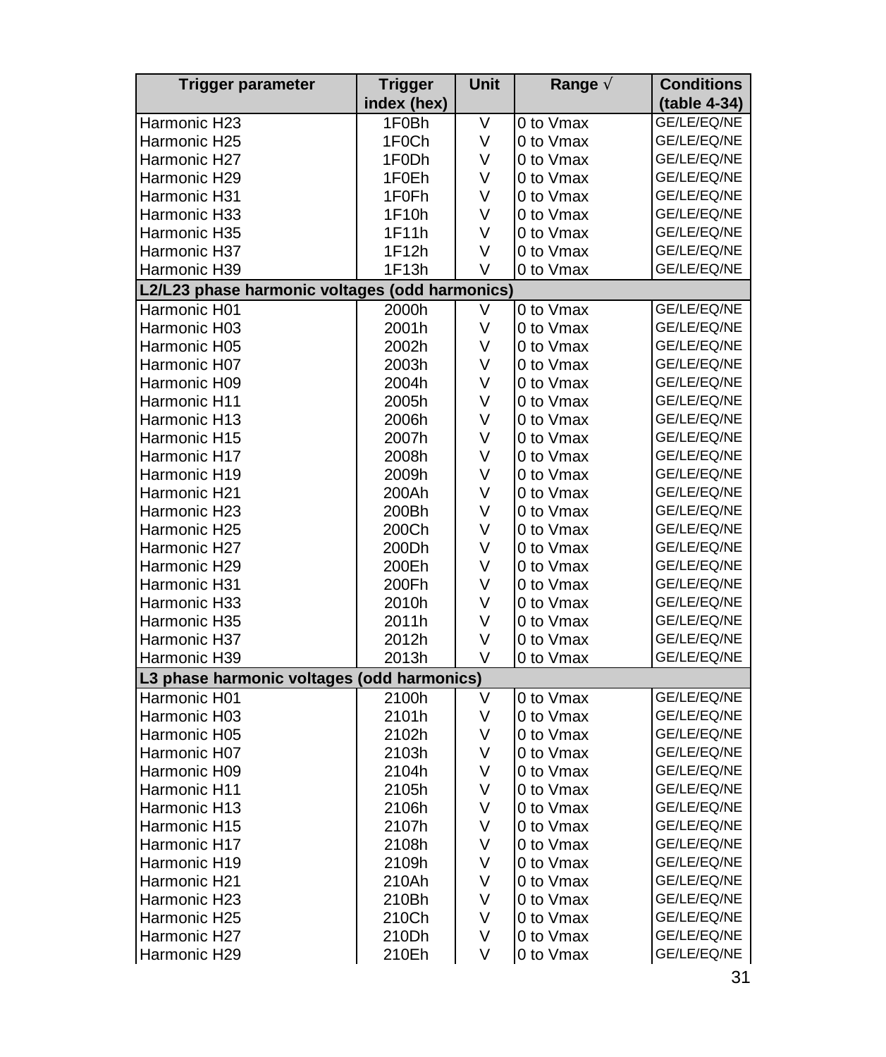| Trigger parameter | Trigger index (hex) | Unit | Range √ | Conditions (table 4-34) |
|---|---|---|---|---|
| Harmonic H23 | 1F0Bh | V | 0 to Vmax | GE/LE/EQ/NE |
| Harmonic H25 | 1F0Ch | V | 0 to Vmax | GE/LE/EQ/NE |
| Harmonic H27 | 1F0Dh | V | 0 to Vmax | GE/LE/EQ/NE |
| Harmonic H29 | 1F0Eh | V | 0 to Vmax | GE/LE/EQ/NE |
| Harmonic H31 | 1F0Fh | V | 0 to Vmax | GE/LE/EQ/NE |
| Harmonic H33 | 1F10h | V | 0 to Vmax | GE/LE/EQ/NE |
| Harmonic H35 | 1F11h | V | 0 to Vmax | GE/LE/EQ/NE |
| Harmonic H37 | 1F12h | V | 0 to Vmax | GE/LE/EQ/NE |
| Harmonic H39 | 1F13h | V | 0 to Vmax | GE/LE/EQ/NE |
| **L2/L23 phase harmonic voltages (odd harmonics)** | | | | |
| Harmonic H01 | 2000h | V | 0 to Vmax | GE/LE/EQ/NE |
| Harmonic H03 | 2001h | V | 0 to Vmax | GE/LE/EQ/NE |
| Harmonic H05 | 2002h | V | 0 to Vmax | GE/LE/EQ/NE |
| Harmonic H07 | 2003h | V | 0 to Vmax | GE/LE/EQ/NE |
| Harmonic H09 | 2004h | V | 0 to Vmax | GE/LE/EQ/NE |
| Harmonic H11 | 2005h | V | 0 to Vmax | GE/LE/EQ/NE |
| Harmonic H13 | 2006h | V | 0 to Vmax | GE/LE/EQ/NE |
| Harmonic H15 | 2007h | V | 0 to Vmax | GE/LE/EQ/NE |
| Harmonic H17 | 2008h | V | 0 to Vmax | GE/LE/EQ/NE |
| Harmonic H19 | 2009h | V | 0 to Vmax | GE/LE/EQ/NE |
| Harmonic H21 | 200Ah | V | 0 to Vmax | GE/LE/EQ/NE |
| Harmonic H23 | 200Bh | V | 0 to Vmax | GE/LE/EQ/NE |
| Harmonic H25 | 200Ch | V | 0 to Vmax | GE/LE/EQ/NE |
| Harmonic H27 | 200Dh | V | 0 to Vmax | GE/LE/EQ/NE |
| Harmonic H29 | 200Eh | V | 0 to Vmax | GE/LE/EQ/NE |
| Harmonic H31 | 200Fh | V | 0 to Vmax | GE/LE/EQ/NE |
| Harmonic H33 | 2010h | V | 0 to Vmax | GE/LE/EQ/NE |
| Harmonic H35 | 2011h | V | 0 to Vmax | GE/LE/EQ/NE |
| Harmonic H37 | 2012h | V | 0 to Vmax | GE/LE/EQ/NE |
| Harmonic H39 | 2013h | V | 0 to Vmax | GE/LE/EQ/NE |
| **L3 phase harmonic voltages (odd harmonics)** | | | | |
| Harmonic H01 | 2100h | V | 0 to Vmax | GE/LE/EQ/NE |
| Harmonic H03 | 2101h | V | 0 to Vmax | GE/LE/EQ/NE |
| Harmonic H05 | 2102h | V | 0 to Vmax | GE/LE/EQ/NE |
| Harmonic H07 | 2103h | V | 0 to Vmax | GE/LE/EQ/NE |
| Harmonic H09 | 2104h | V | 0 to Vmax | GE/LE/EQ/NE |
| Harmonic H11 | 2105h | V | 0 to Vmax | GE/LE/EQ/NE |
| Harmonic H13 | 2106h | V | 0 to Vmax | GE/LE/EQ/NE |
| Harmonic H15 | 2107h | V | 0 to Vmax | GE/LE/EQ/NE |
| Harmonic H17 | 2108h | V | 0 to Vmax | GE/LE/EQ/NE |
| Harmonic H19 | 2109h | V | 0 to Vmax | GE/LE/EQ/NE |
| Harmonic H21 | 210Ah | V | 0 to Vmax | GE/LE/EQ/NE |
| Harmonic H23 | 210Bh | V | 0 to Vmax | GE/LE/EQ/NE |
| Harmonic H25 | 210Ch | V | 0 to Vmax | GE/LE/EQ/NE |
| Harmonic H27 | 210Dh | V | 0 to Vmax | GE/LE/EQ/NE |
| Harmonic H29 | 210Eh | V | 0 to Vmax | GE/LE/EQ/NE |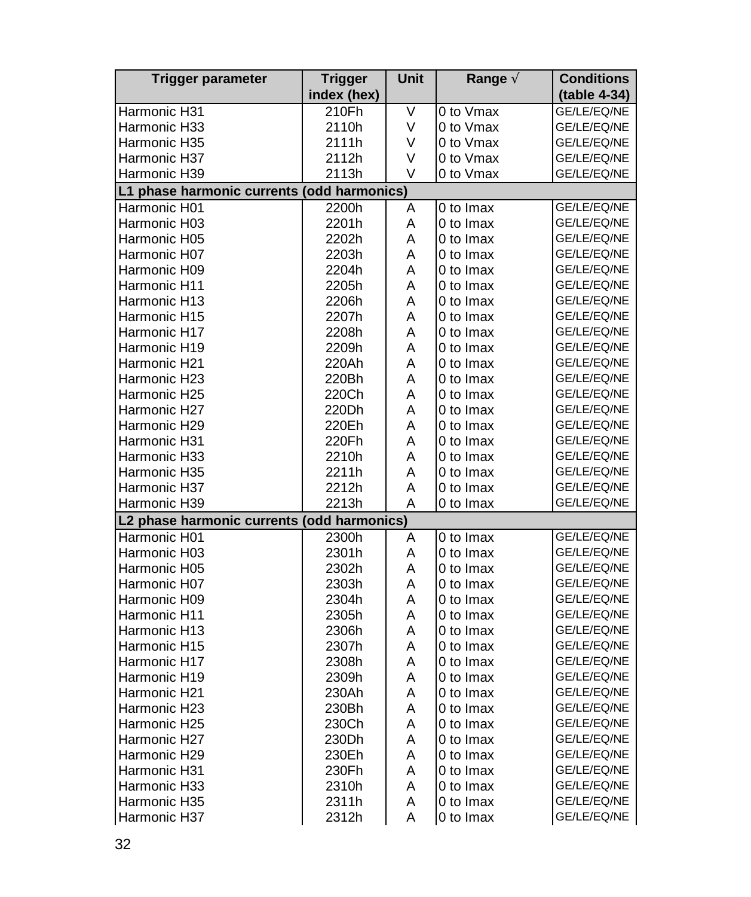| Trigger parameter | Trigger index (hex) | Unit | Range √ | Conditions (table 4-34) |
|---|---|---|---|---|
| Harmonic H31 | 210Fh | V | 0 to Vmax | GE/LE/EQ/NE |
| Harmonic H33 | 2110h | V | 0 to Vmax | GE/LE/EQ/NE |
| Harmonic H35 | 2111h | V | 0 to Vmax | GE/LE/EQ/NE |
| Harmonic H37 | 2112h | V | 0 to Vmax | GE/LE/EQ/NE |
| Harmonic H39 | 2113h | V | 0 to Vmax | GE/LE/EQ/NE |
| **L1 phase harmonic currents (odd harmonics)** | | | | |
| Harmonic H01 | 2200h | A | 0 to Imax | GE/LE/EQ/NE |
| Harmonic H03 | 2201h | A | 0 to Imax | GE/LE/EQ/NE |
| Harmonic H05 | 2202h | A | 0 to Imax | GE/LE/EQ/NE |
| Harmonic H07 | 2203h | A | 0 to Imax | GE/LE/EQ/NE |
| Harmonic H09 | 2204h | A | 0 to Imax | GE/LE/EQ/NE |
| Harmonic H11 | 2205h | A | 0 to Imax | GE/LE/EQ/NE |
| Harmonic H13 | 2206h | A | 0 to Imax | GE/LE/EQ/NE |
| Harmonic H15 | 2207h | A | 0 to Imax | GE/LE/EQ/NE |
| Harmonic H17 | 2208h | A | 0 to Imax | GE/LE/EQ/NE |
| Harmonic H19 | 2209h | A | 0 to Imax | GE/LE/EQ/NE |
| Harmonic H21 | 220Ah | A | 0 to Imax | GE/LE/EQ/NE |
| Harmonic H23 | 220Bh | A | 0 to Imax | GE/LE/EQ/NE |
| Harmonic H25 | 220Ch | A | 0 to Imax | GE/LE/EQ/NE |
| Harmonic H27 | 220Dh | A | 0 to Imax | GE/LE/EQ/NE |
| Harmonic H29 | 220Eh | A | 0 to Imax | GE/LE/EQ/NE |
| Harmonic H31 | 220Fh | A | 0 to Imax | GE/LE/EQ/NE |
| Harmonic H33 | 2210h | A | 0 to Imax | GE/LE/EQ/NE |
| Harmonic H35 | 2211h | A | 0 to Imax | GE/LE/EQ/NE |
| Harmonic H37 | 2212h | A | 0 to Imax | GE/LE/EQ/NE |
| Harmonic H39 | 2213h | A | 0 to Imax | GE/LE/EQ/NE |
| **L2 phase harmonic currents (odd harmonics)** | | | | |
| Harmonic H01 | 2300h | A | 0 to Imax | GE/LE/EQ/NE |
| Harmonic H03 | 2301h | A | 0 to Imax | GE/LE/EQ/NE |
| Harmonic H05 | 2302h | A | 0 to Imax | GE/LE/EQ/NE |
| Harmonic H07 | 2303h | A | 0 to Imax | GE/LE/EQ/NE |
| Harmonic H09 | 2304h | A | 0 to Imax | GE/LE/EQ/NE |
| Harmonic H11 | 2305h | A | 0 to Imax | GE/LE/EQ/NE |
| Harmonic H13 | 2306h | A | 0 to Imax | GE/LE/EQ/NE |
| Harmonic H15 | 2307h | A | 0 to Imax | GE/LE/EQ/NE |
| Harmonic H17 | 2308h | A | 0 to Imax | GE/LE/EQ/NE |
| Harmonic H19 | 2309h | A | 0 to Imax | GE/LE/EQ/NE |
| Harmonic H21 | 230Ah | A | 0 to Imax | GE/LE/EQ/NE |
| Harmonic H23 | 230Bh | A | 0 to Imax | GE/LE/EQ/NE |
| Harmonic H25 | 230Ch | A | 0 to Imax | GE/LE/EQ/NE |
| Harmonic H27 | 230Dh | A | 0 to Imax | GE/LE/EQ/NE |
| Harmonic H29 | 230Eh | A | 0 to Imax | GE/LE/EQ/NE |
| Harmonic H31 | 230Fh | A | 0 to Imax | GE/LE/EQ/NE |
| Harmonic H33 | 2310h | A | 0 to Imax | GE/LE/EQ/NE |
| Harmonic H35 | 2311h | A | 0 to Imax | GE/LE/EQ/NE |
| Harmonic H37 | 2312h | A | 0 to Imax | GE/LE/EQ/NE |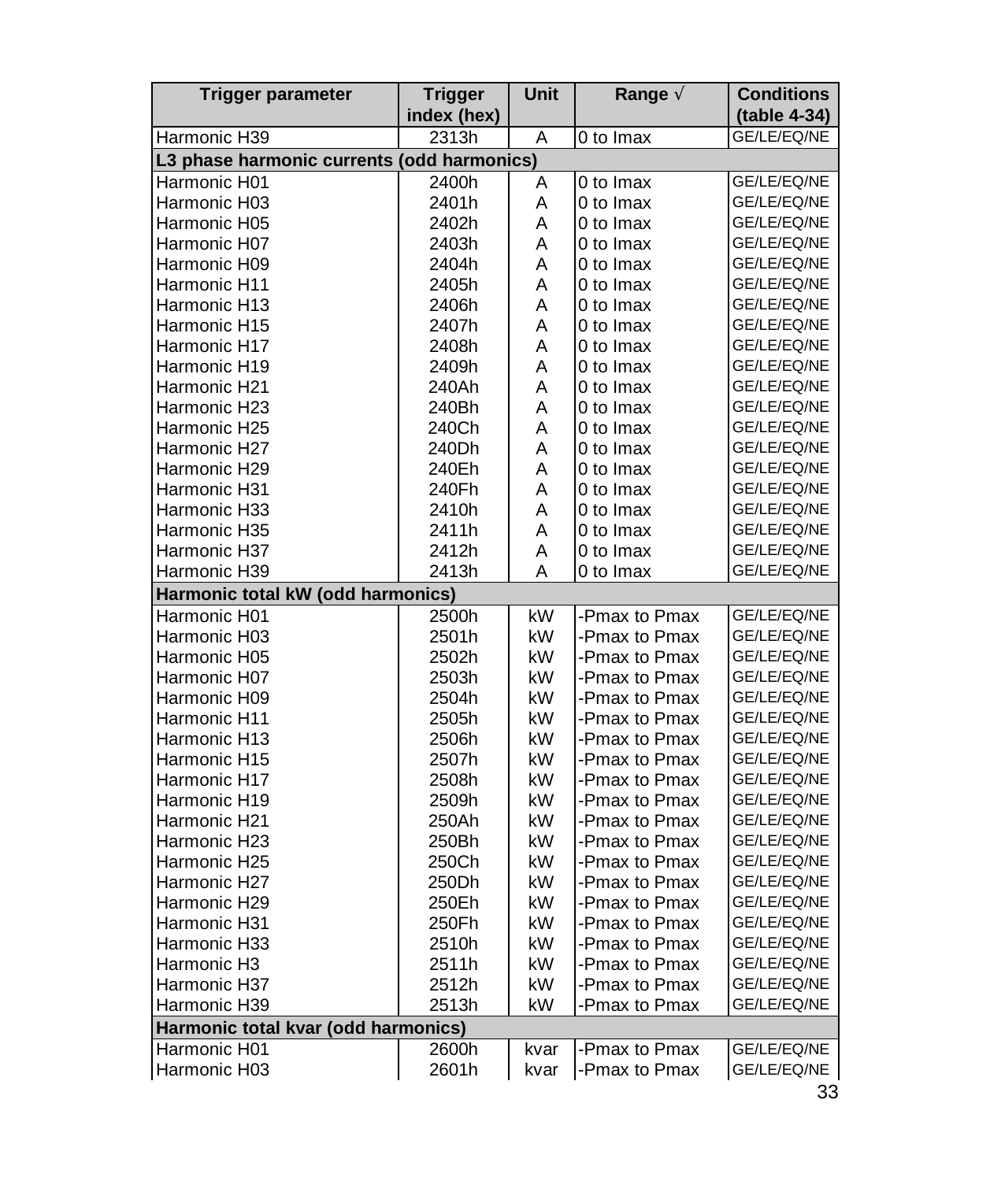| Trigger parameter | Trigger index (hex) | Unit | Range √ | Conditions (table 4-34) |
|---|---|---|---|---|
| Harmonic H39 | 2313h | A | 0 to Imax | GE/LE/EQ/NE |
| **L3 phase harmonic currents (odd harmonics)** | | | | |
| Harmonic H01 | 2400h | A | 0 to Imax | GE/LE/EQ/NE |
| Harmonic H03 | 2401h | A | 0 to Imax | GE/LE/EQ/NE |
| Harmonic H05 | 2402h | A | 0 to Imax | GE/LE/EQ/NE |
| Harmonic H07 | 2403h | A | 0 to Imax | GE/LE/EQ/NE |
| Harmonic H09 | 2404h | A | 0 to Imax | GE/LE/EQ/NE |
| Harmonic H11 | 2405h | A | 0 to Imax | GE/LE/EQ/NE |
| Harmonic H13 | 2406h | A | 0 to Imax | GE/LE/EQ/NE |
| Harmonic H15 | 2407h | A | 0 to Imax | GE/LE/EQ/NE |
| Harmonic H17 | 2408h | A | 0 to Imax | GE/LE/EQ/NE |
| Harmonic H19 | 2409h | A | 0 to Imax | GE/LE/EQ/NE |
| Harmonic H21 | 240Ah | A | 0 to Imax | GE/LE/EQ/NE |
| Harmonic H23 | 240Bh | A | 0 to Imax | GE/LE/EQ/NE |
| Harmonic H25 | 240Ch | A | 0 to Imax | GE/LE/EQ/NE |
| Harmonic H27 | 240Dh | A | 0 to Imax | GE/LE/EQ/NE |
| Harmonic H29 | 240Eh | A | 0 to Imax | GE/LE/EQ/NE |
| Harmonic H31 | 240Fh | A | 0 to Imax | GE/LE/EQ/NE |
| Harmonic H33 | 2410h | A | 0 to Imax | GE/LE/EQ/NE |
| Harmonic H35 | 2411h | A | 0 to Imax | GE/LE/EQ/NE |
| Harmonic H37 | 2412h | A | 0 to Imax | GE/LE/EQ/NE |
| Harmonic H39 | 2413h | A | 0 to Imax | GE/LE/EQ/NE |
| **Harmonic total kW (odd harmonics)** | | | | |
| Harmonic H01 | 2500h | kW | -Pmax to Pmax | GE/LE/EQ/NE |
| Harmonic H03 | 2501h | kW | -Pmax to Pmax | GE/LE/EQ/NE |
| Harmonic H05 | 2502h | kW | -Pmax to Pmax | GE/LE/EQ/NE |
| Harmonic H07 | 2503h | kW | -Pmax to Pmax | GE/LE/EQ/NE |
| Harmonic H09 | 2504h | kW | -Pmax to Pmax | GE/LE/EQ/NE |
| Harmonic H11 | 2505h | kW | -Pmax to Pmax | GE/LE/EQ/NE |
| Harmonic H13 | 2506h | kW | -Pmax to Pmax | GE/LE/EQ/NE |
| Harmonic H15 | 2507h | kW | -Pmax to Pmax | GE/LE/EQ/NE |
| Harmonic H17 | 2508h | kW | -Pmax to Pmax | GE/LE/EQ/NE |
| Harmonic H19 | 2509h | kW | -Pmax to Pmax | GE/LE/EQ/NE |
| Harmonic H21 | 250Ah | kW | -Pmax to Pmax | GE/LE/EQ/NE |
| Harmonic H23 | 250Bh | kW | -Pmax to Pmax | GE/LE/EQ/NE |
| Harmonic H25 | 250Ch | kW | -Pmax to Pmax | GE/LE/EQ/NE |
| Harmonic H27 | 250Dh | kW | -Pmax to Pmax | GE/LE/EQ/NE |
| Harmonic H29 | 250Eh | kW | -Pmax to Pmax | GE/LE/EQ/NE |
| Harmonic H31 | 250Fh | kW | -Pmax to Pmax | GE/LE/EQ/NE |
| Harmonic H33 | 2510h | kW | -Pmax to Pmax | GE/LE/EQ/NE |
| Harmonic H3 | 2511h | kW | -Pmax to Pmax | GE/LE/EQ/NE |
| Harmonic H37 | 2512h | kW | -Pmax to Pmax | GE/LE/EQ/NE |
| Harmonic H39 | 2513h | kW | -Pmax to Pmax | GE/LE/EQ/NE |
| **Harmonic total kvar (odd harmonics)** | | | | |
| Harmonic H01 | 2600h | kvar | -Pmax to Pmax | GE/LE/EQ/NE |
| Harmonic H03 | 2601h | kvar | -Pmax to Pmax | GE/LE/EQ/NE |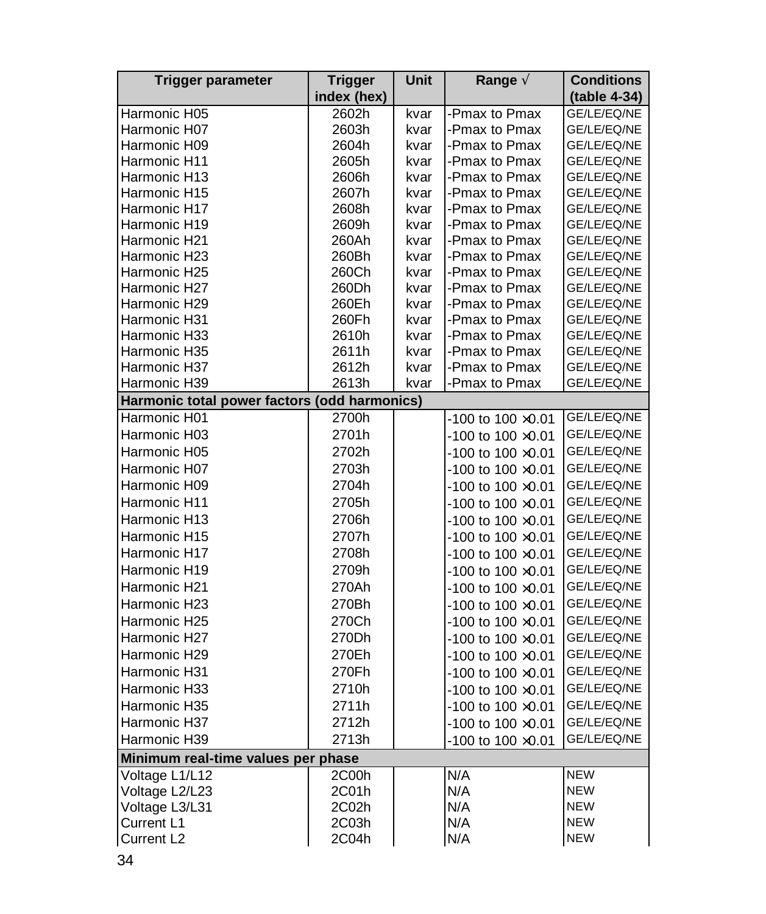| Trigger parameter | Trigger index (hex) | Unit | Range √ | Conditions (table 4-34) |
|---|---|---|---|---|
| Harmonic H05 | 2602h | kvar | -Pmax to Pmax | GE/LE/EQ/NE |
| Harmonic H07 | 2603h | kvar | -Pmax to Pmax | GE/LE/EQ/NE |
| Harmonic H09 | 2604h | kvar | -Pmax to Pmax | GE/LE/EQ/NE |
| Harmonic H11 | 2605h | kvar | -Pmax to Pmax | GE/LE/EQ/NE |
| Harmonic H13 | 2606h | kvar | -Pmax to Pmax | GE/LE/EQ/NE |
| Harmonic H15 | 2607h | kvar | -Pmax to Pmax | GE/LE/EQ/NE |
| Harmonic H17 | 2608h | kvar | -Pmax to Pmax | GE/LE/EQ/NE |
| Harmonic H19 | 2609h | kvar | -Pmax to Pmax | GE/LE/EQ/NE |
| Harmonic H21 | 260Ah | kvar | -Pmax to Pmax | GE/LE/EQ/NE |
| Harmonic H23 | 260Bh | kvar | -Pmax to Pmax | GE/LE/EQ/NE |
| Harmonic H25 | 260Ch | kvar | -Pmax to Pmax | GE/LE/EQ/NE |
| Harmonic H27 | 260Dh | kvar | -Pmax to Pmax | GE/LE/EQ/NE |
| Harmonic H29 | 260Eh | kvar | -Pmax to Pmax | GE/LE/EQ/NE |
| Harmonic H31 | 260Fh | kvar | -Pmax to Pmax | GE/LE/EQ/NE |
| Harmonic H33 | 2610h | kvar | -Pmax to Pmax | GE/LE/EQ/NE |
| Harmonic H35 | 2611h | kvar | -Pmax to Pmax | GE/LE/EQ/NE |
| Harmonic H37 | 2612h | kvar | -Pmax to Pmax | GE/LE/EQ/NE |
| Harmonic H39 | 2613h | kvar | -Pmax to Pmax | GE/LE/EQ/NE |
| **Harmonic total power factors (odd harmonics)** | | | | |
| Harmonic H01 | 2700h | | -100 to 100 ×0.01 | GE/LE/EQ/NE |
| Harmonic H03 | 2701h | | -100 to 100 ×0.01 | GE/LE/EQ/NE |
| Harmonic H05 | 2702h | | -100 to 100 ×0.01 | GE/LE/EQ/NE |
| Harmonic H07 | 2703h | | -100 to 100 ×0.01 | GE/LE/EQ/NE |
| Harmonic H09 | 2704h | | -100 to 100 ×0.01 | GE/LE/EQ/NE |
| Harmonic H11 | 2705h | | -100 to 100 ×0.01 | GE/LE/EQ/NE |
| Harmonic H13 | 2706h | | -100 to 100 ×0.01 | GE/LE/EQ/NE |
| Harmonic H15 | 2707h | | -100 to 100 ×0.01 | GE/LE/EQ/NE |
| Harmonic H17 | 2708h | | -100 to 100 ×0.01 | GE/LE/EQ/NE |
| Harmonic H19 | 2709h | | -100 to 100 ×0.01 | GE/LE/EQ/NE |
| Harmonic H21 | 270Ah | | -100 to 100 ×0.01 | GE/LE/EQ/NE |
| Harmonic H23 | 270Bh | | -100 to 100 ×0.01 | GE/LE/EQ/NE |
| Harmonic H25 | 270Ch | | -100 to 100 ×0.01 | GE/LE/EQ/NE |
| Harmonic H27 | 270Dh | | -100 to 100 ×0.01 | GE/LE/EQ/NE |
| Harmonic H29 | 270Eh | | -100 to 100 ×0.01 | GE/LE/EQ/NE |
| Harmonic H31 | 270Fh | | -100 to 100 ×0.01 | GE/LE/EQ/NE |
| Harmonic H33 | 2710h | | -100 to 100 ×0.01 | GE/LE/EQ/NE |
| Harmonic H35 | 2711h | | -100 to 100 ×0.01 | GE/LE/EQ/NE |
| Harmonic H37 | 2712h | | -100 to 100 ×0.01 | GE/LE/EQ/NE |
| Harmonic H39 | 2713h | | -100 to 100 ×0.01 | GE/LE/EQ/NE |
| **Minimum real-time values per phase** | | | | |
| Voltage L1/L12 | 2C00h | | N/A | NEW |
| Voltage L2/L23 | 2C01h | | N/A | NEW |
| Voltage L3/L31 | 2C02h | | N/A | NEW |
| Current L1 | 2C03h | | N/A | NEW |
| Current L2 | 2C04h | | N/A | NEW |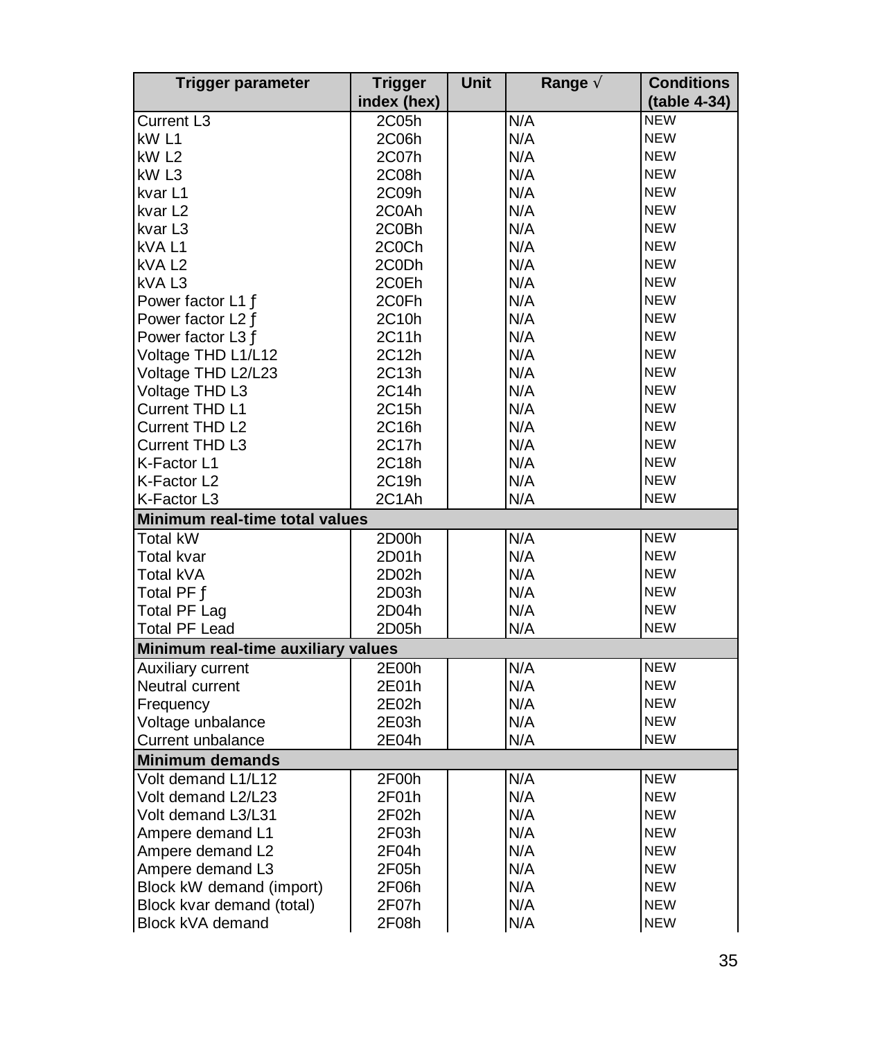| Trigger parameter | Trigger index (hex) | Unit | Range √ | Conditions (table 4-34) |
|---|---|---|---|---|
| Current L3 | 2C05h | | N/A | NEW |
| kW L1 | 2C06h | | N/A | NEW |
| kW L2 | 2C07h | | N/A | NEW |
| kW L3 | 2C08h | | N/A | NEW |
| kvar L1 | 2C09h | | N/A | NEW |
| kvar L2 | 2C0Ah | | N/A | NEW |
| kvar L3 | 2C0Bh | | N/A | NEW |
| kVA L1 | 2C0Ch | | N/A | NEW |
| kVA L2 | 2C0Dh | | N/A | NEW |
| kVA L3 | 2C0Eh | | N/A | NEW |
| Power factor L1 ƒ | 2C0Fh | | N/A | NEW |
| Power factor L2 ƒ | 2C10h | | N/A | NEW |
| Power factor L3 ƒ | 2C11h | | N/A | NEW |
| Voltage THD L1/L12 | 2C12h | | N/A | NEW |
| Voltage THD L2/L23 | 2C13h | | N/A | NEW |
| Voltage THD L3 | 2C14h | | N/A | NEW |
| Current THD L1 | 2C15h | | N/A | NEW |
| Current THD L2 | 2C16h | | N/A | NEW |
| Current THD L3 | 2C17h | | N/A | NEW |
| K-Factor L1 | 2C18h | | N/A | NEW |
| K-Factor L2 | 2C19h | | N/A | NEW |
| K-Factor L3 | 2C1Ah | | N/A | NEW |
| **Minimum real-time total values** | | | | |
| Total kW | 2D00h | | N/A | NEW |
| Total kvar | 2D01h | | N/A | NEW |
| Total kVA | 2D02h | | N/A | NEW |
| Total PF ƒ | 2D03h | | N/A | NEW |
| Total PF Lag | 2D04h | | N/A | NEW |
| Total PF Lead | 2D05h | | N/A | NEW |
| **Minimum real-time auxiliary values** | | | | |
| Auxiliary current | 2E00h | | N/A | NEW |
| Neutral current | 2E01h | | N/A | NEW |
| Frequency | 2E02h | | N/A | NEW |
| Voltage unbalance | 2E03h | | N/A | NEW |
| Current unbalance | 2E04h | | N/A | NEW |
| **Minimum demands** | | | | |
| Volt demand L1/L12 | 2F00h | | N/A | NEW |
| Volt demand L2/L23 | 2F01h | | N/A | NEW |
| Volt demand L3/L31 | 2F02h | | N/A | NEW |
| Ampere demand L1 | 2F03h | | N/A | NEW |
| Ampere demand L2 | 2F04h | | N/A | NEW |
| Ampere demand L3 | 2F05h | | N/A | NEW |
| Block kW demand (import) | 2F06h | | N/A | NEW |
| Block kvar demand (total) | 2F07h | | N/A | NEW |
| Block kVA demand | 2F08h | | N/A | NEW |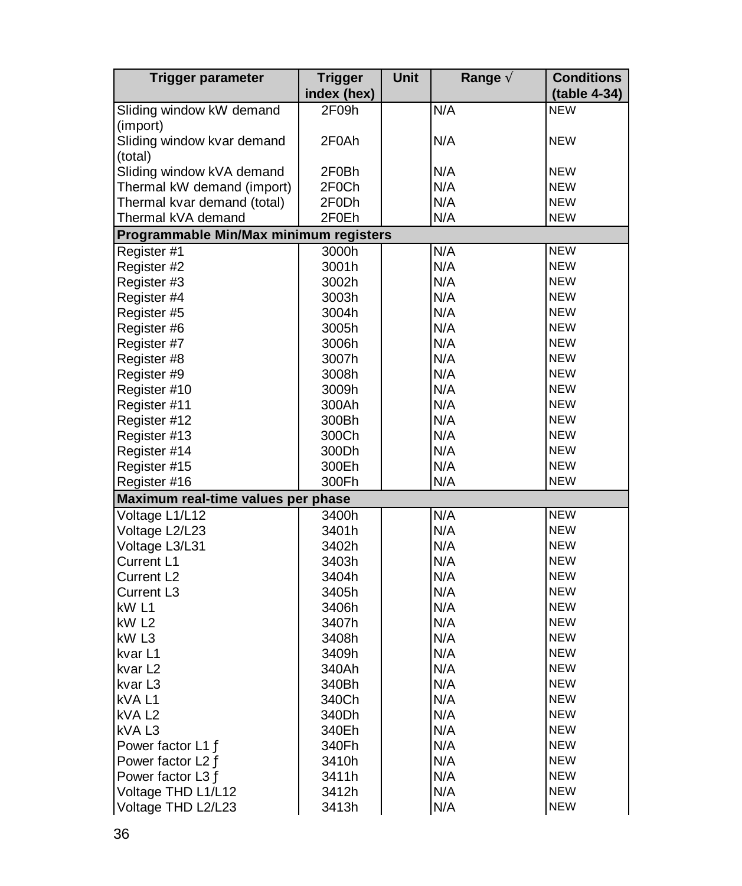| Trigger parameter | Trigger index (hex) | Unit | Range √ | Conditions (table 4-34) |
|---|---|---|---|---|
| Sliding window kW demand (import) | 2F09h | | N/A | NEW |
| Sliding window kvar demand (total) | 2F0Ah | | N/A | NEW |
| Sliding window kVA demand | 2F0Bh | | N/A | NEW |
| Thermal kW demand (import) | 2F0Ch | | N/A | NEW |
| Thermal kvar demand (total) | 2F0Dh | | N/A | NEW |
| Thermal kVA demand | 2F0Eh | | N/A | NEW |
| **Programmable Min/Max minimum registers** | | | | |
| Register #1 | 3000h | | N/A | NEW |
| Register #2 | 3001h | | N/A | NEW |
| Register #3 | 3002h | | N/A | NEW |
| Register #4 | 3003h | | N/A | NEW |
| Register #5 | 3004h | | N/A | NEW |
| Register #6 | 3005h | | N/A | NEW |
| Register #7 | 3006h | | N/A | NEW |
| Register #8 | 3007h | | N/A | NEW |
| Register #9 | 3008h | | N/A | NEW |
| Register #10 | 3009h | | N/A | NEW |
| Register #11 | 300Ah | | N/A | NEW |
| Register #12 | 300Bh | | N/A | NEW |
| Register #13 | 300Ch | | N/A | NEW |
| Register #14 | 300Dh | | N/A | NEW |
| Register #15 | 300Eh | | N/A | NEW |
| Register #16 | 300Fh | | N/A | NEW |
| **Maximum real-time values per phase** | | | | |
| Voltage L1/L12 | 3400h | | N/A | NEW |
| Voltage L2/L23 | 3401h | | N/A | NEW |
| Voltage L3/L31 | 3402h | | N/A | NEW |
| Current L1 | 3403h | | N/A | NEW |
| Current L2 | 3404h | | N/A | NEW |
| Current L3 | 3405h | | N/A | NEW |
| kW L1 | 3406h | | N/A | NEW |
| kW L2 | 3407h | | N/A | NEW |
| kW L3 | 3408h | | N/A | NEW |
| kvar L1 | 3409h | | N/A | NEW |
| kvar L2 | 340Ah | | N/A | NEW |
| kvar L3 | 340Bh | | N/A | NEW |
| kVA L1 | 340Ch | | N/A | NEW |
| kVA L2 | 340Dh | | N/A | NEW |
| kVA L3 | 340Eh | | N/A | NEW |
| Power factor L1 ƒ | 340Fh | | N/A | NEW |
| Power factor L2 ƒ | 3410h | | N/A | NEW |
| Power factor L3 ƒ | 3411h | | N/A | NEW |
| Voltage THD L1/L12 | 3412h | | N/A | NEW |
| Voltage THD L2/L23 | 3413h | | N/A | NEW |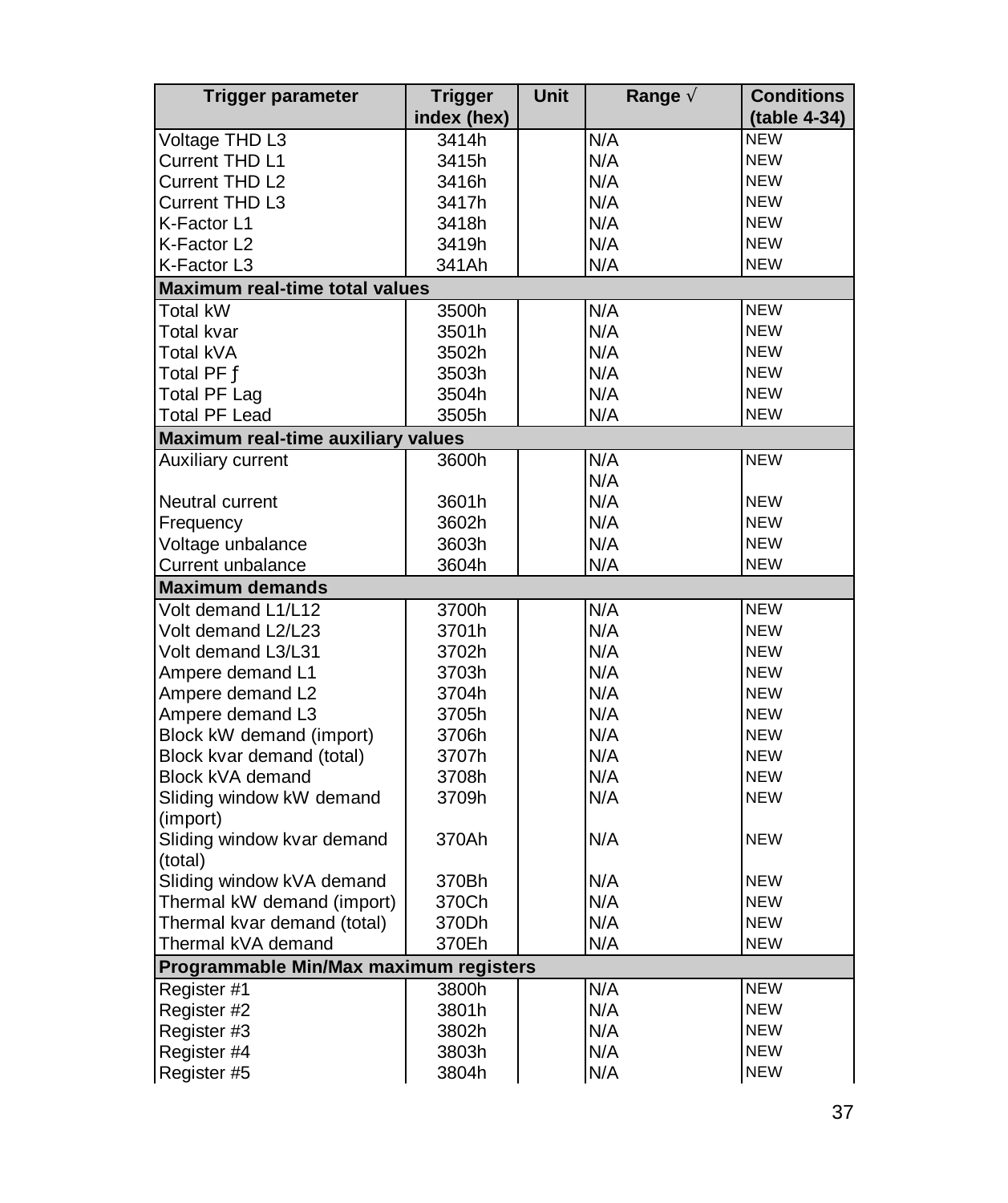| Trigger parameter | Trigger index (hex) | Unit | Range √ | Conditions (table 4-34) |
|---|---|---|---|---|
| Voltage THD L3 | 3414h | | N/A | NEW |
| Current THD L1 | 3415h | | N/A | NEW |
| Current THD L2 | 3416h | | N/A | NEW |
| Current THD L3 | 3417h | | N/A | NEW |
| K-Factor L1 | 3418h | | N/A | NEW |
| K-Factor L2 | 3419h | | N/A | NEW |
| K-Factor L3 | 341Ah | | N/A | NEW |
| **Maximum real-time total values** | | | | |
| Total kW | 3500h | | N/A | NEW |
| Total kvar | 3501h | | N/A | NEW |
| Total kVA | 3502h | | N/A | NEW |
| Total PF ƒ | 3503h | | N/A | NEW |
| Total PF Lag | 3504h | | N/A | NEW |
| Total PF Lead | 3505h | | N/A | NEW |
| **Maximum real-time auxiliary values** | | | | |
| Auxiliary current | 3600h | | N/A<br>N/A | NEW |
| Neutral current | 3601h | | N/A | NEW |
| Frequency | 3602h | | N/A | NEW |
| Voltage unbalance | 3603h | | N/A | NEW |
| Current unbalance | 3604h | | N/A | NEW |
| **Maximum demands** | | | | |
| Volt demand L1/L12 | 3700h | | N/A | NEW |
| Volt demand L2/L23 | 3701h | | N/A | NEW |
| Volt demand L3/L31 | 3702h | | N/A | NEW |
| Ampere demand L1 | 3703h | | N/A | NEW |
| Ampere demand L2 | 3704h | | N/A | NEW |
| Ampere demand L3 | 3705h | | N/A | NEW |
| Block kW demand (import) | 3706h | | N/A | NEW |
| Block kvar demand (total) | 3707h | | N/A | NEW |
| Block kVA demand | 3708h | | N/A | NEW |
| Sliding window kW demand (import) | 3709h | | N/A | NEW |
| Sliding window kvar demand (total) | 370Ah | | N/A | NEW |
| Sliding window kVA demand | 370Bh | | N/A | NEW |
| Thermal kW demand (import) | 370Ch | | N/A | NEW |
| Thermal kvar demand (total) | 370Dh | | N/A | NEW |
| Thermal kVA demand | 370Eh | | N/A | NEW |
| **Programmable Min/Max maximum registers** | | | | |
| Register #1 | 3800h | | N/A | NEW |
| Register #2 | 3801h | | N/A | NEW |
| Register #3 | 3802h | | N/A | NEW |
| Register #4 | 3803h | | N/A | NEW |
| Register #5 | 3804h | | N/A | NEW |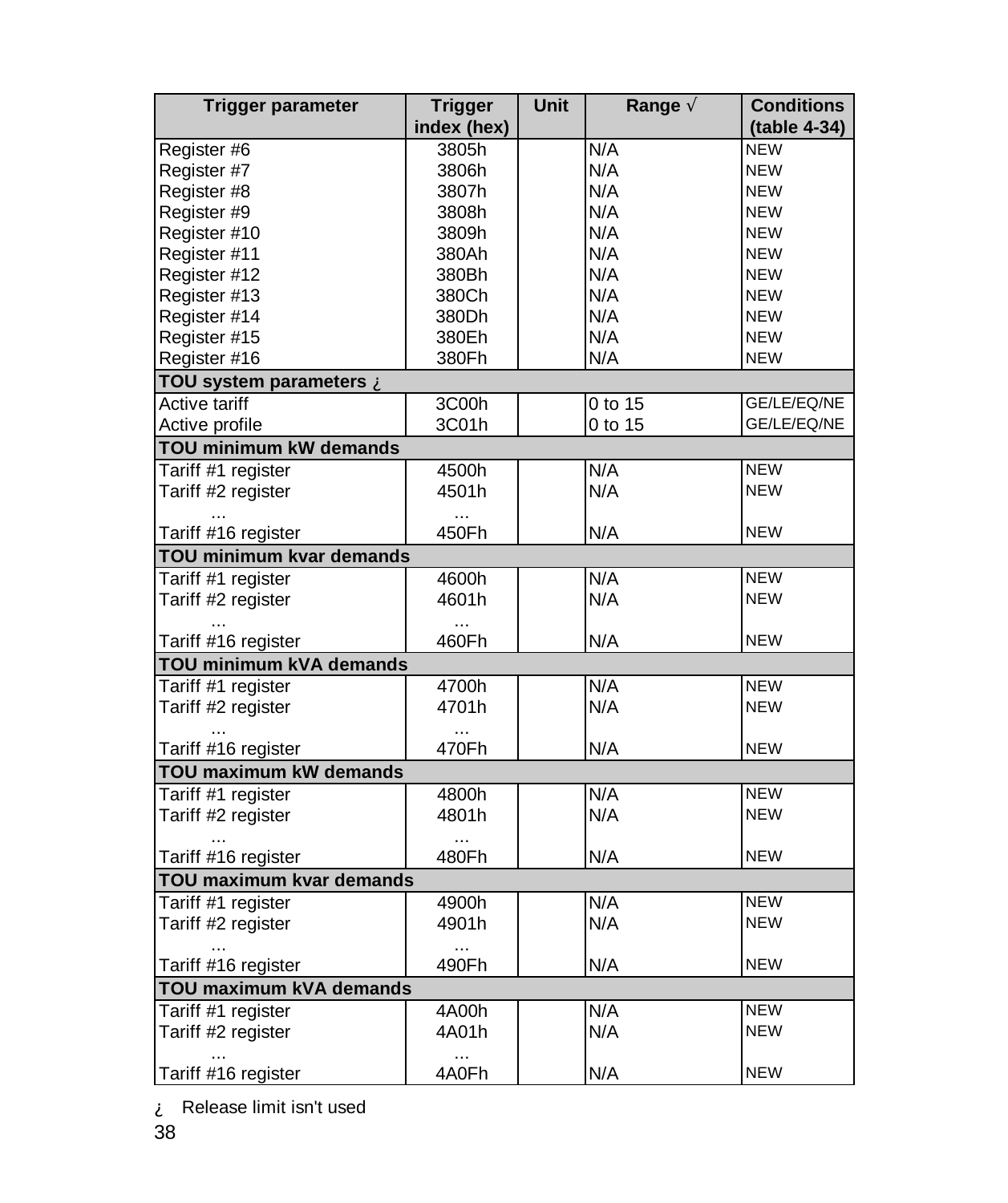| Trigger parameter | Trigger index (hex) | Unit | Range √ | Conditions (table 4-34) |
|---|---|---|---|---|
| Register #6 | 3805h | | N/A | NEW |
| Register #7 | 3806h | | N/A | NEW |
| Register #8 | 3807h | | N/A | NEW |
| Register #9 | 3808h | | N/A | NEW |
| Register #10 | 3809h | | N/A | NEW |
| Register #11 | 380Ah | | N/A | NEW |
| Register #12 | 380Bh | | N/A | NEW |
| Register #13 | 380Ch | | N/A | NEW |
| Register #14 | 380Dh | | N/A | NEW |
| Register #15 | 380Eh | | N/A | NEW |
| Register #16 | 380Fh | | N/A | NEW |
| **TOU system parameters ¿** | | | | |
| Active tariff | 3C00h | | 0 to 15 | GE/LE/EQ/NE |
| Active profile | 3C01h | | 0 to 15 | GE/LE/EQ/NE |
| **TOU minimum kW demands** | | | | |
| Tariff #1 register | 4500h | | N/A | NEW |
| Tariff #2 register | 4501h | | N/A | NEW |
| ... | ... | | | |
| Tariff #16 register | 450Fh | | N/A | NEW |
| **TOU minimum kvar demands** | | | | |
| Tariff #1 register | 4600h | | N/A | NEW |
| Tariff #2 register | 4601h | | N/A | NEW |
| ... | ... | | | |
| Tariff #16 register | 460Fh | | N/A | NEW |
| **TOU minimum kVA demands** | | | | |
| Tariff #1 register | 4700h | | N/A | NEW |
| Tariff #2 register | 4701h | | N/A | NEW |
| ... | ... | | | |
| Tariff #16 register | 470Fh | | N/A | NEW |
| **TOU maximum kW demands** | | | | |
| Tariff #1 register | 4800h | | N/A | NEW |
| Tariff #2 register | 4801h | | N/A | NEW |
| ... | ... | | | |
| Tariff #16 register | 480Fh | | N/A | NEW |
| **TOU maximum kvar demands** | | | | |
| Tariff #1 register | 4900h | | N/A | NEW |
| Tariff #2 register | 4901h | | N/A | NEW |
| ... | ... | | | |
| Tariff #16 register | 490Fh | | N/A | NEW |
| **TOU maximum kVA demands** | | | | |
| Tariff #1 register | 4A00h | | N/A | NEW |
| Tariff #2 register | 4A01h | | N/A | NEW |
| ... | ... | | | |
| Tariff #16 register | 4A0Fh | | N/A | NEW |

¿ Release limit isn't used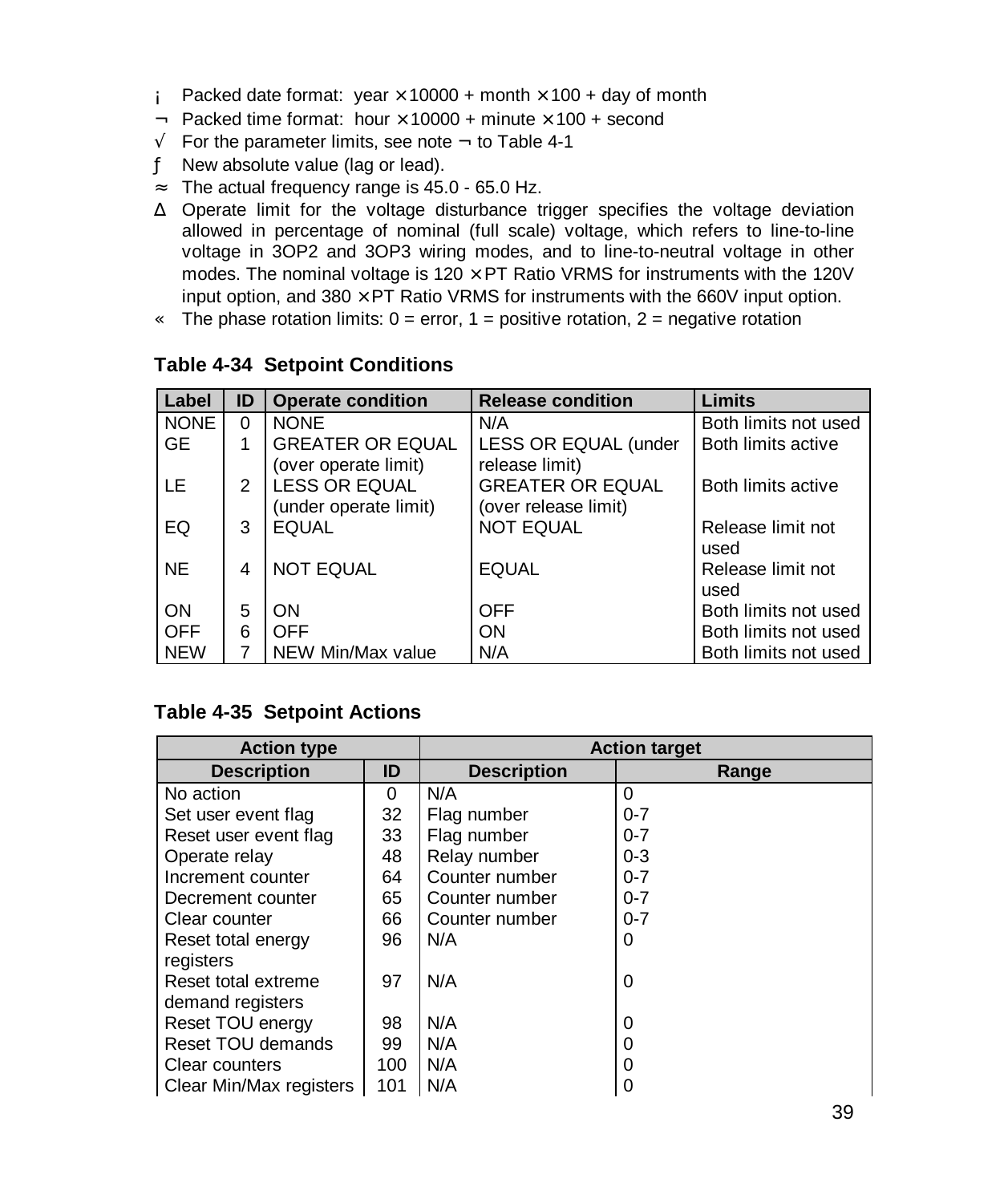¡ Packed date format: year × 10000 + month × 100 + day of month

¬ Packed time format: hour × 10000 + minute × 100 + second

√ For the parameter limits, see note ¬ to Table 4-1

ƒ New absolute value (lag or lead).

≈ The actual frequency range is 45.0 - 65.0 Hz.

∆ Operate limit for the voltage disturbance trigger specifies the voltage deviation allowed in percentage of nominal (full scale) voltage, which refers to line-to-line voltage in 3OP2 and 3OP3 wiring modes, and to line-to-neutral voltage in other modes. The nominal voltage is 120 × PT Ratio VRMS for instruments with the 120V input option, and 380 × PT Ratio VRMS for instruments with the 660V input option.

« The phase rotation limits: 0 = error, 1 = positive rotation, 2 = negative rotation

**Table 4-34 Setpoint Conditions**

| Label | ID | Operate condition | Release condition | Limits |
|---|---|---|---|---|
| NONE | 0 | NONE | N/A | Both limits not used |
| GE | 1 | GREATER OR EQUAL (over operate limit) | LESS OR EQUAL (under release limit) | Both limits active |
| LE | 2 | LESS OR EQUAL (under operate limit) | GREATER OR EQUAL (over release limit) | Both limits active |
| EQ | 3 | EQUAL | NOT EQUAL | Release limit not used |
| NE | 4 | NOT EQUAL | EQUAL | Release limit not used |
| ON | 5 | ON | OFF | Both limits not used |
| OFF | 6 | OFF | ON | Both limits not used |
| NEW | 7 | NEW Min/Max value | N/A | Both limits not used |

**Table 4-35 Setpoint Actions**

| Action type | | Action target | |
|---|---|---|---|
| **Description** | **ID** | **Description** | **Range** |
| No action | 0 | N/A | 0 |
| Set user event flag | 32 | Flag number | 0-7 |
| Reset user event flag | 33 | Flag number | 0-7 |
| Operate relay | 48 | Relay number | 0-3 |
| Increment counter | 64 | Counter number | 0-7 |
| Decrement counter | 65 | Counter number | 0-7 |
| Clear counter | 66 | Counter number | 0-7 |
| Reset total energy registers | 96 | N/A | 0 |
| Reset total extreme demand registers | 97 | N/A | 0 |
| Reset TOU energy | 98 | N/A | 0 |
| Reset TOU demands | 99 | N/A | 0 |
| Clear counters | 100 | N/A | 0 |
| Clear Min/Max registers | 101 | N/A | 0 |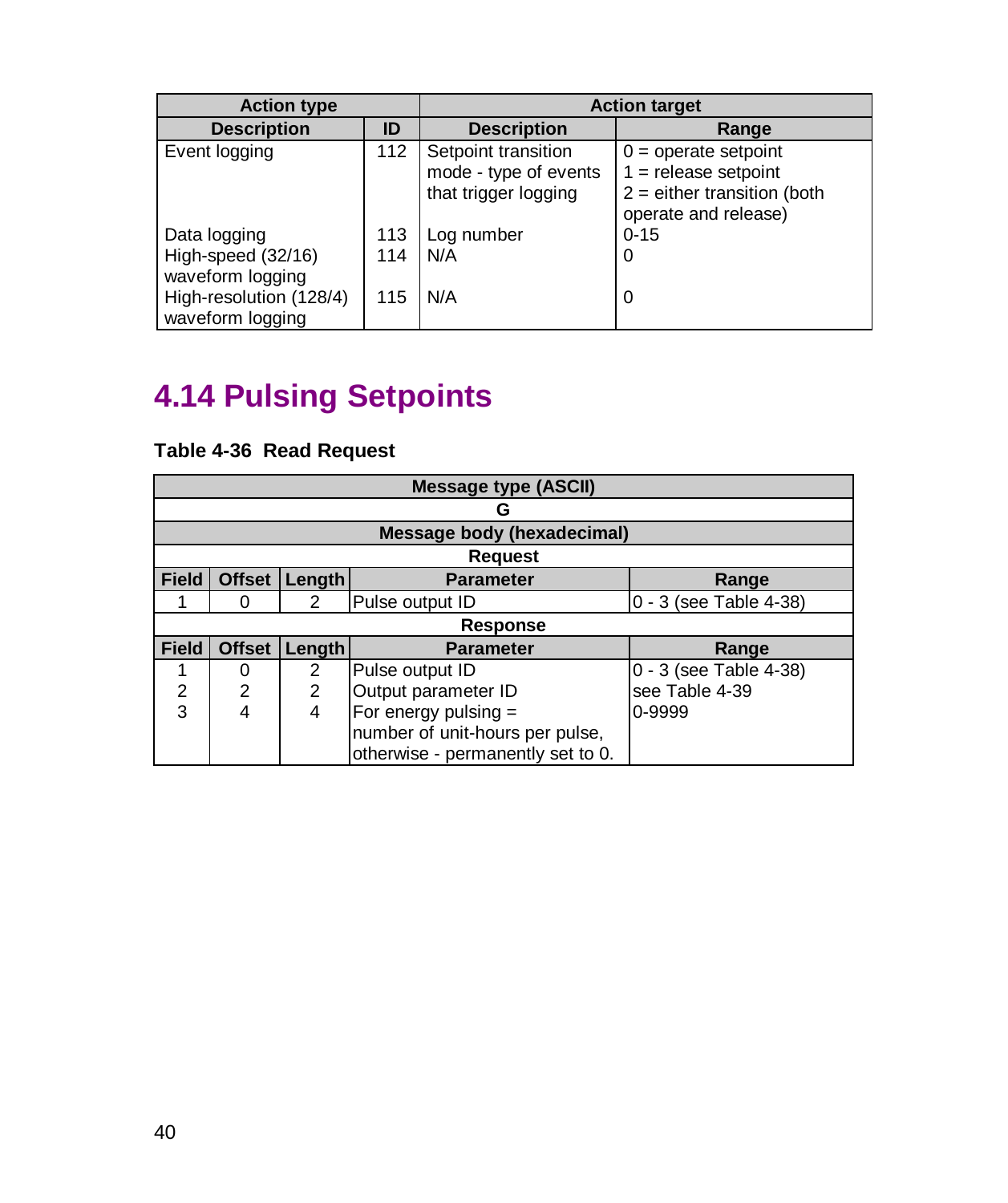| Action type | | Action target | |
|---|---|---|---|
| Description | ID | Description | Range |
| Event logging | 112 | Setpoint transition mode - type of events that trigger logging | 0 = operate setpoint<br>1 = release setpoint<br>2 = either transition (both operate and release) |
| Data logging | 113 | Log number | 0-15 |
| High-speed (32/16) waveform logging | 114 | N/A | 0 |
| High-resolution (128/4) waveform logging | 115 | N/A | 0 |

## 4.14 Pulsing Setpoints

**Table 4-36 Read Request**

| Message type (ASCII) | | | | |
|---|---|---|---|---|
| G | | | | |
| Message body (hexadecimal) | | | | |
| Request | | | | |
| Field | Offset | Length | Parameter | Range |
| 1 | 0 | 2 | Pulse output ID | 0 - 3 (see Table 4-38) |
| Response | | | | |
| Field | Offset | Length | Parameter | Range |
| 1 | 0 | 2 | Pulse output ID | 0 - 3 (see Table 4-38) |
| 2 | 2 | 2 | Output parameter ID | see Table 4-39 |
| 3 | 4 | 4 | For energy pulsing = number of unit-hours per pulse, otherwise - permanently set to 0. | 0-9999 |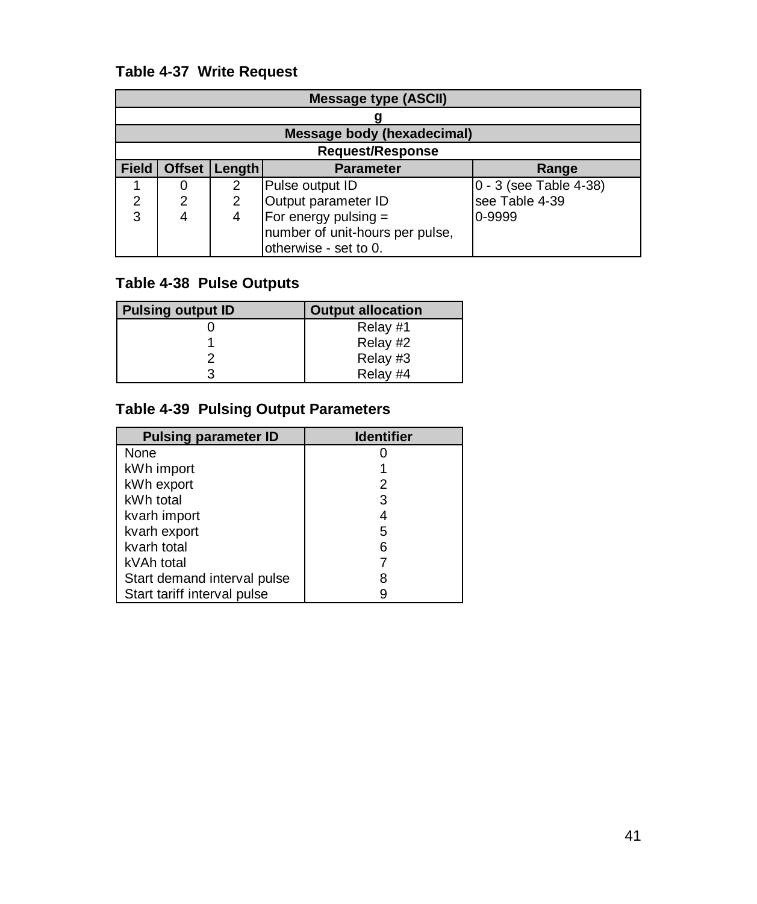**Table 4-37 Write Request**

| Field | Offset | Length | Parameter | Range |
|---|---|---|---|---|
| **Message type (ASCII)** | | | | |
| **g** | | | | |
| **Message body (hexadecimal)** | | | | |
| **Request/Response** | | | | |
| 1 | 0 | 2 | Pulse output ID | 0 - 3 (see Table 4-38) |
| 2 | 2 | 2 | Output parameter ID | see Table 4-39 |
| 3 | 4 | 4 | For energy pulsing = number of unit-hours per pulse, otherwise - set to 0. | 0-9999 |

**Table 4-38 Pulse Outputs**

| Pulsing output ID | Output allocation |
|---|---|
| 0 | Relay #1 |
| 1 | Relay #2 |
| 2 | Relay #3 |
| 3 | Relay #4 |

**Table 4-39 Pulsing Output Parameters**

| Pulsing parameter ID | Identifier |
|---|---|
| None | 0 |
| kWh import | 1 |
| kWh export | 2 |
| kWh total | 3 |
| kvarh import | 4 |
| kvarh export | 5 |
| kvarh total | 6 |
| kVAh total | 7 |
| Start demand interval pulse | 8 |
| Start tariff interval pulse | 9 |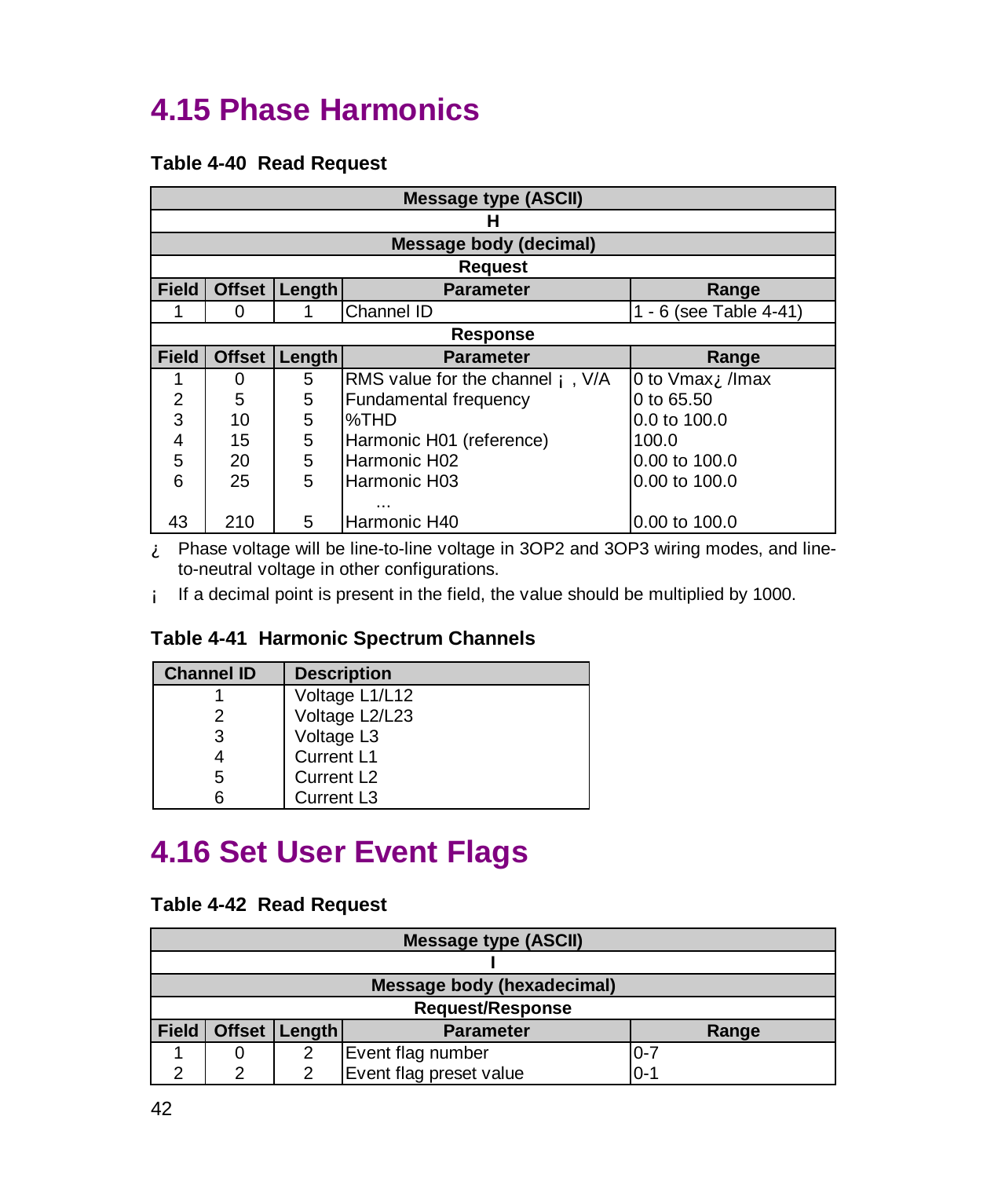# 4.15 Phase Harmonics

**Table 4-40  Read Request**

| Message type (ASCII) | | | | |
|---|---|---|---|---|
| **H** | | | | |
| **Message body (decimal)** | | | | |
| **Request** | | | | |
| **Field** | **Offset** | **Length** | **Parameter** | **Range** |
| 1 | 0 | 1 | Channel ID | 1 - 6 (see Table 4-41) |
| **Response** | | | | |
| **Field** | **Offset** | **Length** | **Parameter** | **Range** |
| 1 | 0 | 5 | RMS value for the channel ¡ , V/A | 0 to Vmax¿ /Imax |
| 2 | 5 | 5 | Fundamental frequency | 0 to 65.50 |
| 3 | 10 | 5 | %THD | 0.0 to 100.0 |
| 4 | 15 | 5 | Harmonic H01 (reference) | 100.0 |
| 5 | 20 | 5 | Harmonic H02 | 0.00 to 100.0 |
| 6 | 25 | 5 | Harmonic H03 | 0.00 to 100.0 |
| | | | ... | |
| 43 | 210 | 5 | Harmonic H40 | 0.00 to 100.0 |

¿ Phase voltage will be line-to-line voltage in 3OP2 and 3OP3 wiring modes, and line-to-neutral voltage in other configurations.

¡ If a decimal point is present in the field, the value should be multiplied by 1000.

**Table 4-41  Harmonic Spectrum Channels**

| Channel ID | Description |
|---|---|
| 1 | Voltage L1/L12 |
| 2 | Voltage L2/L23 |
| 3 | Voltage L3 |
| 4 | Current L1 |
| 5 | Current L2 |
| 6 | Current L3 |

# 4.16 Set User Event Flags

**Table 4-42  Read Request**

| Message type (ASCII) | | | | |
|---|---|---|---|---|
| **I** | | | | |
| **Message body (hexadecimal)** | | | | |
| **Request/Response** | | | | |
| **Field** | **Offset** | **Length** | **Parameter** | **Range** |
| 1 | 0 | 2 | Event flag number | 0-7 |
| 2 | 2 | 2 | Event flag preset value | 0-1 |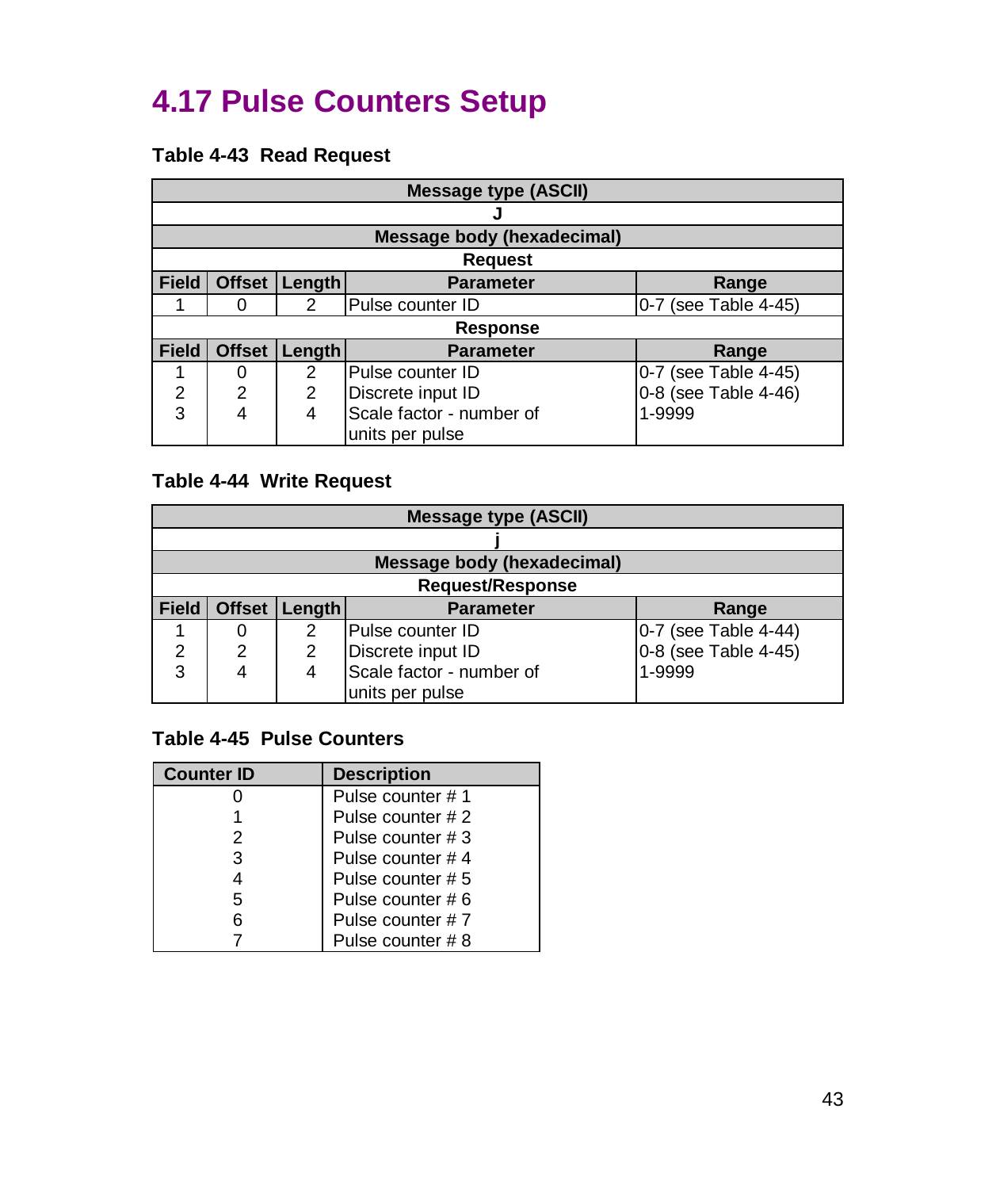# 4.17 Pulse Counters Setup

**Table 4-43 Read Request**

| Message type (ASCII) | | | | |
|---|---|---|---|---|
| **J** | | | | |
| **Message body (hexadecimal)** | | | | |
| **Request** | | | | |
| **Field** | **Offset** | **Length** | **Parameter** | **Range** |
| 1 | 0 | 2 | Pulse counter ID | 0-7 (see Table 4-45) |
| **Response** | | | | |
| **Field** | **Offset** | **Length** | **Parameter** | **Range** |
| 1 | 0 | 2 | Pulse counter ID | 0-7 (see Table 4-45) |
| 2 | 2 | 2 | Discrete input ID | 0-8 (see Table 4-46) |
| 3 | 4 | 4 | Scale factor - number of units per pulse | 1-9999 |

**Table 4-44 Write Request**

| Message type (ASCII) | | | | |
|---|---|---|---|---|
| **j** | | | | |
| **Message body (hexadecimal)** | | | | |
| **Request/Response** | | | | |
| **Field** | **Offset** | **Length** | **Parameter** | **Range** |
| 1 | 0 | 2 | Pulse counter ID | 0-7 (see Table 4-44) |
| 2 | 2 | 2 | Discrete input ID | 0-8 (see Table 4-45) |
| 3 | 4 | 4 | Scale factor - number of units per pulse | 1-9999 |

**Table 4-45 Pulse Counters**

| Counter ID | Description |
|---|---|
| 0 | Pulse counter # 1 |
| 1 | Pulse counter # 2 |
| 2 | Pulse counter # 3 |
| 3 | Pulse counter # 4 |
| 4 | Pulse counter # 5 |
| 5 | Pulse counter # 6 |
| 6 | Pulse counter # 7 |
| 7 | Pulse counter # 8 |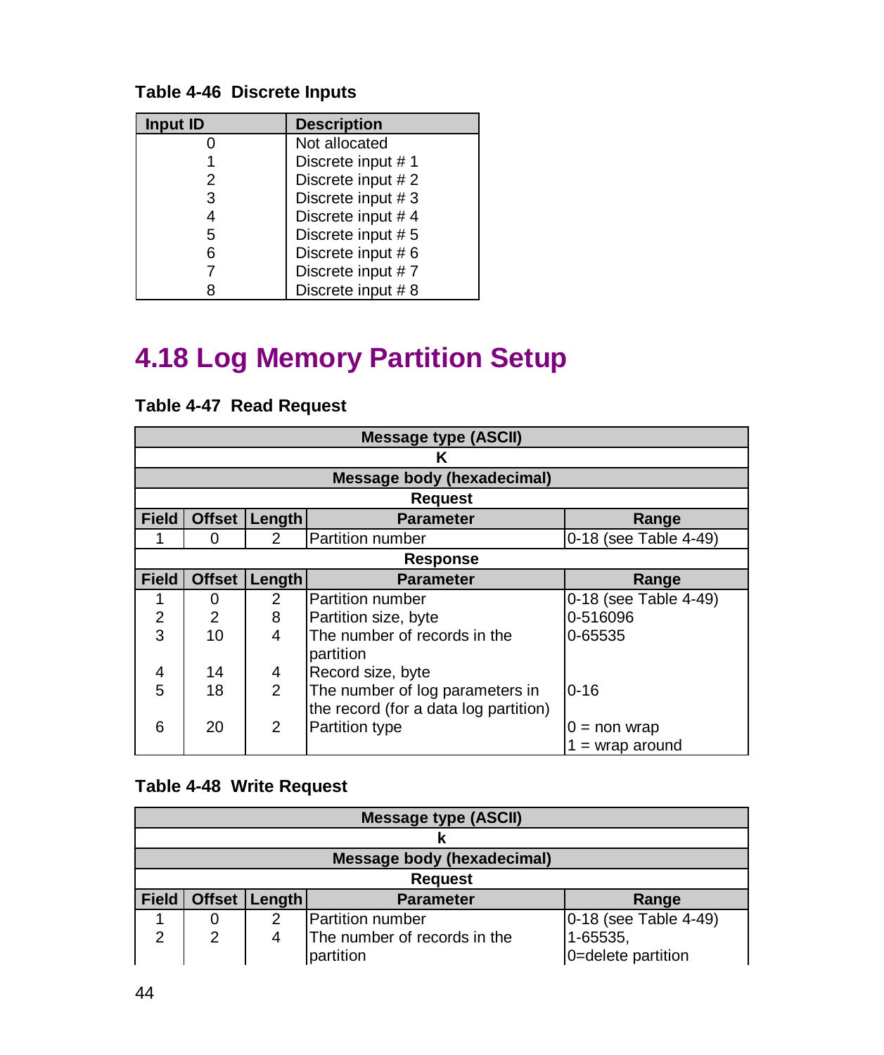**Table 4-46 Discrete Inputs**

| Input ID | Description |
|---|---|
| 0 | Not allocated |
| 1 | Discrete input # 1 |
| 2 | Discrete input # 2 |
| 3 | Discrete input # 3 |
| 4 | Discrete input # 4 |
| 5 | Discrete input # 5 |
| 6 | Discrete input # 6 |
| 7 | Discrete input # 7 |
| 8 | Discrete input # 8 |

# 4.18 Log Memory Partition Setup

**Table 4-47 Read Request**

| Message type (ASCII) | | | | |
|---|---|---|---|---|
| K | | | | |
| **Message body (hexadecimal)** | | | | |
| **Request** | | | | |
| **Field** | **Offset** | **Length** | **Parameter** | **Range** |
| 1 | 0 | 2 | Partition number | 0-18 (see Table 4-49) |
| **Response** | | | | |
| **Field** | **Offset** | **Length** | **Parameter** | **Range** |
| 1 | 0 | 2 | Partition number | 0-18 (see Table 4-49) |
| 2 | 2 | 8 | Partition size, byte | 0-516096 |
| 3 | 10 | 4 | The number of records in the partition | 0-65535 |
| 4 | 14 | 4 | Record size, byte | |
| 5 | 18 | 2 | The number of log parameters in the record (for a data log partition) | 0-16 |
| 6 | 20 | 2 | Partition type | 0 = non wrap<br>1 = wrap around |

**Table 4-48 Write Request**

| Message type (ASCII) | | | | |
|---|---|---|---|---|
| k | | | | |
| **Message body (hexadecimal)** | | | | |
| **Request** | | | | |
| **Field** | **Offset** | **Length** | **Parameter** | **Range** |
| 1 | 0 | 2 | Partition number | 0-18 (see Table 4-49) |
| 2 | 2 | 4 | The number of records in the partition | 1-65535,<br>0=delete partition |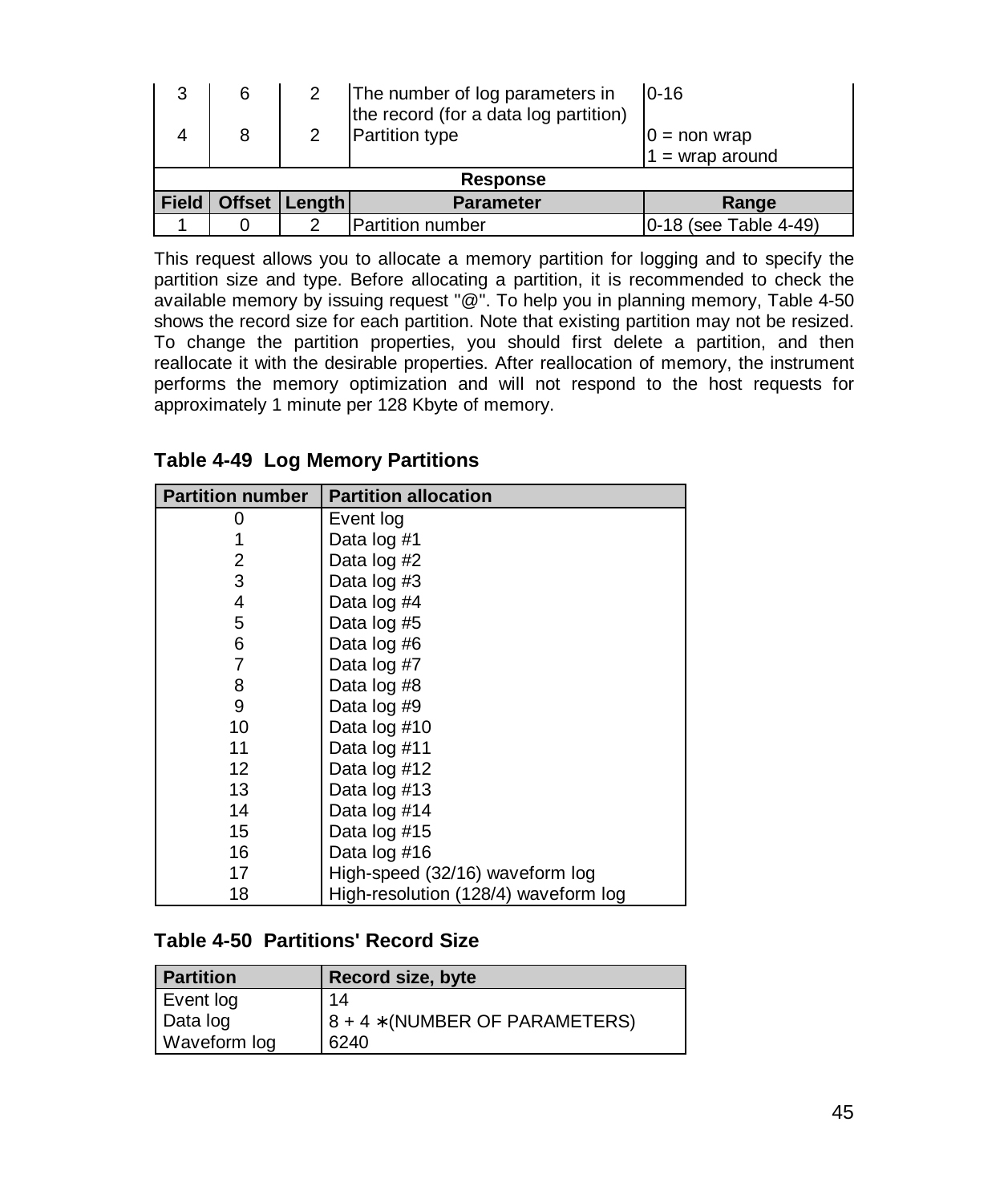| Field | Offset | Length | Parameter | Range |
|---|---|---|---|---|
| 3 | 6 | 2 | The number of log parameters in the record (for a data log partition) | 0-16 |
| 4 | 8 | 2 | Partition type | 0 = non wrap<br>1 = wrap around |
| **Response** | | | | |
| **Field** | **Offset** | **Length** | **Parameter** | **Range** |
| 1 | 0 | 2 | Partition number | 0-18 (see Table 4-49) |

This request allows you to allocate a memory partition for logging and to specify the partition size and type. Before allocating a partition, it is recommended to check the available memory by issuing request "@". To help you in planning memory, Table 4-50 shows the record size for each partition. Note that existing partition may not be resized. To change the partition properties, you should first delete a partition, and then reallocate it with the desirable properties. After reallocation of memory, the instrument performs the memory optimization and will not respond to the host requests for approximately 1 minute per 128 Kbyte of memory.

### Table 4-49 Log Memory Partitions

| Partition number | Partition allocation |
|---|---|
| 0 | Event log |
| 1 | Data log #1 |
| 2 | Data log #2 |
| 3 | Data log #3 |
| 4 | Data log #4 |
| 5 | Data log #5 |
| 6 | Data log #6 |
| 7 | Data log #7 |
| 8 | Data log #8 |
| 9 | Data log #9 |
| 10 | Data log #10 |
| 11 | Data log #11 |
| 12 | Data log #12 |
| 13 | Data log #13 |
| 14 | Data log #14 |
| 15 | Data log #15 |
| 16 | Data log #16 |
| 17 | High-speed (32/16) waveform log |
| 18 | High-resolution (128/4) waveform log |

### Table 4-50 Partitions' Record Size

| Partition | Record size, byte |
|---|---|
| Event log | 14 |
| Data log | 8 + 4 ∗(NUMBER OF PARAMETERS) |
| Waveform log | 6240 |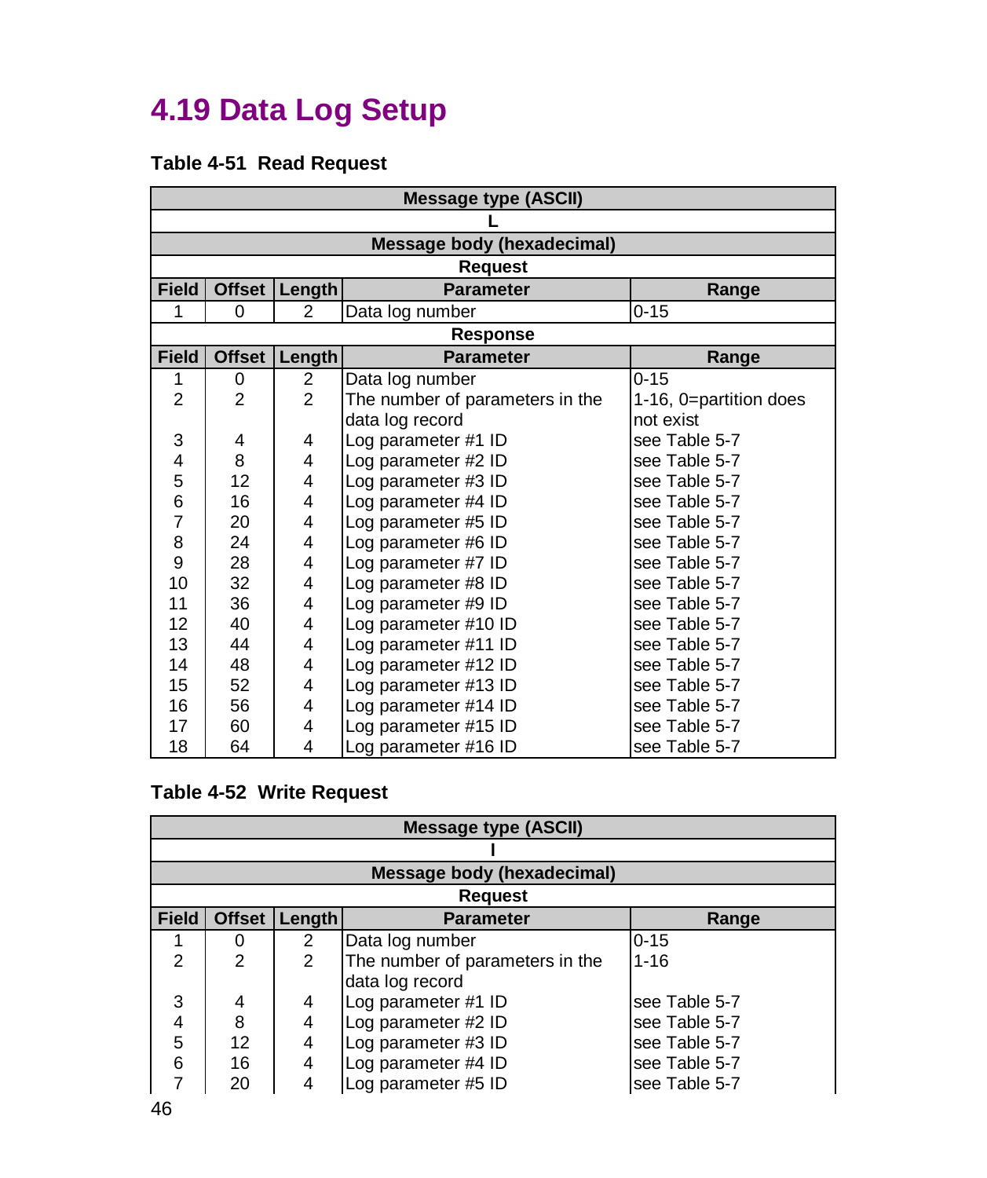## 4.19 Data Log Setup

**Table 4-51 Read Request**

| Message type (ASCII) | | | | |
|---|---|---|---|---|
| L | | | | |
| **Message body (hexadecimal)** | | | | |
| **Request** | | | | |
| **Field** | **Offset** | **Length** | **Parameter** | **Range** |
| 1 | 0 | 2 | Data log number | 0-15 |
| **Response** | | | | |
| **Field** | **Offset** | **Length** | **Parameter** | **Range** |
| 1 | 0 | 2 | Data log number | 0-15 |
| 2 | 2 | 2 | The number of parameters in the data log record | 1-16, 0=partition does not exist |
| 3 | 4 | 4 | Log parameter #1 ID | see Table 5-7 |
| 4 | 8 | 4 | Log parameter #2 ID | see Table 5-7 |
| 5 | 12 | 4 | Log parameter #3 ID | see Table 5-7 |
| 6 | 16 | 4 | Log parameter #4 ID | see Table 5-7 |
| 7 | 20 | 4 | Log parameter #5 ID | see Table 5-7 |
| 8 | 24 | 4 | Log parameter #6 ID | see Table 5-7 |
| 9 | 28 | 4 | Log parameter #7 ID | see Table 5-7 |
| 10 | 32 | 4 | Log parameter #8 ID | see Table 5-7 |
| 11 | 36 | 4 | Log parameter #9 ID | see Table 5-7 |
| 12 | 40 | 4 | Log parameter #10 ID | see Table 5-7 |
| 13 | 44 | 4 | Log parameter #11 ID | see Table 5-7 |
| 14 | 48 | 4 | Log parameter #12 ID | see Table 5-7 |
| 15 | 52 | 4 | Log parameter #13 ID | see Table 5-7 |
| 16 | 56 | 4 | Log parameter #14 ID | see Table 5-7 |
| 17 | 60 | 4 | Log parameter #15 ID | see Table 5-7 |
| 18 | 64 | 4 | Log parameter #16 ID | see Table 5-7 |

**Table 4-52 Write Request**

| Message type (ASCII) | | | | |
|---|---|---|---|---|
| l | | | | |
| **Message body (hexadecimal)** | | | | |
| **Request** | | | | |
| **Field** | **Offset** | **Length** | **Parameter** | **Range** |
| 1 | 0 | 2 | Data log number | 0-15 |
| 2 | 2 | 2 | The number of parameters in the data log record | 1-16 |
| 3 | 4 | 4 | Log parameter #1 ID | see Table 5-7 |
| 4 | 8 | 4 | Log parameter #2 ID | see Table 5-7 |
| 5 | 12 | 4 | Log parameter #3 ID | see Table 5-7 |
| 6 | 16 | 4 | Log parameter #4 ID | see Table 5-7 |
| 7 | 20 | 4 | Log parameter #5 ID | see Table 5-7 |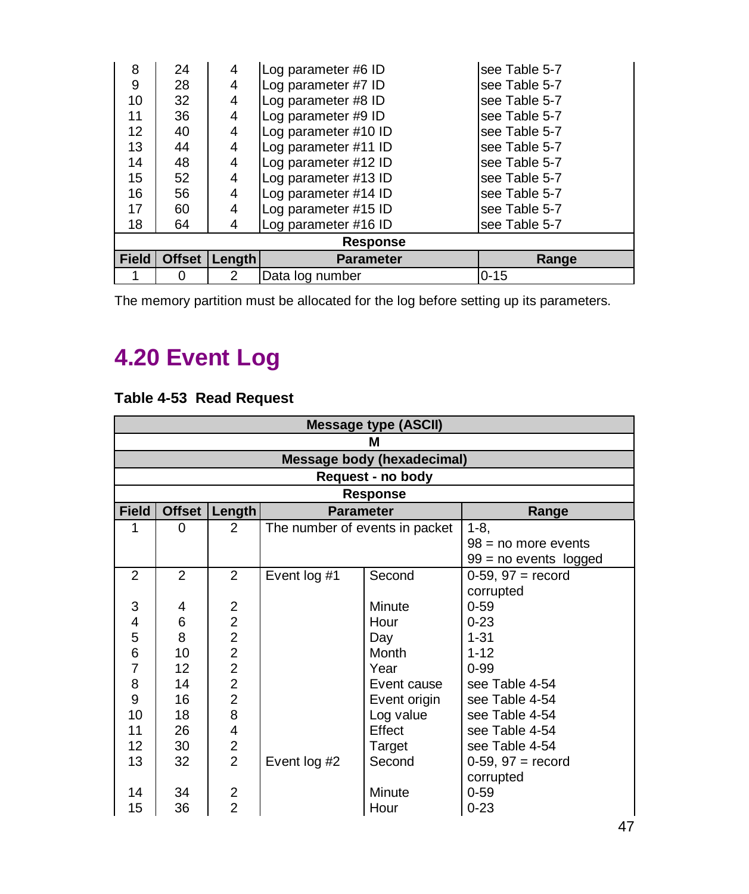| Field | Offset | Length | Parameter | Range |
|---|---|---|---|---|
| 8 | 24 | 4 | Log parameter #6 ID | see Table 5-7 |
| 9 | 28 | 4 | Log parameter #7 ID | see Table 5-7 |
| 10 | 32 | 4 | Log parameter #8 ID | see Table 5-7 |
| 11 | 36 | 4 | Log parameter #9 ID | see Table 5-7 |
| 12 | 40 | 4 | Log parameter #10 ID | see Table 5-7 |
| 13 | 44 | 4 | Log parameter #11 ID | see Table 5-7 |
| 14 | 48 | 4 | Log parameter #12 ID | see Table 5-7 |
| 15 | 52 | 4 | Log parameter #13 ID | see Table 5-7 |
| 16 | 56 | 4 | Log parameter #14 ID | see Table 5-7 |
| 17 | 60 | 4 | Log parameter #15 ID | see Table 5-7 |
| 18 | 64 | 4 | Log parameter #16 ID | see Table 5-7 |
| **Response** | | | | |
| **Field** | **Offset** | **Length** | **Parameter** | **Range** |
| 1 | 0 | 2 | Data log number | 0-15 |

The memory partition must be allocated for the log before setting up its parameters.

# 4.20 Event Log

**Table 4-53 Read Request**

| **Message type (ASCII)** | | | | | |
|---|---|---|---|---|---|
| **M** | | | | | |
| **Message body (hexadecimal)** | | | | | |
| **Request - no body** | | | | | |
| **Response** | | | | | |
| **Field** | **Offset** | **Length** | **Parameter** | | **Range** |
| 1 | 0 | 2 | The number of events in packet | | 1-8, 98 = no more events 99 = no events logged |
| 2 | 2 | 2 | Event log #1 | Second | 0-59, 97 = record corrupted |
| 3 | 4 | 2 | | Minute | 0-59 |
| 4 | 6 | 2 | | Hour | 0-23 |
| 5 | 8 | 2 | | Day | 1-31 |
| 6 | 10 | 2 | | Month | 1-12 |
| 7 | 12 | 2 | | Year | 0-99 |
| 8 | 14 | 2 | | Event cause | see Table 4-54 |
| 9 | 16 | 2 | | Event origin | see Table 4-54 |
| 10 | 18 | 8 | | Log value | see Table 4-54 |
| 11 | 26 | 4 | | Effect | see Table 4-54 |
| 12 | 30 | 2 | | Target | see Table 4-54 |
| 13 | 32 | 2 | Event log #2 | Second | 0-59, 97 = record corrupted |
| 14 | 34 | 2 | | Minute | 0-59 |
| 15 | 36 | 2 | | Hour | 0-23 |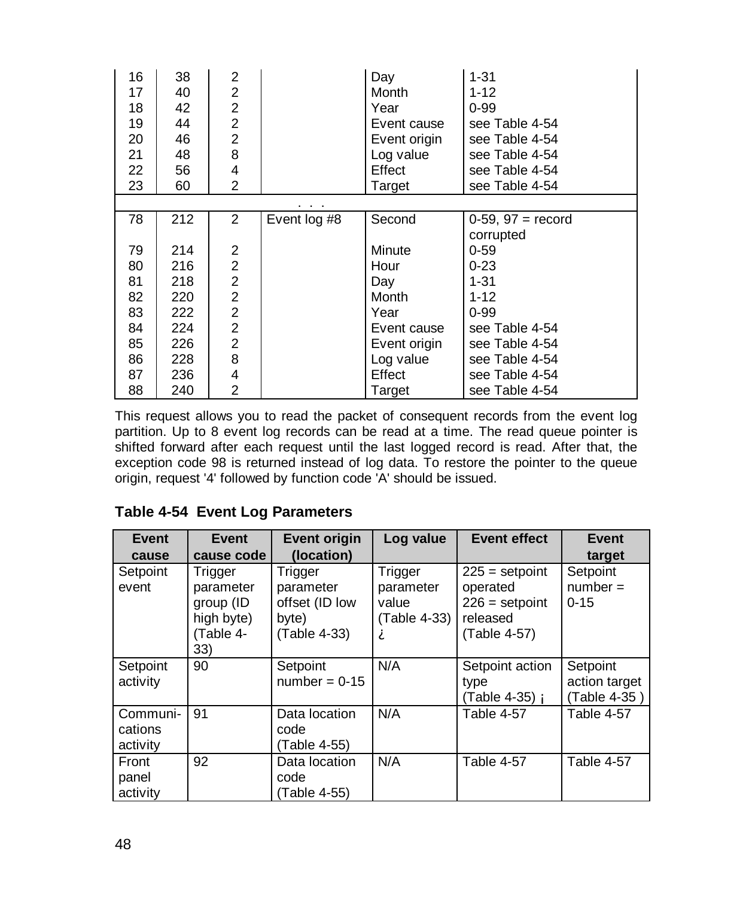| | | | | | |
|---|---|---|---|---|---|
| 16 | 38 | 2 | | Day | 1-31 |
| 17 | 40 | 2 | | Month | 1-12 |
| 18 | 42 | 2 | | Year | 0-99 |
| 19 | 44 | 2 | | Event cause | see Table 4-54 |
| 20 | 46 | 2 | | Event origin | see Table 4-54 |
| 21 | 48 | 8 | | Log value | see Table 4-54 |
| 22 | 56 | 4 | | Effect | see Table 4-54 |
| 23 | 60 | 2 | | Target | see Table 4-54 |
| | | | . . . | | |
| 78 | 212 | 2 | Event log #8 | Second | 0-59, 97 = record corrupted |
| 79 | 214 | 2 | | Minute | 0-59 |
| 80 | 216 | 2 | | Hour | 0-23 |
| 81 | 218 | 2 | | Day | 1-31 |
| 82 | 220 | 2 | | Month | 1-12 |
| 83 | 222 | 2 | | Year | 0-99 |
| 84 | 224 | 2 | | Event cause | see Table 4-54 |
| 85 | 226 | 2 | | Event origin | see Table 4-54 |
| 86 | 228 | 8 | | Log value | see Table 4-54 |
| 87 | 236 | 4 | | Effect | see Table 4-54 |
| 88 | 240 | 2 | | Target | see Table 4-54 |

This request allows you to read the packet of consequent records from the event log partition. Up to 8 event log records can be read at a time. The read queue pointer is shifted forward after each request until the last logged record is read. After that, the exception code 98 is returned instead of log data. To restore the pointer to the queue origin, request '4' followed by function code 'A' should be issued.

**Table 4-54 Event Log Parameters**

| Event cause | Event cause code | Event origin (location) | Log value | Event effect | Event target |
|---|---|---|---|---|---|
| Setpoint event | Trigger parameter group (ID high byte) (Table 4-33) | Trigger parameter offset (ID low byte) (Table 4-33) | Trigger parameter value (Table 4-33) ¿ | 225 = setpoint operated 226 = setpoint released (Table 4-57) | Setpoint number = 0-15 |
| Setpoint activity | 90 | Setpoint number = 0-15 | N/A | Setpoint action type (Table 4-35) ¡ | Setpoint action target (Table 4-35 ) |
| Communi-cations activity | 91 | Data location code (Table 4-55) | N/A | Table 4-57 | Table 4-57 |
| Front panel activity | 92 | Data location code (Table 4-55) | N/A | Table 4-57 | Table 4-57 |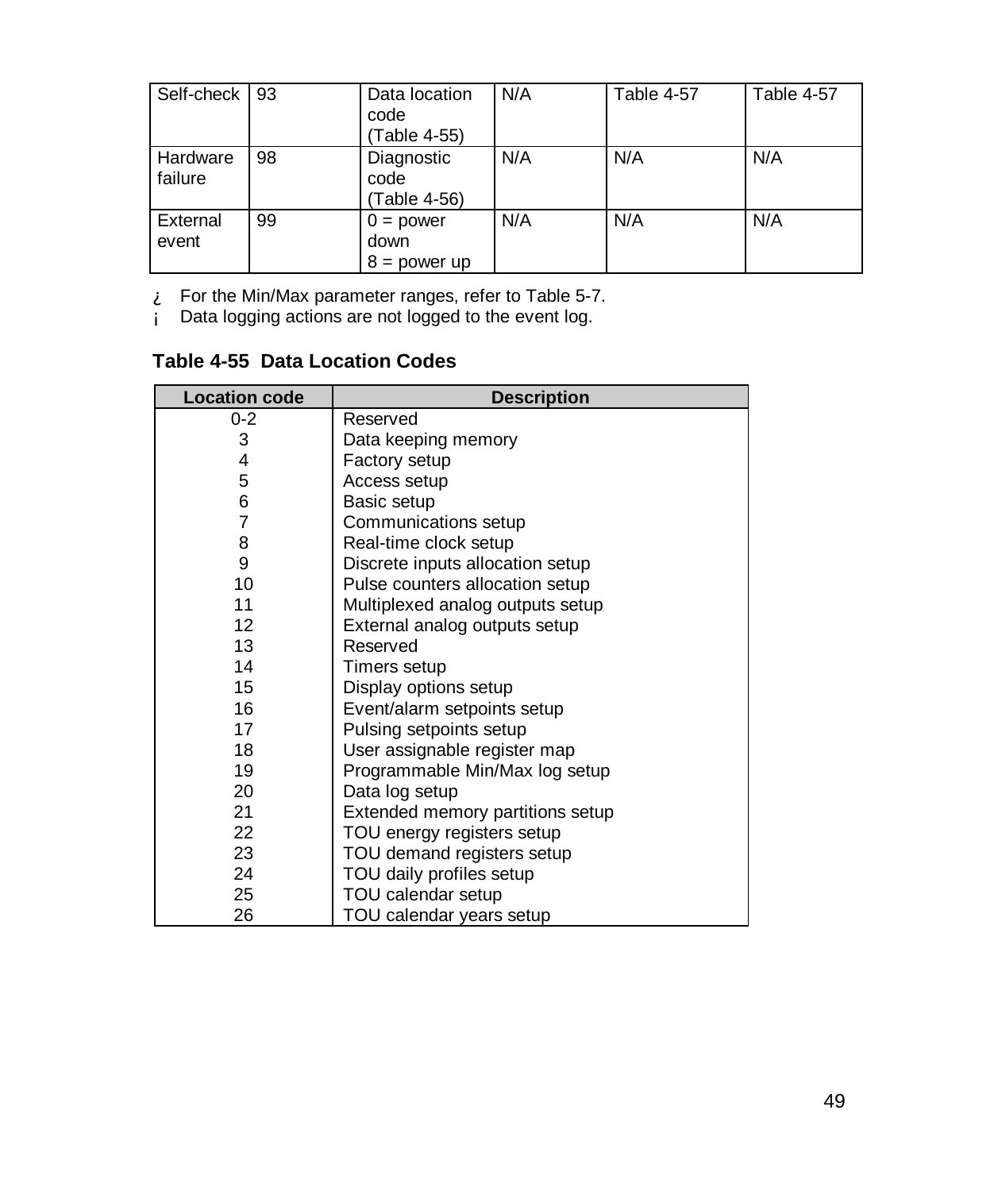| Self-check | 93 | Data location code (Table 4-55) | N/A | Table 4-57 | Table 4-57 |
|---|---|---|---|---|---|
| Hardware failure | 98 | Diagnostic code (Table 4-56) | N/A | N/A | N/A |
| External event | 99 | 0 = power down 8 = power up | N/A | N/A | N/A |

¿ For the Min/Max parameter ranges, refer to Table 5-7.
¡ Data logging actions are not logged to the event log.

**Table 4-55 Data Location Codes**

| Location code | Description |
|---|---|
| 0-2 | Reserved |
| 3 | Data keeping memory |
| 4 | Factory setup |
| 5 | Access setup |
| 6 | Basic setup |
| 7 | Communications setup |
| 8 | Real-time clock setup |
| 9 | Discrete inputs allocation setup |
| 10 | Pulse counters allocation setup |
| 11 | Multiplexed analog outputs setup |
| 12 | External analog outputs setup |
| 13 | Reserved |
| 14 | Timers setup |
| 15 | Display options setup |
| 16 | Event/alarm setpoints setup |
| 17 | Pulsing setpoints setup |
| 18 | User assignable register map |
| 19 | Programmable Min/Max log setup |
| 20 | Data log setup |
| 21 | Extended memory partitions setup |
| 22 | TOU energy registers setup |
| 23 | TOU demand registers setup |
| 24 | TOU daily profiles setup |
| 25 | TOU calendar setup |
| 26 | TOU calendar years setup |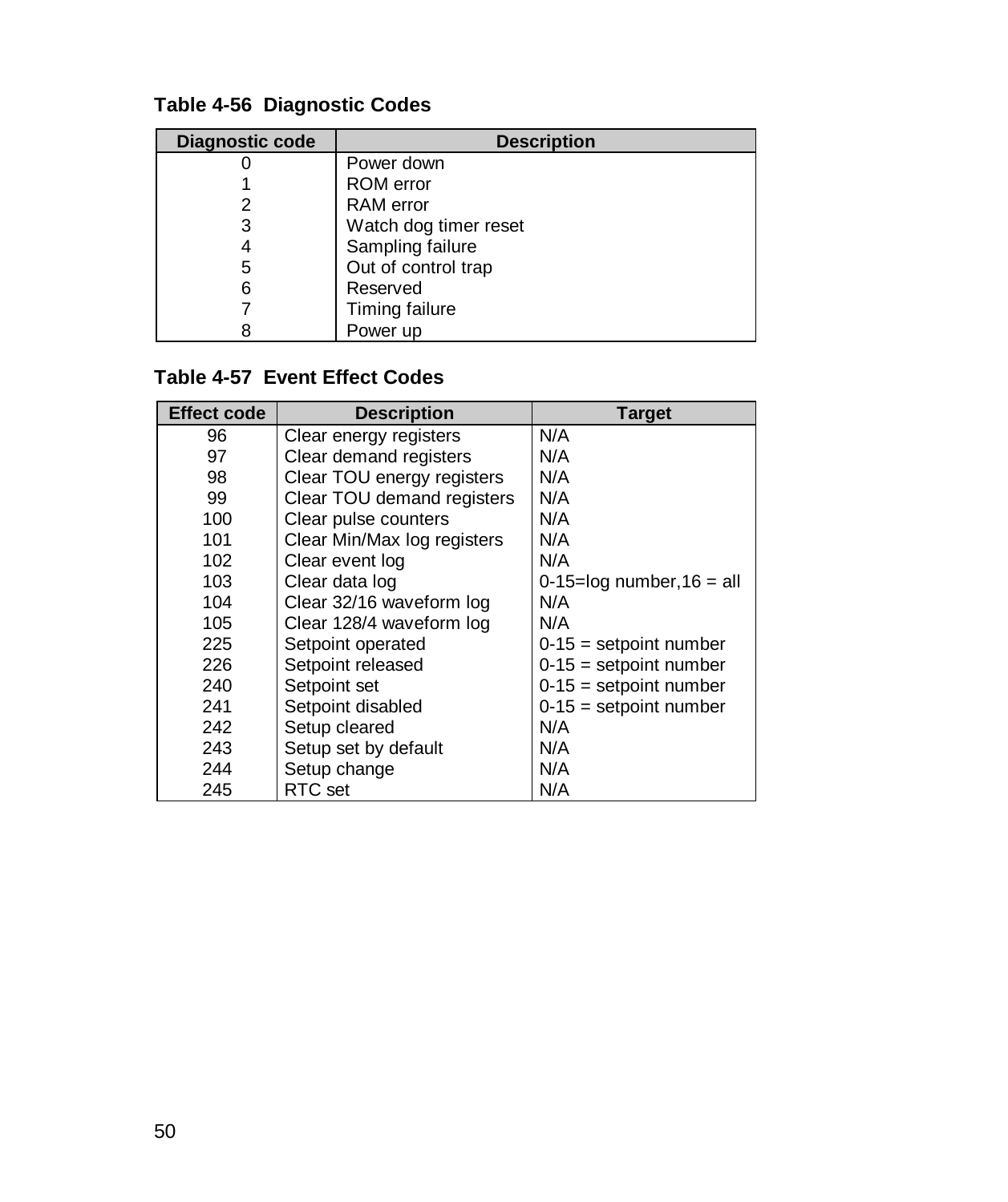**Table 4-56  Diagnostic Codes**

| Diagnostic code | Description |
|---|---|
| 0 | Power down |
| 1 | ROM error |
| 2 | RAM error |
| 3 | Watch dog timer reset |
| 4 | Sampling failure |
| 5 | Out of control trap |
| 6 | Reserved |
| 7 | Timing failure |
| 8 | Power up |

**Table 4-57  Event Effect Codes**

| Effect code | Description | Target |
|---|---|---|
| 96 | Clear energy registers | N/A |
| 97 | Clear demand registers | N/A |
| 98 | Clear TOU energy registers | N/A |
| 99 | Clear TOU demand registers | N/A |
| 100 | Clear pulse counters | N/A |
| 101 | Clear Min/Max log registers | N/A |
| 102 | Clear event log | N/A |
| 103 | Clear data log | 0-15=log number,16 = all |
| 104 | Clear 32/16 waveform log | N/A |
| 105 | Clear 128/4 waveform log | N/A |
| 225 | Setpoint operated | 0-15 = setpoint number |
| 226 | Setpoint released | 0-15 = setpoint number |
| 240 | Setpoint set | 0-15 = setpoint number |
| 241 | Setpoint disabled | 0-15 = setpoint number |
| 242 | Setup cleared | N/A |
| 243 | Setup set by default | N/A |
| 244 | Setup change | N/A |
| 245 | RTC set | N/A |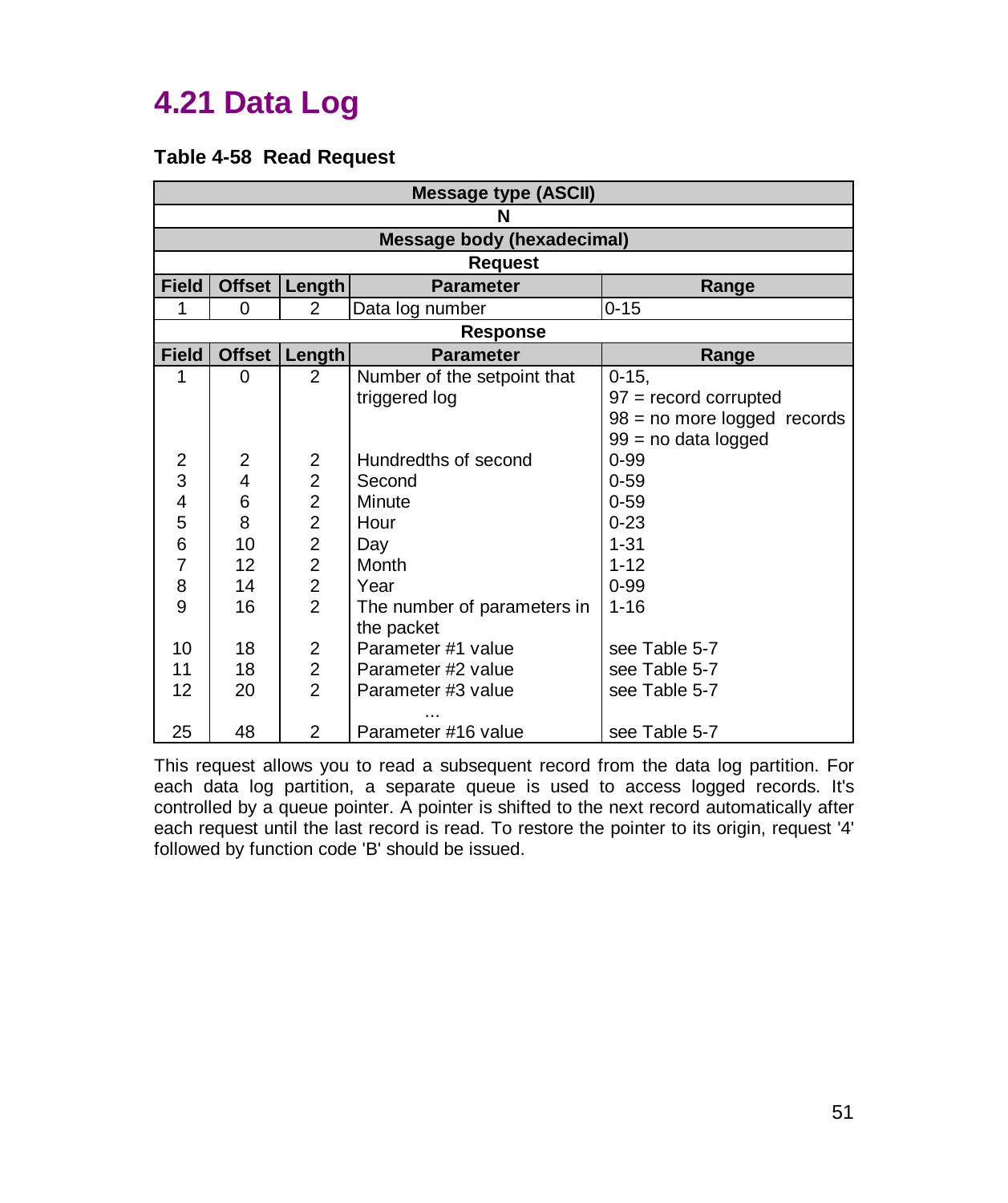# 4.21 Data Log

**Table 4-58 Read Request**

| Message type (ASCII) | | | | |
|---|---|---|---|---|
| N | | | | |
| **Message body (hexadecimal)** | | | | |
| **Request** | | | | |
| **Field** | **Offset** | **Length** | **Parameter** | **Range** |
| 1 | 0 | 2 | Data log number | 0-15 |
| **Response** | | | | |
| **Field** | **Offset** | **Length** | **Parameter** | **Range** |
| 1 | 0 | 2 | Number of the setpoint that triggered log | 0-15, 97 = record corrupted 98 = no more logged records 99 = no data logged |
| 2 | 2 | 2 | Hundredths of second | 0-99 |
| 3 | 4 | 2 | Second | 0-59 |
| 4 | 6 | 2 | Minute | 0-59 |
| 5 | 8 | 2 | Hour | 0-23 |
| 6 | 10 | 2 | Day | 1-31 |
| 7 | 12 | 2 | Month | 1-12 |
| 8 | 14 | 2 | Year | 0-99 |
| 9 | 16 | 2 | The number of parameters in the packet | 1-16 |
| 10 | 18 | 2 | Parameter #1 value | see Table 5-7 |
| 11 | 18 | 2 | Parameter #2 value | see Table 5-7 |
| 12 | 20 | 2 | Parameter #3 value | see Table 5-7 |
| | | | ... | |
| 25 | 48 | 2 | Parameter #16 value | see Table 5-7 |

This request allows you to read a subsequent record from the data log partition. For each data log partition, a separate queue is used to access logged records. It's controlled by a queue pointer. A pointer is shifted to the next record automatically after each request until the last record is read. To restore the pointer to its origin, request '4' followed by function code 'B' should be issued.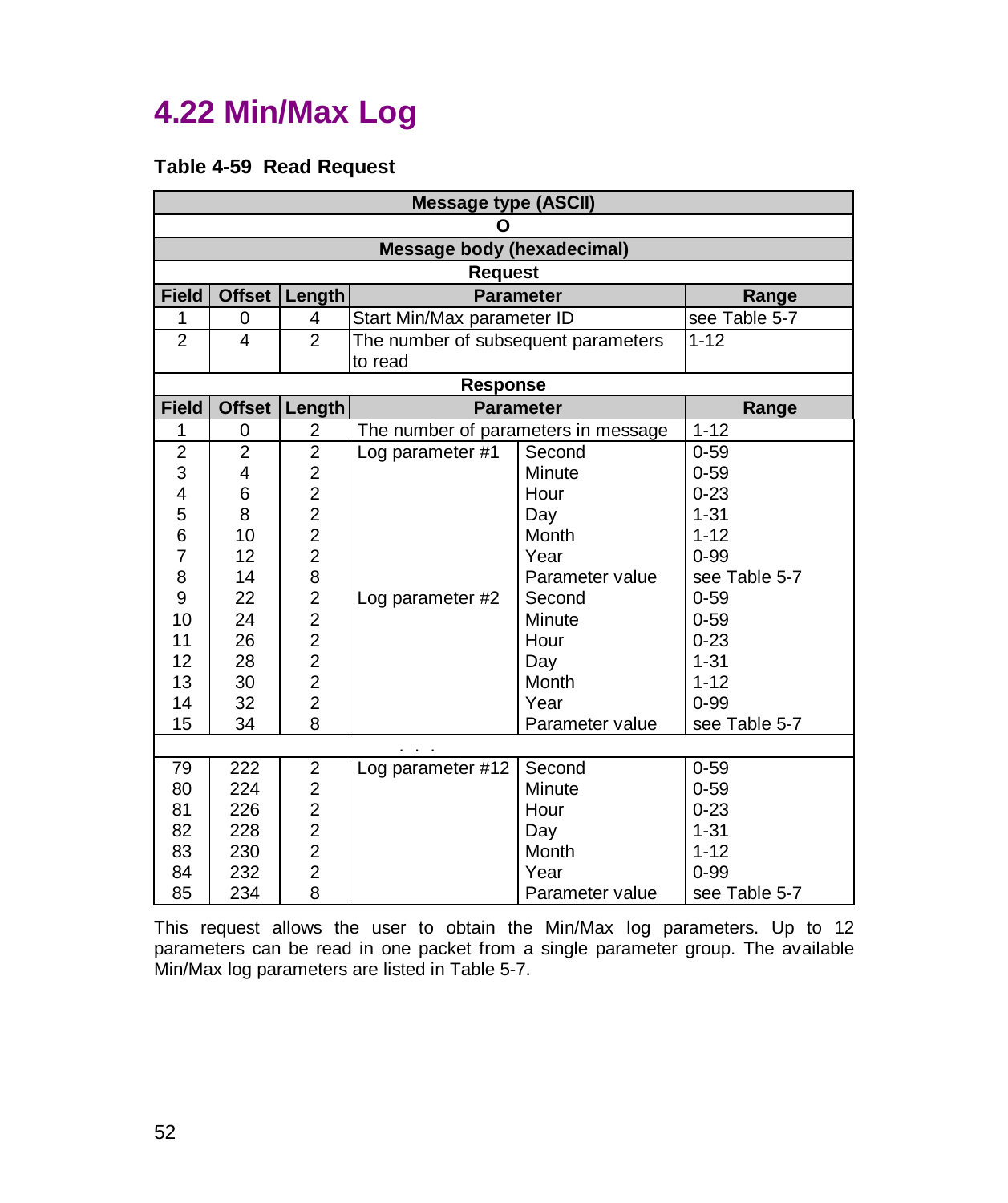# 4.22 Min/Max Log

**Table 4-59 Read Request**

| Message type (ASCII) | | | | | |
|---|---|---|---|---|---|
| O | | | | | |
| **Message body (hexadecimal)** | | | | | |
| **Request** | | | | | |
| **Field** | **Offset** | **Length** | **Parameter** | | **Range** |
| 1 | 0 | 4 | Start Min/Max parameter ID | | see Table 5-7 |
| 2 | 4 | 2 | The number of subsequent parameters to read | | 1-12 |
| **Response** | | | | | |
| **Field** | **Offset** | **Length** | **Parameter** | | **Range** |
| 1 | 0 | 2 | The number of parameters in message | | 1-12 |
| 2 | 2 | 2 | Log parameter #1 | Second | 0-59 |
| 3 | 4 | 2 | | Minute | 0-59 |
| 4 | 6 | 2 | | Hour | 0-23 |
| 5 | 8 | 2 | | Day | 1-31 |
| 6 | 10 | 2 | | Month | 1-12 |
| 7 | 12 | 2 | | Year | 0-99 |
| 8 | 14 | 8 | | Parameter value | see Table 5-7 |
| 9 | 22 | 2 | Log parameter #2 | Second | 0-59 |
| 10 | 24 | 2 | | Minute | 0-59 |
| 11 | 26 | 2 | | Hour | 0-23 |
| 12 | 28 | 2 | | Day | 1-31 |
| 13 | 30 | 2 | | Month | 1-12 |
| 14 | 32 | 2 | | Year | 0-99 |
| 15 | 34 | 8 | | Parameter value | see Table 5-7 |
| . . . | | | | | |
| 79 | 222 | 2 | Log parameter #12 | Second | 0-59 |
| 80 | 224 | 2 | | Minute | 0-59 |
| 81 | 226 | 2 | | Hour | 0-23 |
| 82 | 228 | 2 | | Day | 1-31 |
| 83 | 230 | 2 | | Month | 1-12 |
| 84 | 232 | 2 | | Year | 0-99 |
| 85 | 234 | 8 | | Parameter value | see Table 5-7 |

This request allows the user to obtain the Min/Max log parameters. Up to 12 parameters can be read in one packet from a single parameter group. The available Min/Max log parameters are listed in Table 5-7.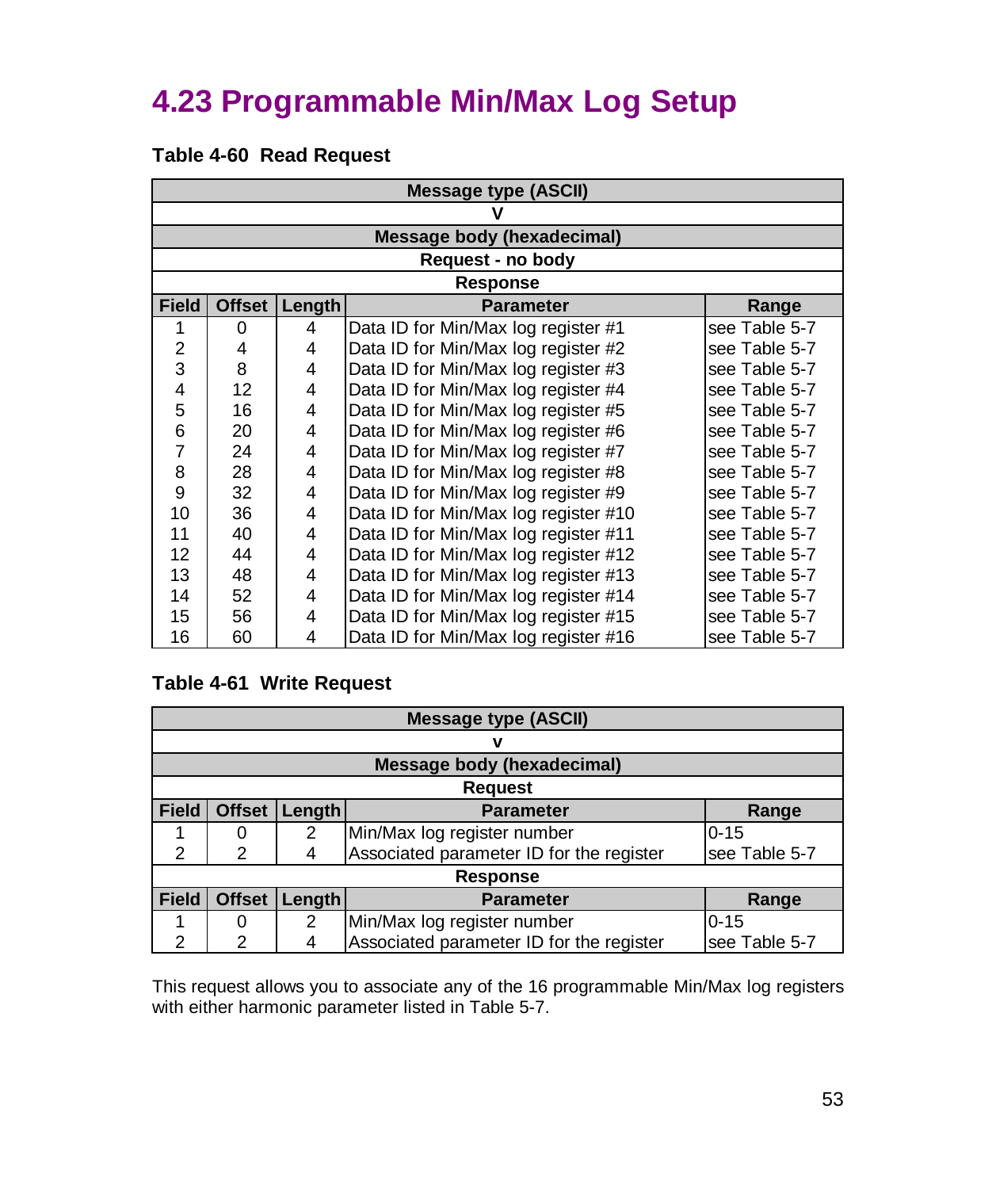# 4.23 Programmable Min/Max Log Setup

**Table 4-60 Read Request**

| Message type (ASCII) | | | | |
|---|---|---|---|---|
| V | | | | |
| **Message body (hexadecimal)** | | | | |
| **Request - no body** | | | | |
| **Response** | | | | |
| **Field** | **Offset** | **Length** | **Parameter** | **Range** |
| 1 | 0 | 4 | Data ID for Min/Max log register #1 | see Table 5-7 |
| 2 | 4 | 4 | Data ID for Min/Max log register #2 | see Table 5-7 |
| 3 | 8 | 4 | Data ID for Min/Max log register #3 | see Table 5-7 |
| 4 | 12 | 4 | Data ID for Min/Max log register #4 | see Table 5-7 |
| 5 | 16 | 4 | Data ID for Min/Max log register #5 | see Table 5-7 |
| 6 | 20 | 4 | Data ID for Min/Max log register #6 | see Table 5-7 |
| 7 | 24 | 4 | Data ID for Min/Max log register #7 | see Table 5-7 |
| 8 | 28 | 4 | Data ID for Min/Max log register #8 | see Table 5-7 |
| 9 | 32 | 4 | Data ID for Min/Max log register #9 | see Table 5-7 |
| 10 | 36 | 4 | Data ID for Min/Max log register #10 | see Table 5-7 |
| 11 | 40 | 4 | Data ID for Min/Max log register #11 | see Table 5-7 |
| 12 | 44 | 4 | Data ID for Min/Max log register #12 | see Table 5-7 |
| 13 | 48 | 4 | Data ID for Min/Max log register #13 | see Table 5-7 |
| 14 | 52 | 4 | Data ID for Min/Max log register #14 | see Table 5-7 |
| 15 | 56 | 4 | Data ID for Min/Max log register #15 | see Table 5-7 |
| 16 | 60 | 4 | Data ID for Min/Max log register #16 | see Table 5-7 |

**Table 4-61 Write Request**

| Message type (ASCII) | | | | |
|---|---|---|---|---|
| v | | | | |
| **Message body (hexadecimal)** | | | | |
| **Request** | | | | |
| **Field** | **Offset** | **Length** | **Parameter** | **Range** |
| 1 | 0 | 2 | Min/Max log register number | 0-15 |
| 2 | 2 | 4 | Associated parameter ID for the register | see Table 5-7 |
| **Response** | | | | |
| **Field** | **Offset** | **Length** | **Parameter** | **Range** |
| 1 | 0 | 2 | Min/Max log register number | 0-15 |
| 2 | 2 | 4 | Associated parameter ID for the register | see Table 5-7 |

This request allows you to associate any of the 16 programmable Min/Max log registers with either harmonic parameter listed in Table 5-7.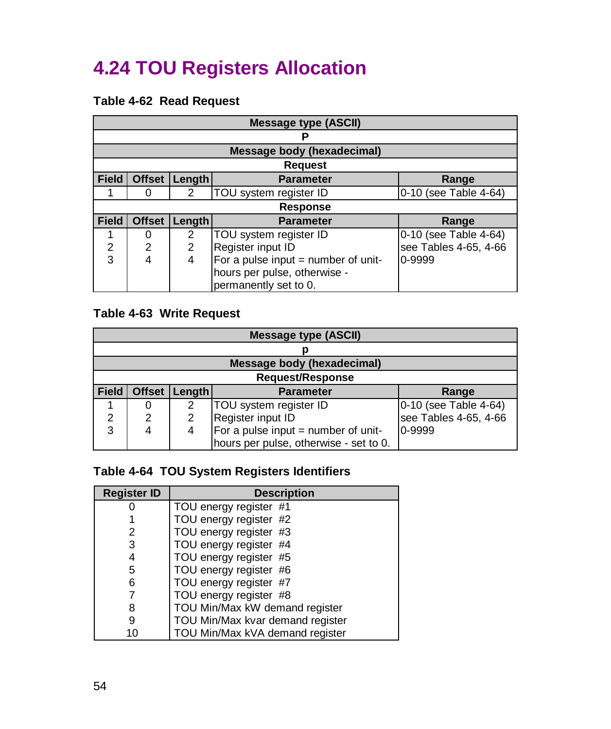# 4.24 TOU Registers Allocation

**Table 4-62 Read Request**

| Message type (ASCII) | | | | |
|---|---|---|---|---|
| P | | | | |
| **Message body (hexadecimal)** | | | | |
| **Request** | | | | |
| **Field** | **Offset** | **Length** | **Parameter** | **Range** |
| 1 | 0 | 2 | TOU system register ID | 0-10 (see Table 4-64) |
| **Response** | | | | |
| **Field** | **Offset** | **Length** | **Parameter** | **Range** |
| 1 | 0 | 2 | TOU system register ID | 0-10 (see Table 4-64) |
| 2 | 2 | 2 | Register input ID | see Tables 4-65, 4-66 |
| 3 | 4 | 4 | For a pulse input = number of unit-hours per pulse, otherwise - permanently set to 0. | 0-9999 |

**Table 4-63 Write Request**

| Message type (ASCII) | | | | |
|---|---|---|---|---|
| p | | | | |
| **Message body (hexadecimal)** | | | | |
| **Request/Response** | | | | |
| **Field** | **Offset** | **Length** | **Parameter** | **Range** |
| 1 | 0 | 2 | TOU system register ID | 0-10 (see Table 4-64) |
| 2 | 2 | 2 | Register input ID | see Tables 4-65, 4-66 |
| 3 | 4 | 4 | For a pulse input = number of unit-hours per pulse, otherwise - set to 0. | 0-9999 |

**Table 4-64 TOU System Registers Identifiers**

| Register ID | Description |
|---|---|
| 0 | TOU energy register #1 |
| 1 | TOU energy register #2 |
| 2 | TOU energy register #3 |
| 3 | TOU energy register #4 |
| 4 | TOU energy register #5 |
| 5 | TOU energy register #6 |
| 6 | TOU energy register #7 |
| 7 | TOU energy register #8 |
| 8 | TOU Min/Max kW demand register |
| 9 | TOU Min/Max kvar demand register |
| 10 | TOU Min/Max kVA demand register |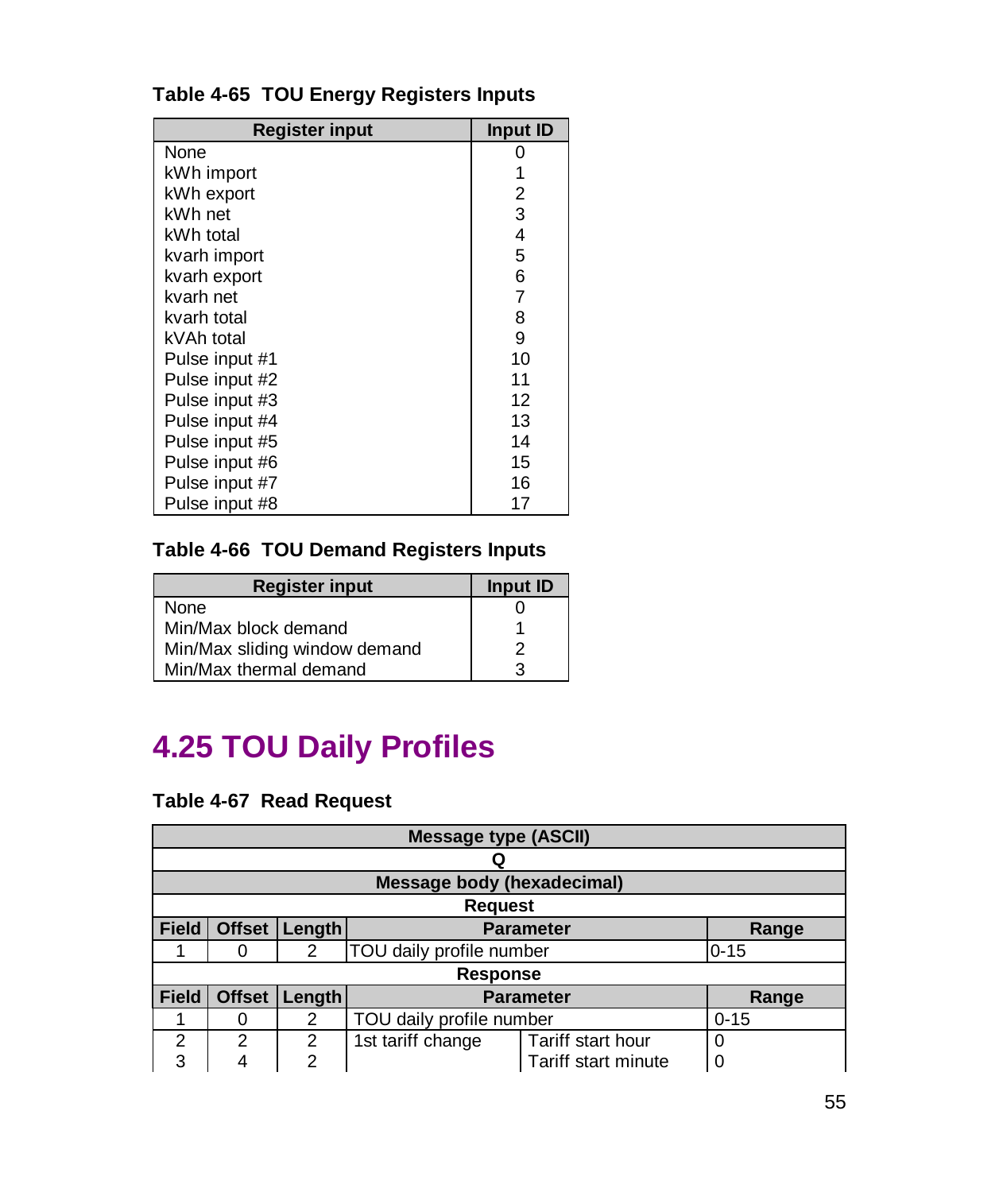**Table 4-65 TOU Energy Registers Inputs**

| Register input | Input ID |
|---|---|
| None | 0 |
| kWh import | 1 |
| kWh export | 2 |
| kWh net | 3 |
| kWh total | 4 |
| kvarh import | 5 |
| kvarh export | 6 |
| kvarh net | 7 |
| kvarh total | 8 |
| kVAh total | 9 |
| Pulse input #1 | 10 |
| Pulse input #2 | 11 |
| Pulse input #3 | 12 |
| Pulse input #4 | 13 |
| Pulse input #5 | 14 |
| Pulse input #6 | 15 |
| Pulse input #7 | 16 |
| Pulse input #8 | 17 |

**Table 4-66 TOU Demand Registers Inputs**

| Register input | Input ID |
|---|---|
| None | 0 |
| Min/Max block demand | 1 |
| Min/Max sliding window demand | 2 |
| Min/Max thermal demand | 3 |

## 4.25 TOU Daily Profiles

**Table 4-67 Read Request**

| Message type (ASCII) | | | | | |
|---|---|---|---|---|---|
| Q | | | | | |
| **Message body (hexadecimal)** | | | | | |
| **Request** | | | | | |
| **Field** | **Offset** | **Length** | **Parameter** | | **Range** |
| 1 | 0 | 2 | TOU daily profile number | | 0-15 |
| **Response** | | | | | |
| **Field** | **Offset** | **Length** | **Parameter** | | **Range** |
| 1 | 0 | 2 | TOU daily profile number | | 0-15 |
| 2 | 2 | 2 | 1st tariff change | Tariff start hour | 0 |
| 3 | 4 | 2 | | Tariff start minute | 0 |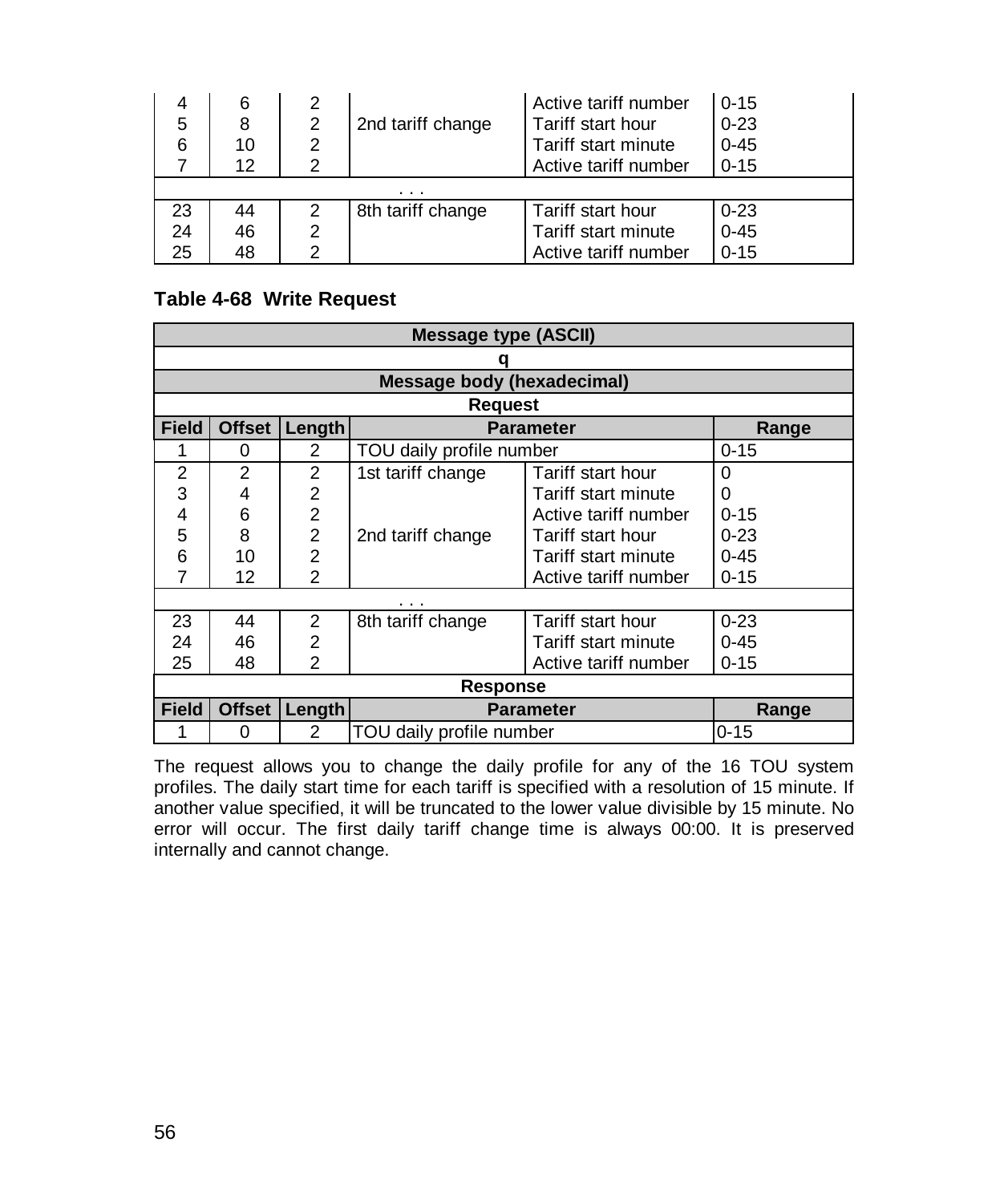| Field | Offset | Length | Parameter | | Range |
|---|---|---|---|---|---|
| 4 | 6 | 2 | | Active tariff number | 0-15 |
| 5 | 8 | 2 | 2nd tariff change | Tariff start hour | 0-23 |
| 6 | 10 | 2 | | Tariff start minute | 0-45 |
| 7 | 12 | 2 | | Active tariff number | 0-15 |
| . . . | | | | | |
| 23 | 44 | 2 | 8th tariff change | Tariff start hour | 0-23 |
| 24 | 46 | 2 | | Tariff start minute | 0-45 |
| 25 | 48 | 2 | | Active tariff number | 0-15 |

**Table 4-68 Write Request**

| Message type (ASCII) | | | | | |
|---|---|---|---|---|---|
| q | | | | | |
| **Message body (hexadecimal)** | | | | | |
| **Request** | | | | | |
| **Field** | **Offset** | **Length** | **Parameter** | | **Range** |
| 1 | 0 | 2 | TOU daily profile number | | 0-15 |
| 2 | 2 | 2 | 1st tariff change | Tariff start hour | 0 |
| 3 | 4 | 2 | | Tariff start minute | 0 |
| 4 | 6 | 2 | | Active tariff number | 0-15 |
| 5 | 8 | 2 | 2nd tariff change | Tariff start hour | 0-23 |
| 6 | 10 | 2 | | Tariff start minute | 0-45 |
| 7 | 12 | 2 | | Active tariff number | 0-15 |
| . . . | | | | | |
| 23 | 44 | 2 | 8th tariff change | Tariff start hour | 0-23 |
| 24 | 46 | 2 | | Tariff start minute | 0-45 |
| 25 | 48 | 2 | | Active tariff number | 0-15 |
| **Response** | | | | | |
| **Field** | **Offset** | **Length** | **Parameter** | | **Range** |
| 1 | 0 | 2 | TOU daily profile number | | 0-15 |

The request allows you to change the daily profile for any of the 16 TOU system profiles. The daily start time for each tariff is specified with a resolution of 15 minute. If another value specified, it will be truncated to the lower value divisible by 15 minute. No error will occur. The first daily tariff change time is always 00:00. It is preserved internally and cannot change.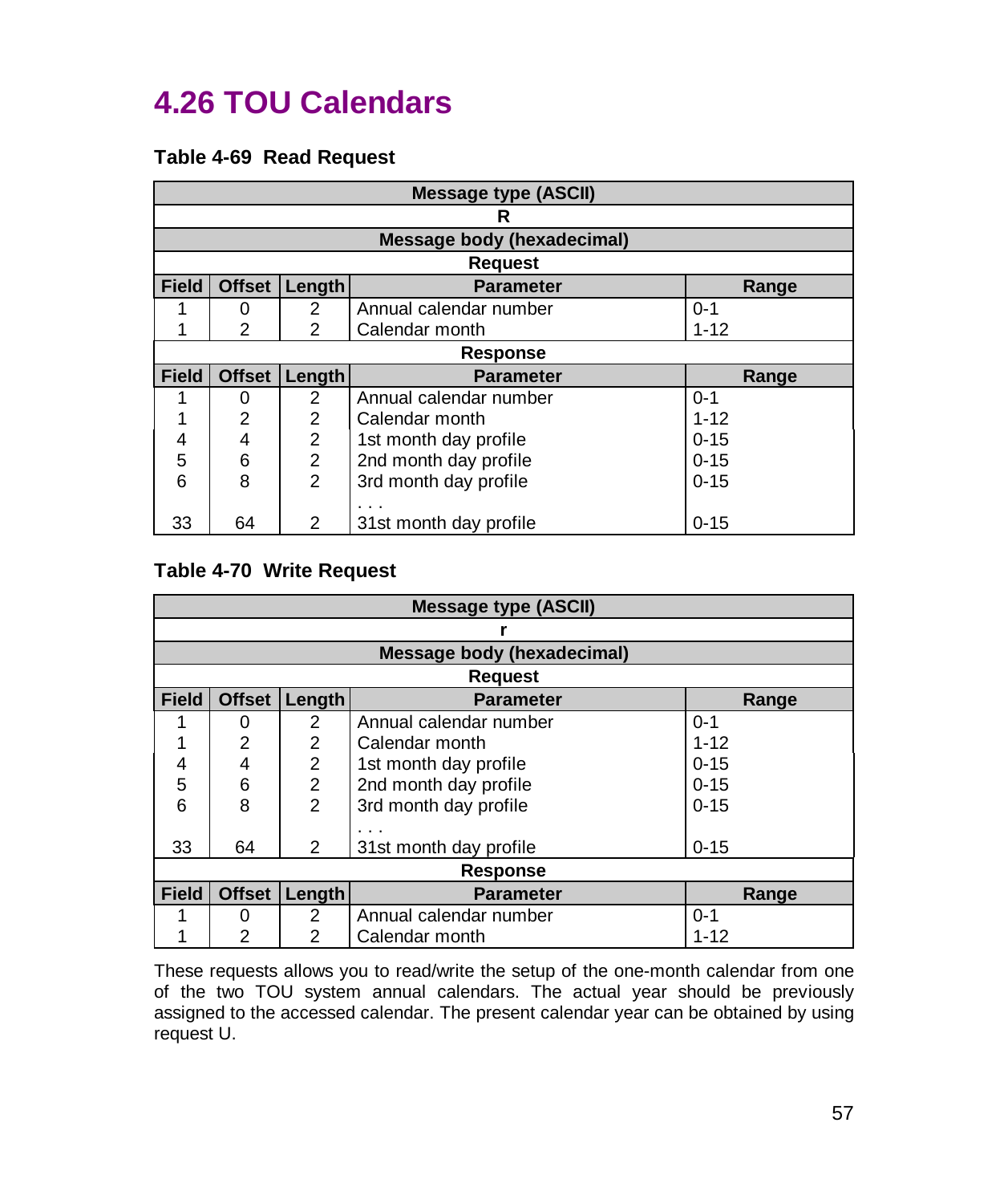## 4.26 TOU Calendars

**Table 4-69 Read Request**

| Message type (ASCII) | | | | |
|---|---|---|---|---|
| R | | | | |
| **Message body (hexadecimal)** | | | | |
| **Request** | | | | |
| **Field** | **Offset** | **Length** | **Parameter** | **Range** |
| 1 | 0 | 2 | Annual calendar number | 0-1 |
| 1 | 2 | 2 | Calendar month | 1-12 |
| **Response** | | | | |
| **Field** | **Offset** | **Length** | **Parameter** | **Range** |
| 1 | 0 | 2 | Annual calendar number | 0-1 |
| 1 | 2 | 2 | Calendar month | 1-12 |
| 4 | 4 | 2 | 1st month day profile | 0-15 |
| 5 | 6 | 2 | 2nd month day profile | 0-15 |
| 6 | 8 | 2 | 3rd month day profile | 0-15 |
| | | | . . . | |
| 33 | 64 | 2 | 31st month day profile | 0-15 |

**Table 4-70 Write Request**

| Message type (ASCII) | | | | |
|---|---|---|---|---|
| r | | | | |
| **Message body (hexadecimal)** | | | | |
| **Request** | | | | |
| **Field** | **Offset** | **Length** | **Parameter** | **Range** |
| 1 | 0 | 2 | Annual calendar number | 0-1 |
| 1 | 2 | 2 | Calendar month | 1-12 |
| 4 | 4 | 2 | 1st month day profile | 0-15 |
| 5 | 6 | 2 | 2nd month day profile | 0-15 |
| 6 | 8 | 2 | 3rd month day profile | 0-15 |
| | | | . . . | |
| 33 | 64 | 2 | 31st month day profile | 0-15 |
| **Response** | | | | |
| **Field** | **Offset** | **Length** | **Parameter** | **Range** |
| 1 | 0 | 2 | Annual calendar number | 0-1 |
| 1 | 2 | 2 | Calendar month | 1-12 |

These requests allows you to read/write the setup of the one-month calendar from one of the two TOU system annual calendars. The actual year should be previously assigned to the accessed calendar. The present calendar year can be obtained by using request U.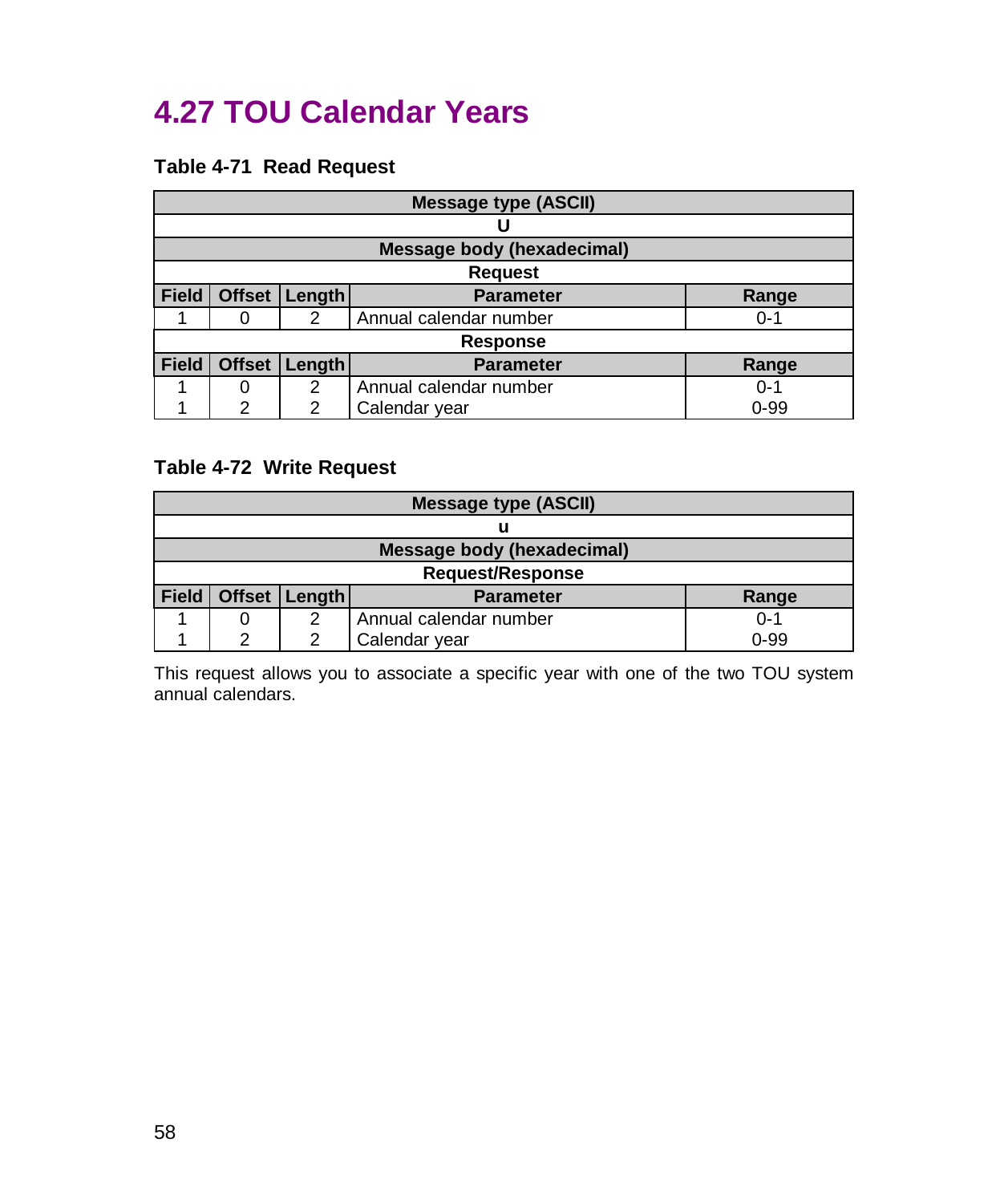## 4.27 TOU Calendar Years

**Table 4-71 Read Request**

| Message type (ASCII) | | | | |
|---|---|---|---|---|
| U | | | | |
| **Message body (hexadecimal)** | | | | |
| **Request** | | | | |
| **Field** | **Offset** | **Length** | **Parameter** | **Range** |
| 1 | 0 | 2 | Annual calendar number | 0-1 |
| **Response** | | | | |
| **Field** | **Offset** | **Length** | **Parameter** | **Range** |
| 1 | 0 | 2 | Annual calendar number | 0-1 |
| 1 | 2 | 2 | Calendar year | 0-99 |

**Table 4-72 Write Request**

| Message type (ASCII) | | | | |
|---|---|---|---|---|
| u | | | | |
| **Message body (hexadecimal)** | | | | |
| **Request/Response** | | | | |
| **Field** | **Offset** | **Length** | **Parameter** | **Range** |
| 1 | 0 | 2 | Annual calendar number | 0-1 |
| 1 | 2 | 2 | Calendar year | 0-99 |

This request allows you to associate a specific year with one of the two TOU system annual calendars.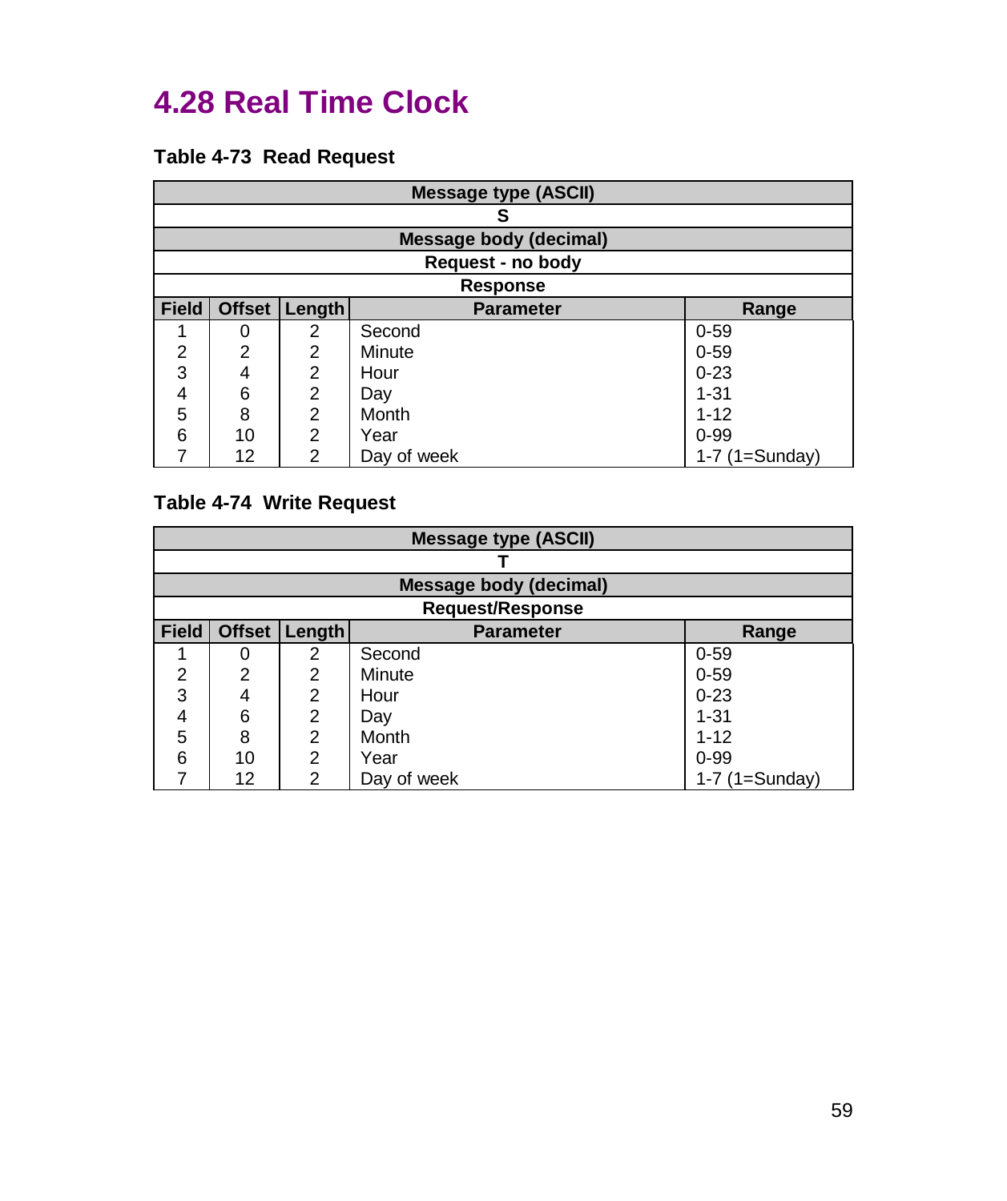# 4.28 Real Time Clock

**Table 4-73 Read Request**

| Message type (ASCII) | | | | |
|---|---|---|---|---|
| S | | | | |
| **Message body (decimal)** | | | | |
| **Request - no body** | | | | |
| **Response** | | | | |
| **Field** | **Offset** | **Length** | **Parameter** | **Range** |
| 1 | 0 | 2 | Second | 0-59 |
| 2 | 2 | 2 | Minute | 0-59 |
| 3 | 4 | 2 | Hour | 0-23 |
| 4 | 6 | 2 | Day | 1-31 |
| 5 | 8 | 2 | Month | 1-12 |
| 6 | 10 | 2 | Year | 0-99 |
| 7 | 12 | 2 | Day of week | 1-7 (1=Sunday) |

**Table 4-74 Write Request**

| Message type (ASCII) | | | | |
|---|---|---|---|---|
| T | | | | |
| **Message body (decimal)** | | | | |
| **Request/Response** | | | | |
| **Field** | **Offset** | **Length** | **Parameter** | **Range** |
| 1 | 0 | 2 | Second | 0-59 |
| 2 | 2 | 2 | Minute | 0-59 |
| 3 | 4 | 2 | Hour | 0-23 |
| 4 | 6 | 2 | Day | 1-31 |
| 5 | 8 | 2 | Month | 1-12 |
| 6 | 10 | 2 | Year | 0-99 |
| 7 | 12 | 2 | Day of week | 1-7 (1=Sunday) |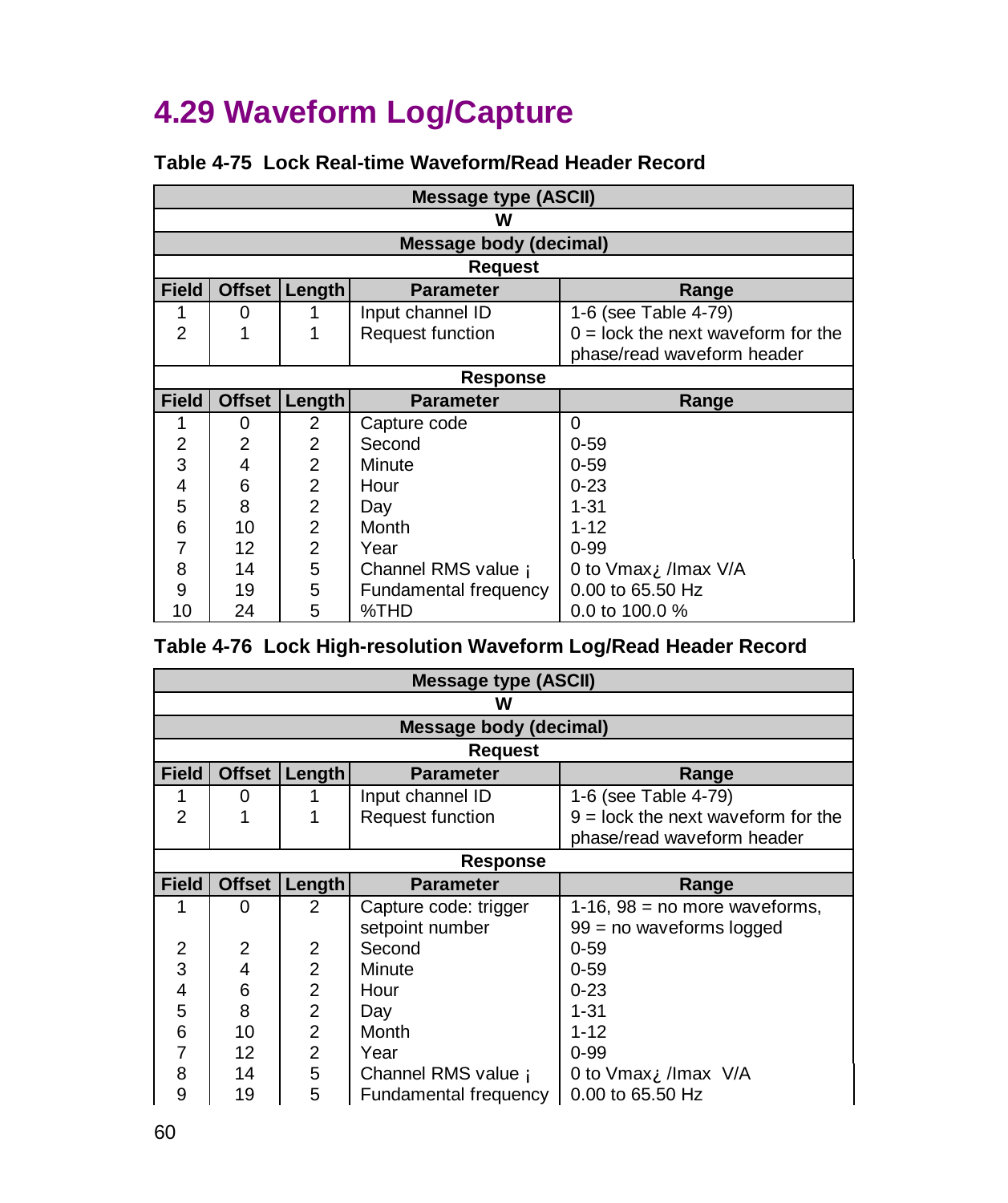# 4.29 Waveform Log/Capture

**Table 4-75 Lock Real-time Waveform/Read Header Record**

| Message type (ASCII) | | | | |
|---|---|---|---|---|
| W | | | | |
| **Message body (decimal)** | | | | |
| **Request** | | | | |
| **Field** | **Offset** | **Length** | **Parameter** | **Range** |
| 1 | 0 | 1 | Input channel ID | 1-6 (see Table 4-79) |
| 2 | 1 | 1 | Request function | 0 = lock the next waveform for the phase/read waveform header |
| **Response** | | | | |
| **Field** | **Offset** | **Length** | **Parameter** | **Range** |
| 1 | 0 | 2 | Capture code | 0 |
| 2 | 2 | 2 | Second | 0-59 |
| 3 | 4 | 2 | Minute | 0-59 |
| 4 | 6 | 2 | Hour | 0-23 |
| 5 | 8 | 2 | Day | 1-31 |
| 6 | 10 | 2 | Month | 1-12 |
| 7 | 12 | 2 | Year | 0-99 |
| 8 | 14 | 5 | Channel RMS value ¡ | 0 to Vmax¿ /Imax V/A |
| 9 | 19 | 5 | Fundamental frequency | 0.00 to 65.50 Hz |
| 10 | 24 | 5 | %THD | 0.0 to 100.0 % |

**Table 4-76 Lock High-resolution Waveform Log/Read Header Record**

| Message type (ASCII) | | | | |
|---|---|---|---|---|
| W | | | | |
| **Message body (decimal)** | | | | |
| **Request** | | | | |
| **Field** | **Offset** | **Length** | **Parameter** | **Range** |
| 1 | 0 | 1 | Input channel ID | 1-6 (see Table 4-79) |
| 2 | 1 | 1 | Request function | 9 = lock the next waveform for the phase/read waveform header |
| **Response** | | | | |
| **Field** | **Offset** | **Length** | **Parameter** | **Range** |
| 1 | 0 | 2 | Capture code: trigger setpoint number | 1-16, 98 = no more waveforms, 99 = no waveforms logged |
| 2 | 2 | 2 | Second | 0-59 |
| 3 | 4 | 2 | Minute | 0-59 |
| 4 | 6 | 2 | Hour | 0-23 |
| 5 | 8 | 2 | Day | 1-31 |
| 6 | 10 | 2 | Month | 1-12 |
| 7 | 12 | 2 | Year | 0-99 |
| 8 | 14 | 5 | Channel RMS value ¡ | 0 to Vmax¿ /Imax V/A |
| 9 | 19 | 5 | Fundamental frequency | 0.00 to 65.50 Hz |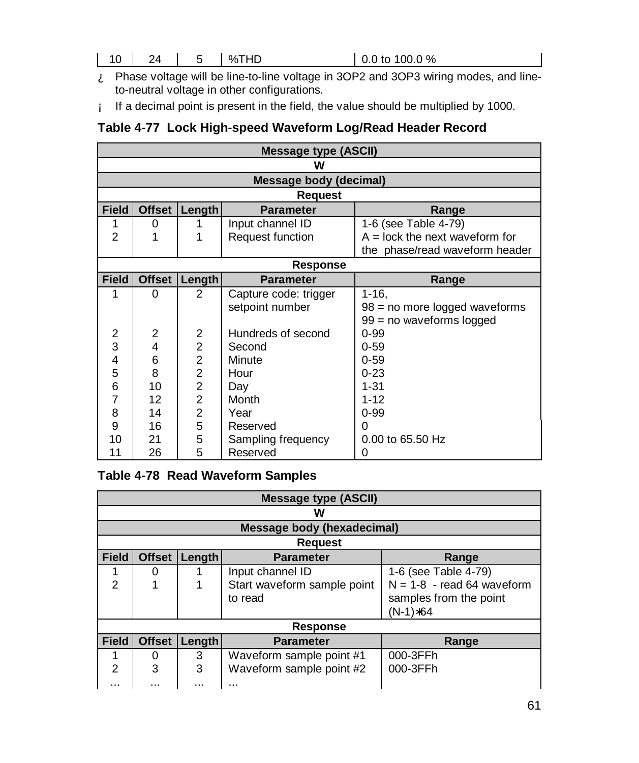| 10 | 24 | 5 | %THD | 0.0 to 100.0 % |
|---|---|---|---|---|

¿ Phase voltage will be line-to-line voltage in 3OP2 and 3OP3 wiring modes, and line-to-neutral voltage in other configurations.

¡ If a decimal point is present in the field, the value should be multiplied by 1000.

### Table 4-77 Lock High-speed Waveform Log/Read Header Record

| Message type (ASCII) | | | | |
|---|---|---|---|---|
| W | | | | |
| **Message body (decimal)** | | | | |
| **Request** | | | | |
| **Field** | **Offset** | **Length** | **Parameter** | **Range** |
| 1 | 0 | 1 | Input channel ID | 1-6 (see Table 4-79) |
| 2 | 1 | 1 | Request function | A = lock the next waveform for the phase/read waveform header |
| **Response** | | | | |
| **Field** | **Offset** | **Length** | **Parameter** | **Range** |
| 1 | 0 | 2 | Capture code: trigger setpoint number | 1-16, 98 = no more logged waveforms 99 = no waveforms logged |
| 2 | 2 | 2 | Hundreds of second | 0-99 |
| 3 | 4 | 2 | Second | 0-59 |
| 4 | 6 | 2 | Minute | 0-59 |
| 5 | 8 | 2 | Hour | 0-23 |
| 6 | 10 | 2 | Day | 1-31 |
| 7 | 12 | 2 | Month | 1-12 |
| 8 | 14 | 2 | Year | 0-99 |
| 9 | 16 | 5 | Reserved | 0 |
| 10 | 21 | 5 | Sampling frequency | 0.00 to 65.50 Hz |
| 11 | 26 | 5 | Reserved | 0 |

### Table 4-78 Read Waveform Samples

| Message type (ASCII) | | | | |
|---|---|---|---|---|
| W | | | | |
| **Message body (hexadecimal)** | | | | |
| **Request** | | | | |
| **Field** | **Offset** | **Length** | **Parameter** | **Range** |
| 1 | 0 | 1 | Input channel ID | 1-6 (see Table 4-79) |
| 2 | 1 | 1 | Start waveform sample point to read | N = 1-8 - read 64 waveform samples from the point (N-1)*64 |
| **Response** | | | | |
| **Field** | **Offset** | **Length** | **Parameter** | **Range** |
| 1 | 0 | 3 | Waveform sample point #1 | 000-3FFh |
| 2 | 3 | 3 | Waveform sample point #2 | 000-3FFh |
| ... | ... | ... | ... | |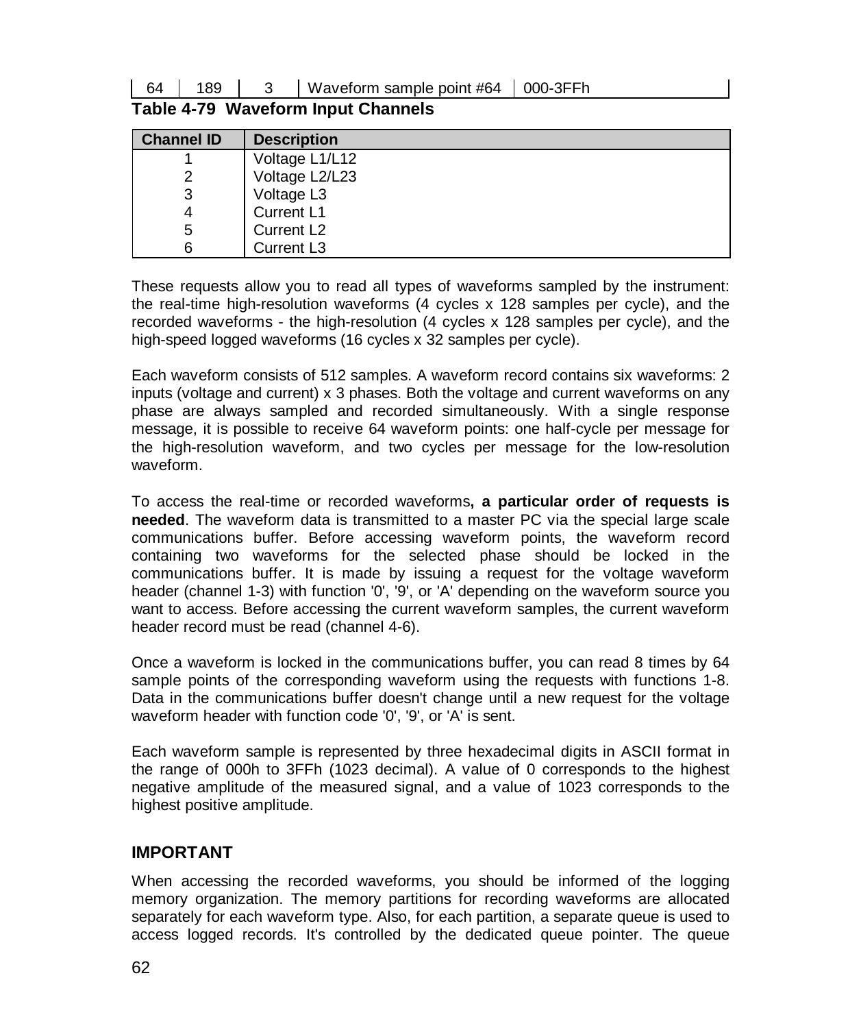| 64 | 189 | 3 | Waveform sample point #64 | 000-3FFh |
|---|---|---|---|---|

**Table 4-79 Waveform Input Channels**

| Channel ID | Description |
|---|---|
| 1 | Voltage L1/L12 |
| 2 | Voltage L2/L23 |
| 3 | Voltage L3 |
| 4 | Current L1 |
| 5 | Current L2 |
| 6 | Current L3 |

These requests allow you to read all types of waveforms sampled by the instrument: the real-time high-resolution waveforms (4 cycles x 128 samples per cycle), and the recorded waveforms - the high-resolution (4 cycles x 128 samples per cycle), and the high-speed logged waveforms (16 cycles x 32 samples per cycle).

Each waveform consists of 512 samples. A waveform record contains six waveforms: 2 inputs (voltage and current) x 3 phases. Both the voltage and current waveforms on any phase are always sampled and recorded simultaneously. With a single response message, it is possible to receive 64 waveform points: one half-cycle per message for the high-resolution waveform, and two cycles per message for the low-resolution waveform.

To access the real-time or recorded waveforms**, a particular order of requests is needed**. The waveform data is transmitted to a master PC via the special large scale communications buffer. Before accessing waveform points, the waveform record containing two waveforms for the selected phase should be locked in the communications buffer. It is made by issuing a request for the voltage waveform header (channel 1-3) with function '0', '9', or 'A' depending on the waveform source you want to access. Before accessing the current waveform samples, the current waveform header record must be read (channel 4-6).

Once a waveform is locked in the communications buffer, you can read 8 times by 64 sample points of the corresponding waveform using the requests with functions 1-8. Data in the communications buffer doesn't change until a new request for the voltage waveform header with function code '0', '9', or 'A' is sent.

Each waveform sample is represented by three hexadecimal digits in ASCII format in the range of 000h to 3FFh (1023 decimal). A value of 0 corresponds to the highest negative amplitude of the measured signal, and a value of 1023 corresponds to the highest positive amplitude.

## IMPORTANT

When accessing the recorded waveforms, you should be informed of the logging memory organization. The memory partitions for recording waveforms are allocated separately for each waveform type. Also, for each partition, a separate queue is used to access logged records. It's controlled by the dedicated queue pointer. The queue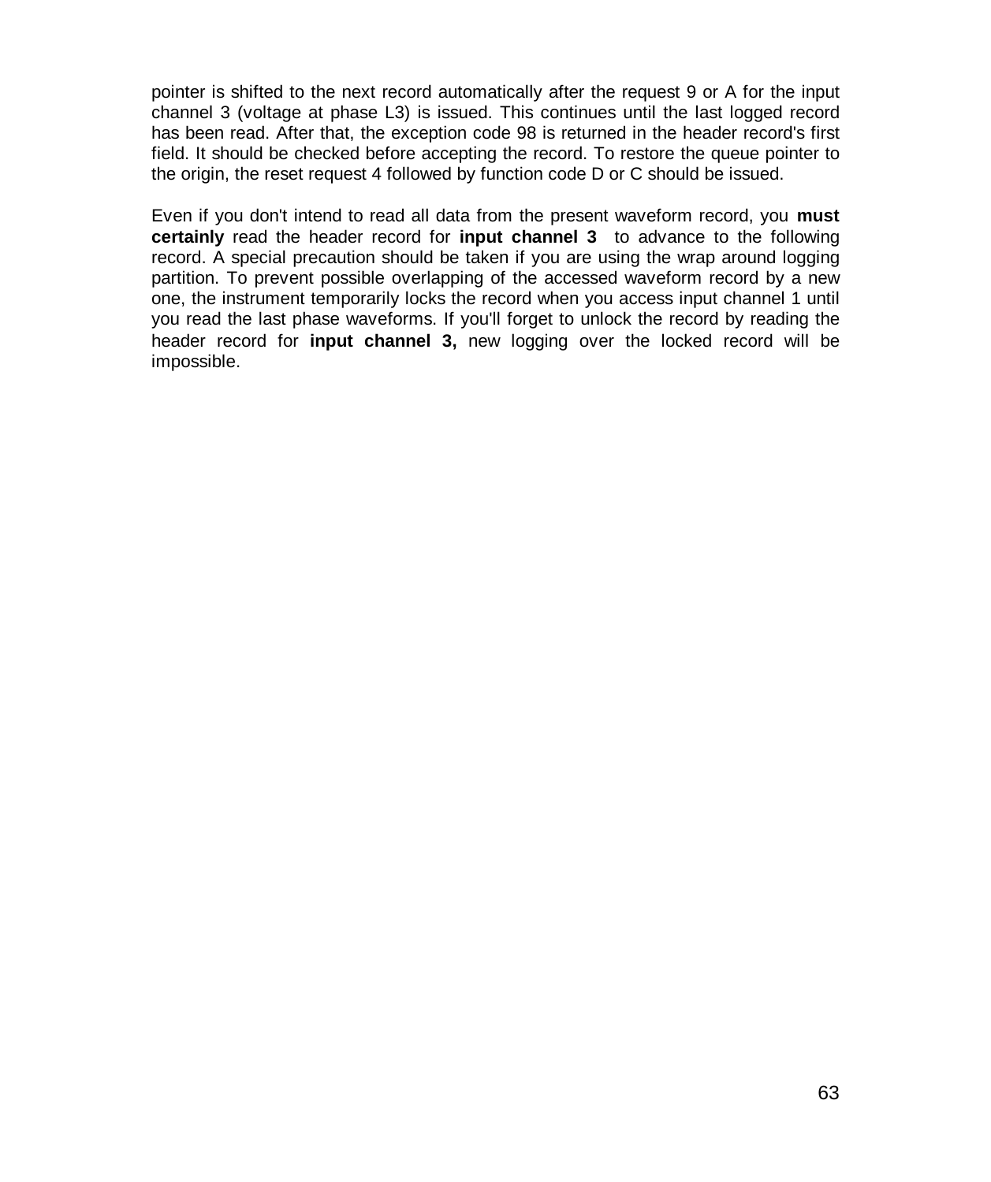pointer is shifted to the next record automatically after the request 9 or A for the input channel 3 (voltage at phase L3) is issued. This continues until the last logged record has been read. After that, the exception code 98 is returned in the header record's first field. It should be checked before accepting the record. To restore the queue pointer to the origin, the reset request 4 followed by function code D or C should be issued.

Even if you don't intend to read all data from the present waveform record, you **must certainly** read the header record for **input channel 3** to advance to the following record. A special precaution should be taken if you are using the wrap around logging partition. To prevent possible overlapping of the accessed waveform record by a new one, the instrument temporarily locks the record when you access input channel 1 until you read the last phase waveforms. If you'll forget to unlock the record by reading the header record for **input channel 3,** new logging over the locked record will be impossible.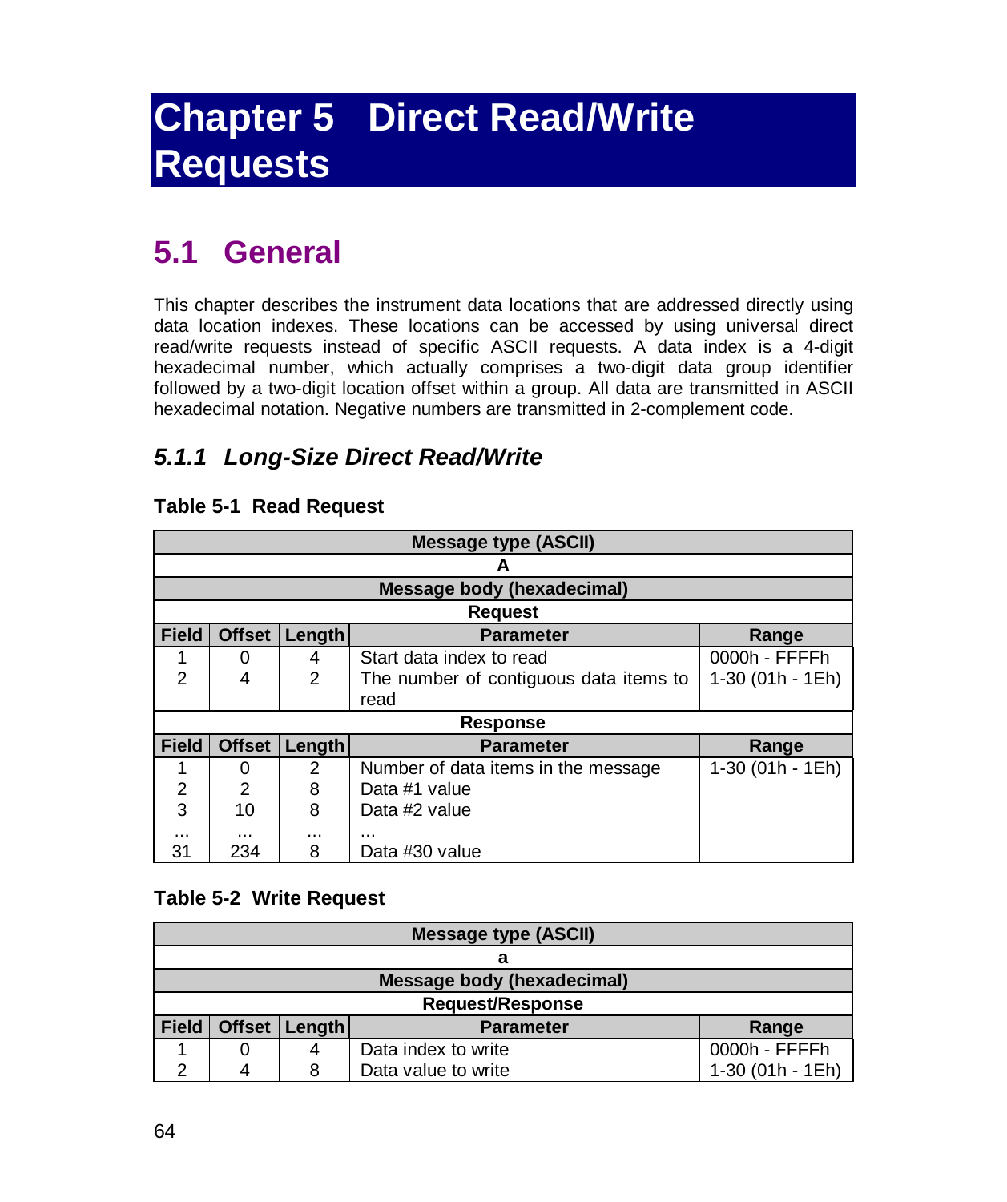# Chapter 5 Direct Read/Write Requests

## 5.1 General

This chapter describes the instrument data locations that are addressed directly using data location indexes. These locations can be accessed by using universal direct read/write requests instead of specific ASCII requests. A data index is a 4-digit hexadecimal number, which actually comprises a two-digit data group identifier followed by a two-digit location offset within a group. All data are transmitted in ASCII hexadecimal notation. Negative numbers are transmitted in 2-complement code.

### *5.1.1 Long-Size Direct Read/Write*

**Table 5-1 Read Request**

| **Message type (ASCII)** | | | | |
|---|---|---|---|---|
| **A** | | | | |
| **Message body (hexadecimal)** | | | | |
| **Request** | | | | |
| **Field** | **Offset** | **Length** | **Parameter** | **Range** |
| 1 | 0 | 4 | Start data index to read | 0000h - FFFFh |
| 2 | 4 | 2 | The number of contiguous data items to read | 1-30 (01h - 1Eh) |
| **Response** | | | | |
| **Field** | **Offset** | **Length** | **Parameter** | **Range** |
| 1 | 0 | 2 | Number of data items in the message | 1-30 (01h - 1Eh) |
| 2 | 2 | 8 | Data #1 value | |
| 3 | 10 | 8 | Data #2 value | |
| ... | ... | ... | ... | |
| 31 | 234 | 8 | Data #30 value | |

**Table 5-2 Write Request**

| **Message type (ASCII)** | | | | |
|---|---|---|---|---|
| **a** | | | | |
| **Message body (hexadecimal)** | | | | |
| **Request/Response** | | | | |
| **Field** | **Offset** | **Length** | **Parameter** | **Range** |
| 1 | 0 | 4 | Data index to write | 0000h - FFFFh |
| 2 | 4 | 8 | Data value to write | 1-30 (01h - 1Eh) |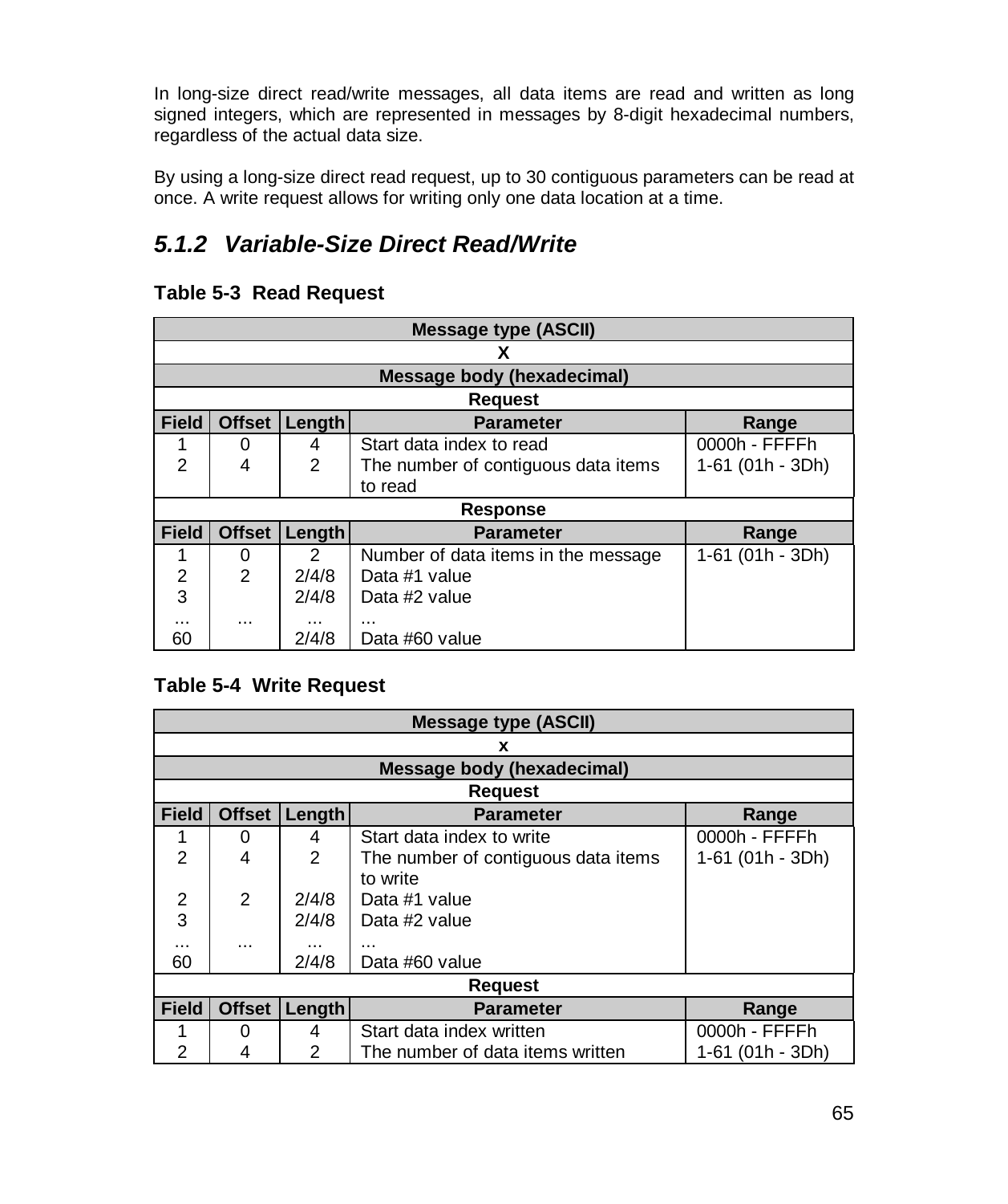In long-size direct read/write messages, all data items are read and written as long signed integers, which are represented in messages by 8-digit hexadecimal numbers, regardless of the actual data size.

By using a long-size direct read request, up to 30 contiguous parameters can be read at once. A write request allows for writing only one data location at a time.

### 5.1.2 Variable-Size Direct Read/Write

**Table 5-3 Read Request**

| Message type (ASCII) | | | | |
|---|---|---|---|---|
| **X** | | | | |
| **Message body (hexadecimal)** | | | | |
| **Request** | | | | |
| **Field** | **Offset** | **Length** | **Parameter** | **Range** |
| 1 | 0 | 4 | Start data index to read | 0000h - FFFFh |
| 2 | 4 | 2 | The number of contiguous data items to read | 1-61 (01h - 3Dh) |
| **Response** | | | | |
| **Field** | **Offset** | **Length** | **Parameter** | **Range** |
| 1 | 0 | 2 | Number of data items in the message | 1-61 (01h - 3Dh) |
| 2 | 2 | 2/4/8 | Data #1 value | |
| 3 | | 2/4/8 | Data #2 value | |
| ... | ... | ... | ... | |
| 60 | | 2/4/8 | Data #60 value | |

**Table 5-4 Write Request**

| Message type (ASCII) | | | | |
|---|---|---|---|---|
| **x** | | | | |
| **Message body (hexadecimal)** | | | | |
| **Request** | | | | |
| **Field** | **Offset** | **Length** | **Parameter** | **Range** |
| 1 | 0 | 4 | Start data index to write | 0000h - FFFFh |
| 2 | 4 | 2 | The number of contiguous data items to write | 1-61 (01h - 3Dh) |
| 2 | 2 | 2/4/8 | Data #1 value | |
| 3 | | 2/4/8 | Data #2 value | |
| ... | ... | ... | ... | |
| 60 | | 2/4/8 | Data #60 value | |
| **Request** | | | | |
| **Field** | **Offset** | **Length** | **Parameter** | **Range** |
| 1 | 0 | 4 | Start data index written | 0000h - FFFFh |
| 2 | 4 | 2 | The number of data items written | 1-61 (01h - 3Dh) |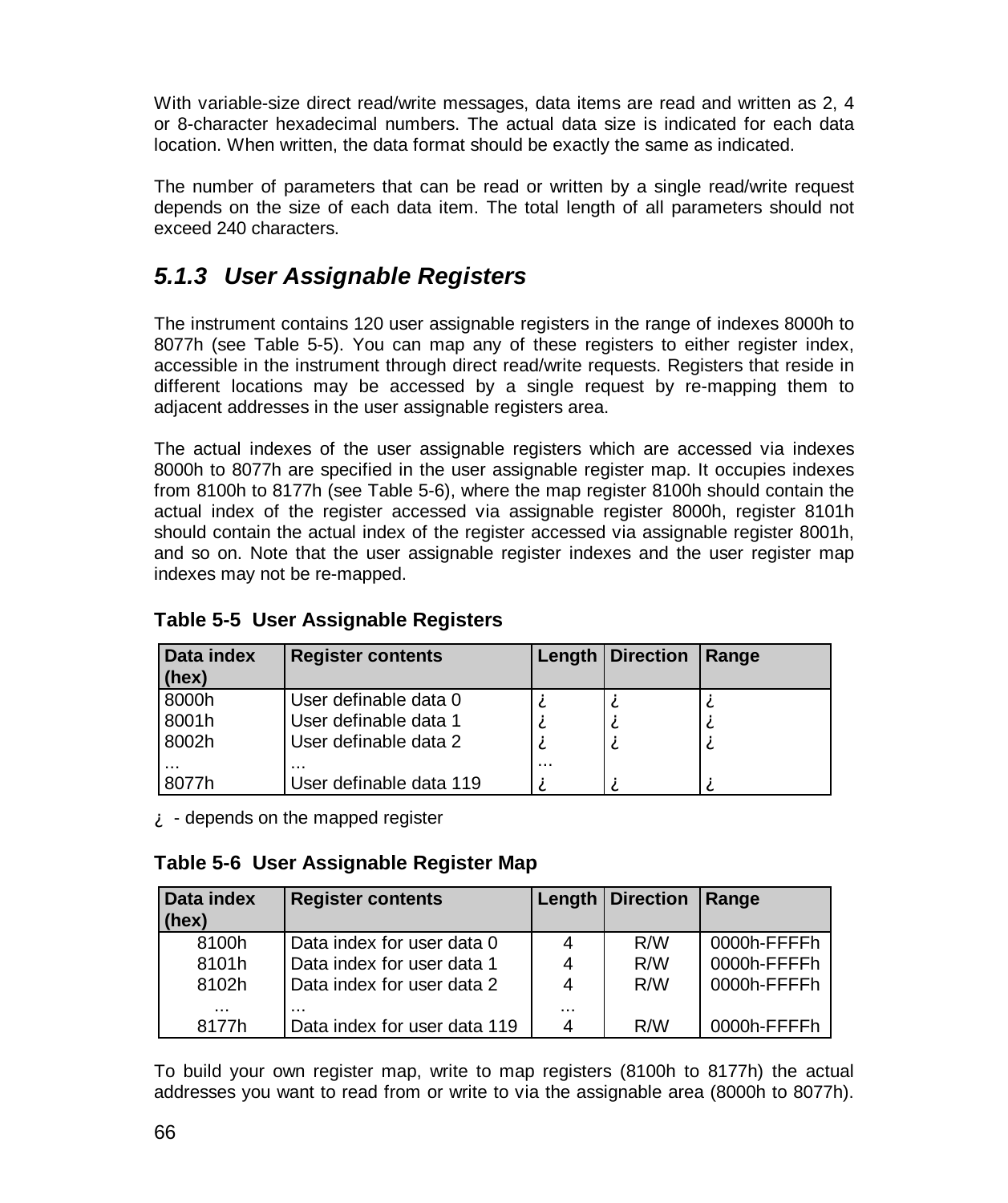With variable-size direct read/write messages, data items are read and written as 2, 4 or 8-character hexadecimal numbers. The actual data size is indicated for each data location. When written, the data format should be exactly the same as indicated.

The number of parameters that can be read or written by a single read/write request depends on the size of each data item. The total length of all parameters should not exceed 240 characters.

### *5.1.3 User Assignable Registers*

The instrument contains 120 user assignable registers in the range of indexes 8000h to 8077h (see Table 5-5). You can map any of these registers to either register index, accessible in the instrument through direct read/write requests. Registers that reside in different locations may be accessed by a single request by re-mapping them to adjacent addresses in the user assignable registers area.

The actual indexes of the user assignable registers which are accessed via indexes 8000h to 8077h are specified in the user assignable register map. It occupies indexes from 8100h to 8177h (see Table 5-6), where the map register 8100h should contain the actual index of the register accessed via assignable register 8000h, register 8101h should contain the actual index of the register accessed via assignable register 8001h, and so on. Note that the user assignable register indexes and the user register map indexes may not be re-mapped.

**Table 5-5 User Assignable Registers**

| Data index (hex) | Register contents | Length | Direction | Range |
|---|---|---|---|---|
| 8000h | User definable data 0 | ¿ | ¿ | ¿ |
| 8001h | User definable data 1 | ¿ | ¿ | ¿ |
| 8002h | User definable data 2 | ¿ | ¿ | ¿ |
| ... | ... | ... | | |
| 8077h | User definable data 119 | ¿ | ¿ | ¿ |

¿ - depends on the mapped register

**Table 5-6 User Assignable Register Map**

| Data index (hex) | Register contents | Length | Direction | Range |
|---|---|---|---|---|
| 8100h | Data index for user data 0 | 4 | R/W | 0000h-FFFFh |
| 8101h | Data index for user data 1 | 4 | R/W | 0000h-FFFFh |
| 8102h | Data index for user data 2 | 4 | R/W | 0000h-FFFFh |
| ... | ... | ... | | |
| 8177h | Data index for user data 119 | 4 | R/W | 0000h-FFFFh |

To build your own register map, write to map registers (8100h to 8177h) the actual addresses you want to read from or write to via the assignable area (8000h to 8077h).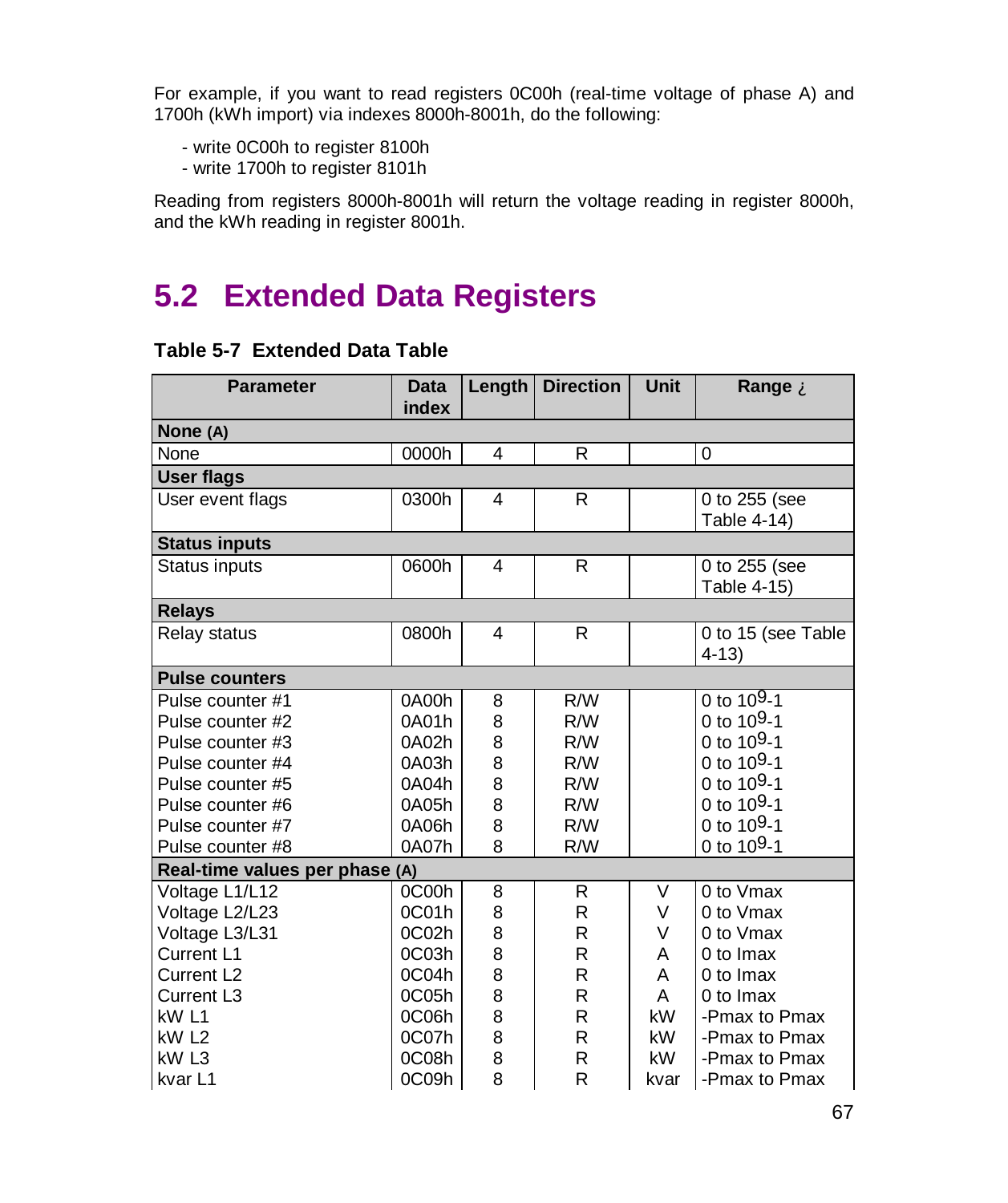For example, if you want to read registers 0C00h (real-time voltage of phase A) and 1700h (kWh import) via indexes 8000h-8001h, do the following:

- write 0C00h to register 8100h
- write 1700h to register 8101h

Reading from registers 8000h-8001h will return the voltage reading in register 8000h, and the kWh reading in register 8001h.

## 5.2 Extended Data Registers

**Table 5-7 Extended Data Table**

| Parameter | Data index | Length | Direction | Unit | Range ¿ |
|---|---|---|---|---|---|
| **None (A)** | | | | | |
| None | 0000h | 4 | R | | 0 |
| **User flags** | | | | | |
| User event flags | 0300h | 4 | R | | 0 to 255 (see Table 4-14) |
| **Status inputs** | | | | | |
| Status inputs | 0600h | 4 | R | | 0 to 255 (see Table 4-15) |
| **Relays** | | | | | |
| Relay status | 0800h | 4 | R | | 0 to 15 (see Table 4-13) |
| **Pulse counters** | | | | | |
| Pulse counter #1 | 0A00h | 8 | R/W | | 0 to $10^9$-1 |
| Pulse counter #2 | 0A01h | 8 | R/W | | 0 to $10^9$-1 |
| Pulse counter #3 | 0A02h | 8 | R/W | | 0 to $10^9$-1 |
| Pulse counter #4 | 0A03h | 8 | R/W | | 0 to $10^9$-1 |
| Pulse counter #5 | 0A04h | 8 | R/W | | 0 to $10^9$-1 |
| Pulse counter #6 | 0A05h | 8 | R/W | | 0 to $10^9$-1 |
| Pulse counter #7 | 0A06h | 8 | R/W | | 0 to $10^9$-1 |
| Pulse counter #8 | 0A07h | 8 | R/W | | 0 to $10^9$-1 |
| **Real-time values per phase (A)** | | | | | |
| Voltage L1/L12 | 0C00h | 8 | R | V | 0 to Vmax |
| Voltage L2/L23 | 0C01h | 8 | R | V | 0 to Vmax |
| Voltage L3/L31 | 0C02h | 8 | R | V | 0 to Vmax |
| Current L1 | 0C03h | 8 | R | A | 0 to Imax |
| Current L2 | 0C04h | 8 | R | A | 0 to Imax |
| Current L3 | 0C05h | 8 | R | A | 0 to Imax |
| kW L1 | 0C06h | 8 | R | kW | -Pmax to Pmax |
| kW L2 | 0C07h | 8 | R | kW | -Pmax to Pmax |
| kW L3 | 0C08h | 8 | R | kW | -Pmax to Pmax |
| kvar L1 | 0C09h | 8 | R | kvar | -Pmax to Pmax |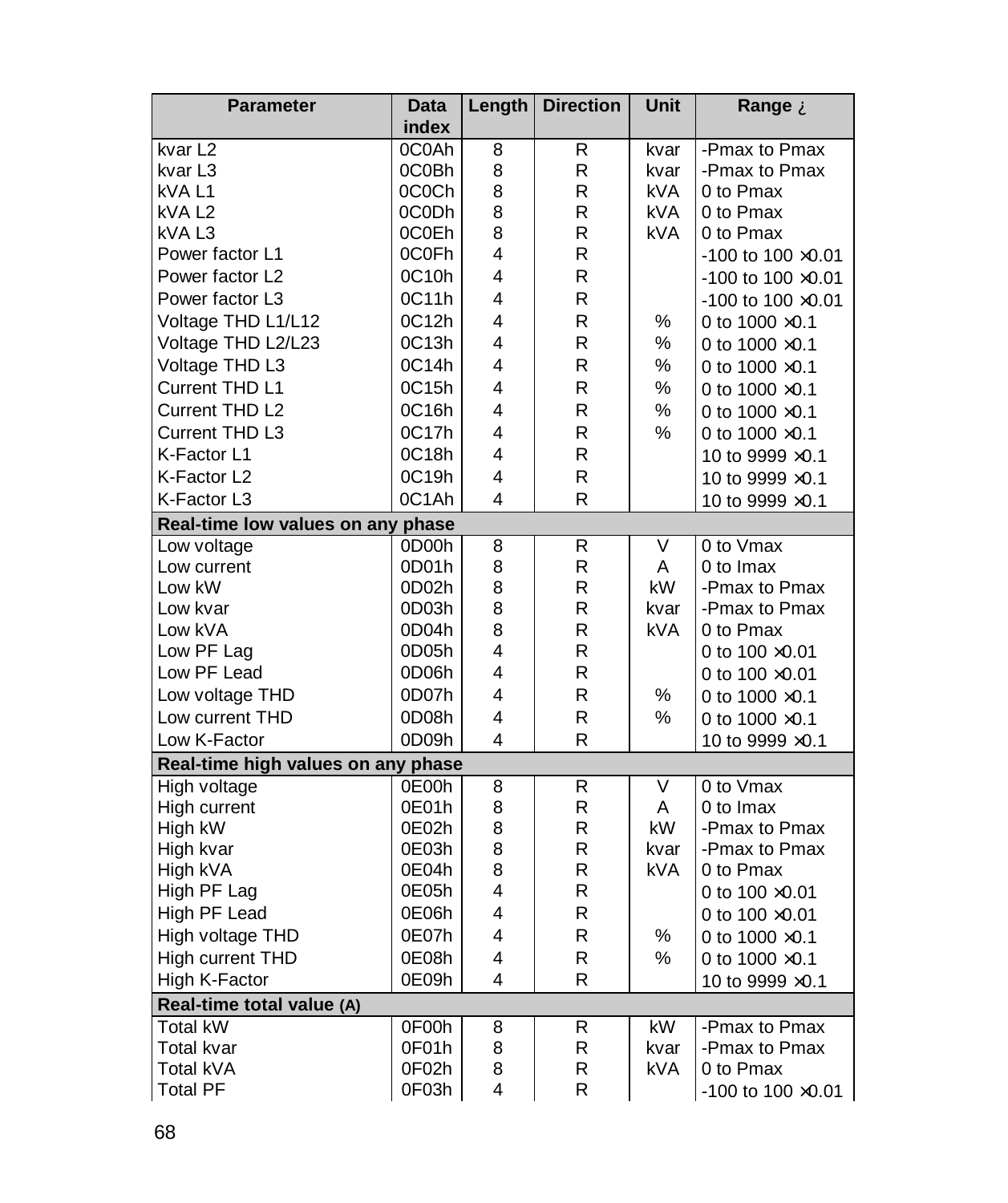| Parameter | Data index | Length | Direction | Unit | Range ¿ |
|---|---|---|---|---|---|
| kvar L2 | 0C0Ah | 8 | R | kvar | -Pmax to Pmax |
| kvar L3 | 0C0Bh | 8 | R | kvar | -Pmax to Pmax |
| kVA L1 | 0C0Ch | 8 | R | kVA | 0 to Pmax |
| kVA L2 | 0C0Dh | 8 | R | kVA | 0 to Pmax |
| kVA L3 | 0C0Eh | 8 | R | kVA | 0 to Pmax |
| Power factor L1 | 0C0Fh | 4 | R | | -100 to 100 ×0.01 |
| Power factor L2 | 0C10h | 4 | R | | -100 to 100 ×0.01 |
| Power factor L3 | 0C11h | 4 | R | | -100 to 100 ×0.01 |
| Voltage THD L1/L12 | 0C12h | 4 | R | % | 0 to 1000 ×0.1 |
| Voltage THD L2/L23 | 0C13h | 4 | R | % | 0 to 1000 ×0.1 |
| Voltage THD L3 | 0C14h | 4 | R | % | 0 to 1000 ×0.1 |
| Current THD L1 | 0C15h | 4 | R | % | 0 to 1000 ×0.1 |
| Current THD L2 | 0C16h | 4 | R | % | 0 to 1000 ×0.1 |
| Current THD L3 | 0C17h | 4 | R | % | 0 to 1000 ×0.1 |
| K-Factor L1 | 0C18h | 4 | R | | 10 to 9999 ×0.1 |
| K-Factor L2 | 0C19h | 4 | R | | 10 to 9999 ×0.1 |
| K-Factor L3 | 0C1Ah | 4 | R | | 10 to 9999 ×0.1 |
| **Real-time low values on any phase** | | | | | |
| Low voltage | 0D00h | 8 | R | V | 0 to Vmax |
| Low current | 0D01h | 8 | R | A | 0 to Imax |
| Low kW | 0D02h | 8 | R | kW | -Pmax to Pmax |
| Low kvar | 0D03h | 8 | R | kvar | -Pmax to Pmax |
| Low kVA | 0D04h | 8 | R | kVA | 0 to Pmax |
| Low PF Lag | 0D05h | 4 | R | | 0 to 100 ×0.01 |
| Low PF Lead | 0D06h | 4 | R | | 0 to 100 ×0.01 |
| Low voltage THD | 0D07h | 4 | R | % | 0 to 1000 ×0.1 |
| Low current THD | 0D08h | 4 | R | % | 0 to 1000 ×0.1 |
| Low K-Factor | 0D09h | 4 | R | | 10 to 9999 ×0.1 |
| **Real-time high values on any phase** | | | | | |
| High voltage | 0E00h | 8 | R | V | 0 to Vmax |
| High current | 0E01h | 8 | R | A | 0 to Imax |
| High kW | 0E02h | 8 | R | kW | -Pmax to Pmax |
| High kvar | 0E03h | 8 | R | kvar | -Pmax to Pmax |
| High kVA | 0E04h | 8 | R | kVA | 0 to Pmax |
| High PF Lag | 0E05h | 4 | R | | 0 to 100 ×0.01 |
| High PF Lead | 0E06h | 4 | R | | 0 to 100 ×0.01 |
| High voltage THD | 0E07h | 4 | R | % | 0 to 1000 ×0.1 |
| High current THD | 0E08h | 4 | R | % | 0 to 1000 ×0.1 |
| High K-Factor | 0E09h | 4 | R | | 10 to 9999 ×0.1 |
| **Real-time total value (A)** | | | | | |
| Total kW | 0F00h | 8 | R | kW | -Pmax to Pmax |
| Total kvar | 0F01h | 8 | R | kvar | -Pmax to Pmax |
| Total kVA | 0F02h | 8 | R | kVA | 0 to Pmax |
| Total PF | 0F03h | 4 | R | | -100 to 100 ×0.01 |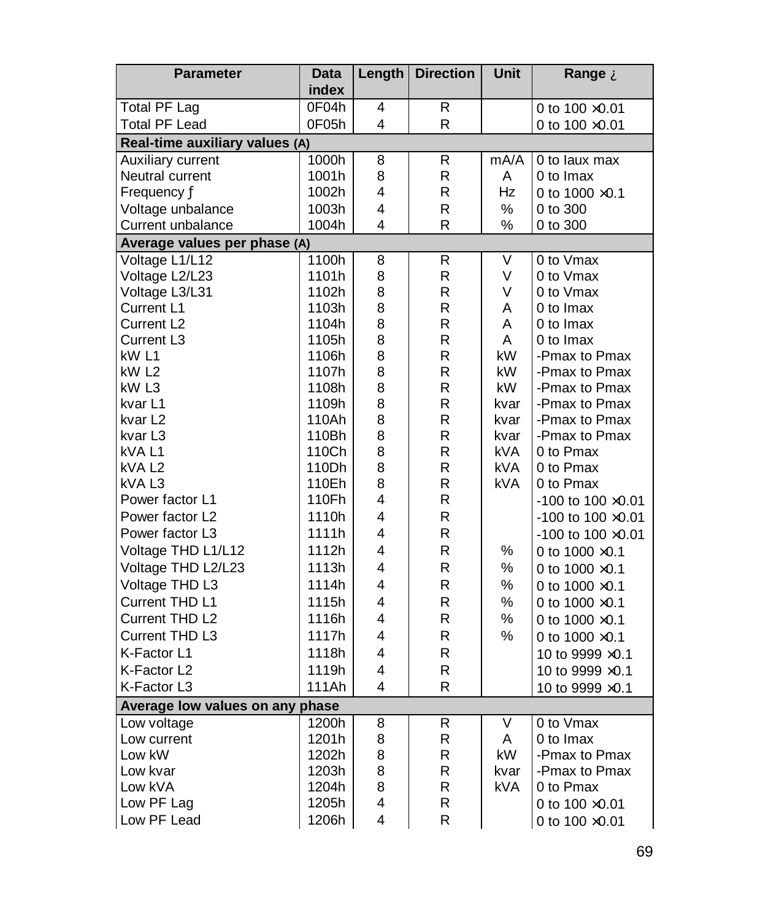| Parameter | Data index | Length | Direction | Unit | Range ¿ |
|---|---|---|---|---|---|
| Total PF Lag | 0F04h | 4 | R | | 0 to 100 ×0.01 |
| Total PF Lead | 0F05h | 4 | R | | 0 to 100 ×0.01 |
| **Real-time auxiliary values (A)** | | | | | |
| Auxiliary current | 1000h | 8 | R | mA/A | 0 to Iaux max |
| Neutral current | 1001h | 8 | R | A | 0 to Imax |
| Frequency ƒ | 1002h | 4 | R | Hz | 0 to 1000 ×0.1 |
| Voltage unbalance | 1003h | 4 | R | % | 0 to 300 |
| Current unbalance | 1004h | 4 | R | % | 0 to 300 |
| **Average values per phase (A)** | | | | | |
| Voltage L1/L12 | 1100h | 8 | R | V | 0 to Vmax |
| Voltage L2/L23 | 1101h | 8 | R | V | 0 to Vmax |
| Voltage L3/L31 | 1102h | 8 | R | V | 0 to Vmax |
| Current L1 | 1103h | 8 | R | A | 0 to Imax |
| Current L2 | 1104h | 8 | R | A | 0 to Imax |
| Current L3 | 1105h | 8 | R | A | 0 to Imax |
| kW L1 | 1106h | 8 | R | kW | -Pmax to Pmax |
| kW L2 | 1107h | 8 | R | kW | -Pmax to Pmax |
| kW L3 | 1108h | 8 | R | kW | -Pmax to Pmax |
| kvar L1 | 1109h | 8 | R | kvar | -Pmax to Pmax |
| kvar L2 | 110Ah | 8 | R | kvar | -Pmax to Pmax |
| kvar L3 | 110Bh | 8 | R | kvar | -Pmax to Pmax |
| kVA L1 | 110Ch | 8 | R | kVA | 0 to Pmax |
| kVA L2 | 110Dh | 8 | R | kVA | 0 to Pmax |
| kVA L3 | 110Eh | 8 | R | kVA | 0 to Pmax |
| Power factor L1 | 110Fh | 4 | R | | -100 to 100 ×0.01 |
| Power factor L2 | 1110h | 4 | R | | -100 to 100 ×0.01 |
| Power factor L3 | 1111h | 4 | R | | -100 to 100 ×0.01 |
| Voltage THD L1/L12 | 1112h | 4 | R | % | 0 to 1000 ×0.1 |
| Voltage THD L2/L23 | 1113h | 4 | R | % | 0 to 1000 ×0.1 |
| Voltage THD L3 | 1114h | 4 | R | % | 0 to 1000 ×0.1 |
| Current THD L1 | 1115h | 4 | R | % | 0 to 1000 ×0.1 |
| Current THD L2 | 1116h | 4 | R | % | 0 to 1000 ×0.1 |
| Current THD L3 | 1117h | 4 | R | % | 0 to 1000 ×0.1 |
| K-Factor L1 | 1118h | 4 | R | | 10 to 9999 ×0.1 |
| K-Factor L2 | 1119h | 4 | R | | 10 to 9999 ×0.1 |
| K-Factor L3 | 111Ah | 4 | R | | 10 to 9999 ×0.1 |
| **Average low values on any phase** | | | | | |
| Low voltage | 1200h | 8 | R | V | 0 to Vmax |
| Low current | 1201h | 8 | R | A | 0 to Imax |
| Low kW | 1202h | 8 | R | kW | -Pmax to Pmax |
| Low kvar | 1203h | 8 | R | kvar | -Pmax to Pmax |
| Low kVA | 1204h | 8 | R | kVA | 0 to Pmax |
| Low PF Lag | 1205h | 4 | R | | 0 to 100 ×0.01 |
| Low PF Lead | 1206h | 4 | R | | 0 to 100 ×0.01 |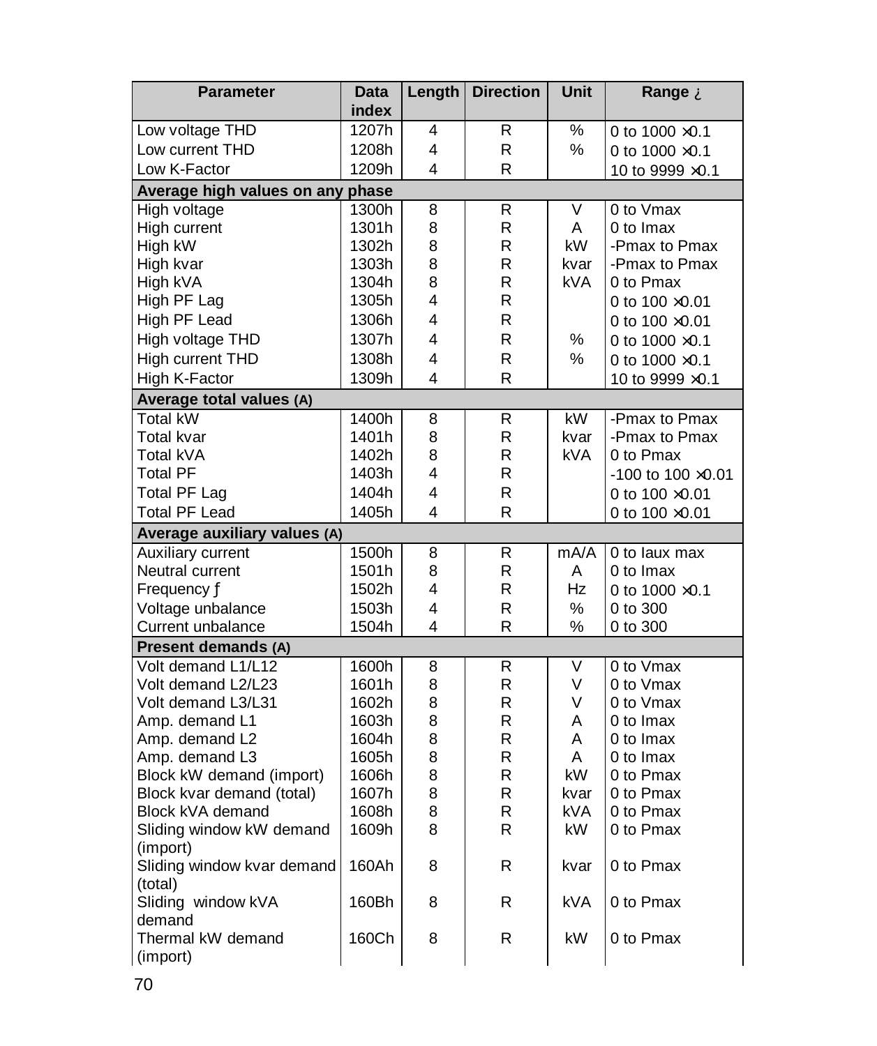| Parameter | Data index | Length | Direction | Unit | Range ¿ |
|---|---|---|---|---|---|
| Low voltage THD | 1207h | 4 | R | % | 0 to 1000 ×0.1 |
| Low current THD | 1208h | 4 | R | % | 0 to 1000 ×0.1 |
| Low K-Factor | 1209h | 4 | R | | 10 to 9999 ×0.1 |
| **Average high values on any phase** | | | | | |
| High voltage | 1300h | 8 | R | V | 0 to Vmax |
| High current | 1301h | 8 | R | A | 0 to Imax |
| High kW | 1302h | 8 | R | kW | -Pmax to Pmax |
| High kvar | 1303h | 8 | R | kvar | -Pmax to Pmax |
| High kVA | 1304h | 8 | R | kVA | 0 to Pmax |
| High PF Lag | 1305h | 4 | R | | 0 to 100 ×0.01 |
| High PF Lead | 1306h | 4 | R | | 0 to 100 ×0.01 |
| High voltage THD | 1307h | 4 | R | % | 0 to 1000 ×0.1 |
| High current THD | 1308h | 4 | R | % | 0 to 1000 ×0.1 |
| High K-Factor | 1309h | 4 | R | | 10 to 9999 ×0.1 |
| **Average total values (A)** | | | | | |
| Total kW | 1400h | 8 | R | kW | -Pmax to Pmax |
| Total kvar | 1401h | 8 | R | kvar | -Pmax to Pmax |
| Total kVA | 1402h | 8 | R | kVA | 0 to Pmax |
| Total PF | 1403h | 4 | R | | -100 to 100 ×0.01 |
| Total PF Lag | 1404h | 4 | R | | 0 to 100 ×0.01 |
| Total PF Lead | 1405h | 4 | R | | 0 to 100 ×0.01 |
| **Average auxiliary values (A)** | | | | | |
| Auxiliary current | 1500h | 8 | R | mA/A | 0 to Iaux max |
| Neutral current | 1501h | 8 | R | A | 0 to Imax |
| Frequency ƒ | 1502h | 4 | R | Hz | 0 to 1000 ×0.1 |
| Voltage unbalance | 1503h | 4 | R | % | 0 to 300 |
| Current unbalance | 1504h | 4 | R | % | 0 to 300 |
| **Present demands (A)** | | | | | |
| Volt demand L1/L12 | 1600h | 8 | R | V | 0 to Vmax |
| Volt demand L2/L23 | 1601h | 8 | R | V | 0 to Vmax |
| Volt demand L3/L31 | 1602h | 8 | R | V | 0 to Vmax |
| Amp. demand L1 | 1603h | 8 | R | A | 0 to Imax |
| Amp. demand L2 | 1604h | 8 | R | A | 0 to Imax |
| Amp. demand L3 | 1605h | 8 | R | A | 0 to Imax |
| Block kW demand (import) | 1606h | 8 | R | kW | 0 to Pmax |
| Block kvar demand (total) | 1607h | 8 | R | kvar | 0 to Pmax |
| Block kVA demand | 1608h | 8 | R | kVA | 0 to Pmax |
| Sliding window kW demand (import) | 1609h | 8 | R | kW | 0 to Pmax |
| Sliding window kvar demand (total) | 160Ah | 8 | R | kvar | 0 to Pmax |
| Sliding window kVA demand | 160Bh | 8 | R | kVA | 0 to Pmax |
| Thermal kW demand (import) | 160Ch | 8 | R | kW | 0 to Pmax |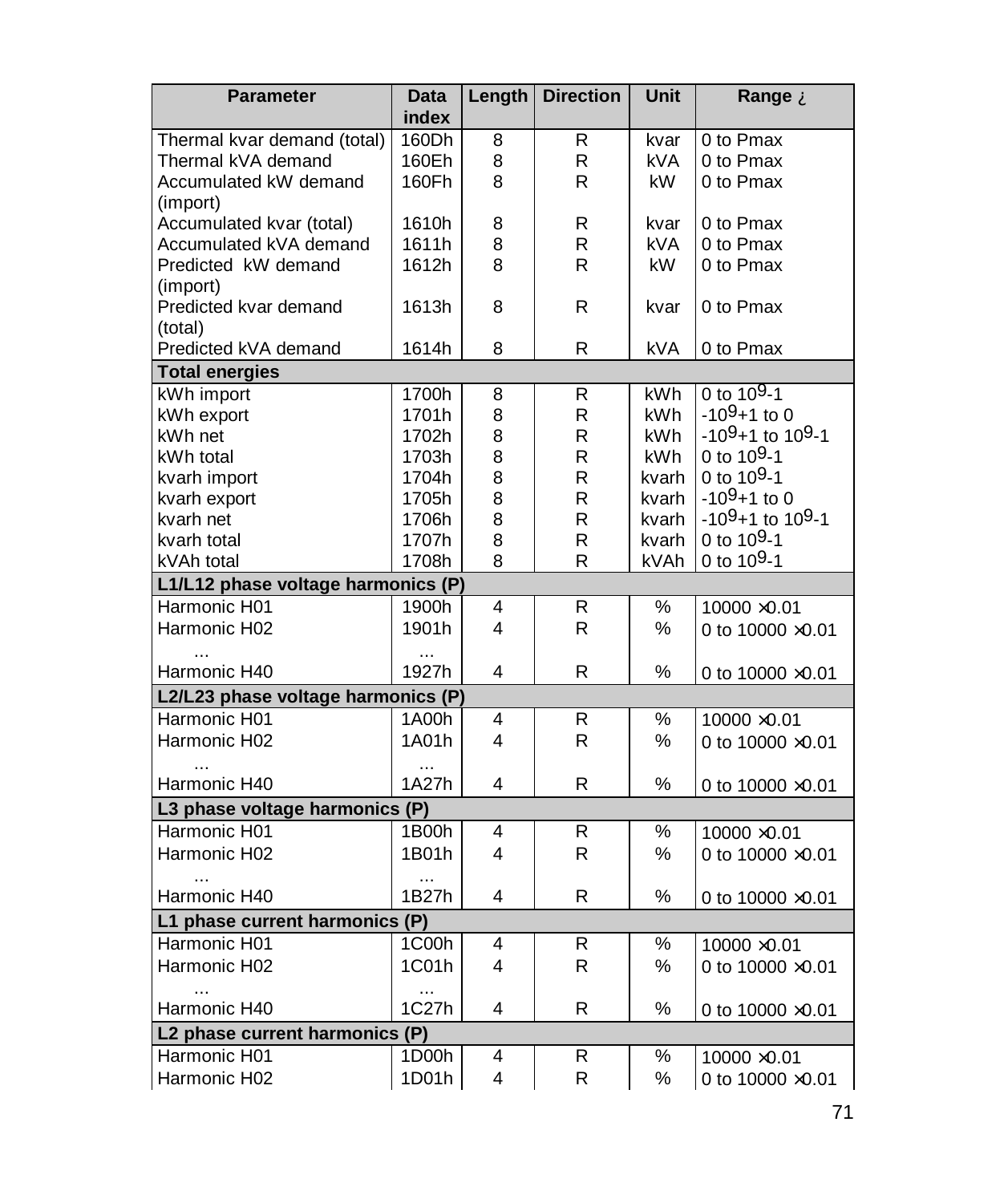| Parameter | Data index | Length | Direction | Unit | Range ¿ |
|---|---|---|---|---|---|
| Thermal kvar demand (total) | 160Dh | 8 | R | kvar | 0 to Pmax |
| Thermal kVA demand | 160Eh | 8 | R | kVA | 0 to Pmax |
| Accumulated kW demand (import) | 160Fh | 8 | R | kW | 0 to Pmax |
| Accumulated kvar (total) | 1610h | 8 | R | kvar | 0 to Pmax |
| Accumulated kVA demand | 1611h | 8 | R | kVA | 0 to Pmax |
| Predicted kW demand (import) | 1612h | 8 | R | kW | 0 to Pmax |
| Predicted kvar demand (total) | 1613h | 8 | R | kvar | 0 to Pmax |
| Predicted kVA demand | 1614h | 8 | R | kVA | 0 to Pmax |
| **Total energies** | | | | | |
| kWh import | 1700h | 8 | R | kWh | 0 to $10^9$-1 |
| kWh export | 1701h | 8 | R | kWh | -$10^9$+1 to 0 |
| kWh net | 1702h | 8 | R | kWh | -$10^9$+1 to $10^9$-1 |
| kWh total | 1703h | 8 | R | kWh | 0 to $10^9$-1 |
| kvarh import | 1704h | 8 | R | kvarh | 0 to $10^9$-1 |
| kvarh export | 1705h | 8 | R | kvarh | -$10^9$+1 to 0 |
| kvarh net | 1706h | 8 | R | kvarh | -$10^9$+1 to $10^9$-1 |
| kvarh total | 1707h | 8 | R | kvarh | 0 to $10^9$-1 |
| kVAh total | 1708h | 8 | R | kVAh | 0 to $10^9$-1 |
| **L1/L12 phase voltage harmonics (P)** | | | | | |
| Harmonic H01 | 1900h | 4 | R | % | 10000 ×0.01 |
| Harmonic H02 | 1901h | 4 | R | % | 0 to 10000 ×0.01 |
| ... | ... | | | | |
| Harmonic H40 | 1927h | 4 | R | % | 0 to 10000 ×0.01 |
| **L2/L23 phase voltage harmonics (P)** | | | | | |
| Harmonic H01 | 1A00h | 4 | R | % | 10000 ×0.01 |
| Harmonic H02 | 1A01h | 4 | R | % | 0 to 10000 ×0.01 |
| ... | ... | | | | |
| Harmonic H40 | 1A27h | 4 | R | % | 0 to 10000 ×0.01 |
| **L3 phase voltage harmonics (P)** | | | | | |
| Harmonic H01 | 1B00h | 4 | R | % | 10000 ×0.01 |
| Harmonic H02 | 1B01h | 4 | R | % | 0 to 10000 ×0.01 |
| ... | ... | | | | |
| Harmonic H40 | 1B27h | 4 | R | % | 0 to 10000 ×0.01 |
| **L1 phase current harmonics (P)** | | | | | |
| Harmonic H01 | 1C00h | 4 | R | % | 10000 ×0.01 |
| Harmonic H02 | 1C01h | 4 | R | % | 0 to 10000 ×0.01 |
| ... | ... | | | | |
| Harmonic H40 | 1C27h | 4 | R | % | 0 to 10000 ×0.01 |
| **L2 phase current harmonics (P)** | | | | | |
| Harmonic H01 | 1D00h | 4 | R | % | 10000 ×0.01 |
| Harmonic H02 | 1D01h | 4 | R | % | 0 to 10000 ×0.01 |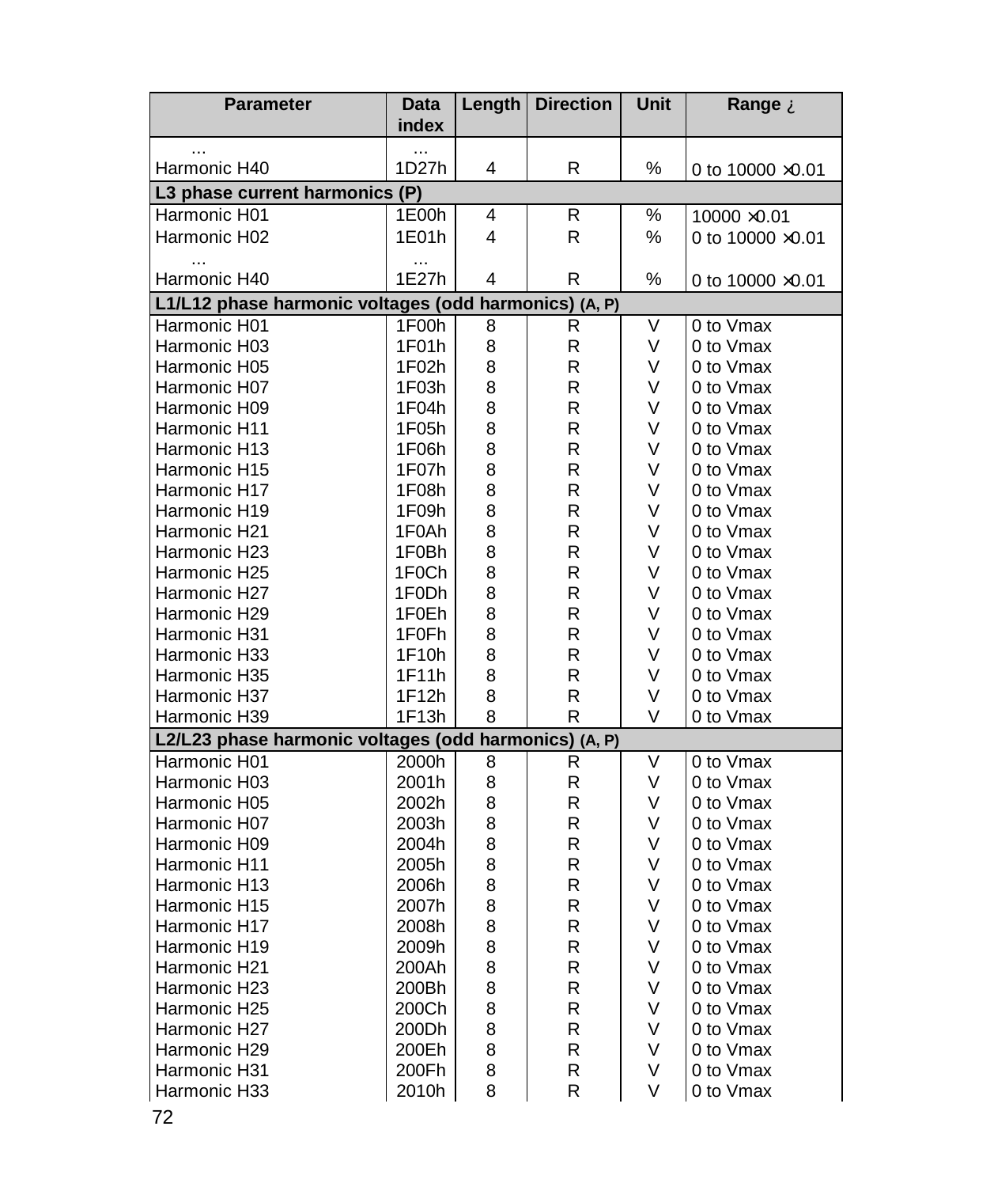| Parameter | Data index | Length | Direction | Unit | Range ¿ |
|---|---|---|---|---|---|
| ... | ... | | | | |
| Harmonic H40 | 1D27h | 4 | R | % | 0 to 10000 ×0.01 |
| **L3 phase current harmonics (P)** | | | | | |
| Harmonic H01 | 1E00h | 4 | R | % | 10000 ×0.01 |
| Harmonic H02 | 1E01h | 4 | R | % | 0 to 10000 ×0.01 |
| ... | ... | | | | |
| Harmonic H40 | 1E27h | 4 | R | % | 0 to 10000 ×0.01 |
| **L1/L12 phase harmonic voltages (odd harmonics) (A, P)** | | | | | |
| Harmonic H01 | 1F00h | 8 | R | V | 0 to Vmax |
| Harmonic H03 | 1F01h | 8 | R | V | 0 to Vmax |
| Harmonic H05 | 1F02h | 8 | R | V | 0 to Vmax |
| Harmonic H07 | 1F03h | 8 | R | V | 0 to Vmax |
| Harmonic H09 | 1F04h | 8 | R | V | 0 to Vmax |
| Harmonic H11 | 1F05h | 8 | R | V | 0 to Vmax |
| Harmonic H13 | 1F06h | 8 | R | V | 0 to Vmax |
| Harmonic H15 | 1F07h | 8 | R | V | 0 to Vmax |
| Harmonic H17 | 1F08h | 8 | R | V | 0 to Vmax |
| Harmonic H19 | 1F09h | 8 | R | V | 0 to Vmax |
| Harmonic H21 | 1F0Ah | 8 | R | V | 0 to Vmax |
| Harmonic H23 | 1F0Bh | 8 | R | V | 0 to Vmax |
| Harmonic H25 | 1F0Ch | 8 | R | V | 0 to Vmax |
| Harmonic H27 | 1F0Dh | 8 | R | V | 0 to Vmax |
| Harmonic H29 | 1F0Eh | 8 | R | V | 0 to Vmax |
| Harmonic H31 | 1F0Fh | 8 | R | V | 0 to Vmax |
| Harmonic H33 | 1F10h | 8 | R | V | 0 to Vmax |
| Harmonic H35 | 1F11h | 8 | R | V | 0 to Vmax |
| Harmonic H37 | 1F12h | 8 | R | V | 0 to Vmax |
| Harmonic H39 | 1F13h | 8 | R | V | 0 to Vmax |
| **L2/L23 phase harmonic voltages (odd harmonics) (A, P)** | | | | | |
| Harmonic H01 | 2000h | 8 | R | V | 0 to Vmax |
| Harmonic H03 | 2001h | 8 | R | V | 0 to Vmax |
| Harmonic H05 | 2002h | 8 | R | V | 0 to Vmax |
| Harmonic H07 | 2003h | 8 | R | V | 0 to Vmax |
| Harmonic H09 | 2004h | 8 | R | V | 0 to Vmax |
| Harmonic H11 | 2005h | 8 | R | V | 0 to Vmax |
| Harmonic H13 | 2006h | 8 | R | V | 0 to Vmax |
| Harmonic H15 | 2007h | 8 | R | V | 0 to Vmax |
| Harmonic H17 | 2008h | 8 | R | V | 0 to Vmax |
| Harmonic H19 | 2009h | 8 | R | V | 0 to Vmax |
| Harmonic H21 | 200Ah | 8 | R | V | 0 to Vmax |
| Harmonic H23 | 200Bh | 8 | R | V | 0 to Vmax |
| Harmonic H25 | 200Ch | 8 | R | V | 0 to Vmax |
| Harmonic H27 | 200Dh | 8 | R | V | 0 to Vmax |
| Harmonic H29 | 200Eh | 8 | R | V | 0 to Vmax |
| Harmonic H31 | 200Fh | 8 | R | V | 0 to Vmax |
| Harmonic H33 | 2010h | 8 | R | V | 0 to Vmax |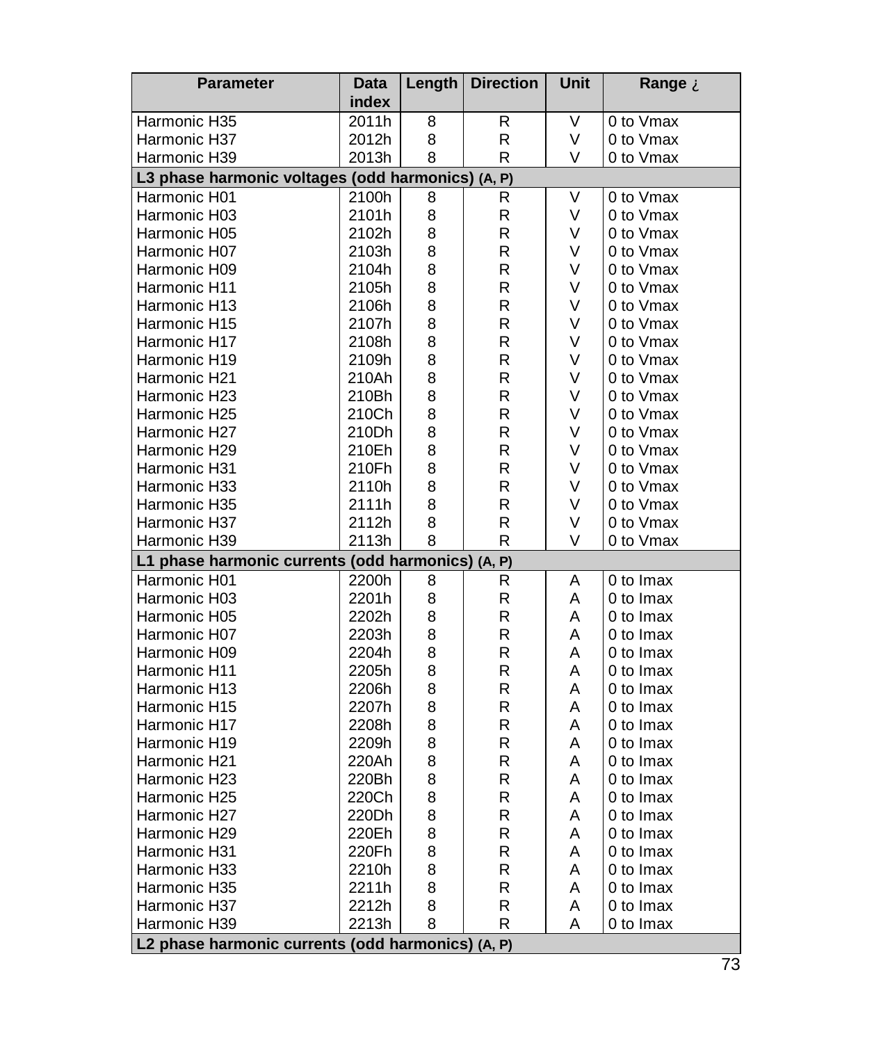| Parameter | Data index | Length | Direction | Unit | Range ¿ |
|---|---|---|---|---|---|
| Harmonic H35 | 2011h | 8 | R | V | 0 to Vmax |
| Harmonic H37 | 2012h | 8 | R | V | 0 to Vmax |
| Harmonic H39 | 2013h | 8 | R | V | 0 to Vmax |
| **L3 phase harmonic voltages (odd harmonics) (A, P)** | | | | | |
| Harmonic H01 | 2100h | 8 | R | V | 0 to Vmax |
| Harmonic H03 | 2101h | 8 | R | V | 0 to Vmax |
| Harmonic H05 | 2102h | 8 | R | V | 0 to Vmax |
| Harmonic H07 | 2103h | 8 | R | V | 0 to Vmax |
| Harmonic H09 | 2104h | 8 | R | V | 0 to Vmax |
| Harmonic H11 | 2105h | 8 | R | V | 0 to Vmax |
| Harmonic H13 | 2106h | 8 | R | V | 0 to Vmax |
| Harmonic H15 | 2107h | 8 | R | V | 0 to Vmax |
| Harmonic H17 | 2108h | 8 | R | V | 0 to Vmax |
| Harmonic H19 | 2109h | 8 | R | V | 0 to Vmax |
| Harmonic H21 | 210Ah | 8 | R | V | 0 to Vmax |
| Harmonic H23 | 210Bh | 8 | R | V | 0 to Vmax |
| Harmonic H25 | 210Ch | 8 | R | V | 0 to Vmax |
| Harmonic H27 | 210Dh | 8 | R | V | 0 to Vmax |
| Harmonic H29 | 210Eh | 8 | R | V | 0 to Vmax |
| Harmonic H31 | 210Fh | 8 | R | V | 0 to Vmax |
| Harmonic H33 | 2110h | 8 | R | V | 0 to Vmax |
| Harmonic H35 | 2111h | 8 | R | V | 0 to Vmax |
| Harmonic H37 | 2112h | 8 | R | V | 0 to Vmax |
| Harmonic H39 | 2113h | 8 | R | V | 0 to Vmax |
| **L1 phase harmonic currents (odd harmonics) (A, P)** | | | | | |
| Harmonic H01 | 2200h | 8 | R | A | 0 to Imax |
| Harmonic H03 | 2201h | 8 | R | A | 0 to Imax |
| Harmonic H05 | 2202h | 8 | R | A | 0 to Imax |
| Harmonic H07 | 2203h | 8 | R | A | 0 to Imax |
| Harmonic H09 | 2204h | 8 | R | A | 0 to Imax |
| Harmonic H11 | 2205h | 8 | R | A | 0 to Imax |
| Harmonic H13 | 2206h | 8 | R | A | 0 to Imax |
| Harmonic H15 | 2207h | 8 | R | A | 0 to Imax |
| Harmonic H17 | 2208h | 8 | R | A | 0 to Imax |
| Harmonic H19 | 2209h | 8 | R | A | 0 to Imax |
| Harmonic H21 | 220Ah | 8 | R | A | 0 to Imax |
| Harmonic H23 | 220Bh | 8 | R | A | 0 to Imax |
| Harmonic H25 | 220Ch | 8 | R | A | 0 to Imax |
| Harmonic H27 | 220Dh | 8 | R | A | 0 to Imax |
| Harmonic H29 | 220Eh | 8 | R | A | 0 to Imax |
| Harmonic H31 | 220Fh | 8 | R | A | 0 to Imax |
| Harmonic H33 | 2210h | 8 | R | A | 0 to Imax |
| Harmonic H35 | 2211h | 8 | R | A | 0 to Imax |
| Harmonic H37 | 2212h | 8 | R | A | 0 to Imax |
| Harmonic H39 | 2213h | 8 | R | A | 0 to Imax |
| **L2 phase harmonic currents (odd harmonics) (A, P)** | | | | | |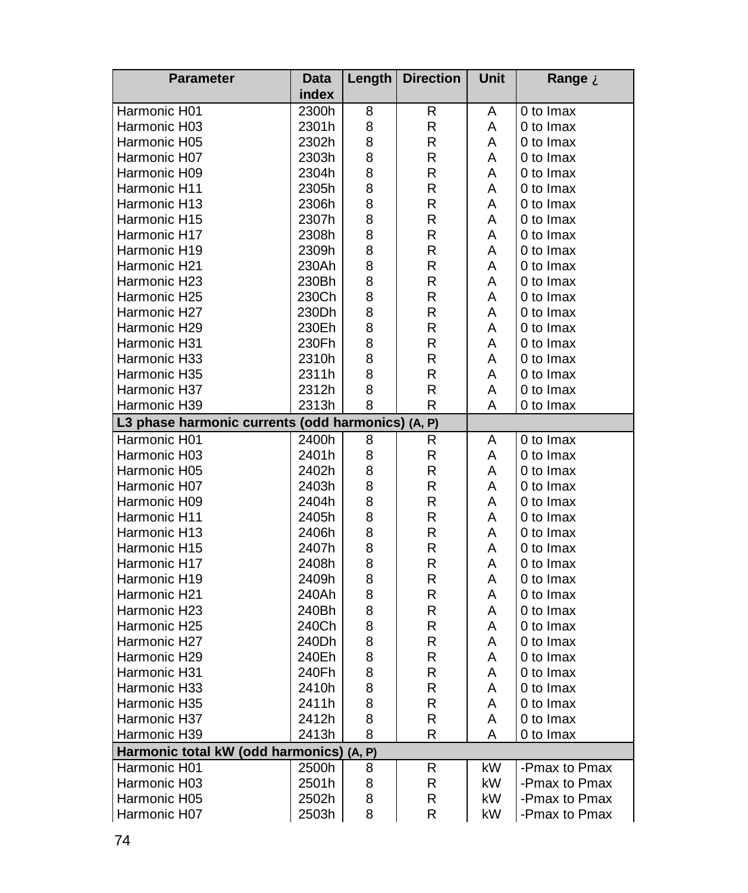| Parameter | Data index | Length | Direction | Unit | Range ¿ |
|---|---|---|---|---|---|
| Harmonic H01 | 2300h | 8 | R | A | 0 to Imax |
| Harmonic H03 | 2301h | 8 | R | A | 0 to Imax |
| Harmonic H05 | 2302h | 8 | R | A | 0 to Imax |
| Harmonic H07 | 2303h | 8 | R | A | 0 to Imax |
| Harmonic H09 | 2304h | 8 | R | A | 0 to Imax |
| Harmonic H11 | 2305h | 8 | R | A | 0 to Imax |
| Harmonic H13 | 2306h | 8 | R | A | 0 to Imax |
| Harmonic H15 | 2307h | 8 | R | A | 0 to Imax |
| Harmonic H17 | 2308h | 8 | R | A | 0 to Imax |
| Harmonic H19 | 2309h | 8 | R | A | 0 to Imax |
| Harmonic H21 | 230Ah | 8 | R | A | 0 to Imax |
| Harmonic H23 | 230Bh | 8 | R | A | 0 to Imax |
| Harmonic H25 | 230Ch | 8 | R | A | 0 to Imax |
| Harmonic H27 | 230Dh | 8 | R | A | 0 to Imax |
| Harmonic H29 | 230Eh | 8 | R | A | 0 to Imax |
| Harmonic H31 | 230Fh | 8 | R | A | 0 to Imax |
| Harmonic H33 | 2310h | 8 | R | A | 0 to Imax |
| Harmonic H35 | 2311h | 8 | R | A | 0 to Imax |
| Harmonic H37 | 2312h | 8 | R | A | 0 to Imax |
| Harmonic H39 | 2313h | 8 | R | A | 0 to Imax |
| **L3 phase harmonic currents (odd harmonics) (A, P)** | | | | | |
| Harmonic H01 | 2400h | 8 | R | A | 0 to Imax |
| Harmonic H03 | 2401h | 8 | R | A | 0 to Imax |
| Harmonic H05 | 2402h | 8 | R | A | 0 to Imax |
| Harmonic H07 | 2403h | 8 | R | A | 0 to Imax |
| Harmonic H09 | 2404h | 8 | R | A | 0 to Imax |
| Harmonic H11 | 2405h | 8 | R | A | 0 to Imax |
| Harmonic H13 | 2406h | 8 | R | A | 0 to Imax |
| Harmonic H15 | 2407h | 8 | R | A | 0 to Imax |
| Harmonic H17 | 2408h | 8 | R | A | 0 to Imax |
| Harmonic H19 | 2409h | 8 | R | A | 0 to Imax |
| Harmonic H21 | 240Ah | 8 | R | A | 0 to Imax |
| Harmonic H23 | 240Bh | 8 | R | A | 0 to Imax |
| Harmonic H25 | 240Ch | 8 | R | A | 0 to Imax |
| Harmonic H27 | 240Dh | 8 | R | A | 0 to Imax |
| Harmonic H29 | 240Eh | 8 | R | A | 0 to Imax |
| Harmonic H31 | 240Fh | 8 | R | A | 0 to Imax |
| Harmonic H33 | 2410h | 8 | R | A | 0 to Imax |
| Harmonic H35 | 2411h | 8 | R | A | 0 to Imax |
| Harmonic H37 | 2412h | 8 | R | A | 0 to Imax |
| Harmonic H39 | 2413h | 8 | R | A | 0 to Imax |
| **Harmonic total kW (odd harmonics) (A, P)** | | | | | |
| Harmonic H01 | 2500h | 8 | R | kW | -Pmax to Pmax |
| Harmonic H03 | 2501h | 8 | R | kW | -Pmax to Pmax |
| Harmonic H05 | 2502h | 8 | R | kW | -Pmax to Pmax |
| Harmonic H07 | 2503h | 8 | R | kW | -Pmax to Pmax |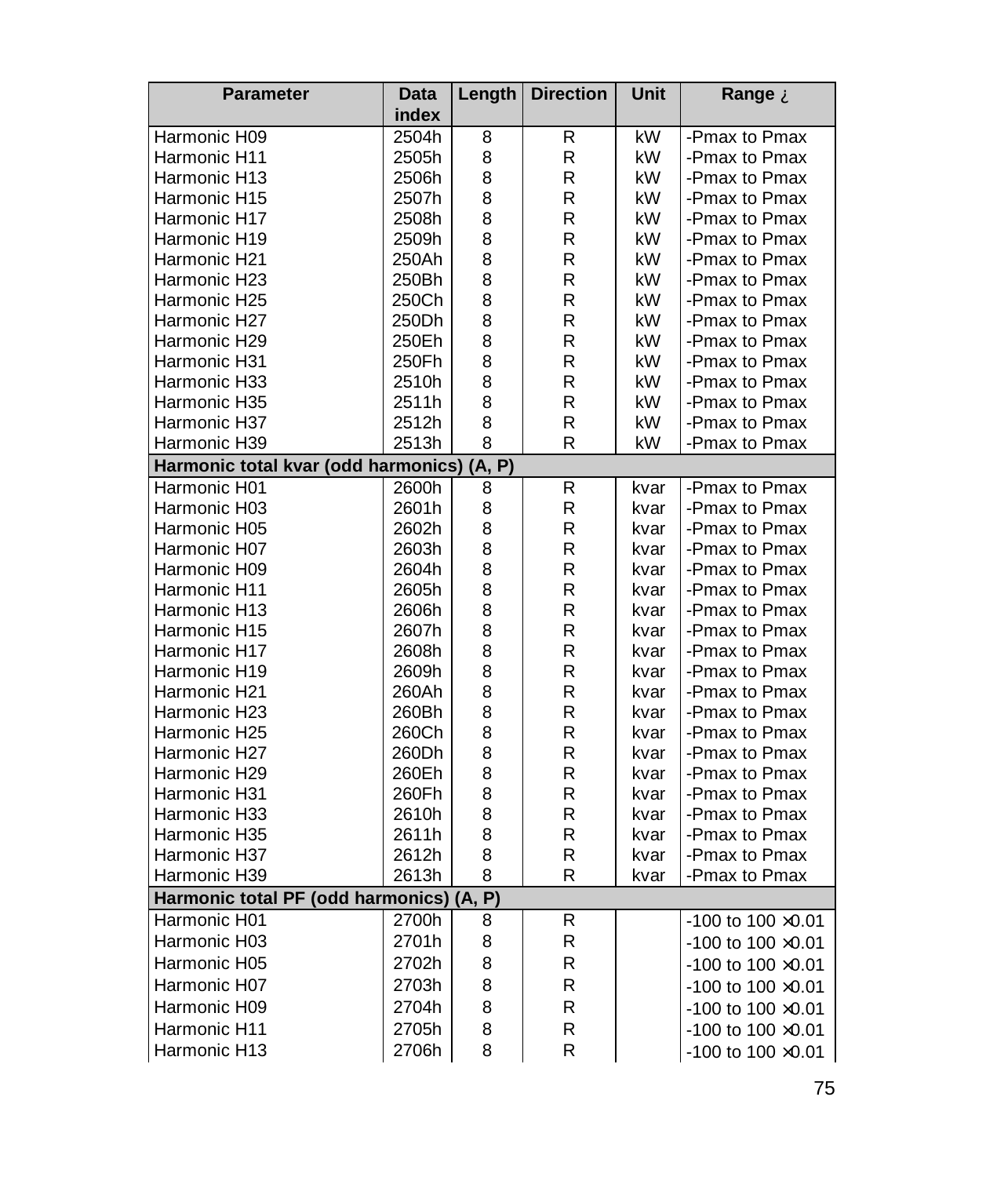| Parameter | Data index | Length | Direction | Unit | Range ¿ |
|---|---|---|---|---|---|
| Harmonic H09 | 2504h | 8 | R | kW | -Pmax to Pmax |
| Harmonic H11 | 2505h | 8 | R | kW | -Pmax to Pmax |
| Harmonic H13 | 2506h | 8 | R | kW | -Pmax to Pmax |
| Harmonic H15 | 2507h | 8 | R | kW | -Pmax to Pmax |
| Harmonic H17 | 2508h | 8 | R | kW | -Pmax to Pmax |
| Harmonic H19 | 2509h | 8 | R | kW | -Pmax to Pmax |
| Harmonic H21 | 250Ah | 8 | R | kW | -Pmax to Pmax |
| Harmonic H23 | 250Bh | 8 | R | kW | -Pmax to Pmax |
| Harmonic H25 | 250Ch | 8 | R | kW | -Pmax to Pmax |
| Harmonic H27 | 250Dh | 8 | R | kW | -Pmax to Pmax |
| Harmonic H29 | 250Eh | 8 | R | kW | -Pmax to Pmax |
| Harmonic H31 | 250Fh | 8 | R | kW | -Pmax to Pmax |
| Harmonic H33 | 2510h | 8 | R | kW | -Pmax to Pmax |
| Harmonic H35 | 2511h | 8 | R | kW | -Pmax to Pmax |
| Harmonic H37 | 2512h | 8 | R | kW | -Pmax to Pmax |
| Harmonic H39 | 2513h | 8 | R | kW | -Pmax to Pmax |
| **Harmonic total kvar (odd harmonics) (A, P)** | | | | | |
| Harmonic H01 | 2600h | 8 | R | kvar | -Pmax to Pmax |
| Harmonic H03 | 2601h | 8 | R | kvar | -Pmax to Pmax |
| Harmonic H05 | 2602h | 8 | R | kvar | -Pmax to Pmax |
| Harmonic H07 | 2603h | 8 | R | kvar | -Pmax to Pmax |
| Harmonic H09 | 2604h | 8 | R | kvar | -Pmax to Pmax |
| Harmonic H11 | 2605h | 8 | R | kvar | -Pmax to Pmax |
| Harmonic H13 | 2606h | 8 | R | kvar | -Pmax to Pmax |
| Harmonic H15 | 2607h | 8 | R | kvar | -Pmax to Pmax |
| Harmonic H17 | 2608h | 8 | R | kvar | -Pmax to Pmax |
| Harmonic H19 | 2609h | 8 | R | kvar | -Pmax to Pmax |
| Harmonic H21 | 260Ah | 8 | R | kvar | -Pmax to Pmax |
| Harmonic H23 | 260Bh | 8 | R | kvar | -Pmax to Pmax |
| Harmonic H25 | 260Ch | 8 | R | kvar | -Pmax to Pmax |
| Harmonic H27 | 260Dh | 8 | R | kvar | -Pmax to Pmax |
| Harmonic H29 | 260Eh | 8 | R | kvar | -Pmax to Pmax |
| Harmonic H31 | 260Fh | 8 | R | kvar | -Pmax to Pmax |
| Harmonic H33 | 2610h | 8 | R | kvar | -Pmax to Pmax |
| Harmonic H35 | 2611h | 8 | R | kvar | -Pmax to Pmax |
| Harmonic H37 | 2612h | 8 | R | kvar | -Pmax to Pmax |
| Harmonic H39 | 2613h | 8 | R | kvar | -Pmax to Pmax |
| **Harmonic total PF (odd harmonics) (A, P)** | | | | | |
| Harmonic H01 | 2700h | 8 | R | | -100 to 100 ×0.01 |
| Harmonic H03 | 2701h | 8 | R | | -100 to 100 ×0.01 |
| Harmonic H05 | 2702h | 8 | R | | -100 to 100 ×0.01 |
| Harmonic H07 | 2703h | 8 | R | | -100 to 100 ×0.01 |
| Harmonic H09 | 2704h | 8 | R | | -100 to 100 ×0.01 |
| Harmonic H11 | 2705h | 8 | R | | -100 to 100 ×0.01 |
| Harmonic H13 | 2706h | 8 | R | | -100 to 100 ×0.01 |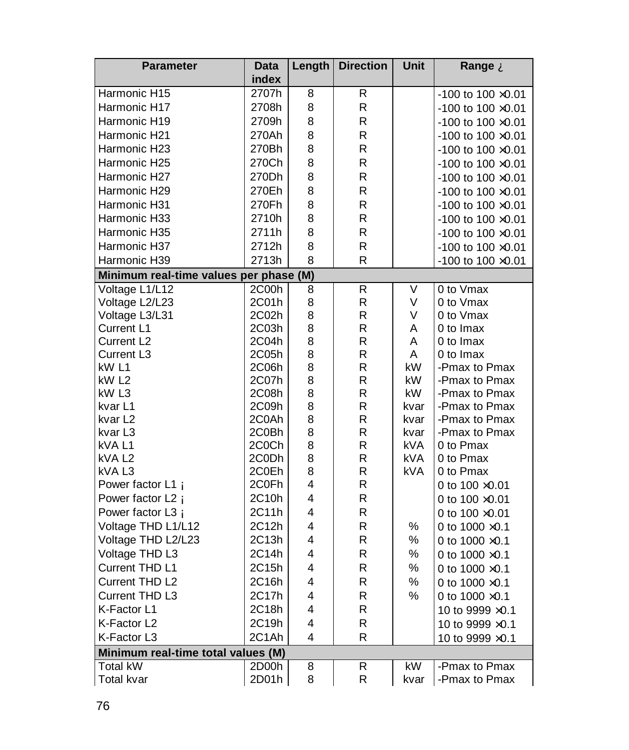| Parameter | Data index | Length | Direction | Unit | Range ¿ |
|---|---|---|---|---|---|
| Harmonic H15 | 2707h | 8 | R | | -100 to 100 ×0.01 |
| Harmonic H17 | 2708h | 8 | R | | -100 to 100 ×0.01 |
| Harmonic H19 | 2709h | 8 | R | | -100 to 100 ×0.01 |
| Harmonic H21 | 270Ah | 8 | R | | -100 to 100 ×0.01 |
| Harmonic H23 | 270Bh | 8 | R | | -100 to 100 ×0.01 |
| Harmonic H25 | 270Ch | 8 | R | | -100 to 100 ×0.01 |
| Harmonic H27 | 270Dh | 8 | R | | -100 to 100 ×0.01 |
| Harmonic H29 | 270Eh | 8 | R | | -100 to 100 ×0.01 |
| Harmonic H31 | 270Fh | 8 | R | | -100 to 100 ×0.01 |
| Harmonic H33 | 2710h | 8 | R | | -100 to 100 ×0.01 |
| Harmonic H35 | 2711h | 8 | R | | -100 to 100 ×0.01 |
| Harmonic H37 | 2712h | 8 | R | | -100 to 100 ×0.01 |
| Harmonic H39 | 2713h | 8 | R | | -100 to 100 ×0.01 |
| **Minimum real-time values per phase (M)** | | | | | |
| Voltage L1/L12 | 2C00h | 8 | R | V | 0 to Vmax |
| Voltage L2/L23 | 2C01h | 8 | R | V | 0 to Vmax |
| Voltage L3/L31 | 2C02h | 8 | R | V | 0 to Vmax |
| Current L1 | 2C03h | 8 | R | A | 0 to Imax |
| Current L2 | 2C04h | 8 | R | A | 0 to Imax |
| Current L3 | 2C05h | 8 | R | A | 0 to Imax |
| kW L1 | 2C06h | 8 | R | kW | -Pmax to Pmax |
| kW L2 | 2C07h | 8 | R | kW | -Pmax to Pmax |
| kW L3 | 2C08h | 8 | R | kW | -Pmax to Pmax |
| kvar L1 | 2C09h | 8 | R | kvar | -Pmax to Pmax |
| kvar L2 | 2C0Ah | 8 | R | kvar | -Pmax to Pmax |
| kvar L3 | 2C0Bh | 8 | R | kvar | -Pmax to Pmax |
| kVA L1 | 2C0Ch | 8 | R | kVA | 0 to Pmax |
| kVA L2 | 2C0Dh | 8 | R | kVA | 0 to Pmax |
| kVA L3 | 2C0Eh | 8 | R | kVA | 0 to Pmax |
| Power factor L1 ¡ | 2C0Fh | 4 | R | | 0 to 100 ×0.01 |
| Power factor L2 ¡ | 2C10h | 4 | R | | 0 to 100 ×0.01 |
| Power factor L3 ¡ | 2C11h | 4 | R | | 0 to 100 ×0.01 |
| Voltage THD L1/L12 | 2C12h | 4 | R | % | 0 to 1000 ×0.1 |
| Voltage THD L2/L23 | 2C13h | 4 | R | % | 0 to 1000 ×0.1 |
| Voltage THD L3 | 2C14h | 4 | R | % | 0 to 1000 ×0.1 |
| Current THD L1 | 2C15h | 4 | R | % | 0 to 1000 ×0.1 |
| Current THD L2 | 2C16h | 4 | R | % | 0 to 1000 ×0.1 |
| Current THD L3 | 2C17h | 4 | R | % | 0 to 1000 ×0.1 |
| K-Factor L1 | 2C18h | 4 | R | | 10 to 9999 ×0.1 |
| K-Factor L2 | 2C19h | 4 | R | | 10 to 9999 ×0.1 |
| K-Factor L3 | 2C1Ah | 4 | R | | 10 to 9999 ×0.1 |
| **Minimum real-time total values (M)** | | | | | |
| Total kW | 2D00h | 8 | R | kW | -Pmax to Pmax |
| Total kvar | 2D01h | 8 | R | kvar | -Pmax to Pmax |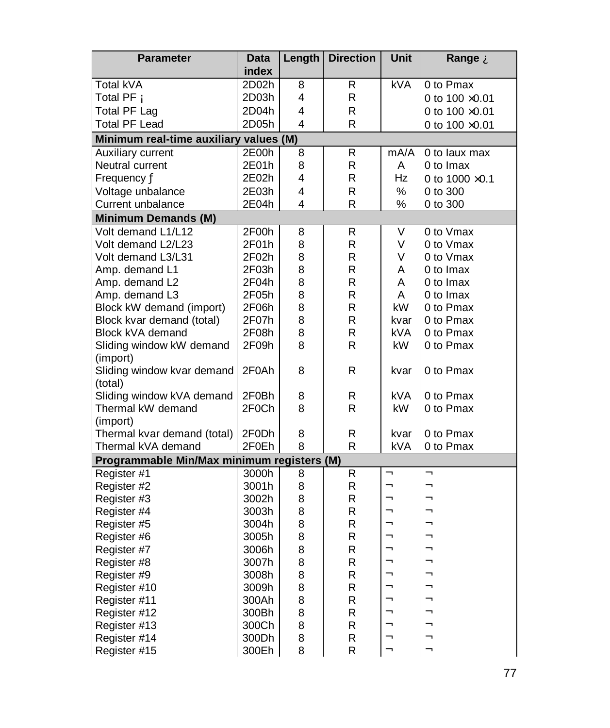| Parameter | Data index | Length | Direction | Unit | Range ¿ |
|---|---|---|---|---|---|
| Total kVA | 2D02h | 8 | R | kVA | 0 to Pmax |
| Total PF ¡ | 2D03h | 4 | R | | 0 to 100 ×0.01 |
| Total PF Lag | 2D04h | 4 | R | | 0 to 100 ×0.01 |
| Total PF Lead | 2D05h | 4 | R | | 0 to 100 ×0.01 |
| **Minimum real-time auxiliary values (M)** | | | | | |
| Auxiliary current | 2E00h | 8 | R | mA/A | 0 to Iaux max |
| Neutral current | 2E01h | 8 | R | A | 0 to Imax |
| Frequency ƒ | 2E02h | 4 | R | Hz | 0 to 1000 ×0.1 |
| Voltage unbalance | 2E03h | 4 | R | % | 0 to 300 |
| Current unbalance | 2E04h | 4 | R | % | 0 to 300 |
| **Minimum Demands (M)** | | | | | |
| Volt demand L1/L12 | 2F00h | 8 | R | V | 0 to Vmax |
| Volt demand L2/L23 | 2F01h | 8 | R | V | 0 to Vmax |
| Volt demand L3/L31 | 2F02h | 8 | R | V | 0 to Vmax |
| Amp. demand L1 | 2F03h | 8 | R | A | 0 to Imax |
| Amp. demand L2 | 2F04h | 8 | R | A | 0 to Imax |
| Amp. demand L3 | 2F05h | 8 | R | A | 0 to Imax |
| Block kW demand (import) | 2F06h | 8 | R | kW | 0 to Pmax |
| Block kvar demand (total) | 2F07h | 8 | R | kvar | 0 to Pmax |
| Block kVA demand | 2F08h | 8 | R | kVA | 0 to Pmax |
| Sliding window kW demand (import) | 2F09h | 8 | R | kW | 0 to Pmax |
| Sliding window kvar demand (total) | 2F0Ah | 8 | R | kvar | 0 to Pmax |
| Sliding window kVA demand | 2F0Bh | 8 | R | kVA | 0 to Pmax |
| Thermal kW demand (import) | 2F0Ch | 8 | R | kW | 0 to Pmax |
| Thermal kvar demand (total) | 2F0Dh | 8 | R | kvar | 0 to Pmax |
| Thermal kVA demand | 2F0Eh | 8 | R | kVA | 0 to Pmax |
| **Programmable Min/Max minimum registers (M)** | | | | | |
| Register #1 | 3000h | 8 | R | ¬ | ¬ |
| Register #2 | 3001h | 8 | R | ¬ | ¬ |
| Register #3 | 3002h | 8 | R | ¬ | ¬ |
| Register #4 | 3003h | 8 | R | ¬ | ¬ |
| Register #5 | 3004h | 8 | R | ¬ | ¬ |
| Register #6 | 3005h | 8 | R | ¬ | ¬ |
| Register #7 | 3006h | 8 | R | ¬ | ¬ |
| Register #8 | 3007h | 8 | R | ¬ | ¬ |
| Register #9 | 3008h | 8 | R | ¬ | ¬ |
| Register #10 | 3009h | 8 | R | ¬ | ¬ |
| Register #11 | 300Ah | 8 | R | ¬ | ¬ |
| Register #12 | 300Bh | 8 | R | ¬ | ¬ |
| Register #13 | 300Ch | 8 | R | ¬ | ¬ |
| Register #14 | 300Dh | 8 | R | ¬ | ¬ |
| Register #15 | 300Eh | 8 | R | ¬ | ¬ |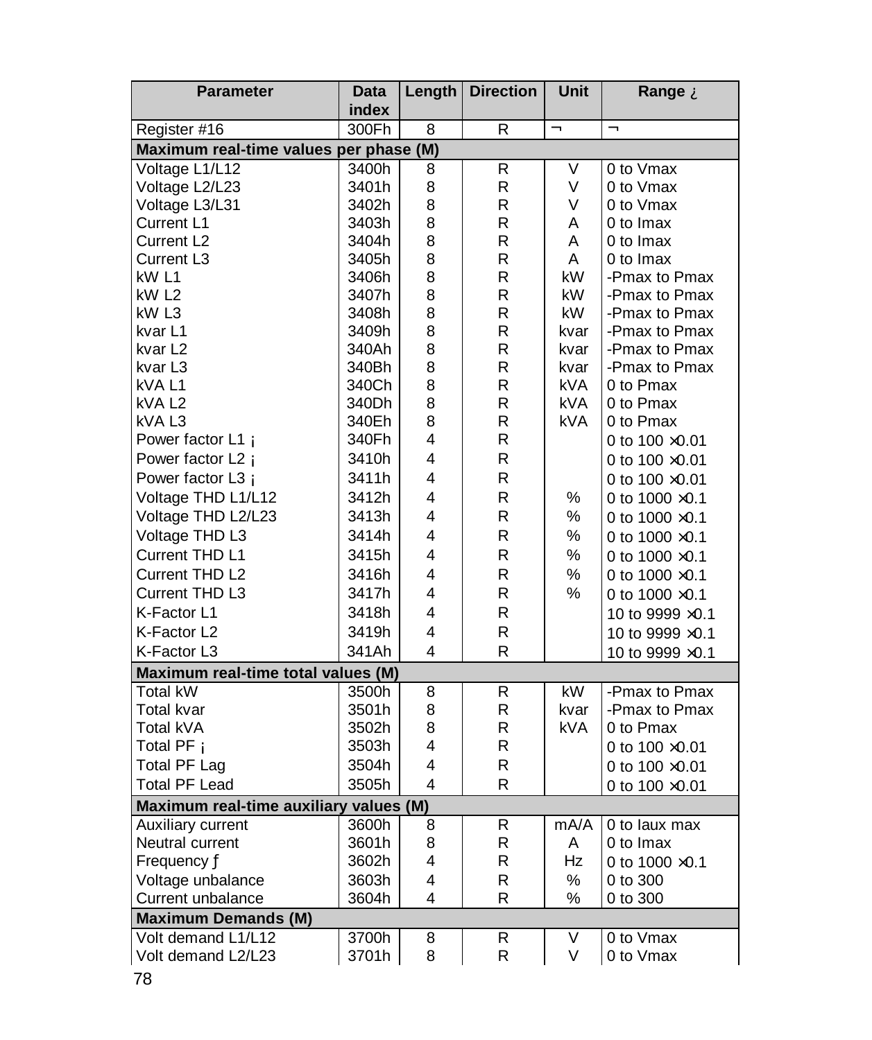| Parameter | Data index | Length | Direction | Unit | Range ¿ |
|---|---|---|---|---|---|
| Register #16 | 300Fh | 8 | R | ¬ | ¬ |
| **Maximum real-time values per phase (M)** | | | | | |
| Voltage L1/L12 | 3400h | 8 | R | V | 0 to Vmax |
| Voltage L2/L23 | 3401h | 8 | R | V | 0 to Vmax |
| Voltage L3/L31 | 3402h | 8 | R | V | 0 to Vmax |
| Current L1 | 3403h | 8 | R | A | 0 to Imax |
| Current L2 | 3404h | 8 | R | A | 0 to Imax |
| Current L3 | 3405h | 8 | R | A | 0 to Imax |
| kW L1 | 3406h | 8 | R | kW | -Pmax to Pmax |
| kW L2 | 3407h | 8 | R | kW | -Pmax to Pmax |
| kW L3 | 3408h | 8 | R | kW | -Pmax to Pmax |
| kvar L1 | 3409h | 8 | R | kvar | -Pmax to Pmax |
| kvar L2 | 340Ah | 8 | R | kvar | -Pmax to Pmax |
| kvar L3 | 340Bh | 8 | R | kvar | -Pmax to Pmax |
| kVA L1 | 340Ch | 8 | R | kVA | 0 to Pmax |
| kVA L2 | 340Dh | 8 | R | kVA | 0 to Pmax |
| kVA L3 | 340Eh | 8 | R | kVA | 0 to Pmax |
| Power factor L1 ¡ | 340Fh | 4 | R | | 0 to 100 ×0.01 |
| Power factor L2 ¡ | 3410h | 4 | R | | 0 to 100 ×0.01 |
| Power factor L3 ¡ | 3411h | 4 | R | | 0 to 100 ×0.01 |
| Voltage THD L1/L12 | 3412h | 4 | R | % | 0 to 1000 ×0.1 |
| Voltage THD L2/L23 | 3413h | 4 | R | % | 0 to 1000 ×0.1 |
| Voltage THD L3 | 3414h | 4 | R | % | 0 to 1000 ×0.1 |
| Current THD L1 | 3415h | 4 | R | % | 0 to 1000 ×0.1 |
| Current THD L2 | 3416h | 4 | R | % | 0 to 1000 ×0.1 |
| Current THD L3 | 3417h | 4 | R | % | 0 to 1000 ×0.1 |
| K-Factor L1 | 3418h | 4 | R | | 10 to 9999 ×0.1 |
| K-Factor L2 | 3419h | 4 | R | | 10 to 9999 ×0.1 |
| K-Factor L3 | 341Ah | 4 | R | | 10 to 9999 ×0.1 |
| **Maximum real-time total values (M)** | | | | | |
| Total kW | 3500h | 8 | R | kW | -Pmax to Pmax |
| Total kvar | 3501h | 8 | R | kvar | -Pmax to Pmax |
| Total kVA | 3502h | 8 | R | kVA | 0 to Pmax |
| Total PF ¡ | 3503h | 4 | R | | 0 to 100 ×0.01 |
| Total PF Lag | 3504h | 4 | R | | 0 to 100 ×0.01 |
| Total PF Lead | 3505h | 4 | R | | 0 to 100 ×0.01 |
| **Maximum real-time auxiliary values (M)** | | | | | |
| Auxiliary current | 3600h | 8 | R | mA/A | 0 to Iaux max |
| Neutral current | 3601h | 8 | R | A | 0 to Imax |
| Frequency ƒ | 3602h | 4 | R | Hz | 0 to 1000 ×0.1 |
| Voltage unbalance | 3603h | 4 | R | % | 0 to 300 |
| Current unbalance | 3604h | 4 | R | % | 0 to 300 |
| **Maximum Demands (M)** | | | | | |
| Volt demand L1/L12 | 3700h | 8 | R | V | 0 to Vmax |
| Volt demand L2/L23 | 3701h | 8 | R | V | 0 to Vmax |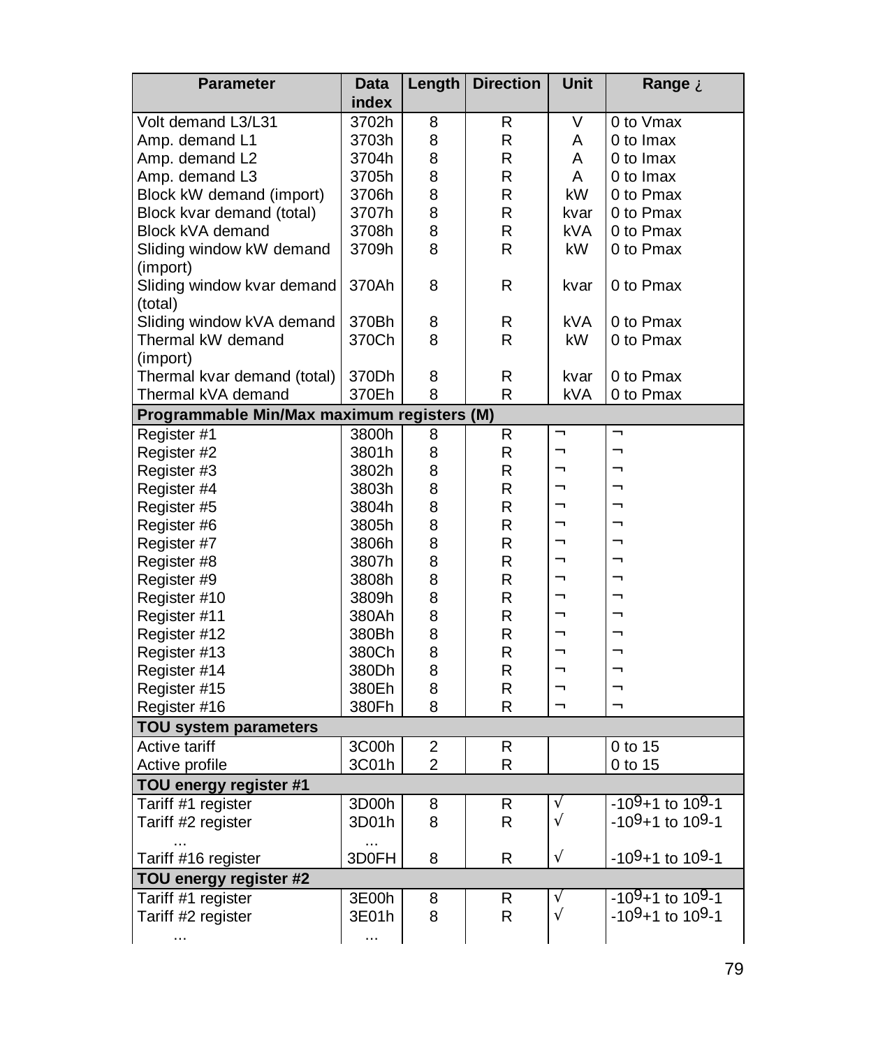| Parameter | Data index | Length | Direction | Unit | Range ¿ |
|---|---|---|---|---|---|
| Volt demand L3/L31 | 3702h | 8 | R | V | 0 to Vmax |
| Amp. demand L1 | 3703h | 8 | R | A | 0 to Imax |
| Amp. demand L2 | 3704h | 8 | R | A | 0 to Imax |
| Amp. demand L3 | 3705h | 8 | R | A | 0 to Imax |
| Block kW demand (import) | 3706h | 8 | R | kW | 0 to Pmax |
| Block kvar demand (total) | 3707h | 8 | R | kvar | 0 to Pmax |
| Block kVA demand | 3708h | 8 | R | kVA | 0 to Pmax |
| Sliding window kW demand (import) | 3709h | 8 | R | kW | 0 to Pmax |
| Sliding window kvar demand (total) | 370Ah | 8 | R | kvar | 0 to Pmax |
| Sliding window kVA demand | 370Bh | 8 | R | kVA | 0 to Pmax |
| Thermal kW demand (import) | 370Ch | 8 | R | kW | 0 to Pmax |
| Thermal kvar demand (total) | 370Dh | 8 | R | kvar | 0 to Pmax |
| Thermal kVA demand | 370Eh | 8 | R | kVA | 0 to Pmax |
| **Programmable Min/Max maximum registers (M)** | | | | | |
| Register #1 | 3800h | 8 | R | ¬ | ¬ |
| Register #2 | 3801h | 8 | R | ¬ | ¬ |
| Register #3 | 3802h | 8 | R | ¬ | ¬ |
| Register #4 | 3803h | 8 | R | ¬ | ¬ |
| Register #5 | 3804h | 8 | R | ¬ | ¬ |
| Register #6 | 3805h | 8 | R | ¬ | ¬ |
| Register #7 | 3806h | 8 | R | ¬ | ¬ |
| Register #8 | 3807h | 8 | R | ¬ | ¬ |
| Register #9 | 3808h | 8 | R | ¬ | ¬ |
| Register #10 | 3809h | 8 | R | ¬ | ¬ |
| Register #11 | 380Ah | 8 | R | ¬ | ¬ |
| Register #12 | 380Bh | 8 | R | ¬ | ¬ |
| Register #13 | 380Ch | 8 | R | ¬ | ¬ |
| Register #14 | 380Dh | 8 | R | ¬ | ¬ |
| Register #15 | 380Eh | 8 | R | ¬ | ¬ |
| Register #16 | 380Fh | 8 | R | ¬ | ¬ |
| **TOU system parameters** | | | | | |
| Active tariff | 3C00h | 2 | R | | 0 to 15 |
| Active profile | 3C01h | 2 | R | | 0 to 15 |
| **TOU energy register #1** | | | | | |
| Tariff #1 register | 3D00h | 8 | R | √ | $-10^9+1$ to $10^9-1$ |
| Tariff #2 register | 3D01h | 8 | R | √ | $-10^9+1$ to $10^9-1$ |
| ... | ... | | | | |
| Tariff #16 register | 3D0FH | 8 | R | √ | $-10^9+1$ to $10^9-1$ |
| **TOU energy register #2** | | | | | |
| Tariff #1 register | 3E00h | 8 | R | √ | $-10^9+1$ to $10^9-1$ |
| Tariff #2 register | 3E01h | 8 | R | √ | $-10^9+1$ to $10^9-1$ |
| ... | ... | | | | |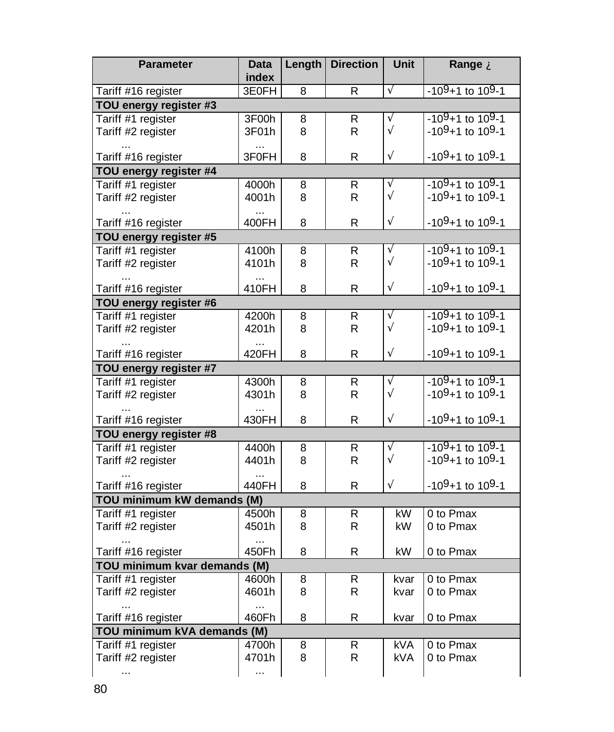| Parameter | Data index | Length | Direction | Unit | Range ¿ |
|---|---|---|---|---|---|
| Tariff #16 register | 3E0FH | 8 | R | √ | $-10^9+1$ to $10^9-1$ |
| **TOU energy register #3** | | | | | |
| Tariff #1 register | 3F00h | 8 | R | √ | $-10^9+1$ to $10^9-1$ |
| Tariff #2 register | 3F01h | 8 | R | √ | $-10^9+1$ to $10^9-1$ |
| ... | ... | | | | |
| Tariff #16 register | 3F0FH | 8 | R | √ | $-10^9+1$ to $10^9-1$ |
| **TOU energy register #4** | | | | | |
| Tariff #1 register | 4000h | 8 | R | √ | $-10^9+1$ to $10^9-1$ |
| Tariff #2 register | 4001h | 8 | R | √ | $-10^9+1$ to $10^9-1$ |
| ... | ... | | | | |
| Tariff #16 register | 400FH | 8 | R | √ | $-10^9+1$ to $10^9-1$ |
| **TOU energy register #5** | | | | | |
| Tariff #1 register | 4100h | 8 | R | √ | $-10^9+1$ to $10^9-1$ |
| Tariff #2 register | 4101h | 8 | R | √ | $-10^9+1$ to $10^9-1$ |
| ... | ... | | | | |
| Tariff #16 register | 410FH | 8 | R | √ | $-10^9+1$ to $10^9-1$ |
| **TOU energy register #6** | | | | | |
| Tariff #1 register | 4200h | 8 | R | √ | $-10^9+1$ to $10^9-1$ |
| Tariff #2 register | 4201h | 8 | R | √ | $-10^9+1$ to $10^9-1$ |
| ... | ... | | | | |
| Tariff #16 register | 420FH | 8 | R | √ | $-10^9+1$ to $10^9-1$ |
| **TOU energy register #7** | | | | | |
| Tariff #1 register | 4300h | 8 | R | √ | $-10^9+1$ to $10^9-1$ |
| Tariff #2 register | 4301h | 8 | R | √ | $-10^9+1$ to $10^9-1$ |
| ... | ... | | | | |
| Tariff #16 register | 430FH | 8 | R | √ | $-10^9+1$ to $10^9-1$ |
| **TOU energy register #8** | | | | | |
| Tariff #1 register | 4400h | 8 | R | √ | $-10^9+1$ to $10^9-1$ |
| Tariff #2 register | 4401h | 8 | R | √ | $-10^9+1$ to $10^9-1$ |
| ... | ... | | | | |
| Tariff #16 register | 440FH | 8 | R | √ | $-10^9+1$ to $10^9-1$ |
| **TOU minimum kW demands (M)** | | | | | |
| Tariff #1 register | 4500h | 8 | R | kW | 0 to Pmax |
| Tariff #2 register | 4501h | 8 | R | kW | 0 to Pmax |
| ... | ... | | | | |
| Tariff #16 register | 450Fh | 8 | R | kW | 0 to Pmax |
| **TOU minimum kvar demands (M)** | | | | | |
| Tariff #1 register | 4600h | 8 | R | kvar | 0 to Pmax |
| Tariff #2 register | 4601h | 8 | R | kvar | 0 to Pmax |
| ... | ... | | | | |
| Tariff #16 register | 460Fh | 8 | R | kvar | 0 to Pmax |
| **TOU minimum kVA demands (M)** | | | | | |
| Tariff #1 register | 4700h | 8 | R | kVA | 0 to Pmax |
| Tariff #2 register | 4701h | 8 | R | kVA | 0 to Pmax |
| ... | ... | | | | |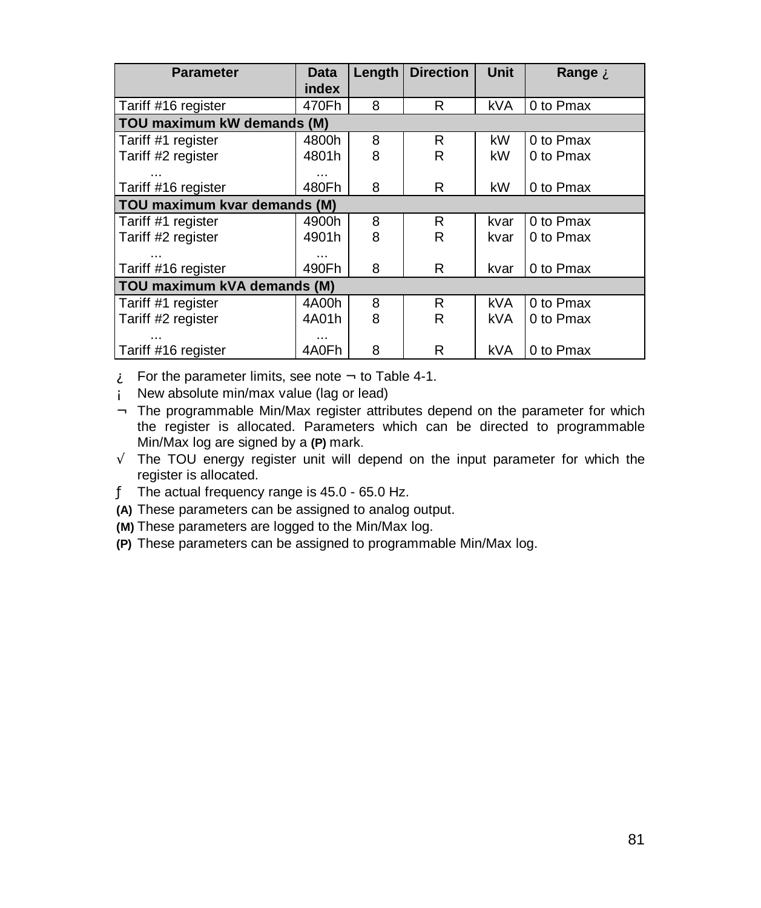| Parameter | Data index | Length | Direction | Unit | Range ¿ |
|---|---|---|---|---|---|
| Tariff #16 register | 470Fh | 8 | R | kVA | 0 to Pmax |
| **TOU maximum kW demands (M)** | | | | | |
| Tariff #1 register | 4800h | 8 | R | kW | 0 to Pmax |
| Tariff #2 register | 4801h | 8 | R | kW | 0 to Pmax |
| ... | ... | | | | |
| Tariff #16 register | 480Fh | 8 | R | kW | 0 to Pmax |
| **TOU maximum kvar demands (M)** | | | | | |
| Tariff #1 register | 4900h | 8 | R | kvar | 0 to Pmax |
| Tariff #2 register | 4901h | 8 | R | kvar | 0 to Pmax |
| ... | ... | | | | |
| Tariff #16 register | 490Fh | 8 | R | kvar | 0 to Pmax |
| **TOU maximum kVA demands (M)** | | | | | |
| Tariff #1 register | 4A00h | 8 | R | kVA | 0 to Pmax |
| Tariff #2 register | 4A01h | 8 | R | kVA | 0 to Pmax |
| ... | ... | | | | |
| Tariff #16 register | 4A0Fh | 8 | R | kVA | 0 to Pmax |

¿ For the parameter limits, see note ¬ to Table 4-1.

¡ New absolute min/max value (lag or lead)

¬ The programmable Min/Max register attributes depend on the parameter for which the register is allocated. Parameters which can be directed to programmable Min/Max log are signed by a **(P)** mark.

√ The TOU energy register unit will depend on the input parameter for which the register is allocated.

ƒ The actual frequency range is 45.0 - 65.0 Hz.

**(A)** These parameters can be assigned to analog output.

**(M)** These parameters are logged to the Min/Max log.

**(P)** These parameters can be assigned to programmable Min/Max log.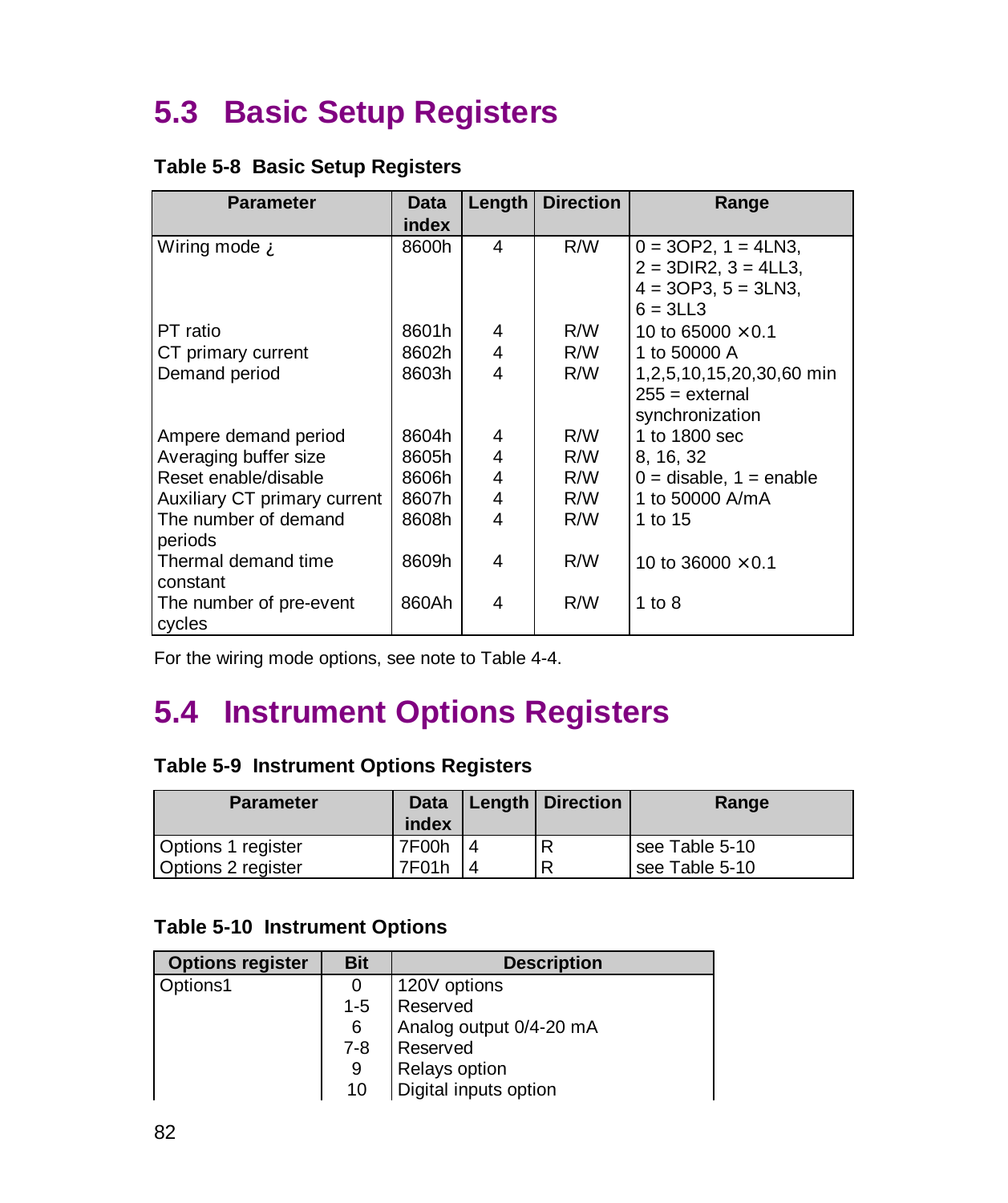## 5.3 Basic Setup Registers

**Table 5-8 Basic Setup Registers**

| Parameter | Data index | Length | Direction | Range |
|---|---|---|---|---|
| Wiring mode ¿ | 8600h | 4 | R/W | 0 = 3OP2, 1 = 4LN3, 2 = 3DIR2, 3 = 4LL3, 4 = 3OP3, 5 = 3LN3, 6 = 3LL3 |
| PT ratio | 8601h | 4 | R/W | 10 to 65000 ×0.1 |
| CT primary current | 8602h | 4 | R/W | 1 to 50000 A |
| Demand period | 8603h | 4 | R/W | 1,2,5,10,15,20,30,60 min 255 = external synchronization |
| Ampere demand period | 8604h | 4 | R/W | 1 to 1800 sec |
| Averaging buffer size | 8605h | 4 | R/W | 8, 16, 32 |
| Reset enable/disable | 8606h | 4 | R/W | 0 = disable, 1 = enable |
| Auxiliary CT primary current | 8607h | 4 | R/W | 1 to 50000 A/mA |
| The number of demand periods | 8608h | 4 | R/W | 1 to 15 |
| Thermal demand time constant | 8609h | 4 | R/W | 10 to 36000 ×0.1 |
| The number of pre-event cycles | 860Ah | 4 | R/W | 1 to 8 |

For the wiring mode options, see note to Table 4-4.

## 5.4 Instrument Options Registers

**Table 5-9 Instrument Options Registers**

| Parameter | Data index | Length | Direction | Range |
|---|---|---|---|---|
| Options 1 register | 7F00h | 4 | R | see Table 5-10 |
| Options 2 register | 7F01h | 4 | R | see Table 5-10 |

**Table 5-10 Instrument Options**

| Options register | Bit | Description |
|---|---|---|
| Options1 | 0 | 120V options |
| | 1-5 | Reserved |
| | 6 | Analog output 0/4-20 mA |
| | 7-8 | Reserved |
| | 9 | Relays option |
| | 10 | Digital inputs option |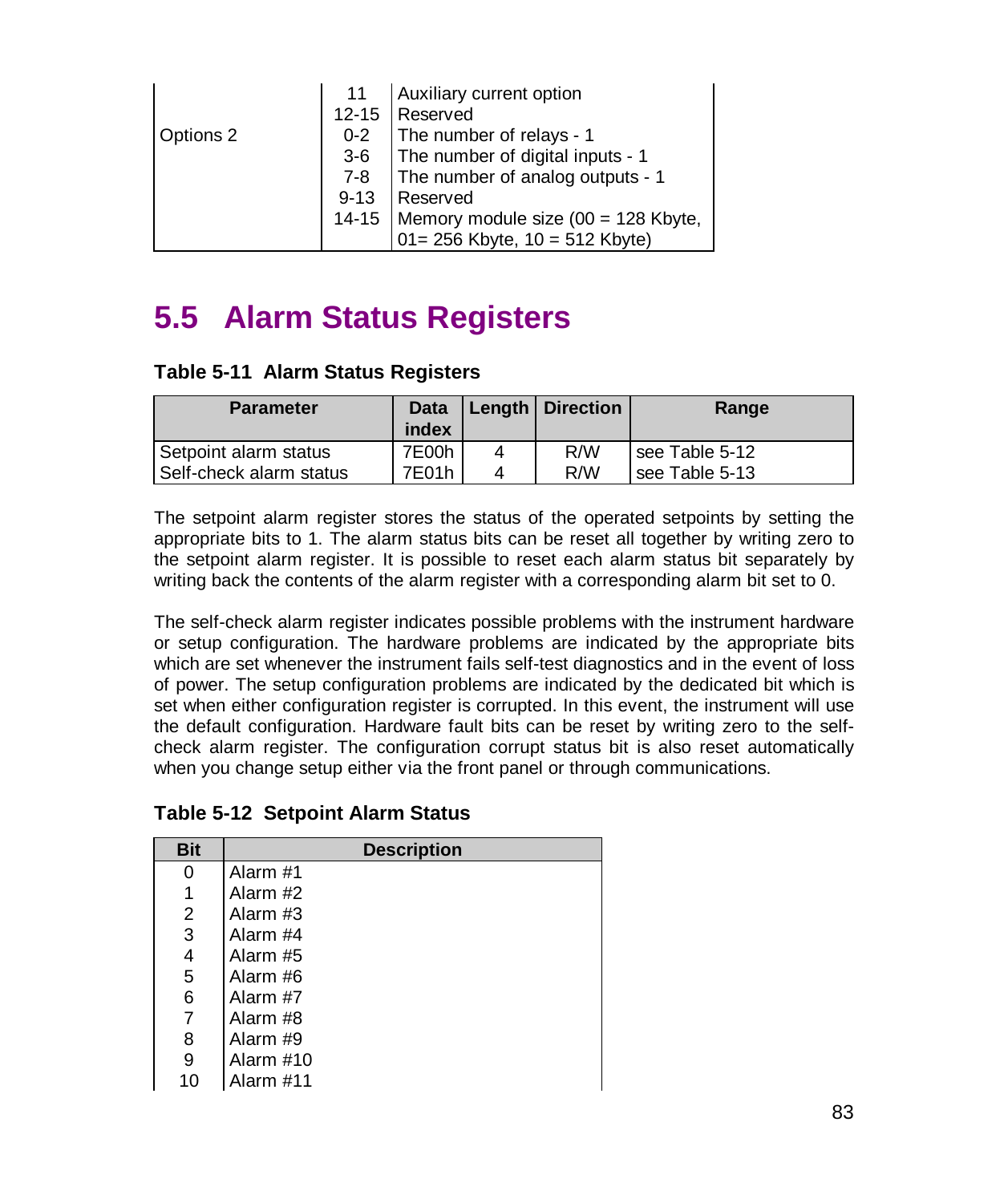| | | |
|---|---|---|
| | 11 | Auxiliary current option |
| | 12-15 | Reserved |
| Options 2 | 0-2 | The number of relays - 1 |
| | 3-6 | The number of digital inputs - 1 |
| | 7-8 | The number of analog outputs - 1 |
| | 9-13 | Reserved |
| | 14-15 | Memory module size (00 = 128 Kbyte, 01= 256 Kbyte, 10 = 512 Kbyte) |

## 5.5 Alarm Status Registers

**Table 5-11 Alarm Status Registers**

| Parameter | Data index | Length | Direction | Range |
|---|---|---|---|---|
| Setpoint alarm status | 7E00h | 4 | R/W | see Table 5-12 |
| Self-check alarm status | 7E01h | 4 | R/W | see Table 5-13 |

The setpoint alarm register stores the status of the operated setpoints by setting the appropriate bits to 1. The alarm status bits can be reset all together by writing zero to the setpoint alarm register. It is possible to reset each alarm status bit separately by writing back the contents of the alarm register with a corresponding alarm bit set to 0.

The self-check alarm register indicates possible problems with the instrument hardware or setup configuration. The hardware problems are indicated by the appropriate bits which are set whenever the instrument fails self-test diagnostics and in the event of loss of power. The setup configuration problems are indicated by the dedicated bit which is set when either configuration register is corrupted. In this event, the instrument will use the default configuration. Hardware fault bits can be reset by writing zero to the self-check alarm register. The configuration corrupt status bit is also reset automatically when you change setup either via the front panel or through communications.

**Table 5-12 Setpoint Alarm Status**

| Bit | Description |
|---|---|
| 0 | Alarm #1 |
| 1 | Alarm #2 |
| 2 | Alarm #3 |
| 3 | Alarm #4 |
| 4 | Alarm #5 |
| 5 | Alarm #6 |
| 6 | Alarm #7 |
| 7 | Alarm #8 |
| 8 | Alarm #9 |
| 9 | Alarm #10 |
| 10 | Alarm #11 |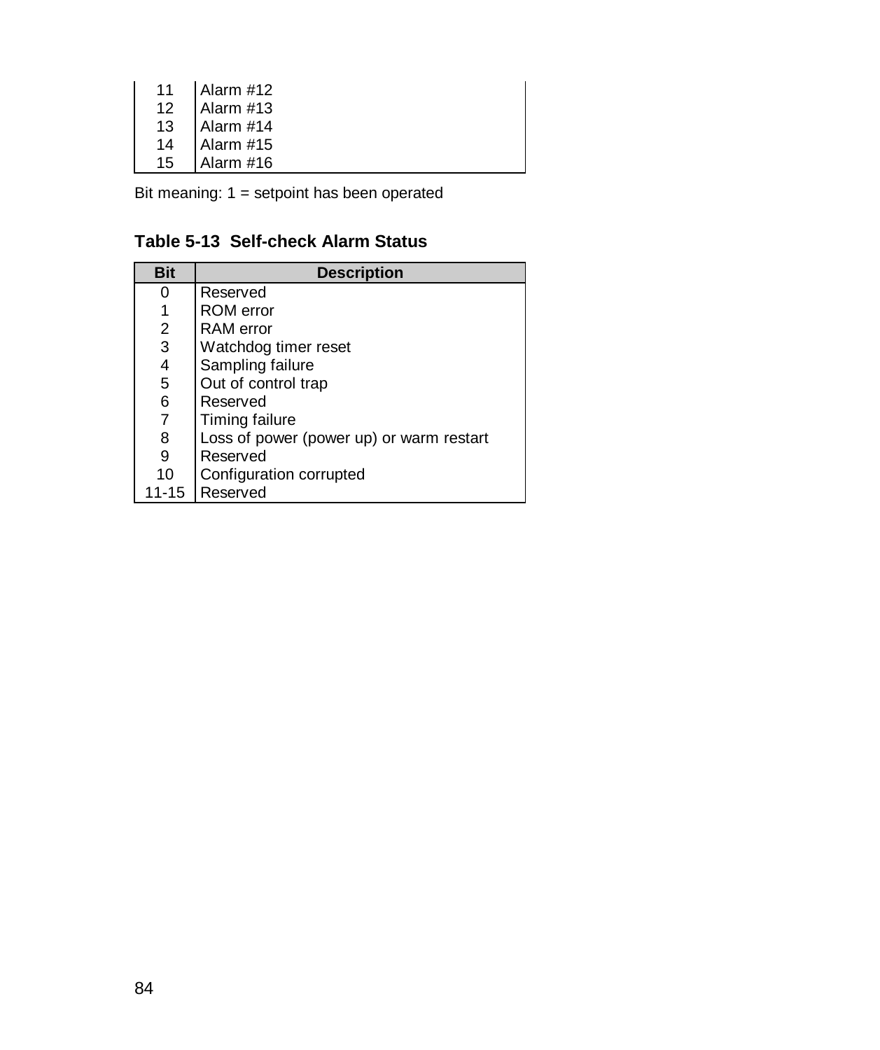| Bit | Description |
|---|---|
| 11 | Alarm #12 |
| 12 | Alarm #13 |
| 13 | Alarm #14 |
| 14 | Alarm #15 |
| 15 | Alarm #16 |

Bit meaning: 1 = setpoint has been operated

**Table 5-13 Self-check Alarm Status**

| Bit | Description |
|---|---|
| 0 | Reserved |
| 1 | ROM error |
| 2 | RAM error |
| 3 | Watchdog timer reset |
| 4 | Sampling failure |
| 5 | Out of control trap |
| 6 | Reserved |
| 7 | Timing failure |
| 8 | Loss of power (power up) or warm restart |
| 9 | Reserved |
| 10 | Configuration corrupted |
| 11-15 | Reserved |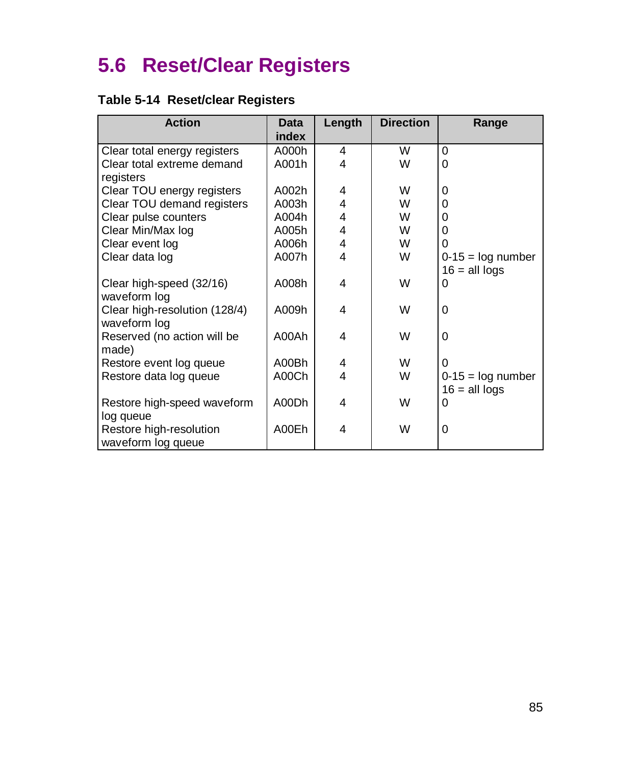## 5.6 Reset/Clear Registers

**Table 5-14 Reset/clear Registers**

| Action | Data index | Length | Direction | Range |
|---|---|---|---|---|
| Clear total energy registers | A000h | 4 | W | 0 |
| Clear total extreme demand registers | A001h | 4 | W | 0 |
| Clear TOU energy registers | A002h | 4 | W | 0 |
| Clear TOU demand registers | A003h | 4 | W | 0 |
| Clear pulse counters | A004h | 4 | W | 0 |
| Clear Min/Max log | A005h | 4 | W | 0 |
| Clear event log | A006h | 4 | W | 0 |
| Clear data log | A007h | 4 | W | 0-15 = log number<br>16 = all logs |
| Clear high-speed (32/16) waveform log | A008h | 4 | W | 0 |
| Clear high-resolution (128/4) waveform log | A009h | 4 | W | 0 |
| Reserved (no action will be made) | A00Ah | 4 | W | 0 |
| Restore event log queue | A00Bh | 4 | W | 0 |
| Restore data log queue | A00Ch | 4 | W | 0-15 = log number<br>16 = all logs |
| Restore high-speed waveform log queue | A00Dh | 4 | W | 0 |
| Restore high-resolution waveform log queue | A00Eh | 4 | W | 0 |